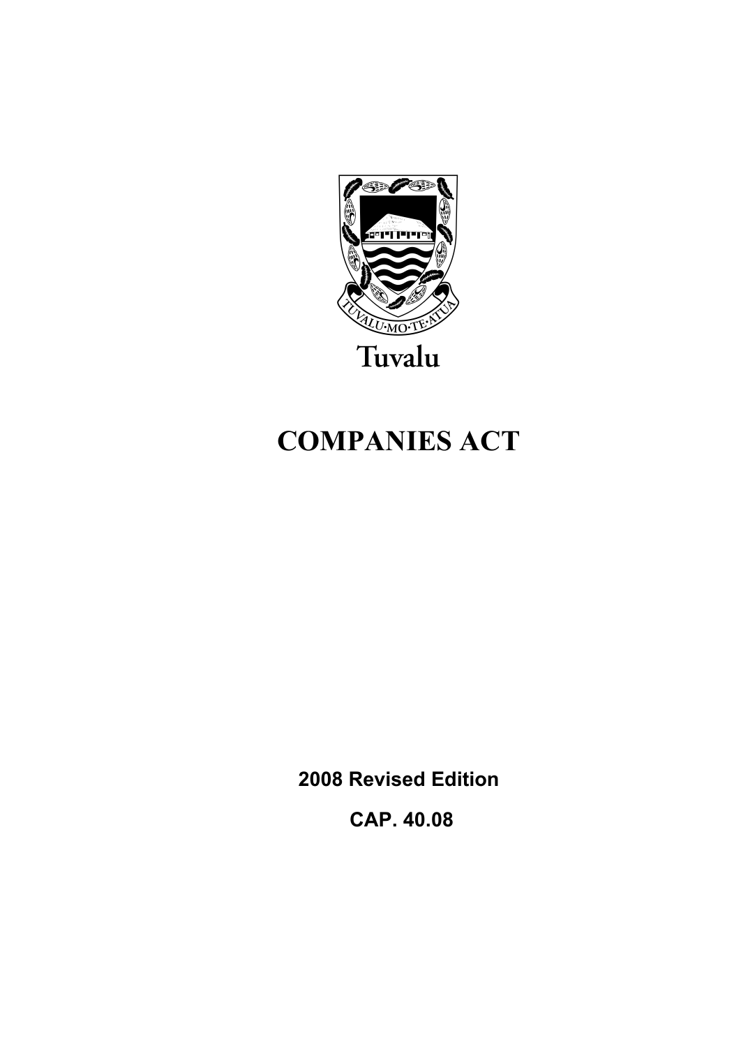Tuvalu

# COMPANIES ACT

**2008 Revised Edition**

**CAP. 40.08**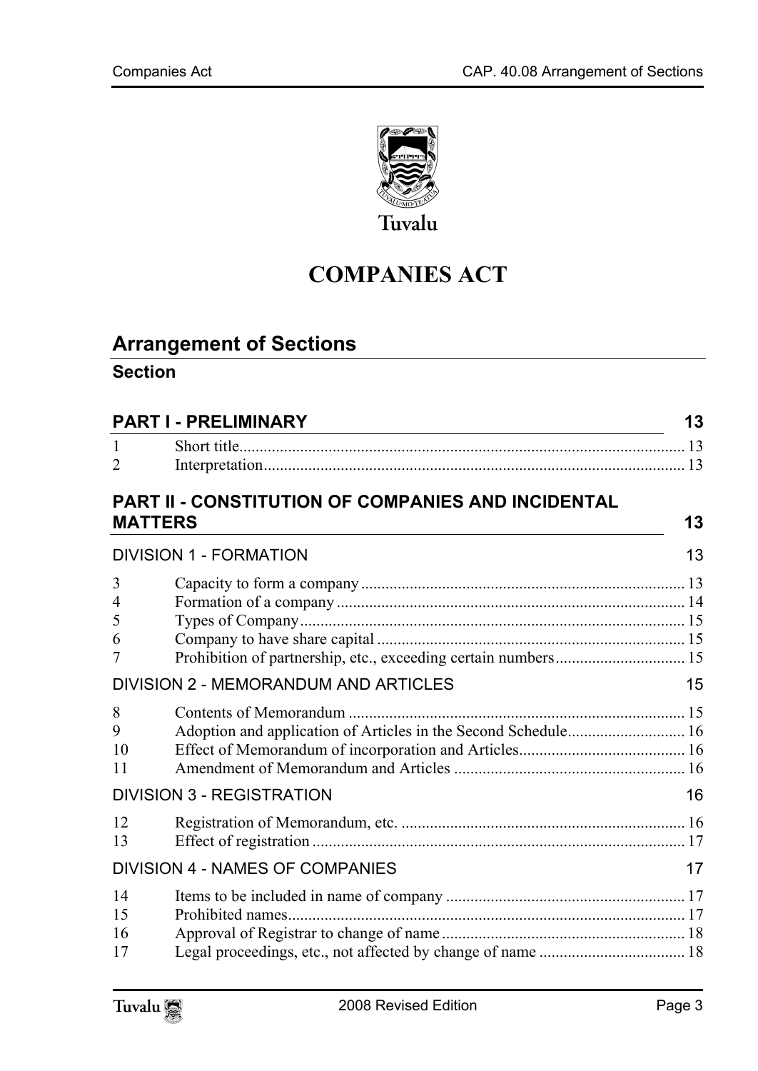Tuvalu

# COMPANIES ACT

## Arrangement of Sections

### Section

### PART I - PRELIMINARY — 13

| | | |
|---|---|---|
| 1 | Short title | 13 |
| 2 | Interpretation | 13 |

### PART II - CONSTITUTION OF COMPANIES AND INCIDENTAL MATTERS — 13

#### DIVISION 1 - FORMATION — 13

| | | |
|---|---|---|
| 3 | Capacity to form a company | 13 |
| 4 | Formation of a company | 14 |
| 5 | Types of Company | 15 |
| 6 | Company to have share capital | 15 |
| 7 | Prohibition of partnership, etc., exceeding certain numbers | 15 |

#### DIVISION 2 - MEMORANDUM AND ARTICLES — 15

| | | |
|---|---|---|
| 8 | Contents of Memorandum | 15 |
| 9 | Adoption and application of Articles in the Second Schedule | 16 |
| 10 | Effect of Memorandum of incorporation and Articles | 16 |
| 11 | Amendment of Memorandum and Articles | 16 |

#### DIVISION 3 - REGISTRATION — 16

| | | |
|---|---|---|
| 12 | Registration of Memorandum, etc. | 16 |
| 13 | Effect of registration | 17 |

#### DIVISION 4 - NAMES OF COMPANIES — 17

| | | |
|---|---|---|
| 14 | Items to be included in name of company | 17 |
| 15 | Prohibited names | 17 |
| 16 | Approval of Registrar to change of name | 18 |
| 17 | Legal proceedings, etc., not affected by change of name | 18 |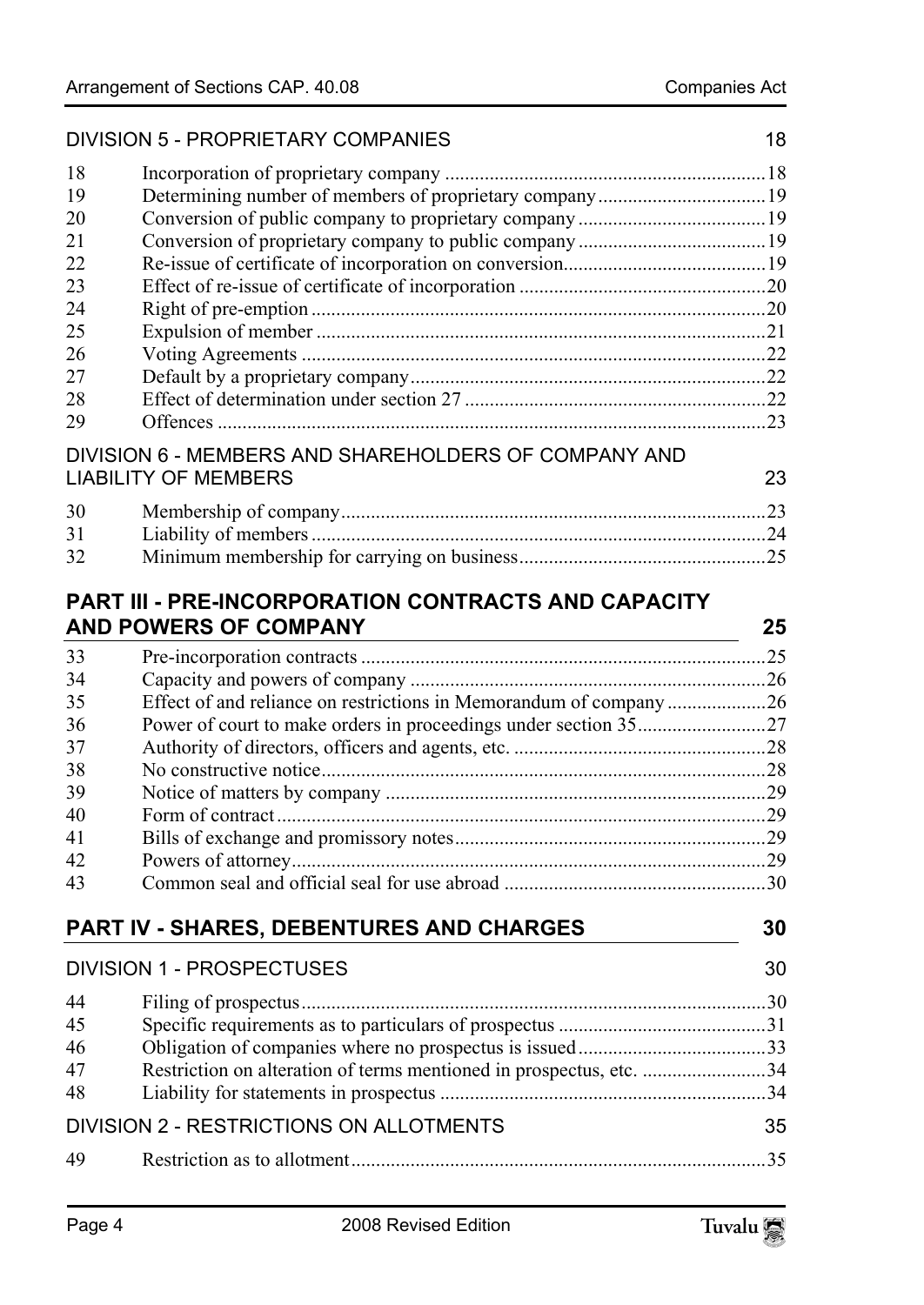## DIVISION 5 - PROPRIETARY COMPANIES 18

| | | |
|---|---|---|
| 18 | Incorporation of proprietary company | 18 |
| 19 | Determining number of members of proprietary company | 19 |
| 20 | Conversion of public company to proprietary company | 19 |
| 21 | Conversion of proprietary company to public company | 19 |
| 22 | Re-issue of certificate of incorporation on conversion | 19 |
| 23 | Effect of re-issue of certificate of incorporation | 20 |
| 24 | Right of pre-emption | 20 |
| 25 | Expulsion of member | 21 |
| 26 | Voting Agreements | 22 |
| 27 | Default by a proprietary company | 22 |
| 28 | Effect of determination under section 27 | 22 |
| 29 | Offences | 23 |

## DIVISION 6 - MEMBERS AND SHAREHOLDERS OF COMPANY AND LIABILITY OF MEMBERS 23

| | | |
|---|---|---|
| 30 | Membership of company | 23 |
| 31 | Liability of members | 24 |
| 32 | Minimum membership for carrying on business | 25 |

# PART III - PRE-INCORPORATION CONTRACTS AND CAPACITY AND POWERS OF COMPANY 25

| | | |
|---|---|---|
| 33 | Pre-incorporation contracts | 25 |
| 34 | Capacity and powers of company | 26 |
| 35 | Effect of and reliance on restrictions in Memorandum of company | 26 |
| 36 | Power of court to make orders in proceedings under section 35 | 27 |
| 37 | Authority of directors, officers and agents, etc. | 28 |
| 38 | No constructive notice | 28 |
| 39 | Notice of matters by company | 29 |
| 40 | Form of contract | 29 |
| 41 | Bills of exchange and promissory notes | 29 |
| 42 | Powers of attorney | 29 |
| 43 | Common seal and official seal for use abroad | 30 |

# PART IV - SHARES, DEBENTURES AND CHARGES 30

## DIVISION 1 - PROSPECTUSES 30

| | | |
|---|---|---|
| 44 | Filing of prospectus | 30 |
| 45 | Specific requirements as to particulars of prospectus | 31 |
| 46 | Obligation of companies where no prospectus is issued | 33 |
| 47 | Restriction on alteration of terms mentioned in prospectus, etc. | 34 |
| 48 | Liability for statements in prospectus | 34 |

## DIVISION 2 - RESTRICTIONS ON ALLOTMENTS 35

| | | |
|---|---|---|
| 49 | Restriction as to allotment | 35 |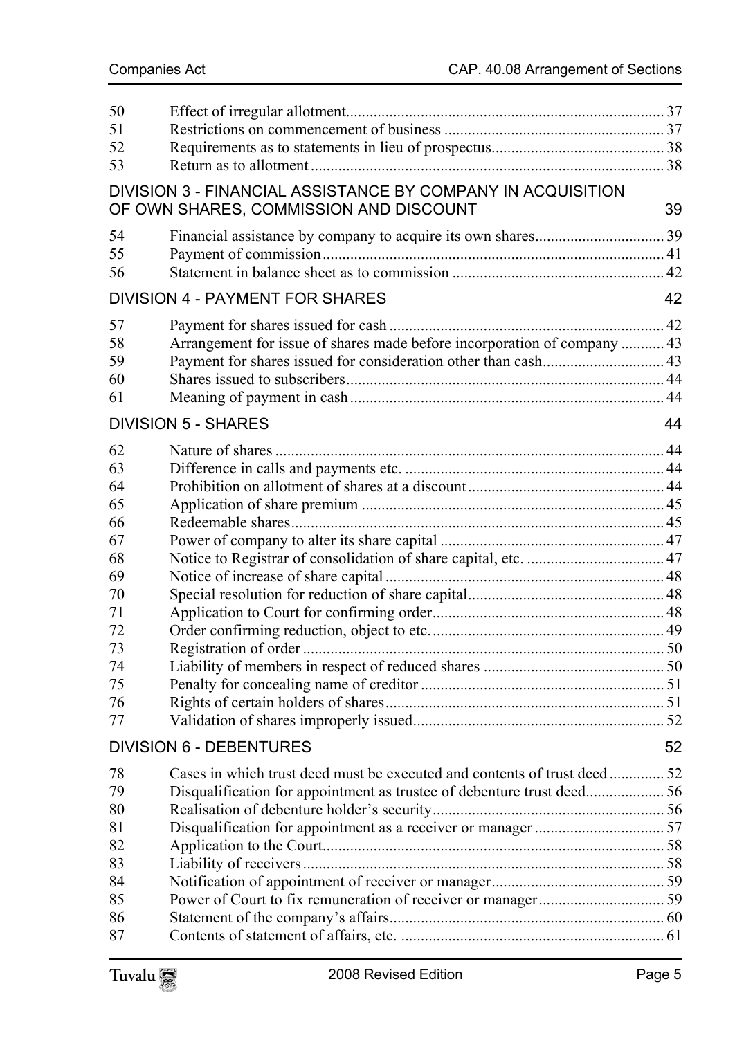| | | |
|---|---|---|
| 50 | Effect of irregular allotment | 37 |
| 51 | Restrictions on commencement of business | 37 |
| 52 | Requirements as to statements in lieu of prospectus | 38 |
| 53 | Return as to allotment | 38 |

## DIVISION 3 - FINANCIAL ASSISTANCE BY COMPANY IN ACQUISITION OF OWN SHARES, COMMISSION AND DISCOUNT 39

| | | |
|---|---|---|
| 54 | Financial assistance by company to acquire its own shares | 39 |
| 55 | Payment of commission | 41 |
| 56 | Statement in balance sheet as to commission | 42 |

## DIVISION 4 - PAYMENT FOR SHARES 42

| | | |
|---|---|---|
| 57 | Payment for shares issued for cash | 42 |
| 58 | Arrangement for issue of shares made before incorporation of company | 43 |
| 59 | Payment for shares issued for consideration other than cash | 43 |
| 60 | Shares issued to subscribers | 44 |
| 61 | Meaning of payment in cash | 44 |

## DIVISION 5 - SHARES 44

| | | |
|---|---|---|
| 62 | Nature of shares | 44 |
| 63 | Difference in calls and payments etc. | 44 |
| 64 | Prohibition on allotment of shares at a discount | 44 |
| 65 | Application of share premium | 45 |
| 66 | Redeemable shares | 45 |
| 67 | Power of company to alter its share capital | 47 |
| 68 | Notice to Registrar of consolidation of share capital, etc. | 47 |
| 69 | Notice of increase of share capital | 48 |
| 70 | Special resolution for reduction of share capital | 48 |
| 71 | Application to Court for confirming order | 48 |
| 72 | Order confirming reduction, object to etc. | 49 |
| 73 | Registration of order | 50 |
| 74 | Liability of members in respect of reduced shares | 50 |
| 75 | Penalty for concealing name of creditor | 51 |
| 76 | Rights of certain holders of shares | 51 |
| 77 | Validation of shares improperly issued | 52 |

## DIVISION 6 - DEBENTURES 52

| | | |
|---|---|---|
| 78 | Cases in which trust deed must be executed and contents of trust deed | 52 |
| 79 | Disqualification for appointment as trustee of debenture trust deed | 56 |
| 80 | Realisation of debenture holder's security | 56 |
| 81 | Disqualification for appointment as a receiver or manager | 57 |
| 82 | Application to the Court | 58 |
| 83 | Liability of receivers | 58 |
| 84 | Notification of appointment of receiver or manager | 59 |
| 85 | Power of Court to fix remuneration of receiver or manager | 59 |
| 86 | Statement of the company's affairs | 60 |
| 87 | Contents of statement of affairs, etc. | 61 |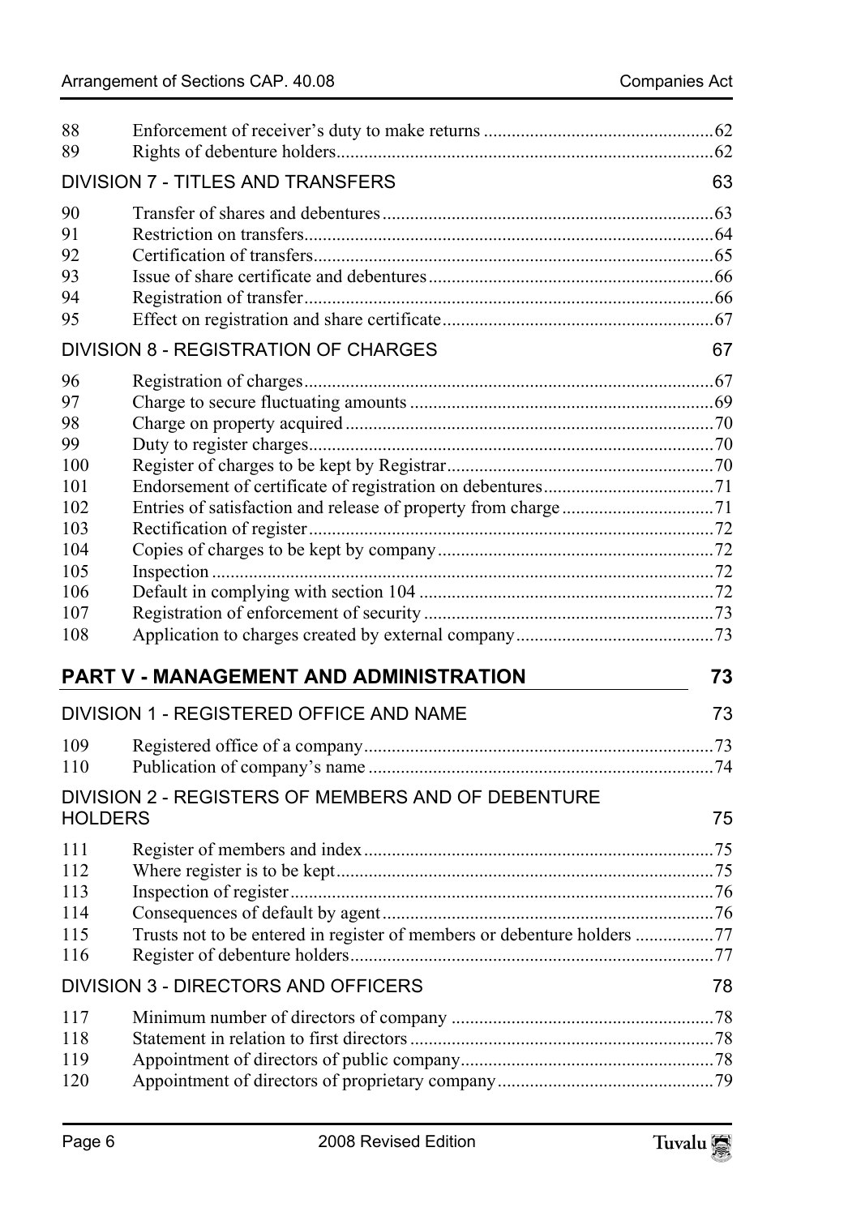| | | |
|---|---|---|
| 88 | Enforcement of receiver's duty to make returns | 62 |
| 89 | Rights of debenture holders | 62 |

### DIVISION 7 - TITLES AND TRANSFERS 63

| | | |
|---|---|---|
| 90 | Transfer of shares and debentures | 63 |
| 91 | Restriction on transfers | 64 |
| 92 | Certification of transfers | 65 |
| 93 | Issue of share certificate and debentures | 66 |
| 94 | Registration of transfer | 66 |
| 95 | Effect on registration and share certificate | 67 |

### DIVISION 8 - REGISTRATION OF CHARGES 67

| | | |
|---|---|---|
| 96 | Registration of charges | 67 |
| 97 | Charge to secure fluctuating amounts | 69 |
| 98 | Charge on property acquired | 70 |
| 99 | Duty to register charges | 70 |
| 100 | Register of charges to be kept by Registrar | 70 |
| 101 | Endorsement of certificate of registration on debentures | 71 |
| 102 | Entries of satisfaction and release of property from charge | 71 |
| 103 | Rectification of register | 72 |
| 104 | Copies of charges to be kept by company | 72 |
| 105 | Inspection | 72 |
| 106 | Default in complying with section 104 | 72 |
| 107 | Registration of enforcement of security | 73 |
| 108 | Application to charges created by external company | 73 |

## PART V - MANAGEMENT AND ADMINISTRATION 73

### DIVISION 1 - REGISTERED OFFICE AND NAME 73

| | | |
|---|---|---|
| 109 | Registered office of a company | 73 |
| 110 | Publication of company's name | 74 |

### DIVISION 2 - REGISTERS OF MEMBERS AND OF DEBENTURE HOLDERS 75

| | | |
|---|---|---|
| 111 | Register of members and index | 75 |
| 112 | Where register is to be kept | 75 |
| 113 | Inspection of register | 76 |
| 114 | Consequences of default by agent | 76 |
| 115 | Trusts not to be entered in register of members or debenture holders | 77 |
| 116 | Register of debenture holders | 77 |

### DIVISION 3 - DIRECTORS AND OFFICERS 78

| | | |
|---|---|---|
| 117 | Minimum number of directors of company | 78 |
| 118 | Statement in relation to first directors | 78 |
| 119 | Appointment of directors of public company | 78 |
| 120 | Appointment of directors of proprietary company | 79 |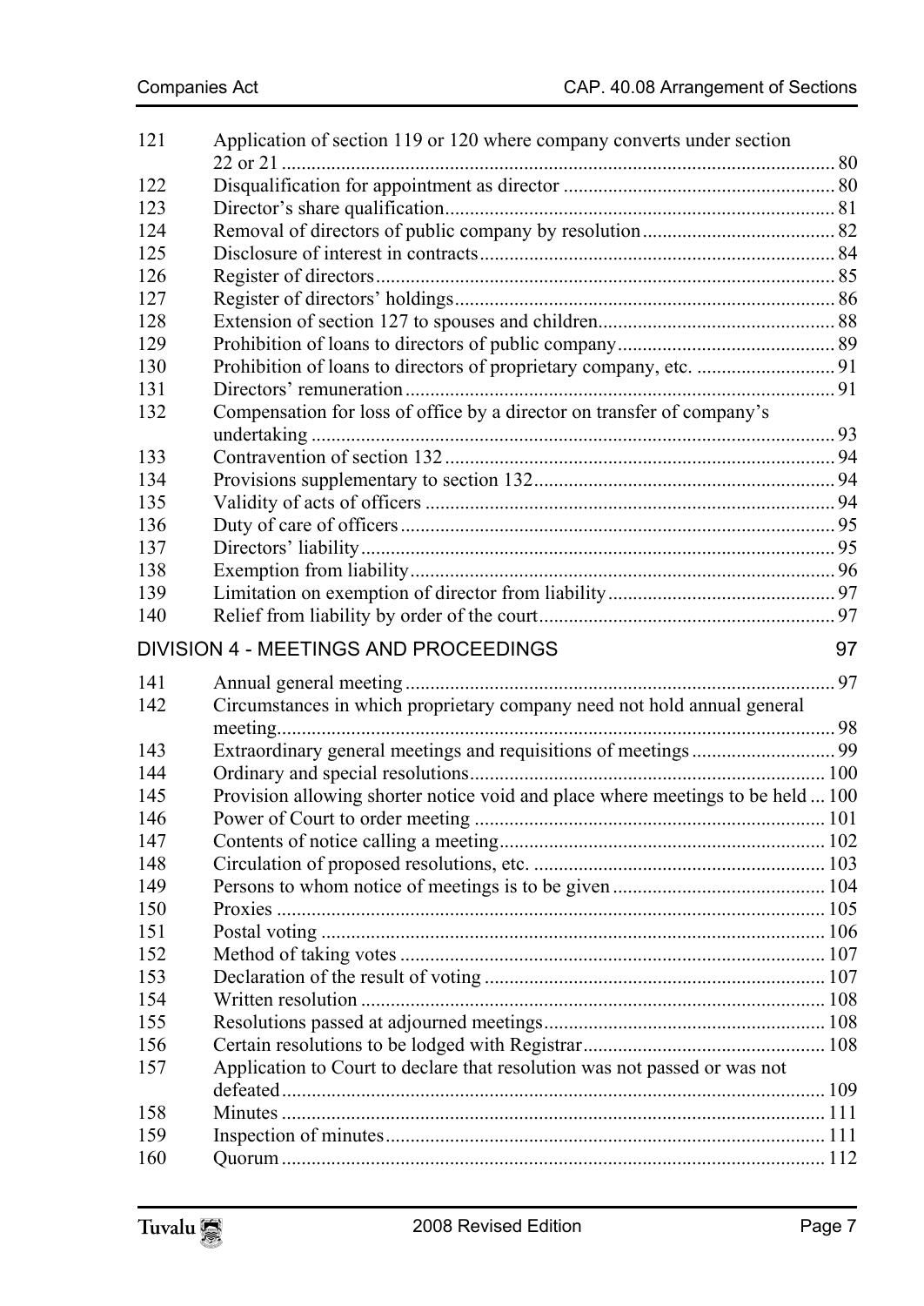| | | |
|---|---|---|
| 121 | Application of section 119 or 120 where company converts under section 22 or 21 | 80 |
| 122 | Disqualification for appointment as director | 80 |
| 123 | Director's share qualification | 81 |
| 124 | Removal of directors of public company by resolution | 82 |
| 125 | Disclosure of interest in contracts | 84 |
| 126 | Register of directors | 85 |
| 127 | Register of directors' holdings | 86 |
| 128 | Extension of section 127 to spouses and children | 88 |
| 129 | Prohibition of loans to directors of public company | 89 |
| 130 | Prohibition of loans to directors of proprietary company, etc. | 91 |
| 131 | Directors' remuneration | 91 |
| 132 | Compensation for loss of office by a director on transfer of company's undertaking | 93 |
| 133 | Contravention of section 132 | 94 |
| 134 | Provisions supplementary to section 132 | 94 |
| 135 | Validity of acts of officers | 94 |
| 136 | Duty of care of officers | 95 |
| 137 | Directors' liability | 95 |
| 138 | Exemption from liability | 96 |
| 139 | Limitation on exemption of director from liability | 97 |
| 140 | Relief from liability by order of the court | 97 |

## DIVISION 4 - MEETINGS AND PROCEEDINGS — 97

| | | |
|---|---|---|
| 141 | Annual general meeting | 97 |
| 142 | Circumstances in which proprietary company need not hold annual general meeting | 98 |
| 143 | Extraordinary general meetings and requisitions of meetings | 99 |
| 144 | Ordinary and special resolutions | 100 |
| 145 | Provision allowing shorter notice void and place where meetings to be held | 100 |
| 146 | Power of Court to order meeting | 101 |
| 147 | Contents of notice calling a meeting | 102 |
| 148 | Circulation of proposed resolutions, etc. | 103 |
| 149 | Persons to whom notice of meetings is to be given | 104 |
| 150 | Proxies | 105 |
| 151 | Postal voting | 106 |
| 152 | Method of taking votes | 107 |
| 153 | Declaration of the result of voting | 107 |
| 154 | Written resolution | 108 |
| 155 | Resolutions passed at adjourned meetings | 108 |
| 156 | Certain resolutions to be lodged with Registrar | 108 |
| 157 | Application to Court to declare that resolution was not passed or was not defeated | 109 |
| 158 | Minutes | 111 |
| 159 | Inspection of minutes | 111 |
| 160 | Quorum | 112 |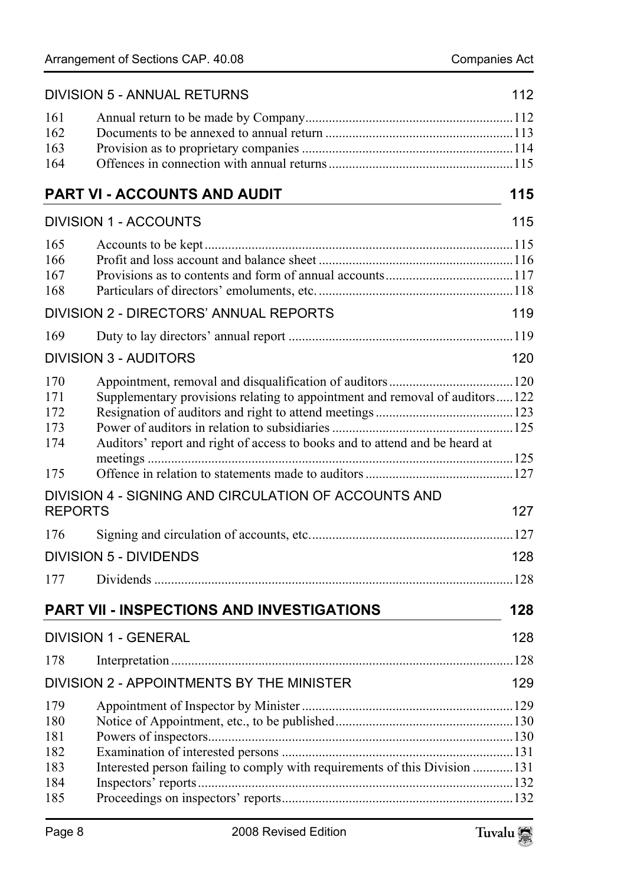DIVISION 5 - ANNUAL RETURNS 112

| | | |
|---|---|---|
| 161 | Annual return to be made by Company | 112 |
| 162 | Documents to be annexed to annual return | 113 |
| 163 | Provision as to proprietary companies | 114 |
| 164 | Offences in connection with annual returns | 115 |

## PART VI - ACCOUNTS AND AUDIT 115

DIVISION 1 - ACCOUNTS 115

| | | |
|---|---|---|
| 165 | Accounts to be kept | 115 |
| 166 | Profit and loss account and balance sheet | 116 |
| 167 | Provisions as to contents and form of annual accounts | 117 |
| 168 | Particulars of directors' emoluments, etc. | 118 |

DIVISION 2 - DIRECTORS' ANNUAL REPORTS 119

| | | |
|---|---|---|
| 169 | Duty to lay directors' annual report | 119 |

DIVISION 3 - AUDITORS 120

| | | |
|---|---|---|
| 170 | Appointment, removal and disqualification of auditors | 120 |
| 171 | Supplementary provisions relating to appointment and removal of auditors | 122 |
| 172 | Resignation of auditors and right to attend meetings | 123 |
| 173 | Power of auditors in relation to subsidiaries | 125 |
| 174 | Auditors' report and right of access to books and to attend and be heard at meetings | 125 |
| 175 | Offence in relation to statements made to auditors | 127 |

DIVISION 4 - SIGNING AND CIRCULATION OF ACCOUNTS AND REPORTS 127

| | | |
|---|---|---|
| 176 | Signing and circulation of accounts, etc. | 127 |

DIVISION 5 - DIVIDENDS 128

| | | |
|---|---|---|
| 177 | Dividends | 128 |

## PART VII - INSPECTIONS AND INVESTIGATIONS 128

DIVISION 1 - GENERAL 128

| | | |
|---|---|---|
| 178 | Interpretation | 128 |

DIVISION 2 - APPOINTMENTS BY THE MINISTER 129

| | | |
|---|---|---|
| 179 | Appointment of Inspector by Minister | 129 |
| 180 | Notice of Appointment, etc., to be published | 130 |
| 181 | Powers of inspectors | 130 |
| 182 | Examination of interested persons | 131 |
| 183 | Interested person failing to comply with requirements of this Division | 131 |
| 184 | Inspectors' reports | 132 |
| 185 | Proceedings on inspectors' reports | 132 |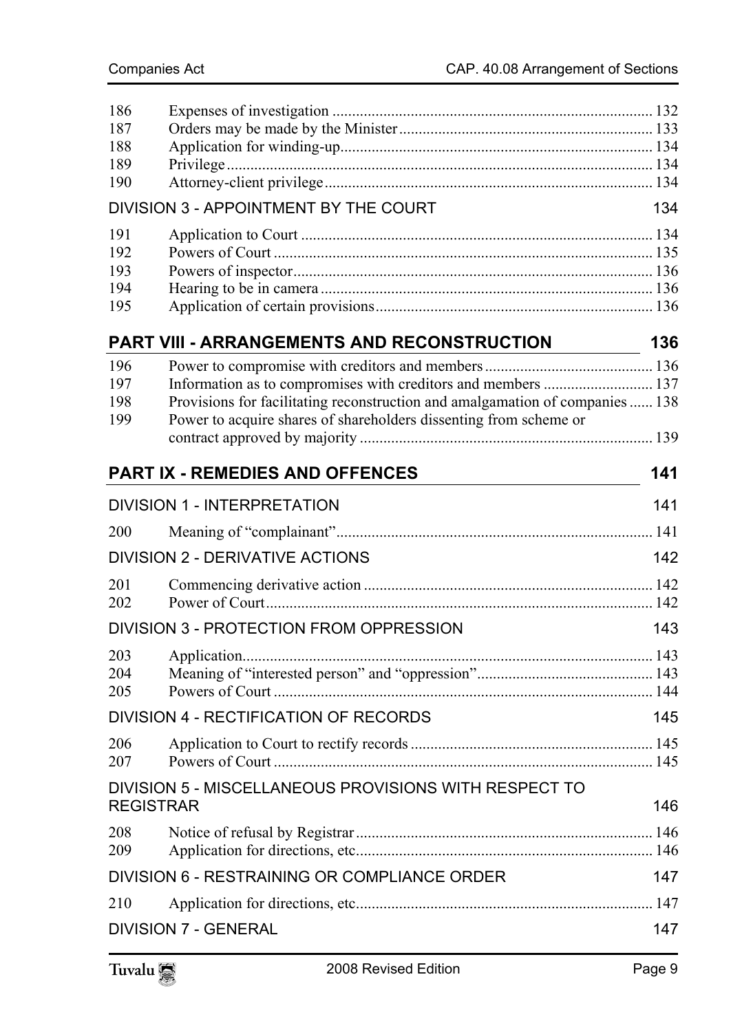| | | |
|---|---|---|
| 186 | Expenses of investigation | 132 |
| 187 | Orders may be made by the Minister | 133 |
| 188 | Application for winding-up | 134 |
| 189 | Privilege | 134 |
| 190 | Attorney-client privilege | 134 |

DIVISION 3 - APPOINTMENT BY THE COURT 134

| | | |
|---|---|---|
| 191 | Application to Court | 134 |
| 192 | Powers of Court | 135 |
| 193 | Powers of inspector | 136 |
| 194 | Hearing to be in camera | 136 |
| 195 | Application of certain provisions | 136 |

## PART VIII - ARRANGEMENTS AND RECONSTRUCTION 136

| | | |
|---|---|---|
| 196 | Power to compromise with creditors and members | 136 |
| 197 | Information as to compromises with creditors and members | 137 |
| 198 | Provisions for facilitating reconstruction and amalgamation of companies | 138 |
| 199 | Power to acquire shares of shareholders dissenting from scheme or contract approved by majority | 139 |

## PART IX - REMEDIES AND OFFENCES 141

DIVISION 1 - INTERPRETATION 141

| | | |
|---|---|---|
| 200 | Meaning of "complainant" | 141 |

DIVISION 2 - DERIVATIVE ACTIONS 142

| | | |
|---|---|---|
| 201 | Commencing derivative action | 142 |
| 202 | Power of Court | 142 |

DIVISION 3 - PROTECTION FROM OPPRESSION 143

| | | |
|---|---|---|
| 203 | Application | 143 |
| 204 | Meaning of "interested person" and "oppression" | 143 |
| 205 | Powers of Court | 144 |

DIVISION 4 - RECTIFICATION OF RECORDS 145

| | | |
|---|---|---|
| 206 | Application to Court to rectify records | 145 |
| 207 | Powers of Court | 145 |

DIVISION 5 - MISCELLANEOUS PROVISIONS WITH RESPECT TO REGISTRAR 146

| | | |
|---|---|---|
| 208 | Notice of refusal by Registrar | 146 |
| 209 | Application for directions, etc | 146 |

DIVISION 6 - RESTRAINING OR COMPLIANCE ORDER 147

| | | |
|---|---|---|
| 210 | Application for directions, etc | 147 |

DIVISION 7 - GENERAL 147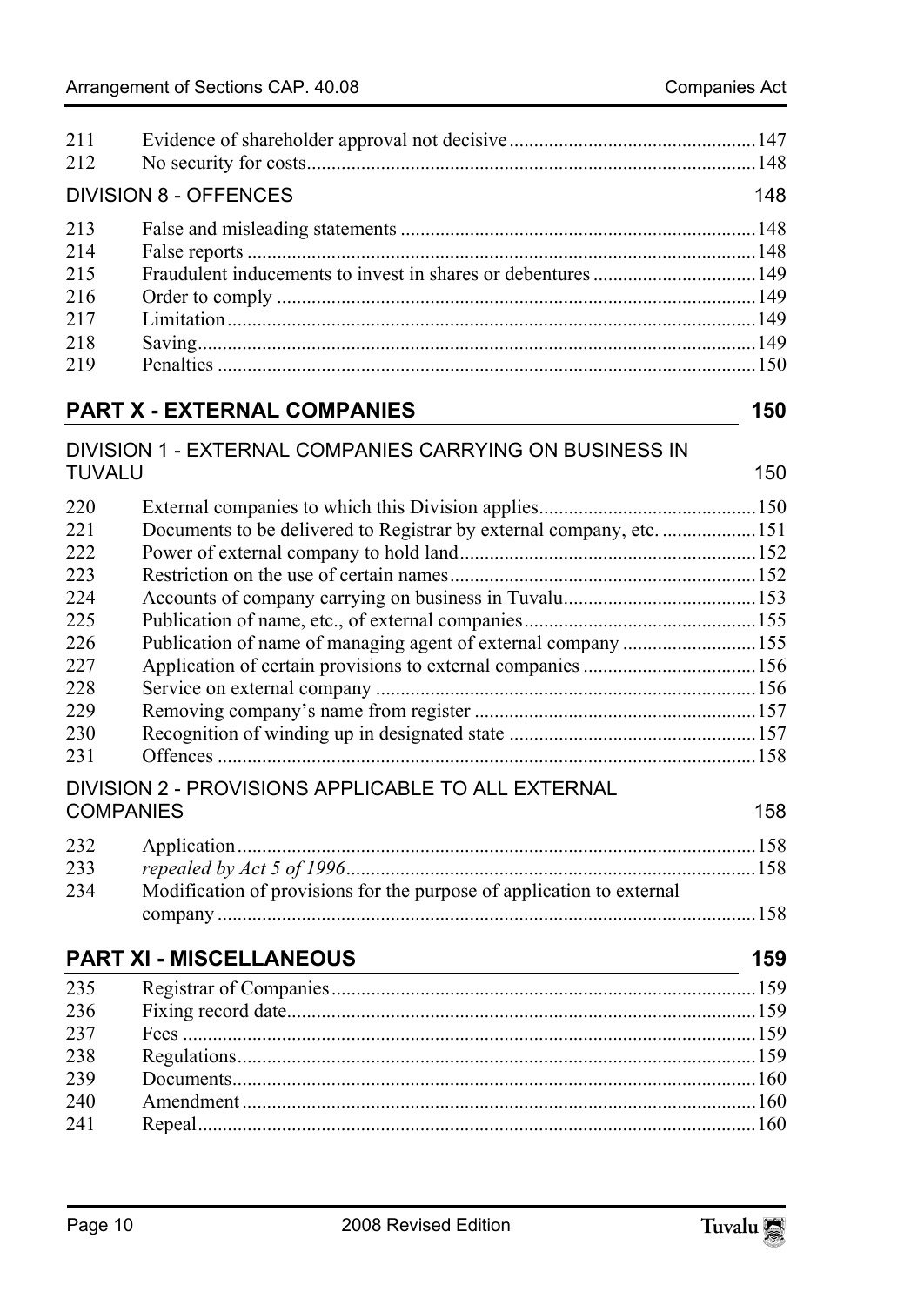| | | |
|---|---|---|
| 211 | Evidence of shareholder approval not decisive | 147 |
| 212 | No security for costs | 148 |

DIVISION 8 - OFFENCES 148

| | | |
|---|---|---|
| 213 | False and misleading statements | 148 |
| 214 | False reports | 148 |
| 215 | Fraudulent inducements to invest in shares or debentures | 149 |
| 216 | Order to comply | 149 |
| 217 | Limitation | 149 |
| 218 | Saving | 149 |
| 219 | Penalties | 150 |

## PART X - EXTERNAL COMPANIES 150

DIVISION 1 - EXTERNAL COMPANIES CARRYING ON BUSINESS IN TUVALU 150

| | | |
|---|---|---|
| 220 | External companies to which this Division applies | 150 |
| 221 | Documents to be delivered to Registrar by external company, etc. | 151 |
| 222 | Power of external company to hold land | 152 |
| 223 | Restriction on the use of certain names | 152 |
| 224 | Accounts of company carrying on business in Tuvalu | 153 |
| 225 | Publication of name, etc., of external companies | 155 |
| 226 | Publication of name of managing agent of external company | 155 |
| 227 | Application of certain provisions to external companies | 156 |
| 228 | Service on external company | 156 |
| 229 | Removing company's name from register | 157 |
| 230 | Recognition of winding up in designated state | 157 |
| 231 | Offences | 158 |

DIVISION 2 - PROVISIONS APPLICABLE TO ALL EXTERNAL COMPANIES 158

| | | |
|---|---|---|
| 232 | Application | 158 |
| 233 | *repealed by Act 5 of 1996* | 158 |
| 234 | Modification of provisions for the purpose of application to external company | 158 |

## PART XI - MISCELLANEOUS 159

| | | |
|---|---|---|
| 235 | Registrar of Companies | 159 |
| 236 | Fixing record date | 159 |
| 237 | Fees | 159 |
| 238 | Regulations | 159 |
| 239 | Documents | 160 |
| 240 | Amendment | 160 |
| 241 | Repeal | 160 |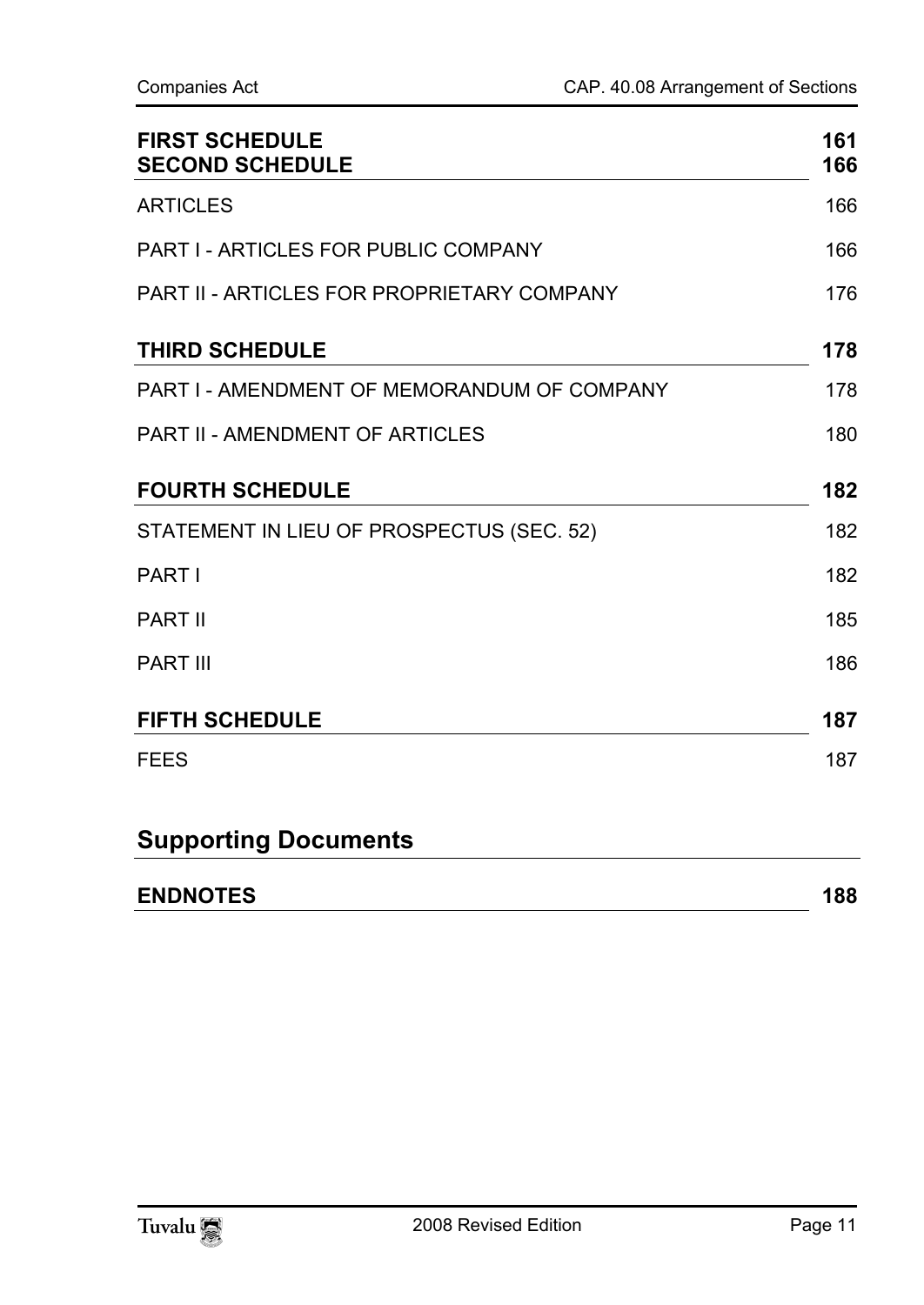| | |
|---|---|
| **FIRST SCHEDULE** | **161** |
| **SECOND SCHEDULE** | **166** |
| ARTICLES | 166 |
| PART I - ARTICLES FOR PUBLIC COMPANY | 166 |
| PART II - ARTICLES FOR PROPRIETARY COMPANY | 176 |
| **THIRD SCHEDULE** | **178** |
| PART I - AMENDMENT OF MEMORANDUM OF COMPANY | 178 |
| PART II - AMENDMENT OF ARTICLES | 180 |
| **FOURTH SCHEDULE** | **182** |
| STATEMENT IN LIEU OF PROSPECTUS (SEC. 52) | 182 |
| PART I | 182 |
| PART II | 185 |
| PART III | 186 |
| **FIFTH SCHEDULE** | **187** |
| FEES | 187 |

## Supporting Documents

| | |
|---|---|
| **ENDNOTES** | **188** |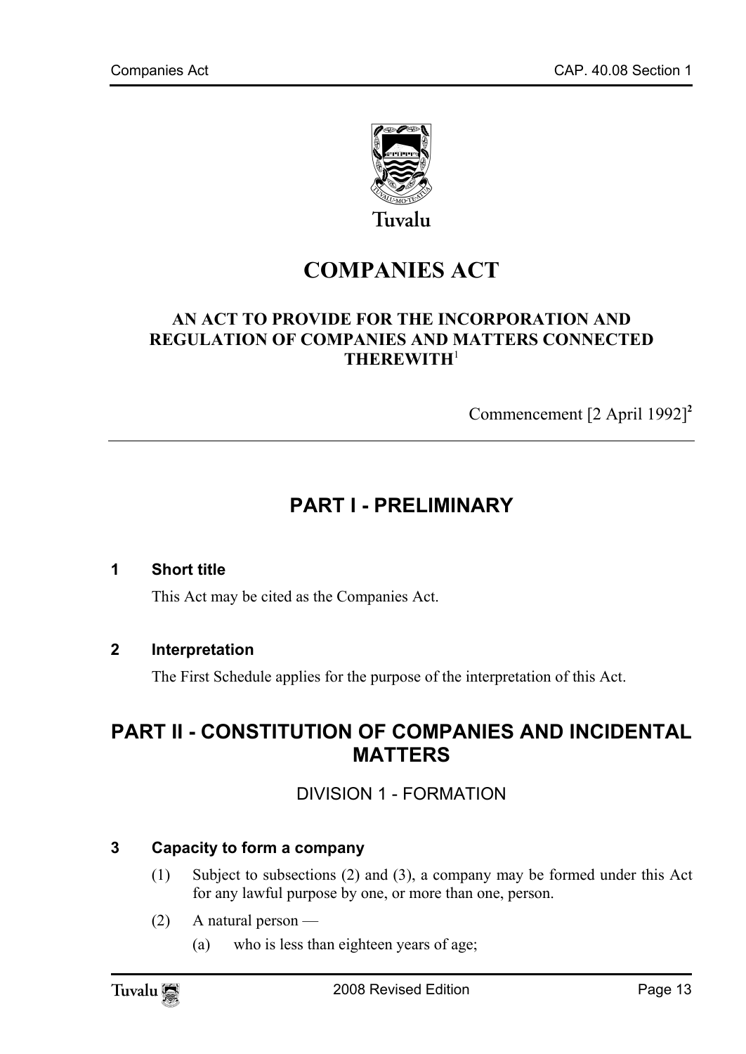Tuvalu

# COMPANIES ACT

**AN ACT TO PROVIDE FOR THE INCORPORATION AND REGULATION OF COMPANIES AND MATTERS CONNECTED THEREWITH**[1]

Commencement [2 April 1992][2]

## PART I - PRELIMINARY

### 1 Short title

This Act may be cited as the Companies Act.

### 2 Interpretation

The First Schedule applies for the purpose of the interpretation of this Act.

## PART II - CONSTITUTION OF COMPANIES AND INCIDENTAL MATTERS

DIVISION 1 - FORMATION

### 3 Capacity to form a company

(1) Subject to subsections (2) and (3), a company may be formed under this Act for any lawful purpose by one, or more than one, person.

(2) A natural person —

(a) who is less than eighteen years of age;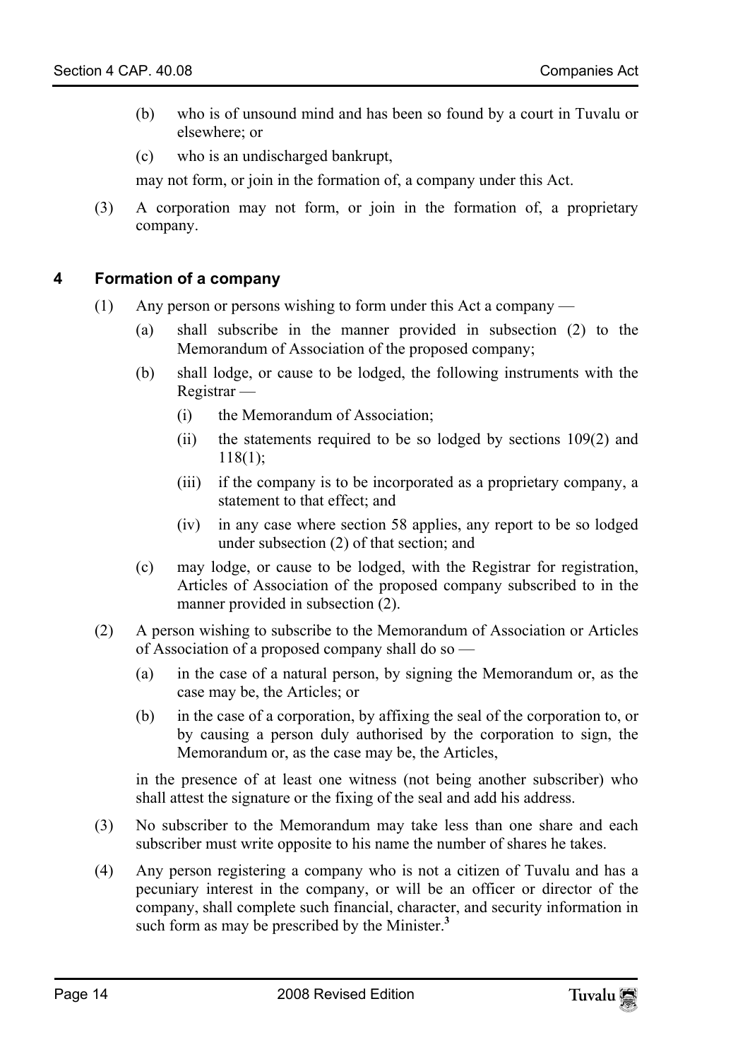(b) who is of unsound mind and has been so found by a court in Tuvalu or elsewhere; or

(c) who is an undischarged bankrupt,

may not form, or join in the formation of, a company under this Act.

(3) A corporation may not form, or join in the formation of, a proprietary company.

## 4 Formation of a company

(1) Any person or persons wishing to form under this Act a company —

(a) shall subscribe in the manner provided in subsection (2) to the Memorandum of Association of the proposed company;

(b) shall lodge, or cause to be lodged, the following instruments with the Registrar —

(i) the Memorandum of Association;

(ii) the statements required to be so lodged by sections 109(2) and 118(1);

(iii) if the company is to be incorporated as a proprietary company, a statement to that effect; and

(iv) in any case where section 58 applies, any report to be so lodged under subsection (2) of that section; and

(c) may lodge, or cause to be lodged, with the Registrar for registration, Articles of Association of the proposed company subscribed to in the manner provided in subsection (2).

(2) A person wishing to subscribe to the Memorandum of Association or Articles of Association of a proposed company shall do so —

(a) in the case of a natural person, by signing the Memorandum or, as the case may be, the Articles; or

(b) in the case of a corporation, by affixing the seal of the corporation to, or by causing a person duly authorised by the corporation to sign, the Memorandum or, as the case may be, the Articles,

in the presence of at least one witness (not being another subscriber) who shall attest the signature or the fixing of the seal and add his address.

(3) No subscriber to the Memorandum may take less than one share and each subscriber must write opposite to his name the number of shares he takes.

(4) Any person registering a company who is not a citizen of Tuvalu and has a pecuniary interest in the company, or will be an officer or director of the company, shall complete such financial, character, and security information in such form as may be prescribed by the Minister.[3]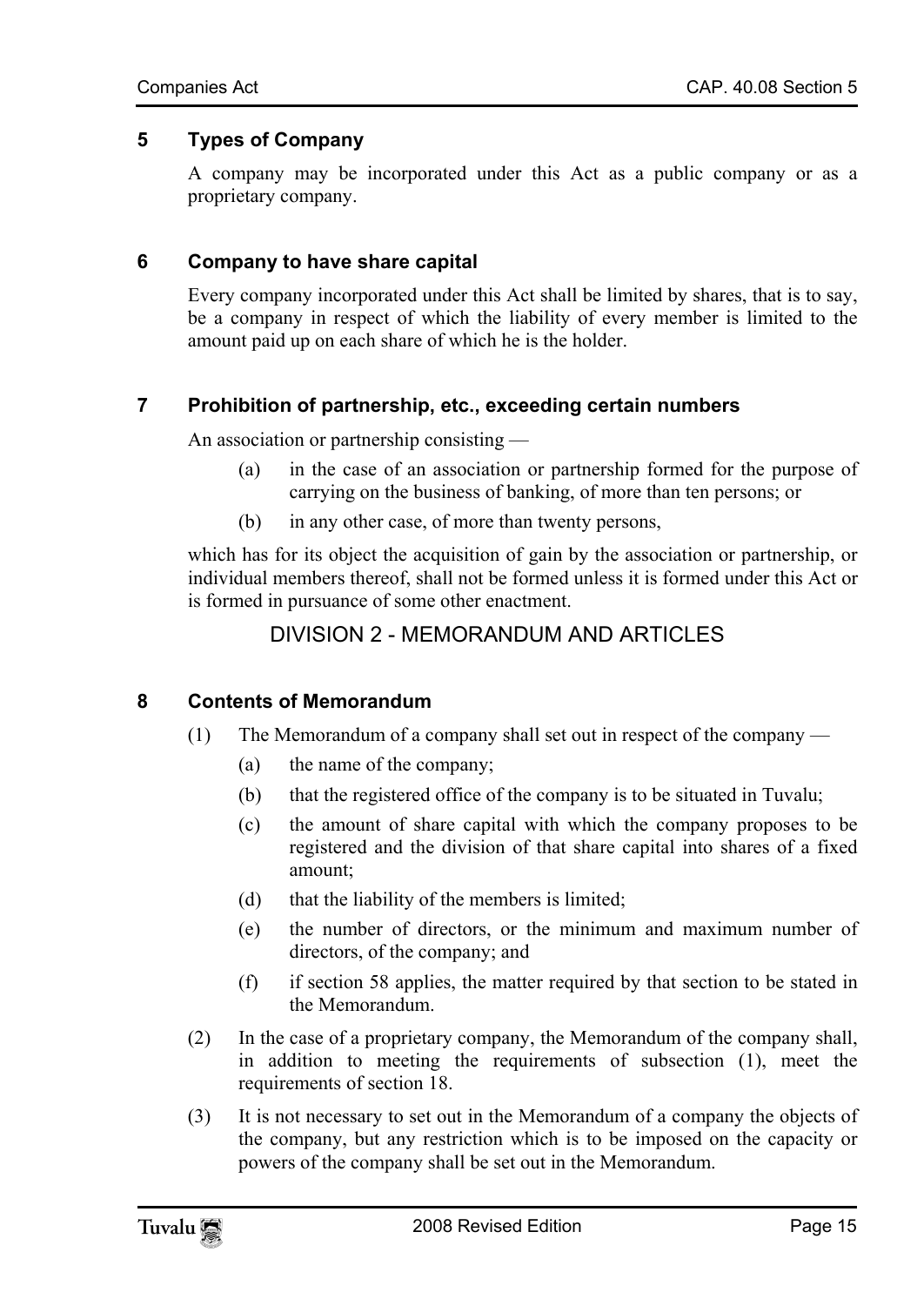## 5 Types of Company

A company may be incorporated under this Act as a public company or as a proprietary company.

## 6 Company to have share capital

Every company incorporated under this Act shall be limited by shares, that is to say, be a company in respect of which the liability of every member is limited to the amount paid up on each share of which he is the holder.

## 7 Prohibition of partnership, etc., exceeding certain numbers

An association or partnership consisting —

- (a) in the case of an association or partnership formed for the purpose of carrying on the business of banking, of more than ten persons; or
- (b) in any other case, of more than twenty persons,

which has for its object the acquisition of gain by the association or partnership, or individual members thereof, shall not be formed unless it is formed under this Act or is formed in pursuance of some other enactment.

# DIVISION 2 - MEMORANDUM AND ARTICLES

## 8 Contents of Memorandum

(1) The Memorandum of a company shall set out in respect of the company —

- (a) the name of the company;
- (b) that the registered office of the company is to be situated in Tuvalu;
- (c) the amount of share capital with which the company proposes to be registered and the division of that share capital into shares of a fixed amount;
- (d) that the liability of the members is limited;
- (e) the number of directors, or the minimum and maximum number of directors, of the company; and
- (f) if section 58 applies, the matter required by that section to be stated in the Memorandum.

(2) In the case of a proprietary company, the Memorandum of the company shall, in addition to meeting the requirements of subsection (1), meet the requirements of section 18.

(3) It is not necessary to set out in the Memorandum of a company the objects of the company, but any restriction which is to be imposed on the capacity or powers of the company shall be set out in the Memorandum.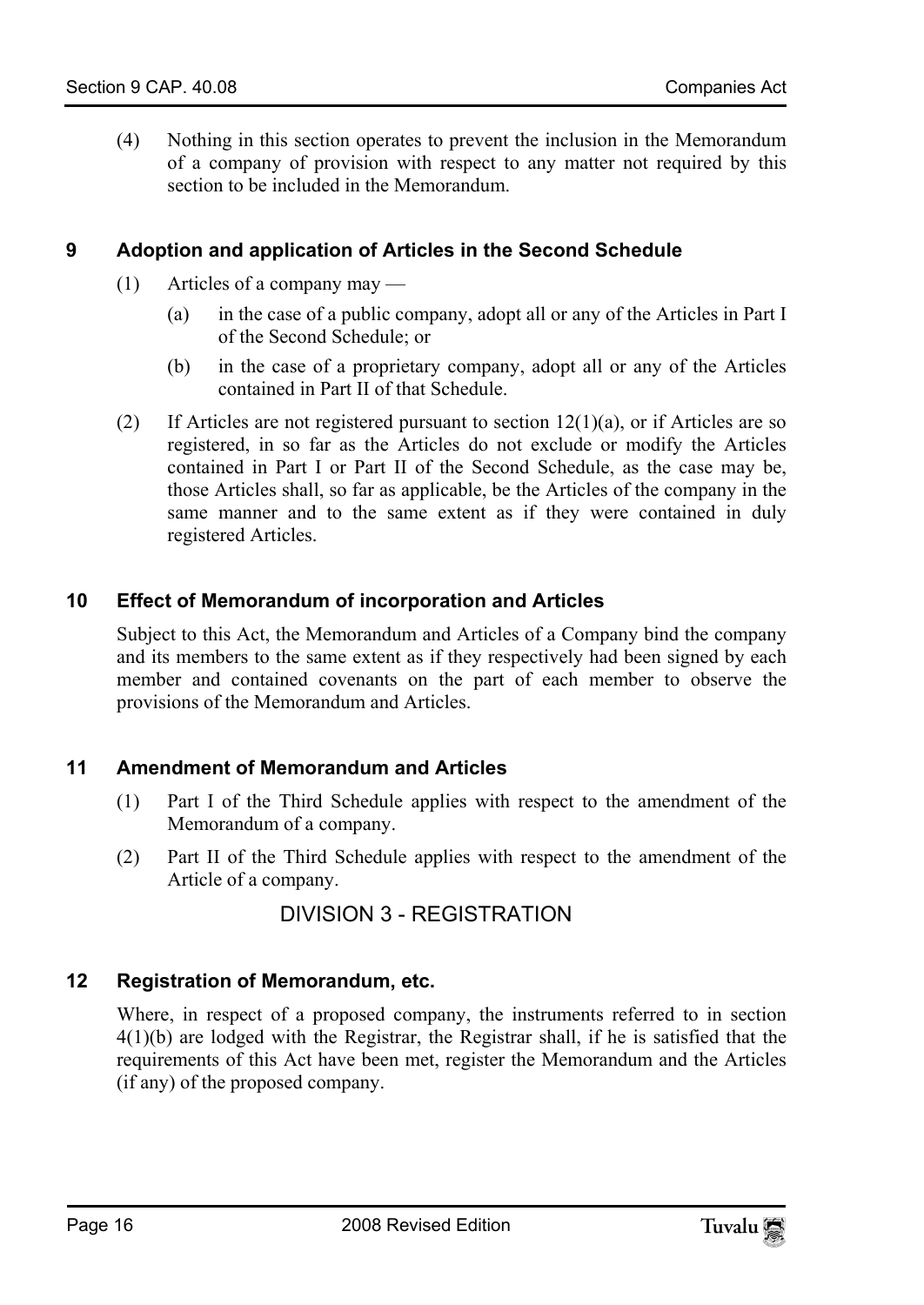(4) Nothing in this section operates to prevent the inclusion in the Memorandum of a company of provision with respect to any matter not required by this section to be included in the Memorandum.

### 9 Adoption and application of Articles in the Second Schedule

(1) Articles of a company may —

(a) in the case of a public company, adopt all or any of the Articles in Part I of the Second Schedule; or

(b) in the case of a proprietary company, adopt all or any of the Articles contained in Part II of that Schedule.

(2) If Articles are not registered pursuant to section 12(1)(a), or if Articles are so registered, in so far as the Articles do not exclude or modify the Articles contained in Part I or Part II of the Second Schedule, as the case may be, those Articles shall, so far as applicable, be the Articles of the company in the same manner and to the same extent as if they were contained in duly registered Articles.

### 10 Effect of Memorandum of incorporation and Articles

Subject to this Act, the Memorandum and Articles of a Company bind the company and its members to the same extent as if they respectively had been signed by each member and contained covenants on the part of each member to observe the provisions of the Memorandum and Articles.

### 11 Amendment of Memorandum and Articles

(1) Part I of the Third Schedule applies with respect to the amendment of the Memorandum of a company.

(2) Part II of the Third Schedule applies with respect to the amendment of the Article of a company.

## DIVISION 3 - REGISTRATION

### 12 Registration of Memorandum, etc.

Where, in respect of a proposed company, the instruments referred to in section 4(1)(b) are lodged with the Registrar, the Registrar shall, if he is satisfied that the requirements of this Act have been met, register the Memorandum and the Articles (if any) of the proposed company.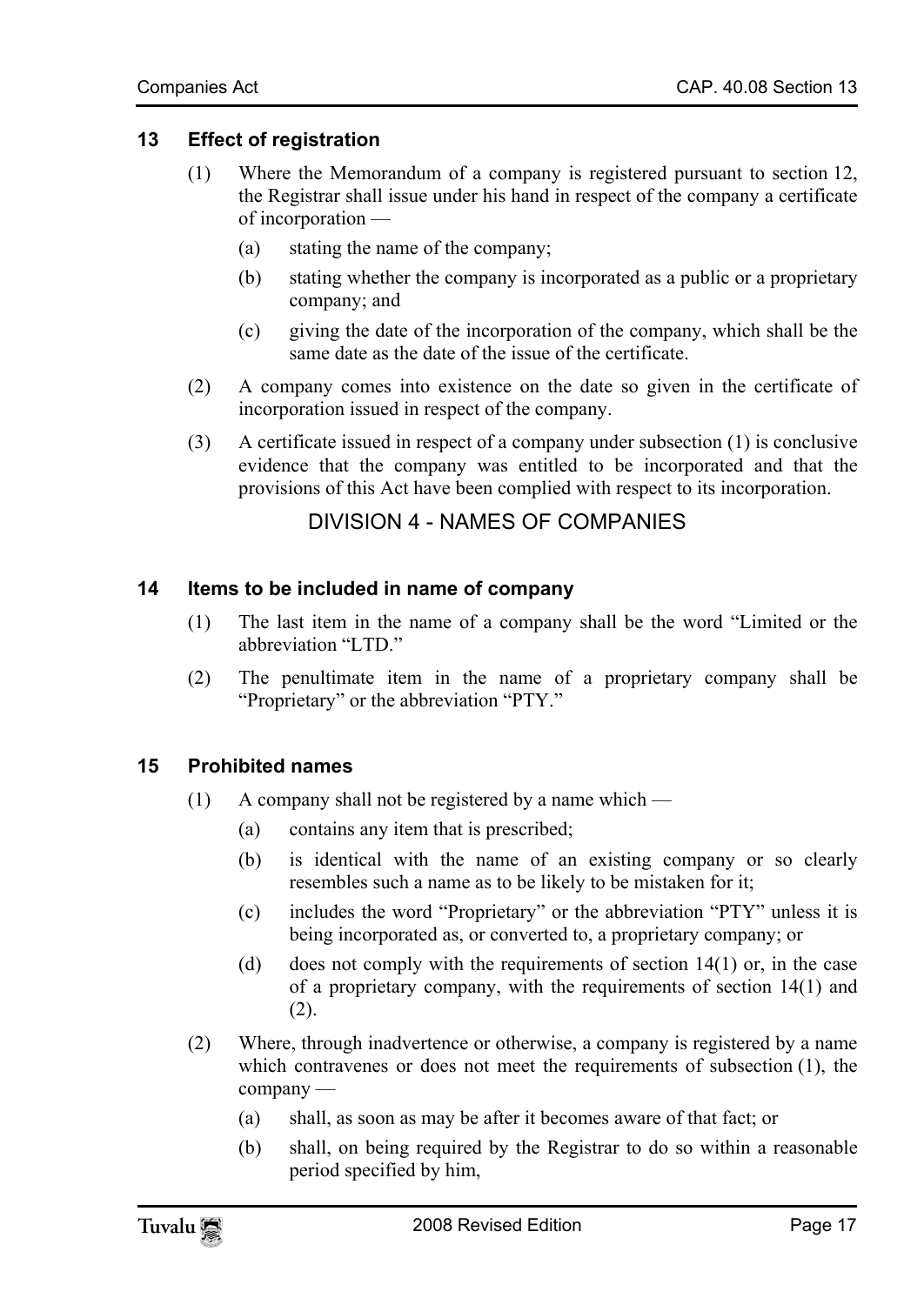### 13 Effect of registration

(1) Where the Memorandum of a company is registered pursuant to section 12, the Registrar shall issue under his hand in respect of the company a certificate of incorporation —

(a) stating the name of the company;

(b) stating whether the company is incorporated as a public or a proprietary company; and

(c) giving the date of the incorporation of the company, which shall be the same date as the date of the issue of the certificate.

(2) A company comes into existence on the date so given in the certificate of incorporation issued in respect of the company.

(3) A certificate issued in respect of a company under subsection (1) is conclusive evidence that the company was entitled to be incorporated and that the provisions of this Act have been complied with respect to its incorporation.

## DIVISION 4 - NAMES OF COMPANIES

### 14 Items to be included in name of company

(1) The last item in the name of a company shall be the word "Limited or the abbreviation "LTD."

(2) The penultimate item in the name of a proprietary company shall be "Proprietary" or the abbreviation "PTY."

### 15 Prohibited names

(1) A company shall not be registered by a name which —

(a) contains any item that is prescribed;

(b) is identical with the name of an existing company or so clearly resembles such a name as to be likely to be mistaken for it;

(c) includes the word "Proprietary" or the abbreviation "PTY" unless it is being incorporated as, or converted to, a proprietary company; or

(d) does not comply with the requirements of section 14(1) or, in the case of a proprietary company, with the requirements of section 14(1) and (2).

(2) Where, through inadvertence or otherwise, a company is registered by a name which contravenes or does not meet the requirements of subsection (1), the company —

(a) shall, as soon as may be after it becomes aware of that fact; or

(b) shall, on being required by the Registrar to do so within a reasonable period specified by him,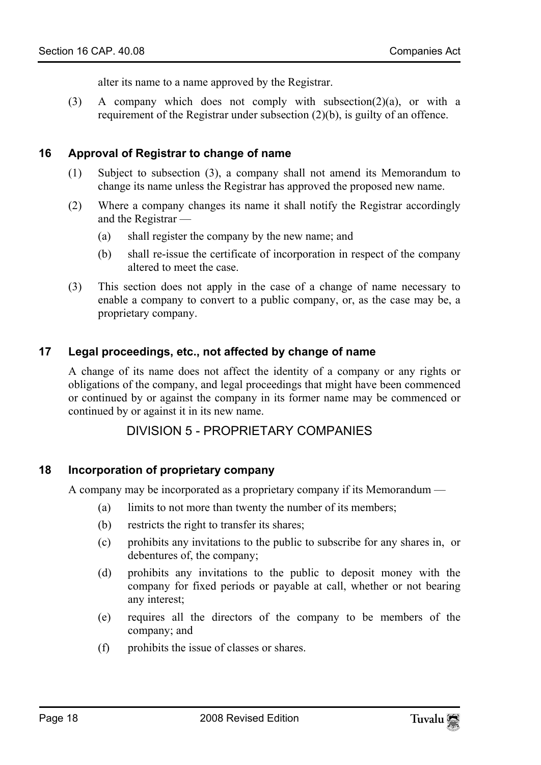alter its name to a name approved by the Registrar.

(3) A company which does not comply with subsection(2)(a), or with a requirement of the Registrar under subsection (2)(b), is guilty of an offence.

### 16 Approval of Registrar to change of name

(1) Subject to subsection (3), a company shall not amend its Memorandum to change its name unless the Registrar has approved the proposed new name.

(2) Where a company changes its name it shall notify the Registrar accordingly and the Registrar —

   (a) shall register the company by the new name; and

   (b) shall re-issue the certificate of incorporation in respect of the company altered to meet the case.

(3) This section does not apply in the case of a change of name necessary to enable a company to convert to a public company, or, as the case may be, a proprietary company.

### 17 Legal proceedings, etc., not affected by change of name

A change of its name does not affect the identity of a company or any rights or obligations of the company, and legal proceedings that might have been commenced or continued by or against the company in its former name may be commenced or continued by or against it in its new name.

## DIVISION 5 - PROPRIETARY COMPANIES

### 18 Incorporation of proprietary company

A company may be incorporated as a proprietary company if its Memorandum —

   (a) limits to not more than twenty the number of its members;

   (b) restricts the right to transfer its shares;

   (c) prohibits any invitations to the public to subscribe for any shares in, or debentures of, the company;

   (d) prohibits any invitations to the public to deposit money with the company for fixed periods or payable at call, whether or not bearing any interest;

   (e) requires all the directors of the company to be members of the company; and

   (f) prohibits the issue of classes or shares.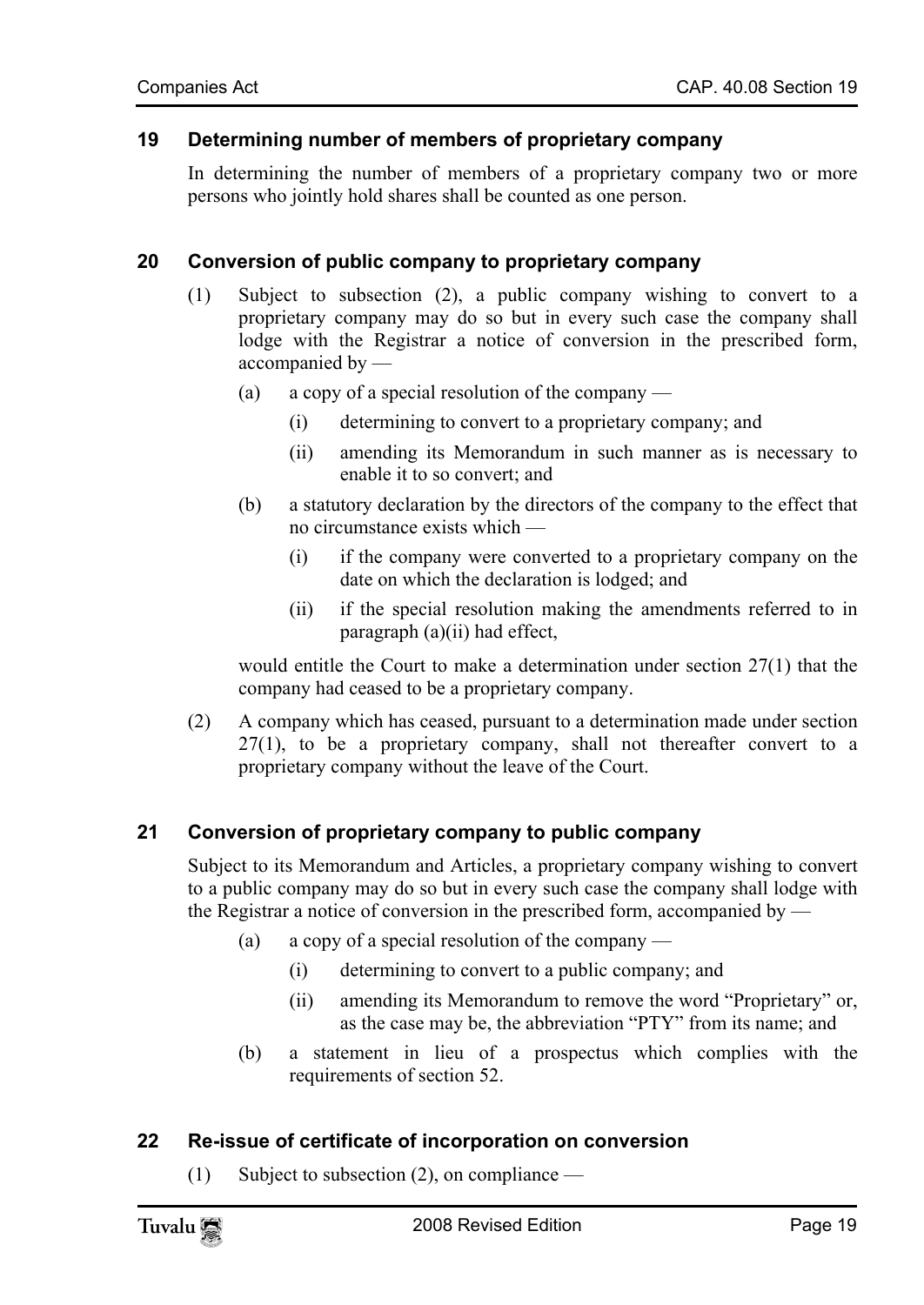### 19 Determining number of members of proprietary company

In determining the number of members of a proprietary company two or more persons who jointly hold shares shall be counted as one person.

### 20 Conversion of public company to proprietary company

(1) Subject to subsection (2), a public company wishing to convert to a proprietary company may do so but in every such case the company shall lodge with the Registrar a notice of conversion in the prescribed form, accompanied by —

- (a) a copy of a special resolution of the company —
  - (i) determining to convert to a proprietary company; and
  - (ii) amending its Memorandum in such manner as is necessary to enable it to so convert; and
- (b) a statutory declaration by the directors of the company to the effect that no circumstance exists which —
  - (i) if the company were converted to a proprietary company on the date on which the declaration is lodged; and
  - (ii) if the special resolution making the amendments referred to in paragraph (a)(ii) had effect,

  would entitle the Court to make a determination under section 27(1) that the company had ceased to be a proprietary company.

(2) A company which has ceased, pursuant to a determination made under section 27(1), to be a proprietary company, shall not thereafter convert to a proprietary company without the leave of the Court.

### 21 Conversion of proprietary company to public company

Subject to its Memorandum and Articles, a proprietary company wishing to convert to a public company may do so but in every such case the company shall lodge with the Registrar a notice of conversion in the prescribed form, accompanied by —

- (a) a copy of a special resolution of the company —
  - (i) determining to convert to a public company; and
  - (ii) amending its Memorandum to remove the word "Proprietary" or, as the case may be, the abbreviation "PTY" from its name; and
- (b) a statement in lieu of a prospectus which complies with the requirements of section 52.

### 22 Re-issue of certificate of incorporation on conversion

(1) Subject to subsection (2), on compliance —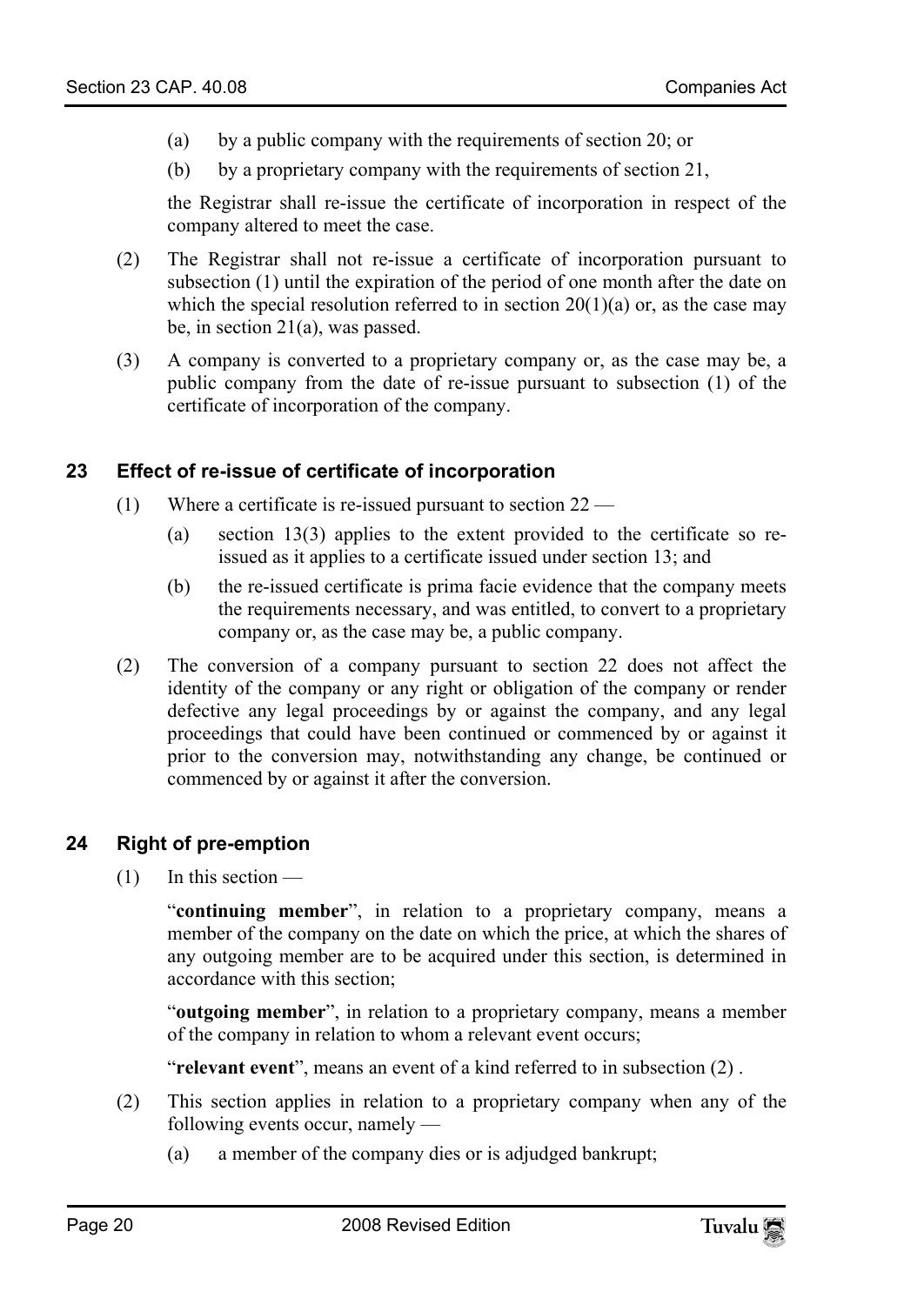(a) by a public company with the requirements of section 20; or

(b) by a proprietary company with the requirements of section 21,

the Registrar shall re-issue the certificate of incorporation in respect of the company altered to meet the case.

(2) The Registrar shall not re-issue a certificate of incorporation pursuant to subsection (1) until the expiration of the period of one month after the date on which the special resolution referred to in section 20(1)(a) or, as the case may be, in section 21(a), was passed.

(3) A company is converted to a proprietary company or, as the case may be, a public company from the date of re-issue pursuant to subsection (1) of the certificate of incorporation of the company.

## 23 Effect of re-issue of certificate of incorporation

(1) Where a certificate is re-issued pursuant to section 22 —

(a) section 13(3) applies to the extent provided to the certificate so re-issued as it applies to a certificate issued under section 13; and

(b) the re-issued certificate is prima facie evidence that the company meets the requirements necessary, and was entitled, to convert to a proprietary company or, as the case may be, a public company.

(2) The conversion of a company pursuant to section 22 does not affect the identity of the company or any right or obligation of the company or render defective any legal proceedings by or against the company, and any legal proceedings that could have been continued or commenced by or against it prior to the conversion may, notwithstanding any change, be continued or commenced by or against it after the conversion.

## 24 Right of pre-emption

(1) In this section —

"**continuing member**", in relation to a proprietary company, means a member of the company on the date on which the price, at which the shares of any outgoing member are to be acquired under this section, is determined in accordance with this section;

"**outgoing member**", in relation to a proprietary company, means a member of the company in relation to whom a relevant event occurs;

"**relevant event**", means an event of a kind referred to in subsection (2) .

(2) This section applies in relation to a proprietary company when any of the following events occur, namely —

(a) a member of the company dies or is adjudged bankrupt;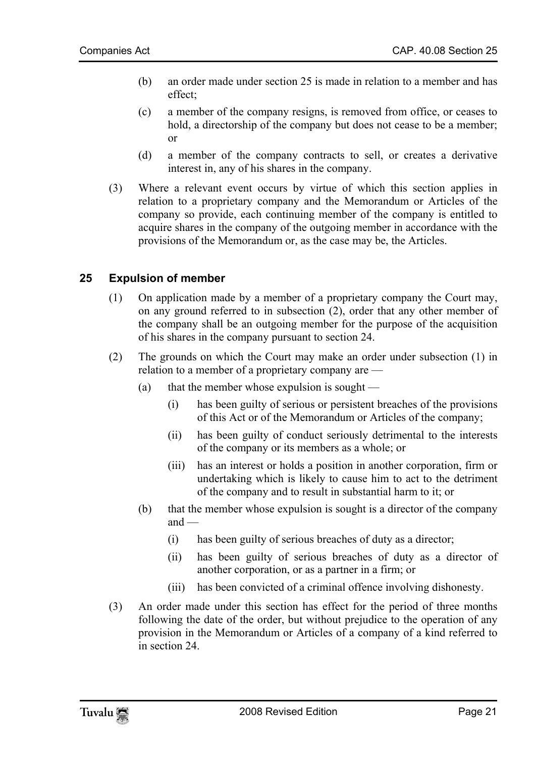(b) an order made under section 25 is made in relation to a member and has effect;

(c) a member of the company resigns, is removed from office, or ceases to hold, a directorship of the company but does not cease to be a member; or

(d) a member of the company contracts to sell, or creates a derivative interest in, any of his shares in the company.

(3) Where a relevant event occurs by virtue of which this section applies in relation to a proprietary company and the Memorandum or Articles of the company so provide, each continuing member of the company is entitled to acquire shares in the company of the outgoing member in accordance with the provisions of the Memorandum or, as the case may be, the Articles.

## 25 Expulsion of member

(1) On application made by a member of a proprietary company the Court may, on any ground referred to in subsection (2), order that any other member of the company shall be an outgoing member for the purpose of the acquisition of his shares in the company pursuant to section 24.

(2) The grounds on which the Court may make an order under subsection (1) in relation to a member of a proprietary company are —

(a) that the member whose expulsion is sought —

(i) has been guilty of serious or persistent breaches of the provisions of this Act or of the Memorandum or Articles of the company;

(ii) has been guilty of conduct seriously detrimental to the interests of the company or its members as a whole; or

(iii) has an interest or holds a position in another corporation, firm or undertaking which is likely to cause him to act to the detriment of the company and to result in substantial harm to it; or

(b) that the member whose expulsion is sought is a director of the company and —

(i) has been guilty of serious breaches of duty as a director;

(ii) has been guilty of serious breaches of duty as a director of another corporation, or as a partner in a firm; or

(iii) has been convicted of a criminal offence involving dishonesty.

(3) An order made under this section has effect for the period of three months following the date of the order, but without prejudice to the operation of any provision in the Memorandum or Articles of a company of a kind referred to in section 24.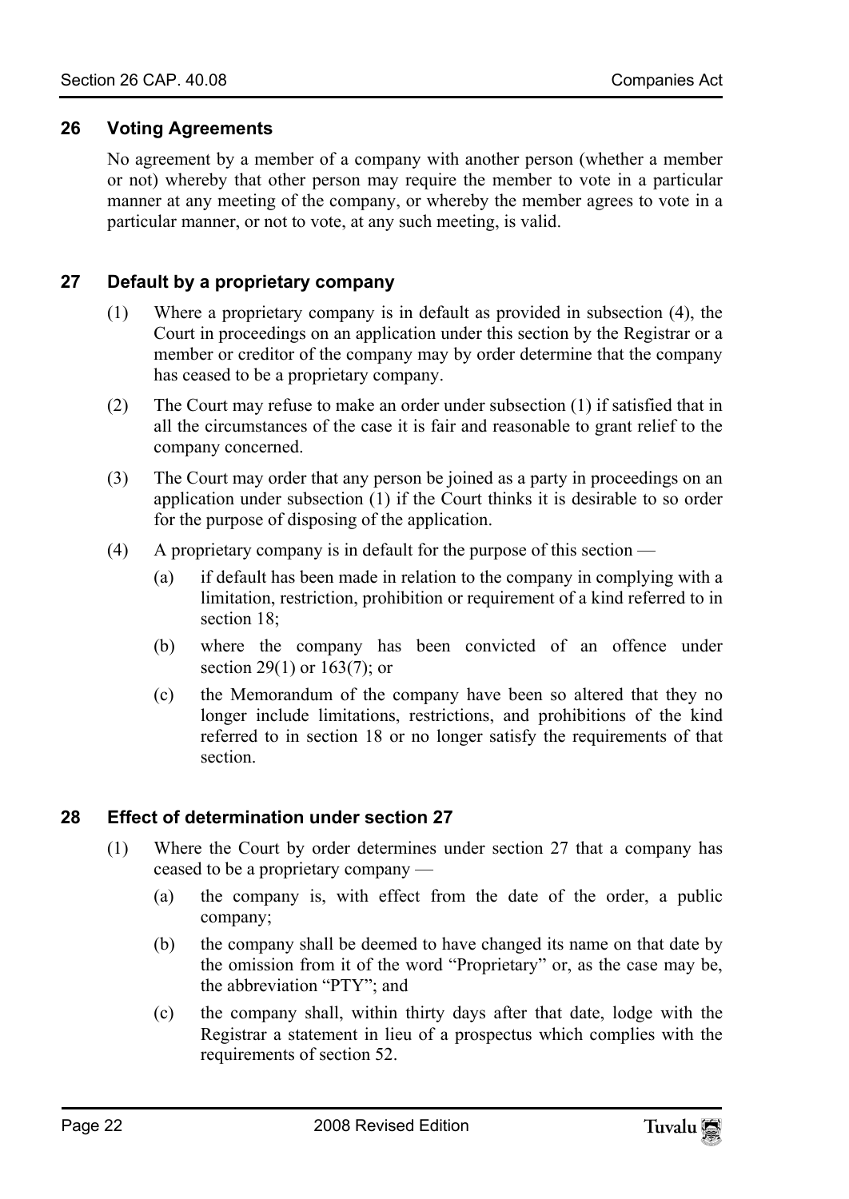## 26 Voting Agreements

No agreement by a member of a company with another person (whether a member or not) whereby that other person may require the member to vote in a particular manner at any meeting of the company, or whereby the member agrees to vote in a particular manner, or not to vote, at any such meeting, is valid.

## 27 Default by a proprietary company

(1) Where a proprietary company is in default as provided in subsection (4), the Court in proceedings on an application under this section by the Registrar or a member or creditor of the company may by order determine that the company has ceased to be a proprietary company.

(2) The Court may refuse to make an order under subsection (1) if satisfied that in all the circumstances of the case it is fair and reasonable to grant relief to the company concerned.

(3) The Court may order that any person be joined as a party in proceedings on an application under subsection (1) if the Court thinks it is desirable to so order for the purpose of disposing of the application.

(4) A proprietary company is in default for the purpose of this section —

(a) if default has been made in relation to the company in complying with a limitation, restriction, prohibition or requirement of a kind referred to in section 18;

(b) where the company has been convicted of an offence under section 29(1) or 163(7); or

(c) the Memorandum of the company have been so altered that they no longer include limitations, restrictions, and prohibitions of the kind referred to in section 18 or no longer satisfy the requirements of that section.

## 28 Effect of determination under section 27

(1) Where the Court by order determines under section 27 that a company has ceased to be a proprietary company —

(a) the company is, with effect from the date of the order, a public company;

(b) the company shall be deemed to have changed its name on that date by the omission from it of the word "Proprietary" or, as the case may be, the abbreviation "PTY"; and

(c) the company shall, within thirty days after that date, lodge with the Registrar a statement in lieu of a prospectus which complies with the requirements of section 52.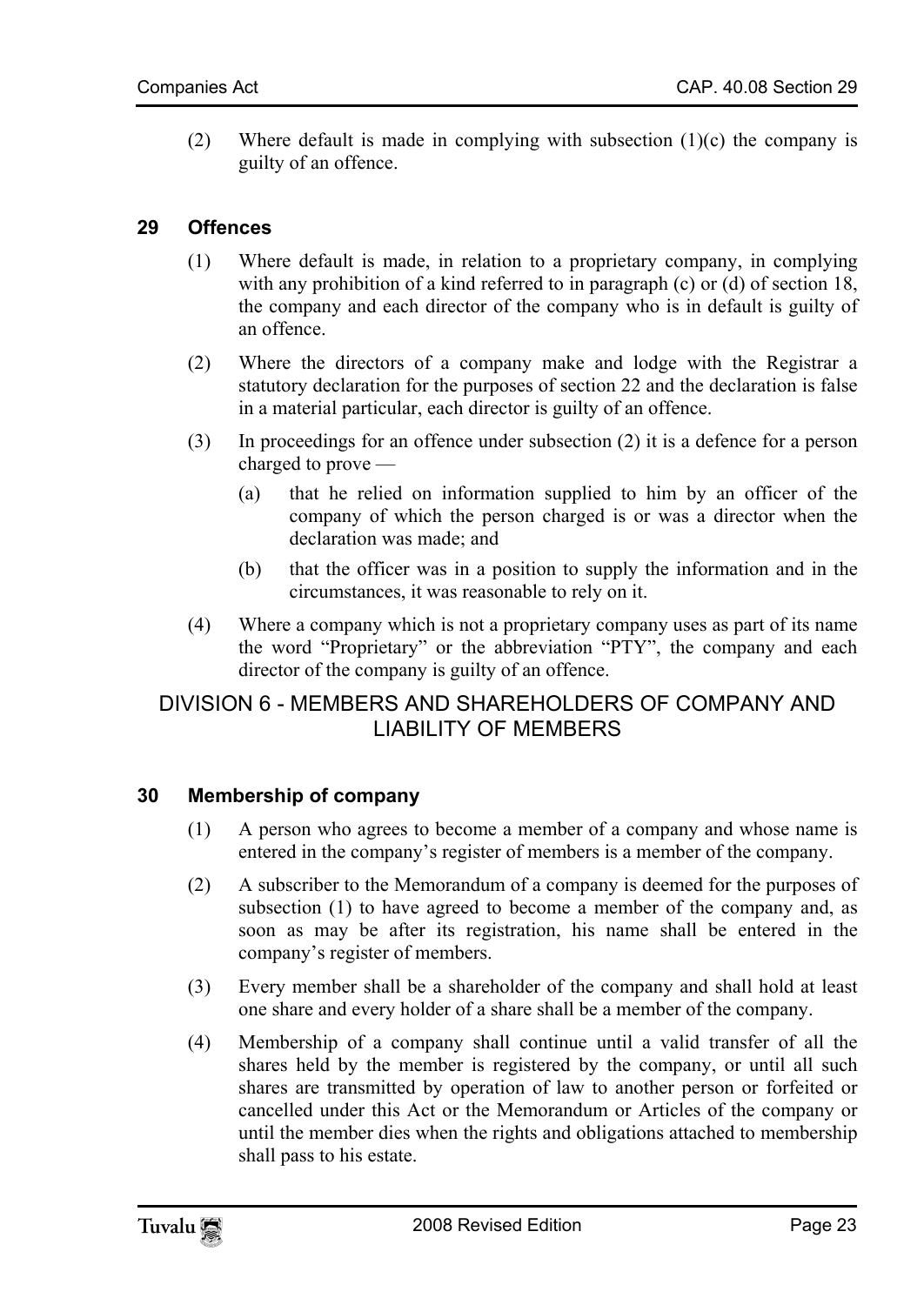(2) Where default is made in complying with subsection (1)(c) the company is guilty of an offence.

### 29 Offences

(1) Where default is made, in relation to a proprietary company, in complying with any prohibition of a kind referred to in paragraph (c) or (d) of section 18, the company and each director of the company who is in default is guilty of an offence.

(2) Where the directors of a company make and lodge with the Registrar a statutory declaration for the purposes of section 22 and the declaration is false in a material particular, each director is guilty of an offence.

(3) In proceedings for an offence under subsection (2) it is a defence for a person charged to prove —

(a) that he relied on information supplied to him by an officer of the company of which the person charged is or was a director when the declaration was made; and

(b) that the officer was in a position to supply the information and in the circumstances, it was reasonable to rely on it.

(4) Where a company which is not a proprietary company uses as part of its name the word "Proprietary" or the abbreviation "PTY", the company and each director of the company is guilty of an offence.

## DIVISION 6 - MEMBERS AND SHAREHOLDERS OF COMPANY AND LIABILITY OF MEMBERS

### 30 Membership of company

(1) A person who agrees to become a member of a company and whose name is entered in the company's register of members is a member of the company.

(2) A subscriber to the Memorandum of a company is deemed for the purposes of subsection (1) to have agreed to become a member of the company and, as soon as may be after its registration, his name shall be entered in the company's register of members.

(3) Every member shall be a shareholder of the company and shall hold at least one share and every holder of a share shall be a member of the company.

(4) Membership of a company shall continue until a valid transfer of all the shares held by the member is registered by the company, or until all such shares are transmitted by operation of law to another person or forfeited or cancelled under this Act or the Memorandum or Articles of the company or until the member dies when the rights and obligations attached to membership shall pass to his estate.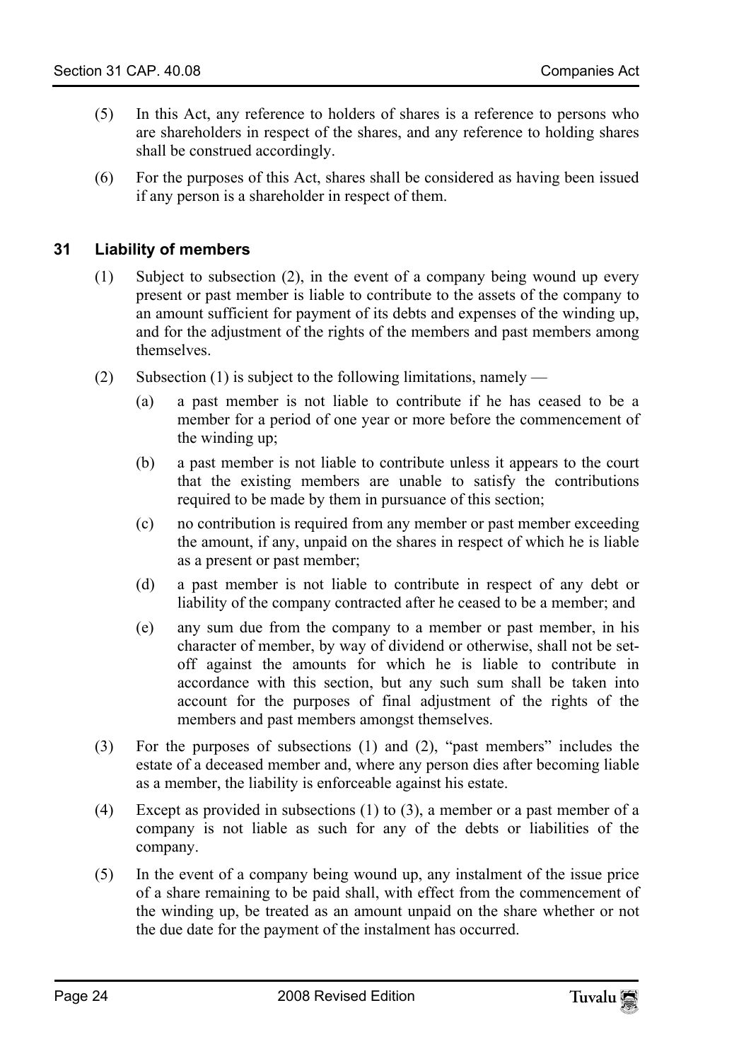(5) In this Act, any reference to holders of shares is a reference to persons who are shareholders in respect of the shares, and any reference to holding shares shall be construed accordingly.

(6) For the purposes of this Act, shares shall be considered as having been issued if any person is a shareholder in respect of them.

### 31 Liability of members

(1) Subject to subsection (2), in the event of a company being wound up every present or past member is liable to contribute to the assets of the company to an amount sufficient for payment of its debts and expenses of the winding up, and for the adjustment of the rights of the members and past members among themselves.

(2) Subsection (1) is subject to the following limitations, namely —

  (a) a past member is not liable to contribute if he has ceased to be a member for a period of one year or more before the commencement of the winding up;

  (b) a past member is not liable to contribute unless it appears to the court that the existing members are unable to satisfy the contributions required to be made by them in pursuance of this section;

  (c) no contribution is required from any member or past member exceeding the amount, if any, unpaid on the shares in respect of which he is liable as a present or past member;

  (d) a past member is not liable to contribute in respect of any debt or liability of the company contracted after he ceased to be a member; and

  (e) any sum due from the company to a member or past member, in his character of member, by way of dividend or otherwise, shall not be set-off against the amounts for which he is liable to contribute in accordance with this section, but any such sum shall be taken into account for the purposes of final adjustment of the rights of the members and past members amongst themselves.

(3) For the purposes of subsections (1) and (2), "past members" includes the estate of a deceased member and, where any person dies after becoming liable as a member, the liability is enforceable against his estate.

(4) Except as provided in subsections (1) to (3), a member or a past member of a company is not liable as such for any of the debts or liabilities of the company.

(5) In the event of a company being wound up, any instalment of the issue price of a share remaining to be paid shall, with effect from the commencement of the winding up, be treated as an amount unpaid on the share whether or not the due date for the payment of the instalment has occurred.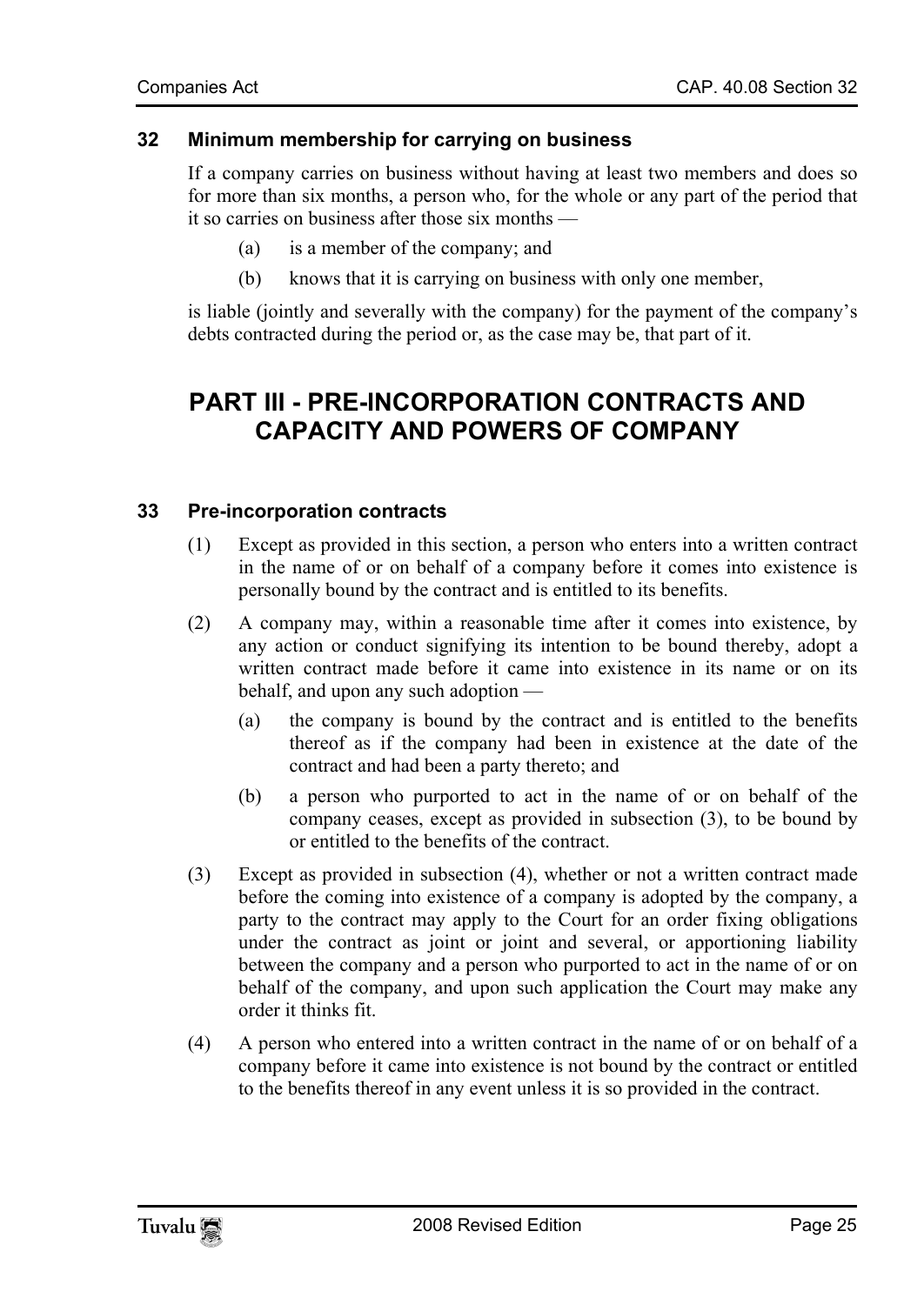### 32 Minimum membership for carrying on business

If a company carries on business without having at least two members and does so for more than six months, a person who, for the whole or any part of the period that it so carries on business after those six months —

(a) is a member of the company; and

(b) knows that it is carrying on business with only one member,

is liable (jointly and severally with the company) for the payment of the company's debts contracted during the period or, as the case may be, that part of it.

## PART III - PRE-INCORPORATION CONTRACTS AND CAPACITY AND POWERS OF COMPANY

### 33 Pre-incorporation contracts

(1) Except as provided in this section, a person who enters into a written contract in the name of or on behalf of a company before it comes into existence is personally bound by the contract and is entitled to its benefits.

(2) A company may, within a reasonable time after it comes into existence, by any action or conduct signifying its intention to be bound thereby, adopt a written contract made before it came into existence in its name or on its behalf, and upon any such adoption —

(a) the company is bound by the contract and is entitled to the benefits thereof as if the company had been in existence at the date of the contract and had been a party thereto; and

(b) a person who purported to act in the name of or on behalf of the company ceases, except as provided in subsection (3), to be bound by or entitled to the benefits of the contract.

(3) Except as provided in subsection (4), whether or not a written contract made before the coming into existence of a company is adopted by the company, a party to the contract may apply to the Court for an order fixing obligations under the contract as joint or joint and several, or apportioning liability between the company and a person who purported to act in the name of or on behalf of the company, and upon such application the Court may make any order it thinks fit.

(4) A person who entered into a written contract in the name of or on behalf of a company before it came into existence is not bound by the contract or entitled to the benefits thereof in any event unless it is so provided in the contract.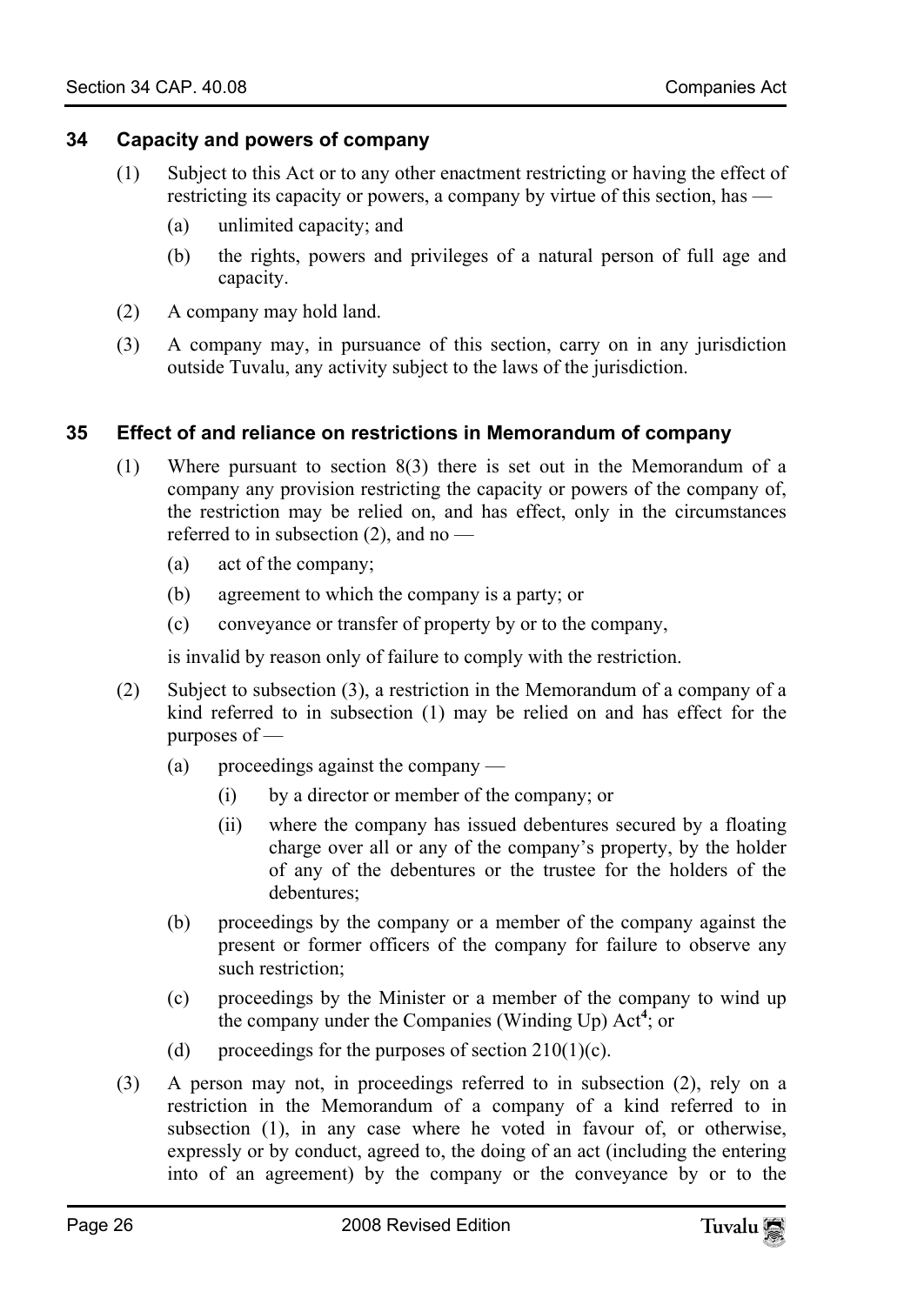### 34 Capacity and powers of company

(1) Subject to this Act or to any other enactment restricting or having the effect of restricting its capacity or powers, a company by virtue of this section, has —

(a) unlimited capacity; and

(b) the rights, powers and privileges of a natural person of full age and capacity.

(2) A company may hold land.

(3) A company may, in pursuance of this section, carry on in any jurisdiction outside Tuvalu, any activity subject to the laws of the jurisdiction.

### 35 Effect of and reliance on restrictions in Memorandum of company

(1) Where pursuant to section 8(3) there is set out in the Memorandum of a company any provision restricting the capacity or powers of the company of, the restriction may be relied on, and has effect, only in the circumstances referred to in subsection (2), and no —

(a) act of the company;

(b) agreement to which the company is a party; or

(c) conveyance or transfer of property by or to the company,

is invalid by reason only of failure to comply with the restriction.

(2) Subject to subsection (3), a restriction in the Memorandum of a company of a kind referred to in subsection (1) may be relied on and has effect for the purposes of —

(a) proceedings against the company —

(i) by a director or member of the company; or

(ii) where the company has issued debentures secured by a floating charge over all or any of the company's property, by the holder of any of the debentures or the trustee for the holders of the debentures;

(b) proceedings by the company or a member of the company against the present or former officers of the company for failure to observe any such restriction;

(c) proceedings by the Minister or a member of the company to wind up the company under the Companies (Winding Up) Act[4]; or

(d) proceedings for the purposes of section 210(1)(c).

(3) A person may not, in proceedings referred to in subsection (2), rely on a restriction in the Memorandum of a company of a kind referred to in subsection (1), in any case where he voted in favour of, or otherwise, expressly or by conduct, agreed to, the doing of an act (including the entering into of an agreement) by the company or the conveyance by or to the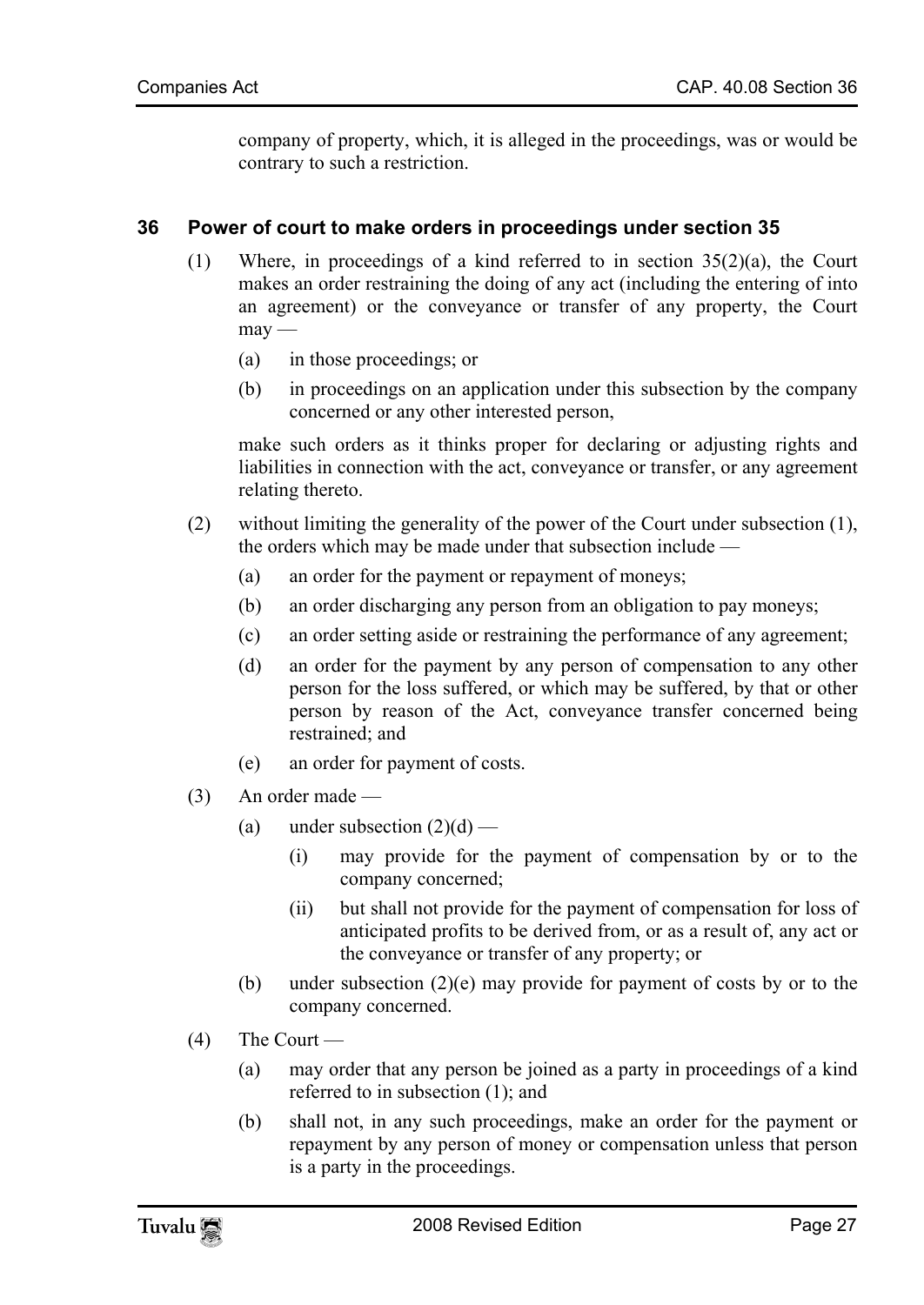company of property, which, it is alleged in the proceedings, was or would be contrary to such a restriction.

### 36 Power of court to make orders in proceedings under section 35

(1) Where, in proceedings of a kind referred to in section 35(2)(a), the Court makes an order restraining the doing of any act (including the entering of into an agreement) or the conveyance or transfer of any property, the Court may —

- (a) in those proceedings; or
- (b) in proceedings on an application under this subsection by the company concerned or any other interested person,

make such orders as it thinks proper for declaring or adjusting rights and liabilities in connection with the act, conveyance or transfer, or any agreement relating thereto.

(2) without limiting the generality of the power of the Court under subsection (1), the orders which may be made under that subsection include —

- (a) an order for the payment or repayment of moneys;
- (b) an order discharging any person from an obligation to pay moneys;
- (c) an order setting aside or restraining the performance of any agreement;
- (d) an order for the payment by any person of compensation to any other person for the loss suffered, or which may be suffered, by that or other person by reason of the Act, conveyance transfer concerned being restrained; and
- (e) an order for payment of costs.

(3) An order made —

- (a) under subsection (2)(d) —
  - (i) may provide for the payment of compensation by or to the company concerned;
  - (ii) but shall not provide for the payment of compensation for loss of anticipated profits to be derived from, or as a result of, any act or the conveyance or transfer of any property; or
- (b) under subsection (2)(e) may provide for payment of costs by or to the company concerned.

(4) The Court —

- (a) may order that any person be joined as a party in proceedings of a kind referred to in subsection (1); and
- (b) shall not, in any such proceedings, make an order for the payment or repayment by any person of money or compensation unless that person is a party in the proceedings.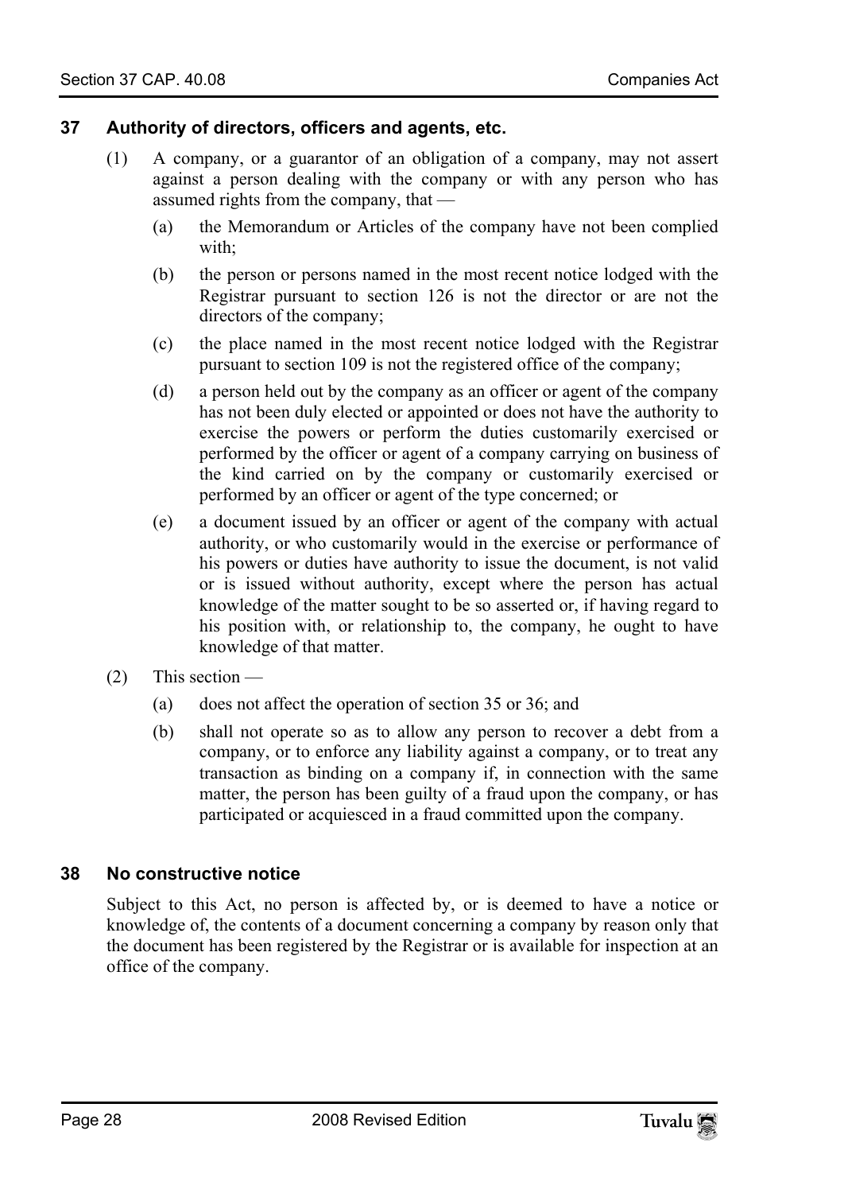### 37 Authority of directors, officers and agents, etc.

(1) A company, or a guarantor of an obligation of a company, may not assert against a person dealing with the company or with any person who has assumed rights from the company, that —

(a) the Memorandum or Articles of the company have not been complied with;

(b) the person or persons named in the most recent notice lodged with the Registrar pursuant to section 126 is not the director or are not the directors of the company;

(c) the place named in the most recent notice lodged with the Registrar pursuant to section 109 is not the registered office of the company;

(d) a person held out by the company as an officer or agent of the company has not been duly elected or appointed or does not have the authority to exercise the powers or perform the duties customarily exercised or performed by the officer or agent of a company carrying on business of the kind carried on by the company or customarily exercised or performed by an officer or agent of the type concerned; or

(e) a document issued by an officer or agent of the company with actual authority, or who customarily would in the exercise or performance of his powers or duties have authority to issue the document, is not valid or is issued without authority, except where the person has actual knowledge of the matter sought to be so asserted or, if having regard to his position with, or relationship to, the company, he ought to have knowledge of that matter.

(2) This section —

(a) does not affect the operation of section 35 or 36; and

(b) shall not operate so as to allow any person to recover a debt from a company, or to enforce any liability against a company, or to treat any transaction as binding on a company if, in connection with the same matter, the person has been guilty of a fraud upon the company, or has participated or acquiesced in a fraud committed upon the company.

### 38 No constructive notice

Subject to this Act, no person is affected by, or is deemed to have a notice or knowledge of, the contents of a document concerning a company by reason only that the document has been registered by the Registrar or is available for inspection at an office of the company.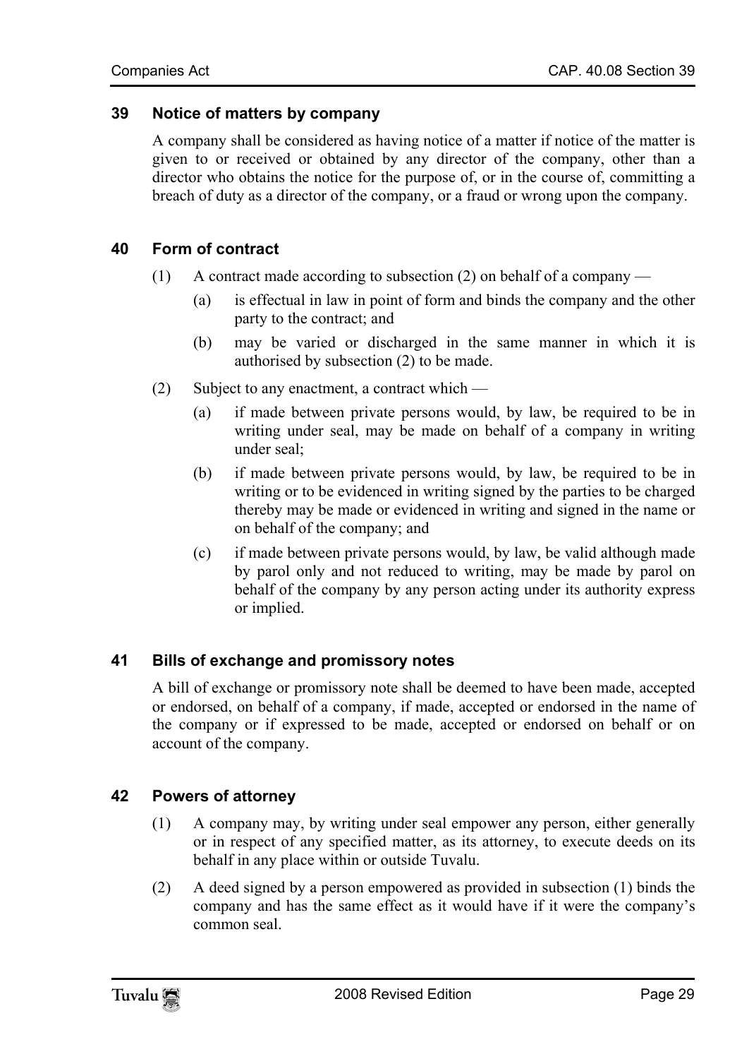### 39 Notice of matters by company

A company shall be considered as having notice of a matter if notice of the matter is given to or received or obtained by any director of the company, other than a director who obtains the notice for the purpose of, or in the course of, committing a breach of duty as a director of the company, or a fraud or wrong upon the company.

### 40 Form of contract

(1) A contract made according to subsection (2) on behalf of a company —

(a) is effectual in law in point of form and binds the company and the other party to the contract; and

(b) may be varied or discharged in the same manner in which it is authorised by subsection (2) to be made.

(2) Subject to any enactment, a contract which —

(a) if made between private persons would, by law, be required to be in writing under seal, may be made on behalf of a company in writing under seal;

(b) if made between private persons would, by law, be required to be in writing or to be evidenced in writing signed by the parties to be charged thereby may be made or evidenced in writing and signed in the name or on behalf of the company; and

(c) if made between private persons would, by law, be valid although made by parol only and not reduced to writing, may be made by parol on behalf of the company by any person acting under its authority express or implied.

### 41 Bills of exchange and promissory notes

A bill of exchange or promissory note shall be deemed to have been made, accepted or endorsed, on behalf of a company, if made, accepted or endorsed in the name of the company or if expressed to be made, accepted or endorsed on behalf or on account of the company.

### 42 Powers of attorney

(1) A company may, by writing under seal empower any person, either generally or in respect of any specified matter, as its attorney, to execute deeds on its behalf in any place within or outside Tuvalu.

(2) A deed signed by a person empowered as provided in subsection (1) binds the company and has the same effect as it would have if it were the company's common seal.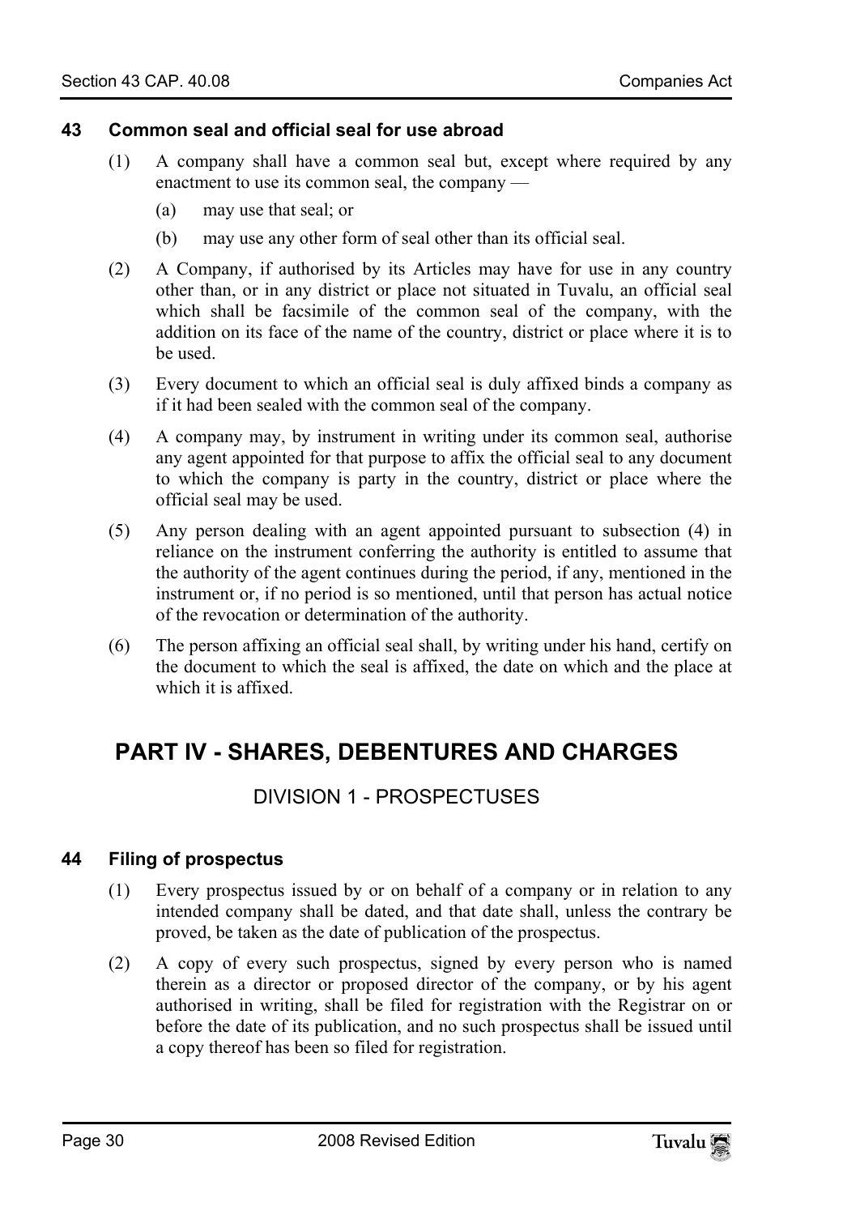### 43 Common seal and official seal for use abroad

(1) A company shall have a common seal but, except where required by any enactment to use its common seal, the company —

(a) may use that seal; or

(b) may use any other form of seal other than its official seal.

(2) A Company, if authorised by its Articles may have for use in any country other than, or in any district or place not situated in Tuvalu, an official seal which shall be facsimile of the common seal of the company, with the addition on its face of the name of the country, district or place where it is to be used.

(3) Every document to which an official seal is duly affixed binds a company as if it had been sealed with the common seal of the company.

(4) A company may, by instrument in writing under its common seal, authorise any agent appointed for that purpose to affix the official seal to any document to which the company is party in the country, district or place where the official seal may be used.

(5) Any person dealing with an agent appointed pursuant to subsection (4) in reliance on the instrument conferring the authority is entitled to assume that the authority of the agent continues during the period, if any, mentioned in the instrument or, if no period is so mentioned, until that person has actual notice of the revocation or determination of the authority.

(6) The person affixing an official seal shall, by writing under his hand, certify on the document to which the seal is affixed, the date on which and the place at which it is affixed.

# PART IV - SHARES, DEBENTURES AND CHARGES

## DIVISION 1 - PROSPECTUSES

### 44 Filing of prospectus

(1) Every prospectus issued by or on behalf of a company or in relation to any intended company shall be dated, and that date shall, unless the contrary be proved, be taken as the date of publication of the prospectus.

(2) A copy of every such prospectus, signed by every person who is named therein as a director or proposed director of the company, or by his agent authorised in writing, shall be filed for registration with the Registrar on or before the date of its publication, and no such prospectus shall be issued until a copy thereof has been so filed for registration.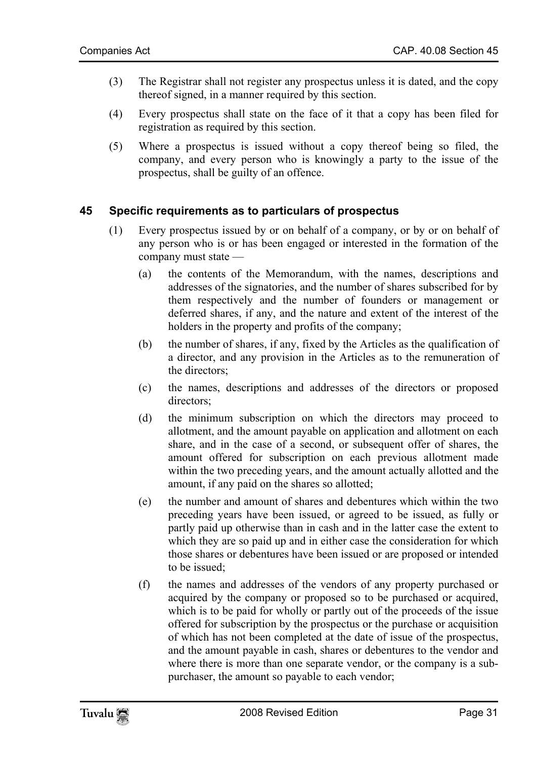(3) The Registrar shall not register any prospectus unless it is dated, and the copy thereof signed, in a manner required by this section.

(4) Every prospectus shall state on the face of it that a copy has been filed for registration as required by this section.

(5) Where a prospectus is issued without a copy thereof being so filed, the company, and every person who is knowingly a party to the issue of the prospectus, shall be guilty of an offence.

### 45 Specific requirements as to particulars of prospectus

(1) Every prospectus issued by or on behalf of a company, or by or on behalf of any person who is or has been engaged or interested in the formation of the company must state —

(a) the contents of the Memorandum, with the names, descriptions and addresses of the signatories, and the number of shares subscribed for by them respectively and the number of founders or management or deferred shares, if any, and the nature and extent of the interest of the holders in the property and profits of the company;

(b) the number of shares, if any, fixed by the Articles as the qualification of a director, and any provision in the Articles as to the remuneration of the directors;

(c) the names, descriptions and addresses of the directors or proposed directors;

(d) the minimum subscription on which the directors may proceed to allotment, and the amount payable on application and allotment on each share, and in the case of a second, or subsequent offer of shares, the amount offered for subscription on each previous allotment made within the two preceding years, and the amount actually allotted and the amount, if any paid on the shares so allotted;

(e) the number and amount of shares and debentures which within the two preceding years have been issued, or agreed to be issued, as fully or partly paid up otherwise than in cash and in the latter case the extent to which they are so paid up and in either case the consideration for which those shares or debentures have been issued or are proposed or intended to be issued;

(f) the names and addresses of the vendors of any property purchased or acquired by the company or proposed so to be purchased or acquired, which is to be paid for wholly or partly out of the proceeds of the issue offered for subscription by the prospectus or the purchase or acquisition of which has not been completed at the date of issue of the prospectus, and the amount payable in cash, shares or debentures to the vendor and where there is more than one separate vendor, or the company is a sub-purchaser, the amount so payable to each vendor;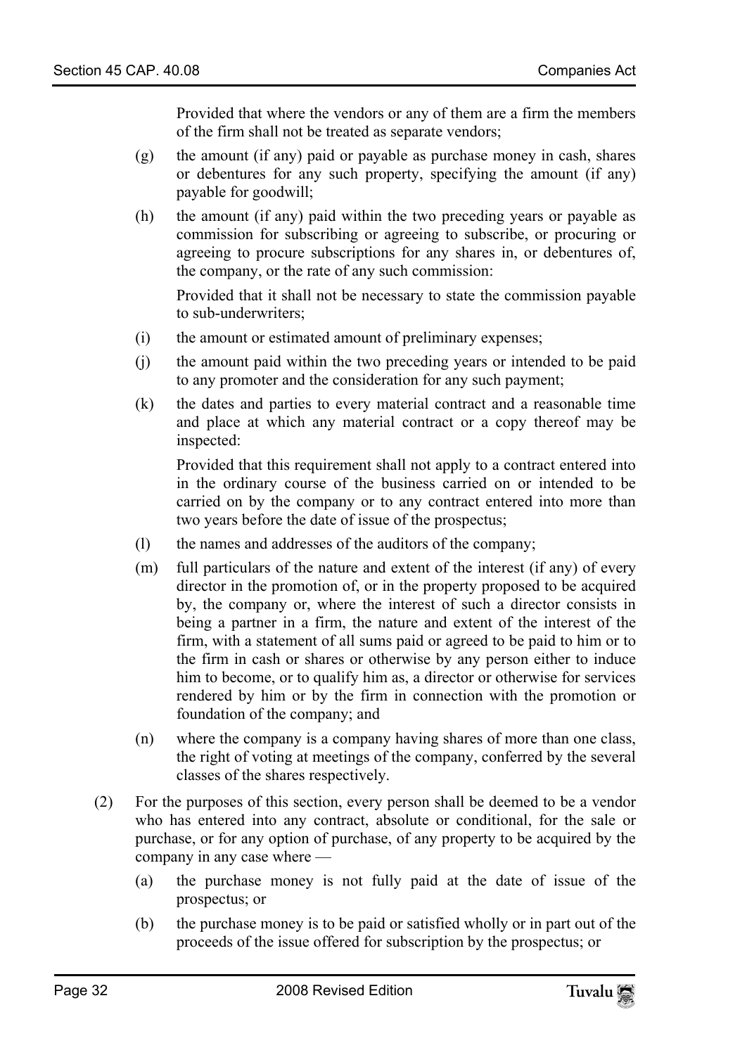Provided that where the vendors or any of them are a firm the members of the firm shall not be treated as separate vendors;

(g) the amount (if any) paid or payable as purchase money in cash, shares or debentures for any such property, specifying the amount (if any) payable for goodwill;

(h) the amount (if any) paid within the two preceding years or payable as commission for subscribing or agreeing to subscribe, or procuring or agreeing to procure subscriptions for any shares in, or debentures of, the company, or the rate of any such commission:

Provided that it shall not be necessary to state the commission payable to sub-underwriters;

(i) the amount or estimated amount of preliminary expenses;

(j) the amount paid within the two preceding years or intended to be paid to any promoter and the consideration for any such payment;

(k) the dates and parties to every material contract and a reasonable time and place at which any material contract or a copy thereof may be inspected:

Provided that this requirement shall not apply to a contract entered into in the ordinary course of the business carried on or intended to be carried on by the company or to any contract entered into more than two years before the date of issue of the prospectus;

(l) the names and addresses of the auditors of the company;

(m) full particulars of the nature and extent of the interest (if any) of every director in the promotion of, or in the property proposed to be acquired by, the company or, where the interest of such a director consists in being a partner in a firm, the nature and extent of the interest of the firm, with a statement of all sums paid or agreed to be paid to him or to the firm in cash or shares or otherwise by any person either to induce him to become, or to qualify him as, a director or otherwise for services rendered by him or by the firm in connection with the promotion or foundation of the company; and

(n) where the company is a company having shares of more than one class, the right of voting at meetings of the company, conferred by the several classes of the shares respectively.

(2) For the purposes of this section, every person shall be deemed to be a vendor who has entered into any contract, absolute or conditional, for the sale or purchase, or for any option of purchase, of any property to be acquired by the company in any case where —

(a) the purchase money is not fully paid at the date of issue of the prospectus; or

(b) the purchase money is to be paid or satisfied wholly or in part out of the proceeds of the issue offered for subscription by the prospectus; or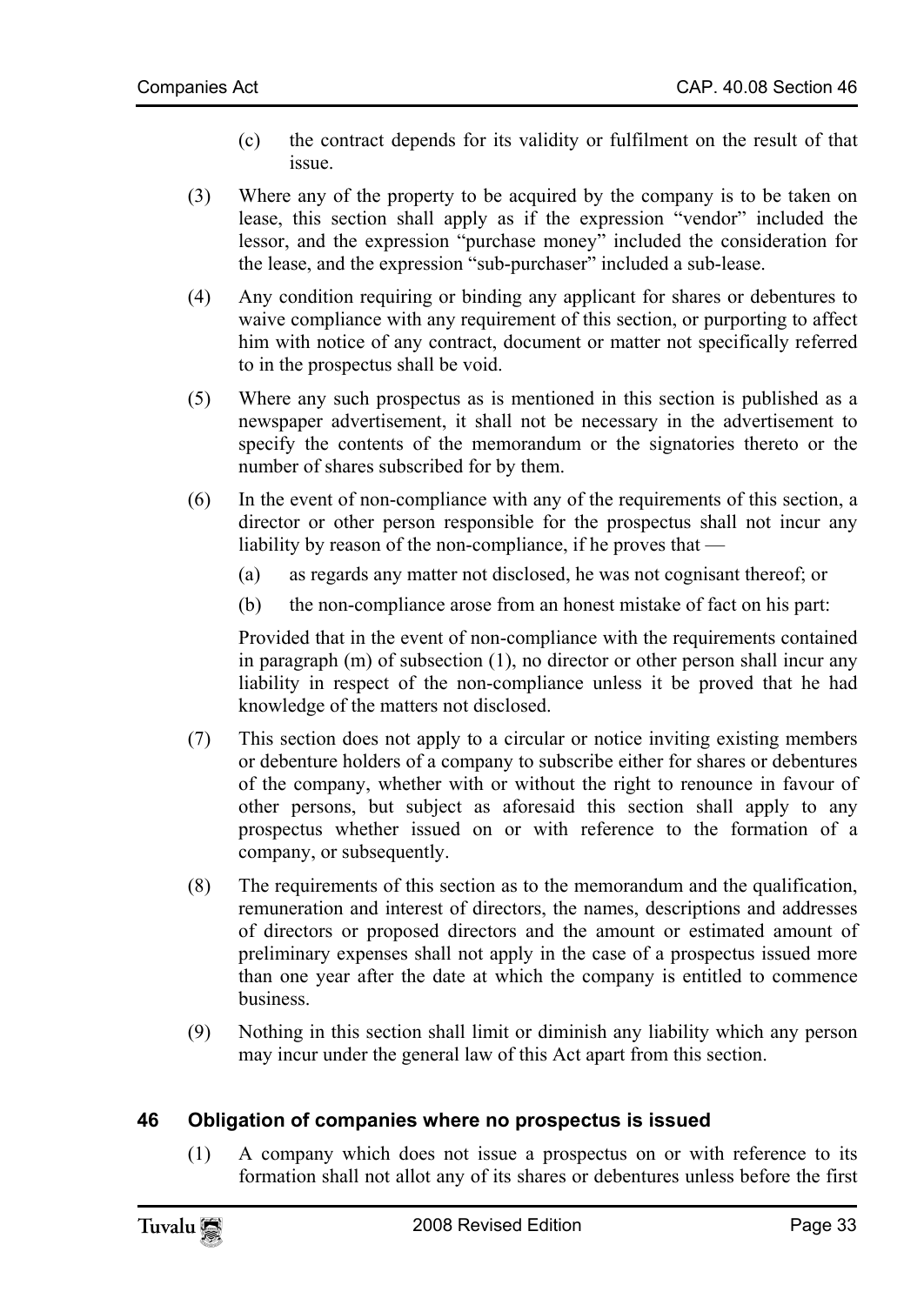(c) the contract depends for its validity or fulfilment on the result of that issue.

(3) Where any of the property to be acquired by the company is to be taken on lease, this section shall apply as if the expression "vendor" included the lessor, and the expression "purchase money" included the consideration for the lease, and the expression "sub-purchaser" included a sub-lease.

(4) Any condition requiring or binding any applicant for shares or debentures to waive compliance with any requirement of this section, or purporting to affect him with notice of any contract, document or matter not specifically referred to in the prospectus shall be void.

(5) Where any such prospectus as is mentioned in this section is published as a newspaper advertisement, it shall not be necessary in the advertisement to specify the contents of the memorandum or the signatories thereto or the number of shares subscribed for by them.

(6) In the event of non-compliance with any of the requirements of this section, a director or other person responsible for the prospectus shall not incur any liability by reason of the non-compliance, if he proves that —

(a) as regards any matter not disclosed, he was not cognisant thereof; or

(b) the non-compliance arose from an honest mistake of fact on his part:

Provided that in the event of non-compliance with the requirements contained in paragraph (m) of subsection (1), no director or other person shall incur any liability in respect of the non-compliance unless it be proved that he had knowledge of the matters not disclosed.

(7) This section does not apply to a circular or notice inviting existing members or debenture holders of a company to subscribe either for shares or debentures of the company, whether with or without the right to renounce in favour of other persons, but subject as aforesaid this section shall apply to any prospectus whether issued on or with reference to the formation of a company, or subsequently.

(8) The requirements of this section as to the memorandum and the qualification, remuneration and interest of directors, the names, descriptions and addresses of directors or proposed directors and the amount or estimated amount of preliminary expenses shall not apply in the case of a prospectus issued more than one year after the date at which the company is entitled to commence business.

(9) Nothing in this section shall limit or diminish any liability which any person may incur under the general law of this Act apart from this section.

### 46 Obligation of companies where no prospectus is issued

(1) A company which does not issue a prospectus on or with reference to its formation shall not allot any of its shares or debentures unless before the first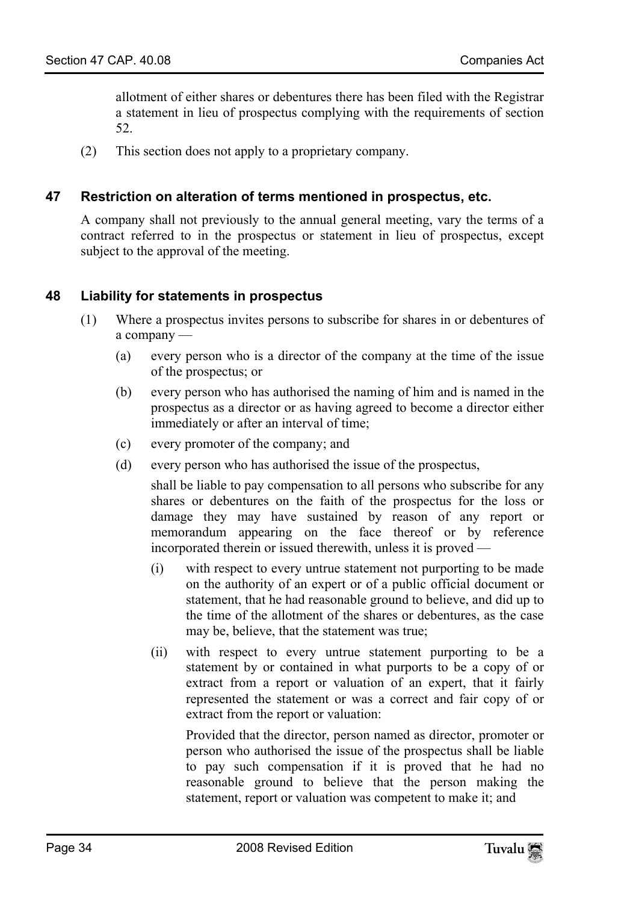allotment of either shares or debentures there has been filed with the Registrar a statement in lieu of prospectus complying with the requirements of section 52.

(2) This section does not apply to a proprietary company.

### 47 Restriction on alteration of terms mentioned in prospectus, etc.

A company shall not previously to the annual general meeting, vary the terms of a contract referred to in the prospectus or statement in lieu of prospectus, except subject to the approval of the meeting.

### 48 Liability for statements in prospectus

(1) Where a prospectus invites persons to subscribe for shares in or debentures of a company —

(a) every person who is a director of the company at the time of the issue of the prospectus; or

(b) every person who has authorised the naming of him and is named in the prospectus as a director or as having agreed to become a director either immediately or after an interval of time;

(c) every promoter of the company; and

(d) every person who has authorised the issue of the prospectus,

shall be liable to pay compensation to all persons who subscribe for any shares or debentures on the faith of the prospectus for the loss or damage they may have sustained by reason of any report or memorandum appearing on the face thereof or by reference incorporated therein or issued therewith, unless it is proved —

(i) with respect to every untrue statement not purporting to be made on the authority of an expert or of a public official document or statement, that he had reasonable ground to believe, and did up to the time of the allotment of the shares or debentures, as the case may be, believe, that the statement was true;

(ii) with respect to every untrue statement purporting to be a statement by or contained in what purports to be a copy of or extract from a report or valuation of an expert, that it fairly represented the statement or was a correct and fair copy of or extract from the report or valuation:

Provided that the director, person named as director, promoter or person who authorised the issue of the prospectus shall be liable to pay such compensation if it is proved that he had no reasonable ground to believe that the person making the statement, report or valuation was competent to make it; and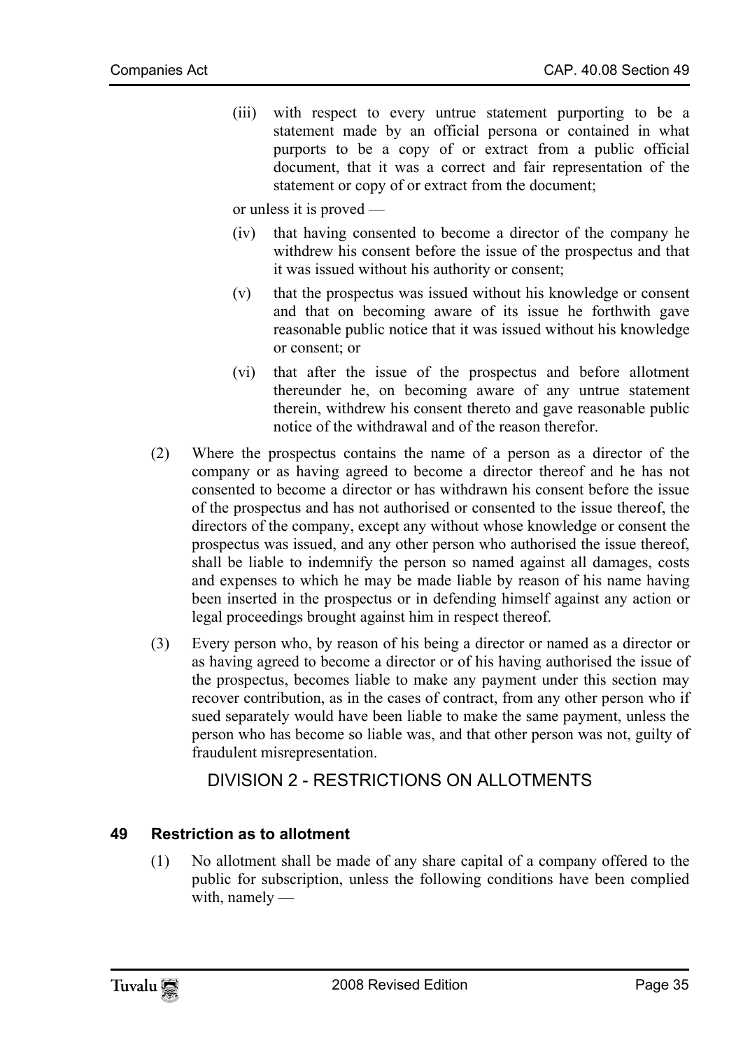(iii) with respect to every untrue statement purporting to be a statement made by an official persona or contained in what purports to be a copy of or extract from a public official document, that it was a correct and fair representation of the statement or copy of or extract from the document;

or unless it is proved —

(iv) that having consented to become a director of the company he withdrew his consent before the issue of the prospectus and that it was issued without his authority or consent;

(v) that the prospectus was issued without his knowledge or consent and that on becoming aware of its issue he forthwith gave reasonable public notice that it was issued without his knowledge or consent; or

(vi) that after the issue of the prospectus and before allotment thereunder he, on becoming aware of any untrue statement therein, withdrew his consent thereto and gave reasonable public notice of the withdrawal and of the reason therefor.

(2) Where the prospectus contains the name of a person as a director of the company or as having agreed to become a director thereof and he has not consented to become a director or has withdrawn his consent before the issue of the prospectus and has not authorised or consented to the issue thereof, the directors of the company, except any without whose knowledge or consent the prospectus was issued, and any other person who authorised the issue thereof, shall be liable to indemnify the person so named against all damages, costs and expenses to which he may be made liable by reason of his name having been inserted in the prospectus or in defending himself against any action or legal proceedings brought against him in respect thereof.

(3) Every person who, by reason of his being a director or named as a director or as having agreed to become a director or of his having authorised the issue of the prospectus, becomes liable to make any payment under this section may recover contribution, as in the cases of contract, from any other person who if sued separately would have been liable to make the same payment, unless the person who has become so liable was, and that other person was not, guilty of fraudulent misrepresentation.

## DIVISION 2 - RESTRICTIONS ON ALLOTMENTS

### 49 Restriction as to allotment

(1) No allotment shall be made of any share capital of a company offered to the public for subscription, unless the following conditions have been complied with, namely —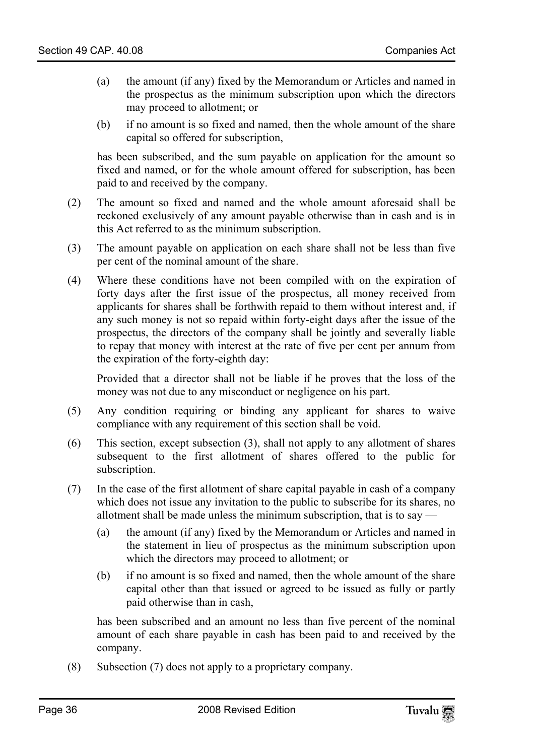(a) the amount (if any) fixed by the Memorandum or Articles and named in the prospectus as the minimum subscription upon which the directors may proceed to allotment; or

(b) if no amount is so fixed and named, then the whole amount of the share capital so offered for subscription,

has been subscribed, and the sum payable on application for the amount so fixed and named, or for the whole amount offered for subscription, has been paid to and received by the company.

(2) The amount so fixed and named and the whole amount aforesaid shall be reckoned exclusively of any amount payable otherwise than in cash and is in this Act referred to as the minimum subscription.

(3) The amount payable on application on each share shall not be less than five per cent of the nominal amount of the share.

(4) Where these conditions have not been compiled with on the expiration of forty days after the first issue of the prospectus, all money received from applicants for shares shall be forthwith repaid to them without interest and, if any such money is not so repaid within forty-eight days after the issue of the prospectus, the directors of the company shall be jointly and severally liable to repay that money with interest at the rate of five per cent per annum from the expiration of the forty-eighth day:

Provided that a director shall not be liable if he proves that the loss of the money was not due to any misconduct or negligence on his part.

(5) Any condition requiring or binding any applicant for shares to waive compliance with any requirement of this section shall be void.

(6) This section, except subsection (3), shall not apply to any allotment of shares subsequent to the first allotment of shares offered to the public for subscription.

(7) In the case of the first allotment of share capital payable in cash of a company which does not issue any invitation to the public to subscribe for its shares, no allotment shall be made unless the minimum subscription, that is to say —

(a) the amount (if any) fixed by the Memorandum or Articles and named in the statement in lieu of prospectus as the minimum subscription upon which the directors may proceed to allotment; or

(b) if no amount is so fixed and named, then the whole amount of the share capital other than that issued or agreed to be issued as fully or partly paid otherwise than in cash,

has been subscribed and an amount no less than five percent of the nominal amount of each share payable in cash has been paid to and received by the company.

(8) Subsection (7) does not apply to a proprietary company.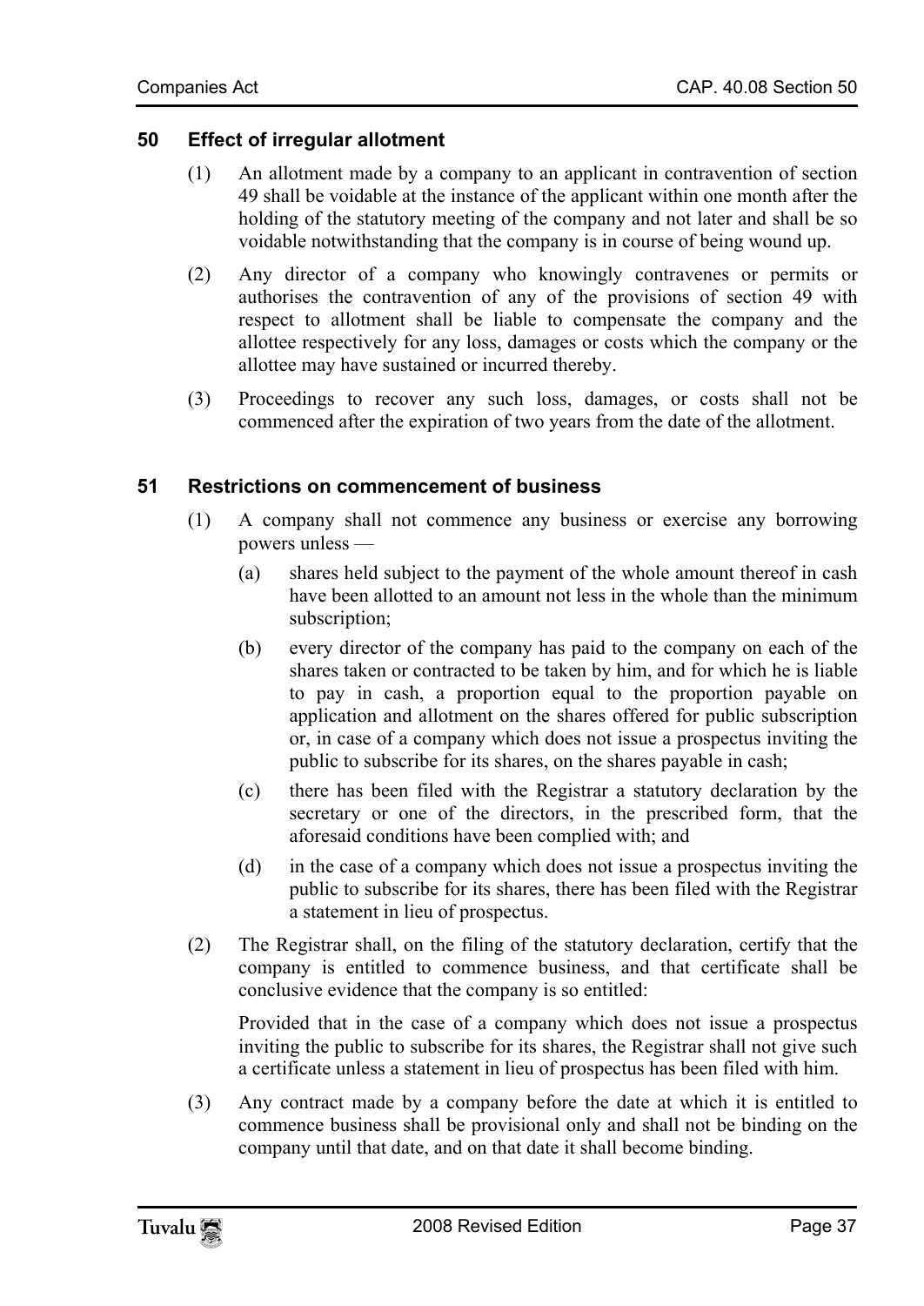## 50 Effect of irregular allotment

(1) An allotment made by a company to an applicant in contravention of section 49 shall be voidable at the instance of the applicant within one month after the holding of the statutory meeting of the company and not later and shall be so voidable notwithstanding that the company is in course of being wound up.

(2) Any director of a company who knowingly contravenes or permits or authorises the contravention of any of the provisions of section 49 with respect to allotment shall be liable to compensate the company and the allottee respectively for any loss, damages or costs which the company or the allottee may have sustained or incurred thereby.

(3) Proceedings to recover any such loss, damages, or costs shall not be commenced after the expiration of two years from the date of the allotment.

## 51 Restrictions on commencement of business

(1) A company shall not commence any business or exercise any borrowing powers unless —

(a) shares held subject to the payment of the whole amount thereof in cash have been allotted to an amount not less in the whole than the minimum subscription;

(b) every director of the company has paid to the company on each of the shares taken or contracted to be taken by him, and for which he is liable to pay in cash, a proportion equal to the proportion payable on application and allotment on the shares offered for public subscription or, in case of a company which does not issue a prospectus inviting the public to subscribe for its shares, on the shares payable in cash;

(c) there has been filed with the Registrar a statutory declaration by the secretary or one of the directors, in the prescribed form, that the aforesaid conditions have been complied with; and

(d) in the case of a company which does not issue a prospectus inviting the public to subscribe for its shares, there has been filed with the Registrar a statement in lieu of prospectus.

(2) The Registrar shall, on the filing of the statutory declaration, certify that the company is entitled to commence business, and that certificate shall be conclusive evidence that the company is so entitled:

Provided that in the case of a company which does not issue a prospectus inviting the public to subscribe for its shares, the Registrar shall not give such a certificate unless a statement in lieu of prospectus has been filed with him.

(3) Any contract made by a company before the date at which it is entitled to commence business shall be provisional only and shall not be binding on the company until that date, and on that date it shall become binding.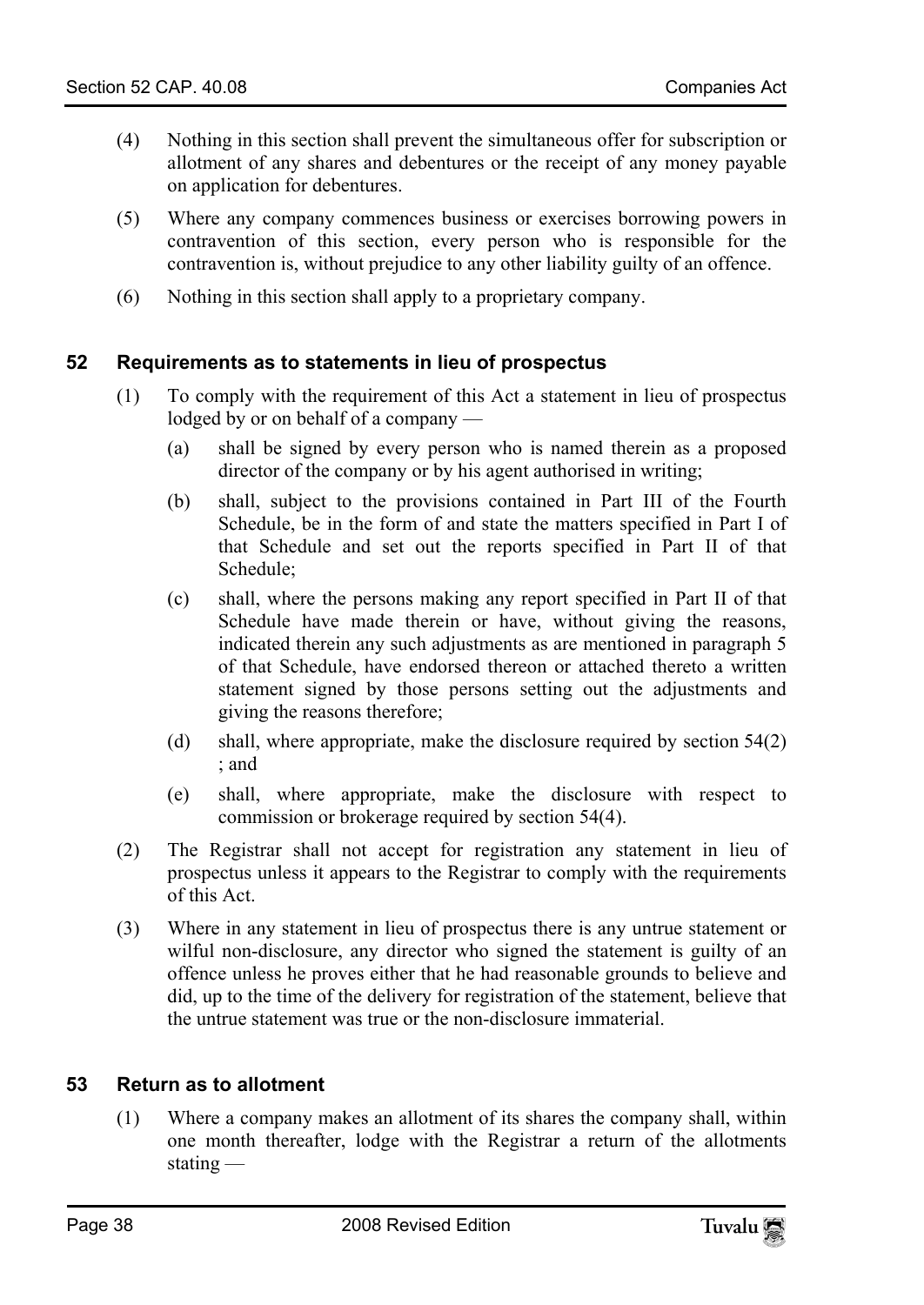(4) Nothing in this section shall prevent the simultaneous offer for subscription or allotment of any shares and debentures or the receipt of any money payable on application for debentures.

(5) Where any company commences business or exercises borrowing powers in contravention of this section, every person who is responsible for the contravention is, without prejudice to any other liability guilty of an offence.

(6) Nothing in this section shall apply to a proprietary company.

## 52 Requirements as to statements in lieu of prospectus

(1) To comply with the requirement of this Act a statement in lieu of prospectus lodged by or on behalf of a company —

(a) shall be signed by every person who is named therein as a proposed director of the company or by his agent authorised in writing;

(b) shall, subject to the provisions contained in Part III of the Fourth Schedule, be in the form of and state the matters specified in Part I of that Schedule and set out the reports specified in Part II of that Schedule;

(c) shall, where the persons making any report specified in Part II of that Schedule have made therein or have, without giving the reasons, indicated therein any such adjustments as are mentioned in paragraph 5 of that Schedule, have endorsed thereon or attached thereto a written statement signed by those persons setting out the adjustments and giving the reasons therefore;

(d) shall, where appropriate, make the disclosure required by section 54(2) ; and

(e) shall, where appropriate, make the disclosure with respect to commission or brokerage required by section 54(4).

(2) The Registrar shall not accept for registration any statement in lieu of prospectus unless it appears to the Registrar to comply with the requirements of this Act.

(3) Where in any statement in lieu of prospectus there is any untrue statement or wilful non-disclosure, any director who signed the statement is guilty of an offence unless he proves either that he had reasonable grounds to believe and did, up to the time of the delivery for registration of the statement, believe that the untrue statement was true or the non-disclosure immaterial.

## 53 Return as to allotment

(1) Where a company makes an allotment of its shares the company shall, within one month thereafter, lodge with the Registrar a return of the allotments stating —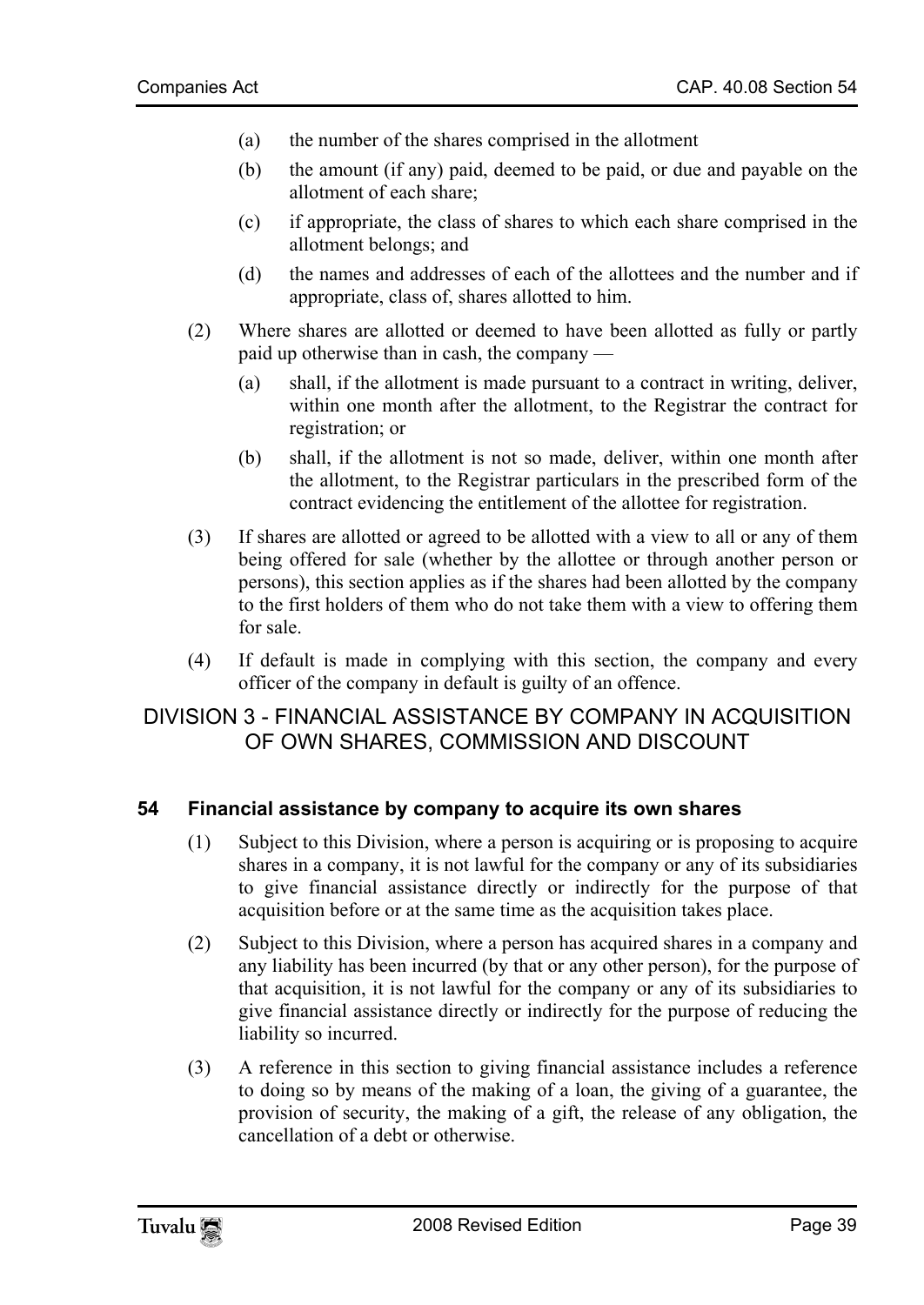(a) the number of the shares comprised in the allotment

(b) the amount (if any) paid, deemed to be paid, or due and payable on the allotment of each share;

(c) if appropriate, the class of shares to which each share comprised in the allotment belongs; and

(d) the names and addresses of each of the allottees and the number and if appropriate, class of, shares allotted to him.

(2) Where shares are allotted or deemed to have been allotted as fully or partly paid up otherwise than in cash, the company —

(a) shall, if the allotment is made pursuant to a contract in writing, deliver, within one month after the allotment, to the Registrar the contract for registration; or

(b) shall, if the allotment is not so made, deliver, within one month after the allotment, to the Registrar particulars in the prescribed form of the contract evidencing the entitlement of the allottee for registration.

(3) If shares are allotted or agreed to be allotted with a view to all or any of them being offered for sale (whether by the allottee or through another person or persons), this section applies as if the shares had been allotted by the company to the first holders of them who do not take them with a view to offering them for sale.

(4) If default is made in complying with this section, the company and every officer of the company in default is guilty of an offence.

## DIVISION 3 - FINANCIAL ASSISTANCE BY COMPANY IN ACQUISITION OF OWN SHARES, COMMISSION AND DISCOUNT

### 54 Financial assistance by company to acquire its own shares

(1) Subject to this Division, where a person is acquiring or is proposing to acquire shares in a company, it is not lawful for the company or any of its subsidiaries to give financial assistance directly or indirectly for the purpose of that acquisition before or at the same time as the acquisition takes place.

(2) Subject to this Division, where a person has acquired shares in a company and any liability has been incurred (by that or any other person), for the purpose of that acquisition, it is not lawful for the company or any of its subsidiaries to give financial assistance directly or indirectly for the purpose of reducing the liability so incurred.

(3) A reference in this section to giving financial assistance includes a reference to doing so by means of the making of a loan, the giving of a guarantee, the provision of security, the making of a gift, the release of any obligation, the cancellation of a debt or otherwise.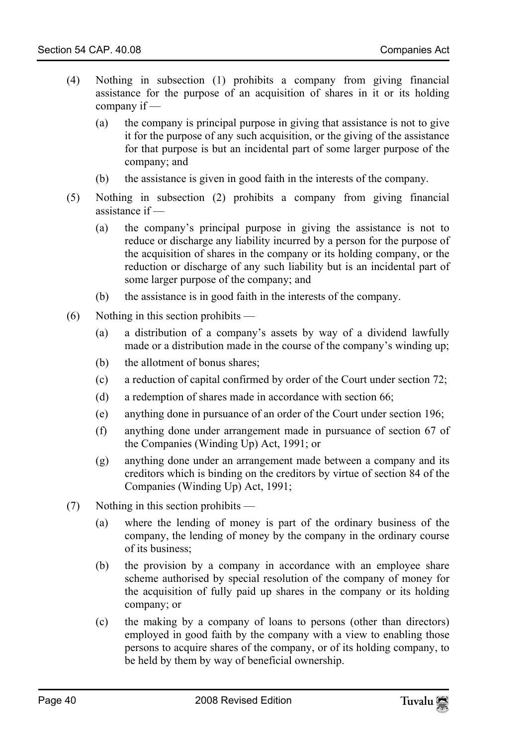(4) Nothing in subsection (1) prohibits a company from giving financial assistance for the purpose of an acquisition of shares in it or its holding company if —

 (a) the company is principal purpose in giving that assistance is not to give it for the purpose of any such acquisition, or the giving of the assistance for that purpose is but an incidental part of some larger purpose of the company; and

 (b) the assistance is given in good faith in the interests of the company.

(5) Nothing in subsection (2) prohibits a company from giving financial assistance if —

 (a) the company's principal purpose in giving the assistance is not to reduce or discharge any liability incurred by a person for the purpose of the acquisition of shares in the company or its holding company, or the reduction or discharge of any such liability but is an incidental part of some larger purpose of the company; and

 (b) the assistance is in good faith in the interests of the company.

(6) Nothing in this section prohibits —

 (a) a distribution of a company's assets by way of a dividend lawfully made or a distribution made in the course of the company's winding up;

 (b) the allotment of bonus shares;

 (c) a reduction of capital confirmed by order of the Court under section 72;

 (d) a redemption of shares made in accordance with section 66;

 (e) anything done in pursuance of an order of the Court under section 196;

 (f) anything done under arrangement made in pursuance of section 67 of the Companies (Winding Up) Act, 1991; or

 (g) anything done under an arrangement made between a company and its creditors which is binding on the creditors by virtue of section 84 of the Companies (Winding Up) Act, 1991;

(7) Nothing in this section prohibits —

 (a) where the lending of money is part of the ordinary business of the company, the lending of money by the company in the ordinary course of its business;

 (b) the provision by a company in accordance with an employee share scheme authorised by special resolution of the company of money for the acquisition of fully paid up shares in the company or its holding company; or

 (c) the making by a company of loans to persons (other than directors) employed in good faith by the company with a view to enabling those persons to acquire shares of the company, or of its holding company, to be held by them by way of beneficial ownership.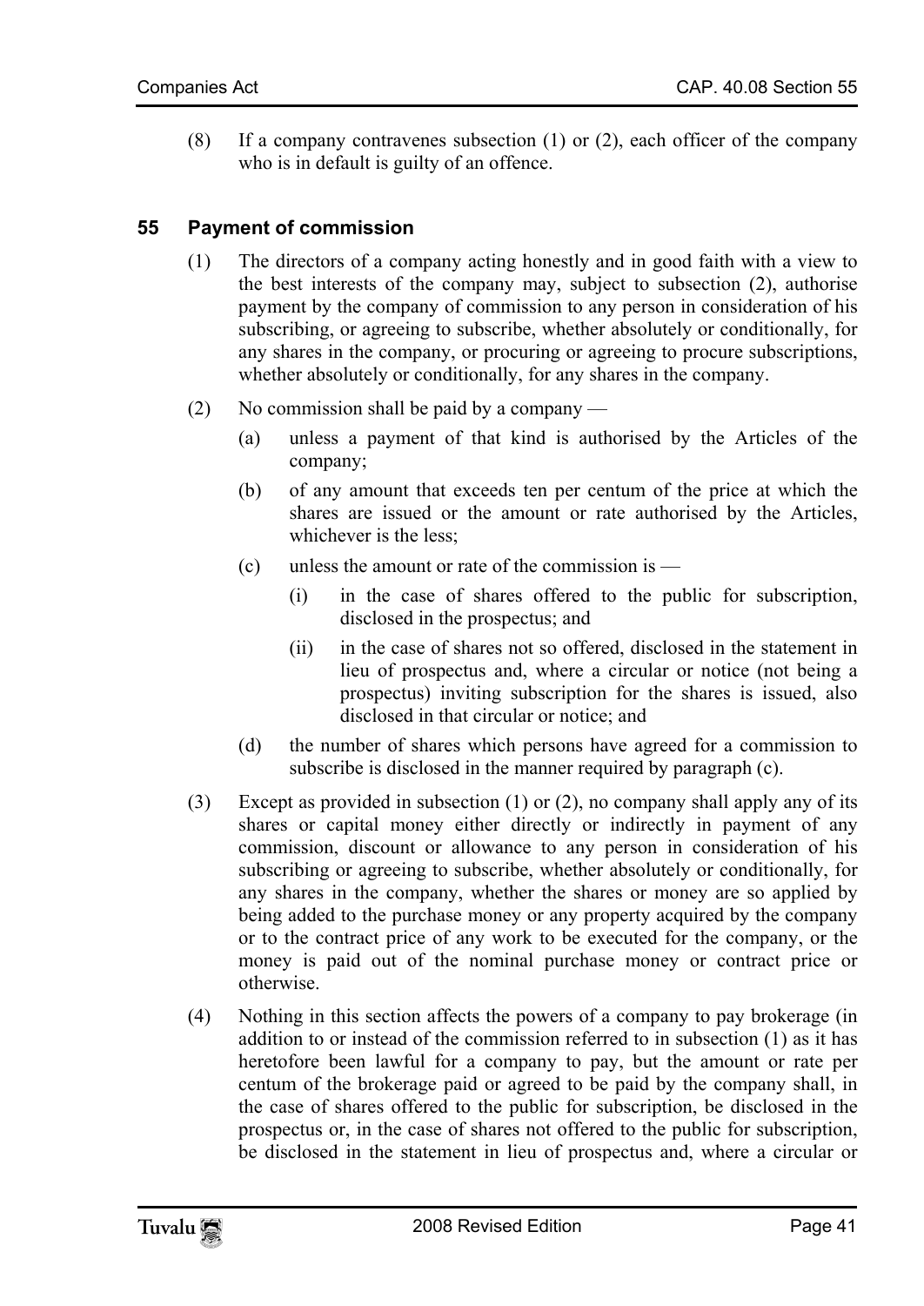(8) If a company contravenes subsection (1) or (2), each officer of the company who is in default is guilty of an offence.

## 55 Payment of commission

(1) The directors of a company acting honestly and in good faith with a view to the best interests of the company may, subject to subsection (2), authorise payment by the company of commission to any person in consideration of his subscribing, or agreeing to subscribe, whether absolutely or conditionally, for any shares in the company, or procuring or agreeing to procure subscriptions, whether absolutely or conditionally, for any shares in the company.

(2) No commission shall be paid by a company —

- (a) unless a payment of that kind is authorised by the Articles of the company;
- (b) of any amount that exceeds ten per centum of the price at which the shares are issued or the amount or rate authorised by the Articles, whichever is the less;
- (c) unless the amount or rate of the commission is —
  - (i) in the case of shares offered to the public for subscription, disclosed in the prospectus; and
  - (ii) in the case of shares not so offered, disclosed in the statement in lieu of prospectus and, where a circular or notice (not being a prospectus) inviting subscription for the shares is issued, also disclosed in that circular or notice; and
- (d) the number of shares which persons have agreed for a commission to subscribe is disclosed in the manner required by paragraph (c).

(3) Except as provided in subsection (1) or (2), no company shall apply any of its shares or capital money either directly or indirectly in payment of any commission, discount or allowance to any person in consideration of his subscribing or agreeing to subscribe, whether absolutely or conditionally, for any shares in the company, whether the shares or money are so applied by being added to the purchase money or any property acquired by the company or to the contract price of any work to be executed for the company, or the money is paid out of the nominal purchase money or contract price or otherwise.

(4) Nothing in this section affects the powers of a company to pay brokerage (in addition to or instead of the commission referred to in subsection (1) as it has heretofore been lawful for a company to pay, but the amount or rate per centum of the brokerage paid or agreed to be paid by the company shall, in the case of shares offered to the public for subscription, be disclosed in the prospectus or, in the case of shares not offered to the public for subscription, be disclosed in the statement in lieu of prospectus and, where a circular or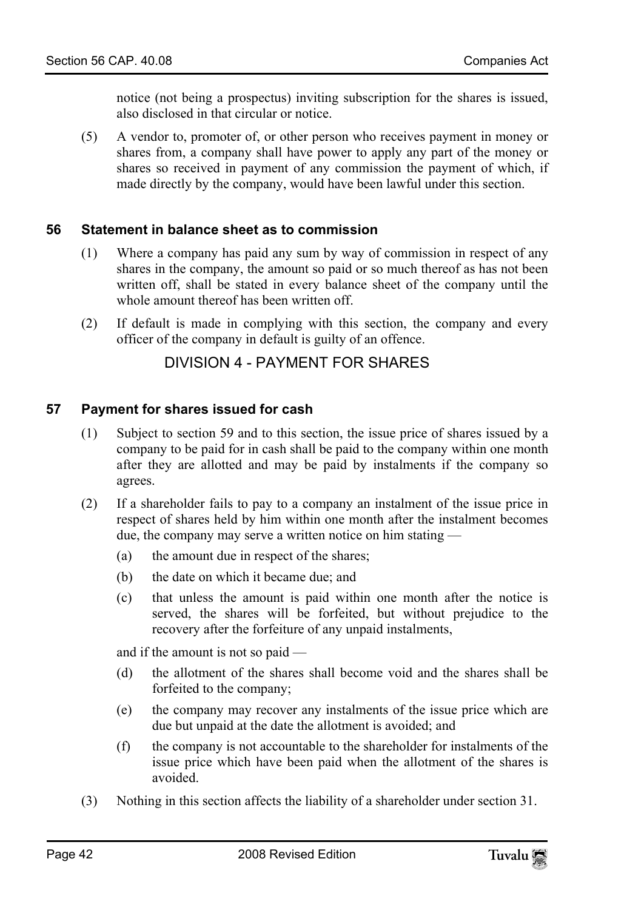notice (not being a prospectus) inviting subscription for the shares is issued, also disclosed in that circular or notice.

(5) A vendor to, promoter of, or other person who receives payment in money or shares from, a company shall have power to apply any part of the money or shares so received in payment of any commission the payment of which, if made directly by the company, would have been lawful under this section.

### 56 Statement in balance sheet as to commission

(1) Where a company has paid any sum by way of commission in respect of any shares in the company, the amount so paid or so much thereof as has not been written off, shall be stated in every balance sheet of the company until the whole amount thereof has been written off.

(2) If default is made in complying with this section, the company and every officer of the company in default is guilty of an offence.

## DIVISION 4 - PAYMENT FOR SHARES

### 57 Payment for shares issued for cash

(1) Subject to section 59 and to this section, the issue price of shares issued by a company to be paid for in cash shall be paid to the company within one month after they are allotted and may be paid by instalments if the company so agrees.

(2) If a shareholder fails to pay to a company an instalment of the issue price in respect of shares held by him within one month after the instalment becomes due, the company may serve a written notice on him stating —

(a) the amount due in respect of the shares;

(b) the date on which it became due; and

(c) that unless the amount is paid within one month after the notice is served, the shares will be forfeited, but without prejudice to the recovery after the forfeiture of any unpaid instalments,

and if the amount is not so paid —

(d) the allotment of the shares shall become void and the shares shall be forfeited to the company;

(e) the company may recover any instalments of the issue price which are due but unpaid at the date the allotment is avoided; and

(f) the company is not accountable to the shareholder for instalments of the issue price which have been paid when the allotment of the shares is avoided.

(3) Nothing in this section affects the liability of a shareholder under section 31.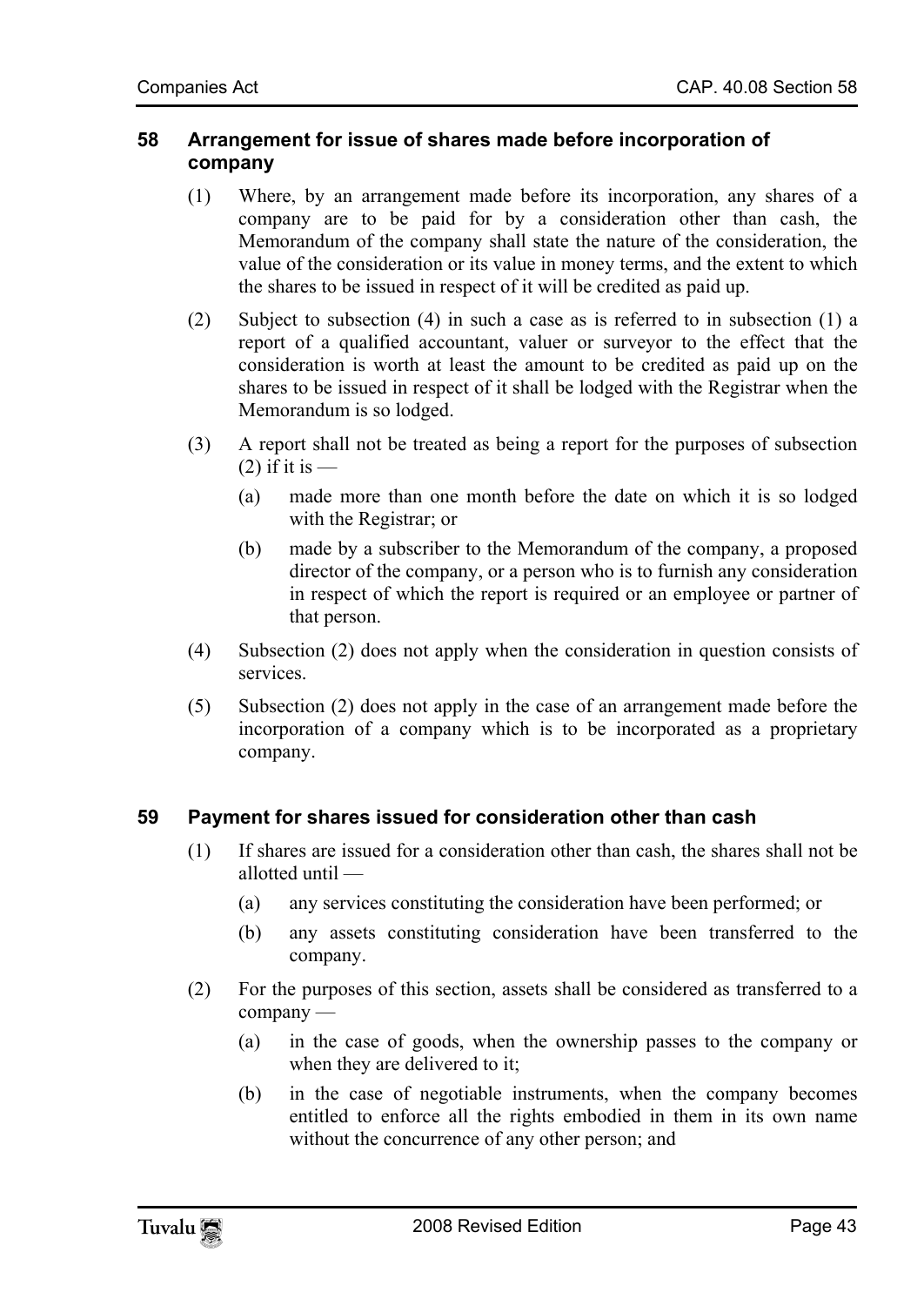## 58 Arrangement for issue of shares made before incorporation of company

(1) Where, by an arrangement made before its incorporation, any shares of a company are to be paid for by a consideration other than cash, the Memorandum of the company shall state the nature of the consideration, the value of the consideration or its value in money terms, and the extent to which the shares to be issued in respect of it will be credited as paid up.

(2) Subject to subsection (4) in such a case as is referred to in subsection (1) a report of a qualified accountant, valuer or surveyor to the effect that the consideration is worth at least the amount to be credited as paid up on the shares to be issued in respect of it shall be lodged with the Registrar when the Memorandum is so lodged.

(3) A report shall not be treated as being a report for the purposes of subsection (2) if it is —

- (a) made more than one month before the date on which it is so lodged with the Registrar; or
- (b) made by a subscriber to the Memorandum of the company, a proposed director of the company, or a person who is to furnish any consideration in respect of which the report is required or an employee or partner of that person.

(4) Subsection (2) does not apply when the consideration in question consists of services.

(5) Subsection (2) does not apply in the case of an arrangement made before the incorporation of a company which is to be incorporated as a proprietary company.

## 59 Payment for shares issued for consideration other than cash

(1) If shares are issued for a consideration other than cash, the shares shall not be allotted until —

- (a) any services constituting the consideration have been performed; or
- (b) any assets constituting consideration have been transferred to the company.

(2) For the purposes of this section, assets shall be considered as transferred to a company —

- (a) in the case of goods, when the ownership passes to the company or when they are delivered to it;
- (b) in the case of negotiable instruments, when the company becomes entitled to enforce all the rights embodied in them in its own name without the concurrence of any other person; and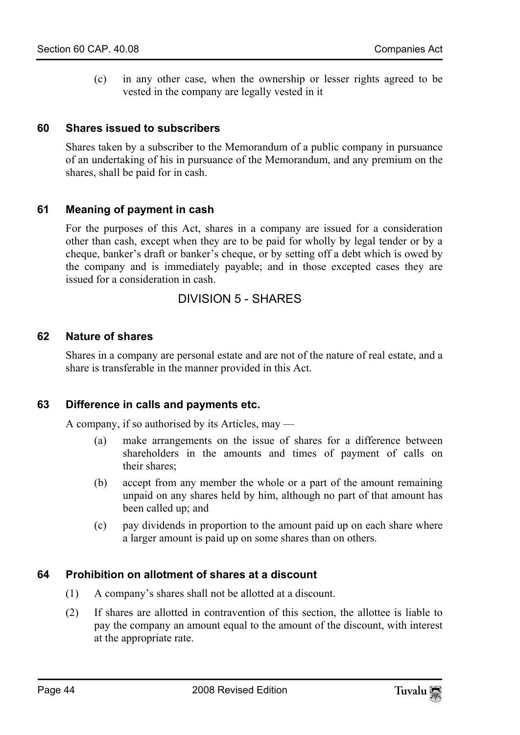(c) in any other case, when the ownership or lesser rights agreed to be vested in the company are legally vested in it

### 60 Shares issued to subscribers

Shares taken by a subscriber to the Memorandum of a public company in pursuance of an undertaking of his in pursuance of the Memorandum, and any premium on the shares, shall be paid for in cash.

### 61 Meaning of payment in cash

For the purposes of this Act, shares in a company are issued for a consideration other than cash, except when they are to be paid for wholly by legal tender or by a cheque, banker's draft or banker's cheque, or by setting off a debt which is owed by the company and is immediately payable; and in those excepted cases they are issued for a consideration in cash.

## DIVISION 5 - SHARES

### 62 Nature of shares

Shares in a company are personal estate and are not of the nature of real estate, and a share is transferable in the manner provided in this Act.

### 63 Difference in calls and payments etc.

A company, if so authorised by its Articles, may —

(a) make arrangements on the issue of shares for a difference between shareholders in the amounts and times of payment of calls on their shares;

(b) accept from any member the whole or a part of the amount remaining unpaid on any shares held by him, although no part of that amount has been called up; and

(c) pay dividends in proportion to the amount paid up on each share where a larger amount is paid up on some shares than on others.

### 64 Prohibition on allotment of shares at a discount

(1) A company's shares shall not be allotted at a discount.

(2) If shares are allotted in contravention of this section, the allottee is liable to pay the company an amount equal to the amount of the discount, with interest at the appropriate rate.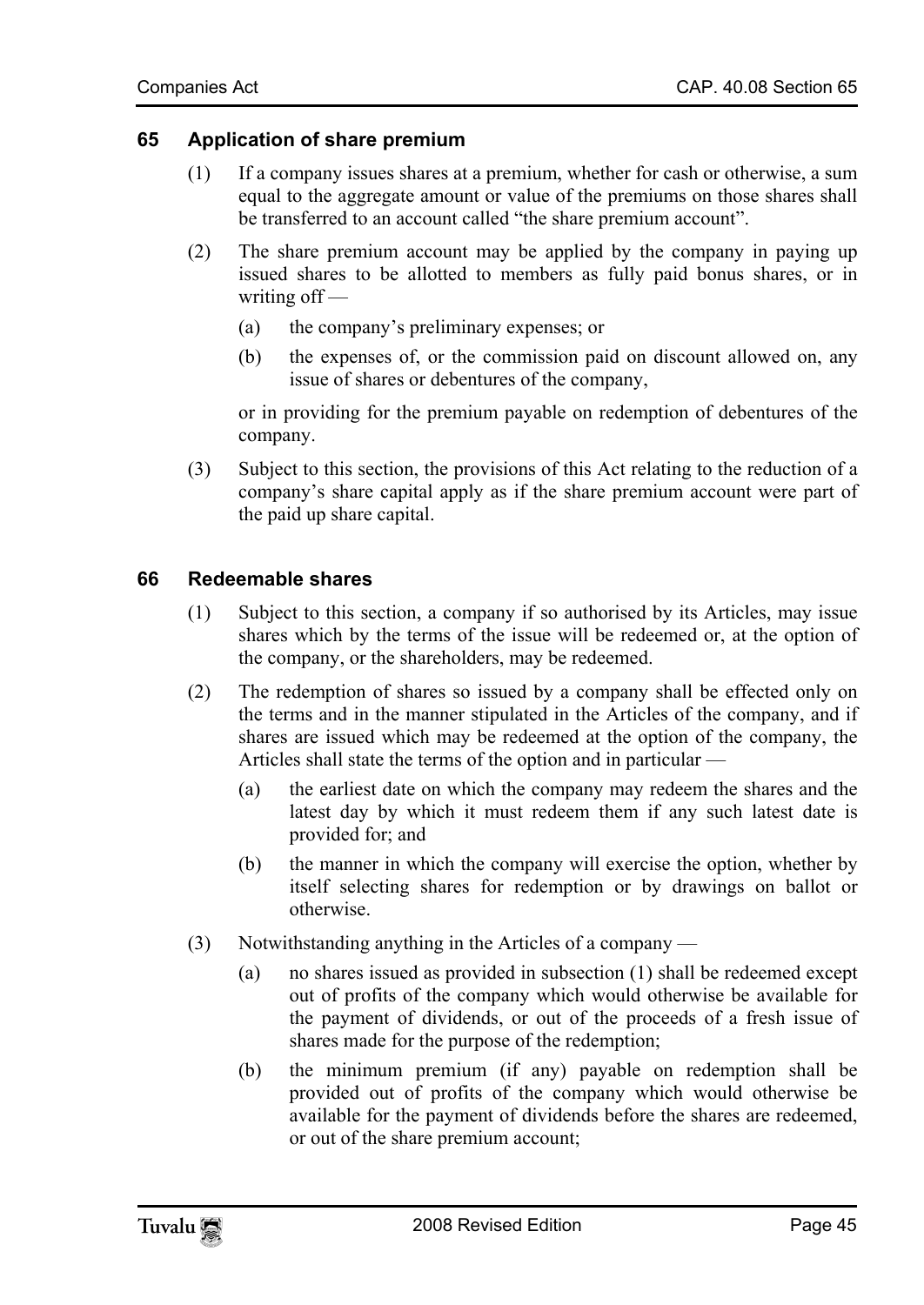## 65 Application of share premium

(1) If a company issues shares at a premium, whether for cash or otherwise, a sum equal to the aggregate amount or value of the premiums on those shares shall be transferred to an account called "the share premium account".

(2) The share premium account may be applied by the company in paying up issued shares to be allotted to members as fully paid bonus shares, or in writing off —

- (a) the company's preliminary expenses; or
- (b) the expenses of, or the commission paid on discount allowed on, any issue of shares or debentures of the company,

or in providing for the premium payable on redemption of debentures of the company.

(3) Subject to this section, the provisions of this Act relating to the reduction of a company's share capital apply as if the share premium account were part of the paid up share capital.

## 66 Redeemable shares

(1) Subject to this section, a company if so authorised by its Articles, may issue shares which by the terms of the issue will be redeemed or, at the option of the company, or the shareholders, may be redeemed.

(2) The redemption of shares so issued by a company shall be effected only on the terms and in the manner stipulated in the Articles of the company, and if shares are issued which may be redeemed at the option of the company, the Articles shall state the terms of the option and in particular —

- (a) the earliest date on which the company may redeem the shares and the latest day by which it must redeem them if any such latest date is provided for; and
- (b) the manner in which the company will exercise the option, whether by itself selecting shares for redemption or by drawings on ballot or otherwise.

(3) Notwithstanding anything in the Articles of a company —

- (a) no shares issued as provided in subsection (1) shall be redeemed except out of profits of the company which would otherwise be available for the payment of dividends, or out of the proceeds of a fresh issue of shares made for the purpose of the redemption;
- (b) the minimum premium (if any) payable on redemption shall be provided out of profits of the company which would otherwise be available for the payment of dividends before the shares are redeemed, or out of the share premium account;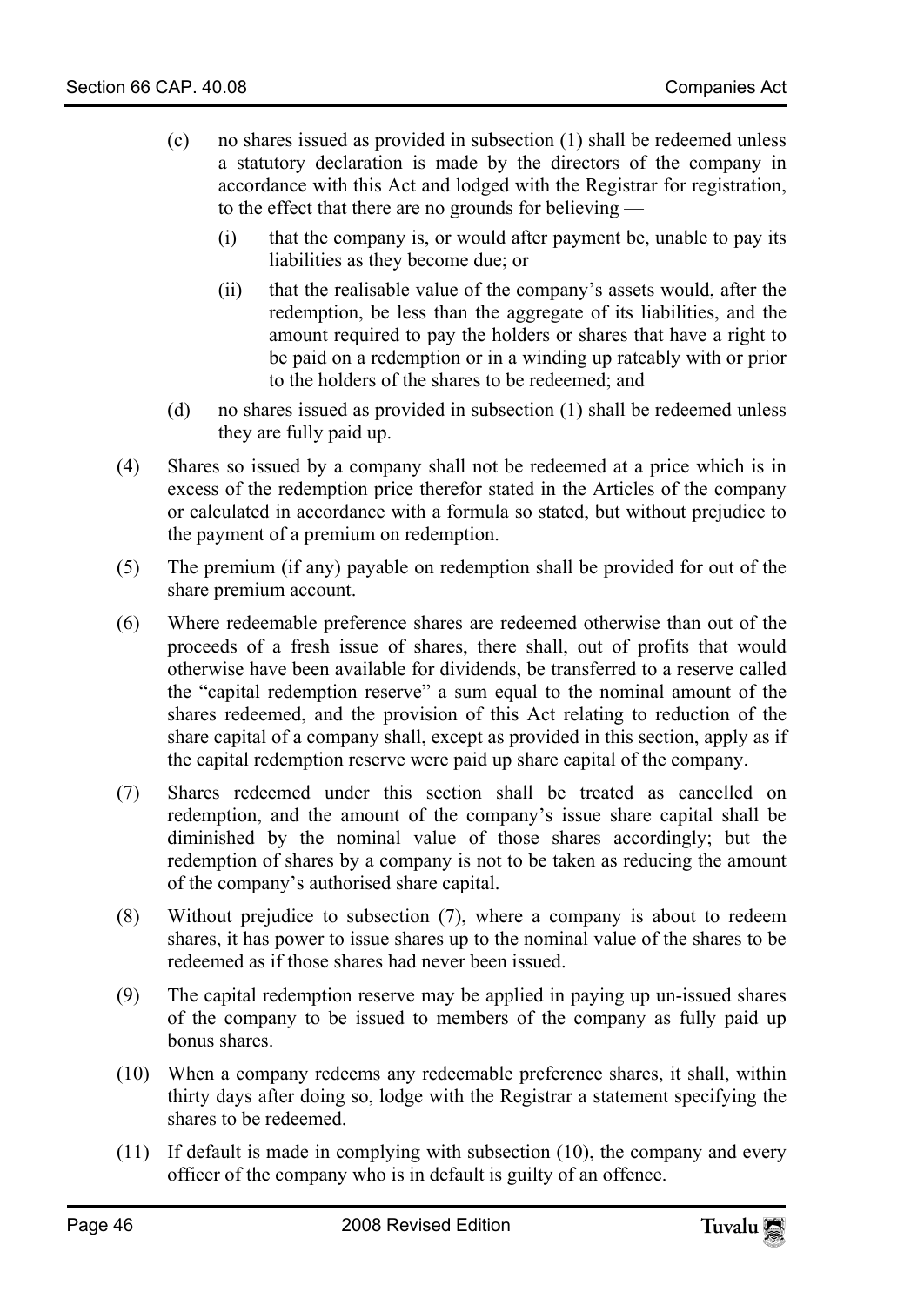(c) no shares issued as provided in subsection (1) shall be redeemed unless a statutory declaration is made by the directors of the company in accordance with this Act and lodged with the Registrar for registration, to the effect that there are no grounds for believing —

  (i) that the company is, or would after payment be, unable to pay its liabilities as they become due; or

  (ii) that the realisable value of the company's assets would, after the redemption, be less than the aggregate of its liabilities, and the amount required to pay the holders or shares that have a right to be paid on a redemption or in a winding up rateably with or prior to the holders of the shares to be redeemed; and

(d) no shares issued as provided in subsection (1) shall be redeemed unless they are fully paid up.

(4) Shares so issued by a company shall not be redeemed at a price which is in excess of the redemption price therefor stated in the Articles of the company or calculated in accordance with a formula so stated, but without prejudice to the payment of a premium on redemption.

(5) The premium (if any) payable on redemption shall be provided for out of the share premium account.

(6) Where redeemable preference shares are redeemed otherwise than out of the proceeds of a fresh issue of shares, there shall, out of profits that would otherwise have been available for dividends, be transferred to a reserve called the "capital redemption reserve" a sum equal to the nominal amount of the shares redeemed, and the provision of this Act relating to reduction of the share capital of a company shall, except as provided in this section, apply as if the capital redemption reserve were paid up share capital of the company.

(7) Shares redeemed under this section shall be treated as cancelled on redemption, and the amount of the company's issue share capital shall be diminished by the nominal value of those shares accordingly; but the redemption of shares by a company is not to be taken as reducing the amount of the company's authorised share capital.

(8) Without prejudice to subsection (7), where a company is about to redeem shares, it has power to issue shares up to the nominal value of the shares to be redeemed as if those shares had never been issued.

(9) The capital redemption reserve may be applied in paying up un-issued shares of the company to be issued to members of the company as fully paid up bonus shares.

(10) When a company redeems any redeemable preference shares, it shall, within thirty days after doing so, lodge with the Registrar a statement specifying the shares to be redeemed.

(11) If default is made in complying with subsection (10), the company and every officer of the company who is in default is guilty of an offence.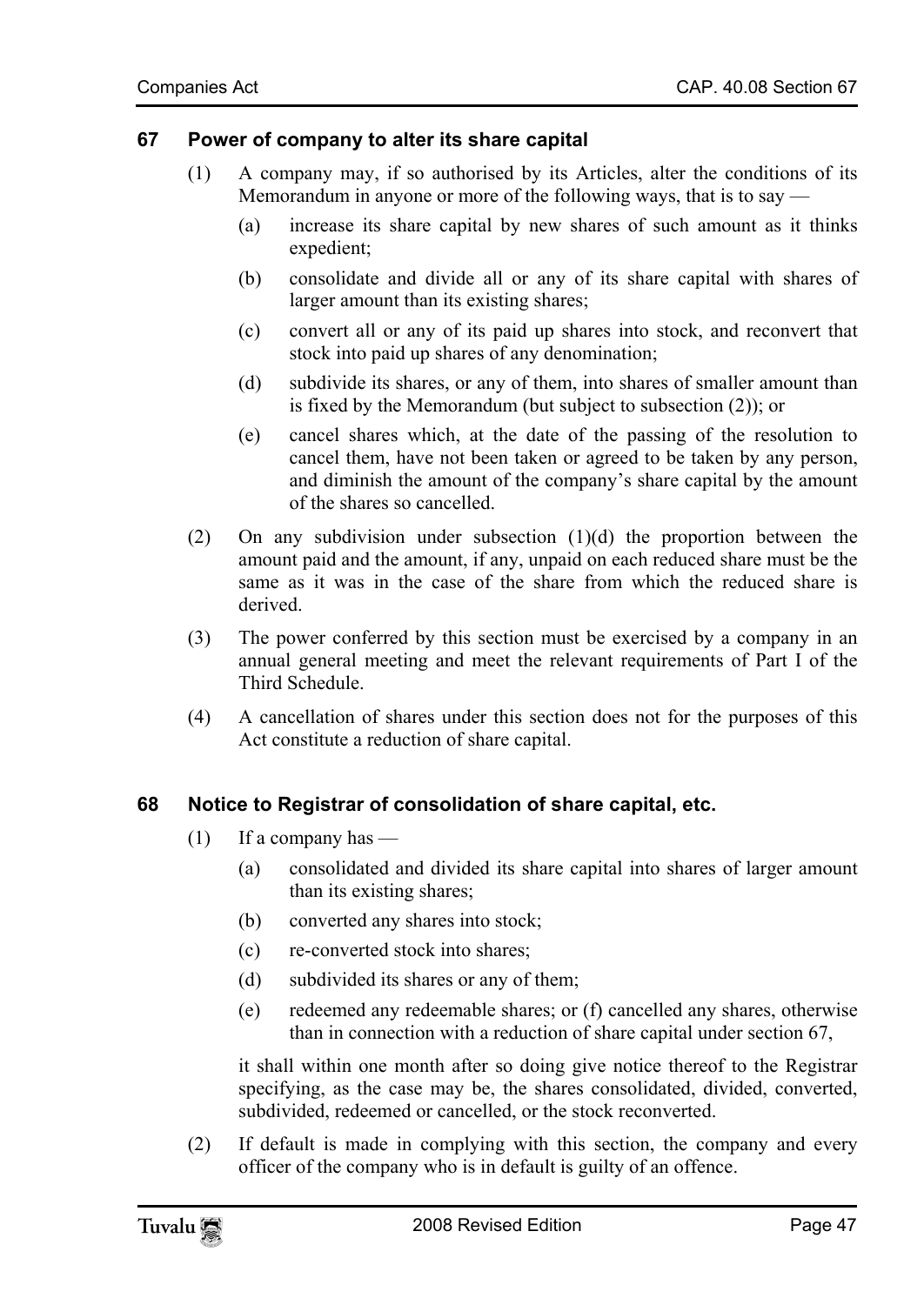## 67 Power of company to alter its share capital

(1) A company may, if so authorised by its Articles, alter the conditions of its Memorandum in anyone or more of the following ways, that is to say —

(a) increase its share capital by new shares of such amount as it thinks expedient;

(b) consolidate and divide all or any of its share capital with shares of larger amount than its existing shares;

(c) convert all or any of its paid up shares into stock, and reconvert that stock into paid up shares of any denomination;

(d) subdivide its shares, or any of them, into shares of smaller amount than is fixed by the Memorandum (but subject to subsection (2)); or

(e) cancel shares which, at the date of the passing of the resolution to cancel them, have not been taken or agreed to be taken by any person, and diminish the amount of the company's share capital by the amount of the shares so cancelled.

(2) On any subdivision under subsection (1)(d) the proportion between the amount paid and the amount, if any, unpaid on each reduced share must be the same as it was in the case of the share from which the reduced share is derived.

(3) The power conferred by this section must be exercised by a company in an annual general meeting and meet the relevant requirements of Part I of the Third Schedule.

(4) A cancellation of shares under this section does not for the purposes of this Act constitute a reduction of share capital.

## 68 Notice to Registrar of consolidation of share capital, etc.

(1) If a company has —

(a) consolidated and divided its share capital into shares of larger amount than its existing shares;

(b) converted any shares into stock;

(c) re-converted stock into shares;

(d) subdivided its shares or any of them;

(e) redeemed any redeemable shares; or (f) cancelled any shares, otherwise than in connection with a reduction of share capital under section 67,

it shall within one month after so doing give notice thereof to the Registrar specifying, as the case may be, the shares consolidated, divided, converted, subdivided, redeemed or cancelled, or the stock reconverted.

(2) If default is made in complying with this section, the company and every officer of the company who is in default is guilty of an offence.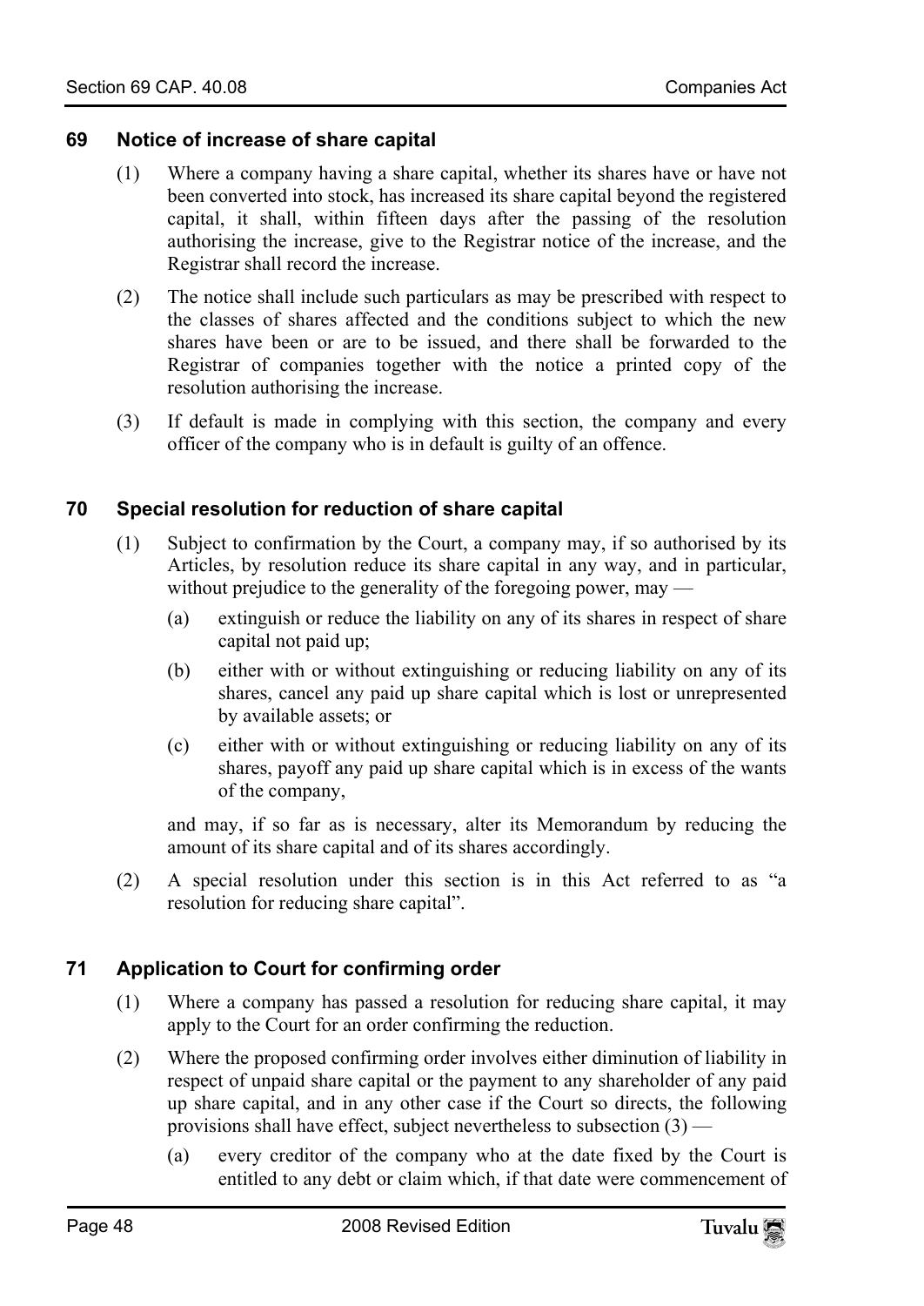## 69 Notice of increase of share capital

(1) Where a company having a share capital, whether its shares have or have not been converted into stock, has increased its share capital beyond the registered capital, it shall, within fifteen days after the passing of the resolution authorising the increase, give to the Registrar notice of the increase, and the Registrar shall record the increase.

(2) The notice shall include such particulars as may be prescribed with respect to the classes of shares affected and the conditions subject to which the new shares have been or are to be issued, and there shall be forwarded to the Registrar of companies together with the notice a printed copy of the resolution authorising the increase.

(3) If default is made in complying with this section, the company and every officer of the company who is in default is guilty of an offence.

## 70 Special resolution for reduction of share capital

(1) Subject to confirmation by the Court, a company may, if so authorised by its Articles, by resolution reduce its share capital in any way, and in particular, without prejudice to the generality of the foregoing power, may —

(a) extinguish or reduce the liability on any of its shares in respect of share capital not paid up;

(b) either with or without extinguishing or reducing liability on any of its shares, cancel any paid up share capital which is lost or unrepresented by available assets; or

(c) either with or without extinguishing or reducing liability on any of its shares, payoff any paid up share capital which is in excess of the wants of the company,

and may, if so far as is necessary, alter its Memorandum by reducing the amount of its share capital and of its shares accordingly.

(2) A special resolution under this section is in this Act referred to as "a resolution for reducing share capital".

## 71 Application to Court for confirming order

(1) Where a company has passed a resolution for reducing share capital, it may apply to the Court for an order confirming the reduction.

(2) Where the proposed confirming order involves either diminution of liability in respect of unpaid share capital or the payment to any shareholder of any paid up share capital, and in any other case if the Court so directs, the following provisions shall have effect, subject nevertheless to subsection (3) —

(a) every creditor of the company who at the date fixed by the Court is entitled to any debt or claim which, if that date were commencement of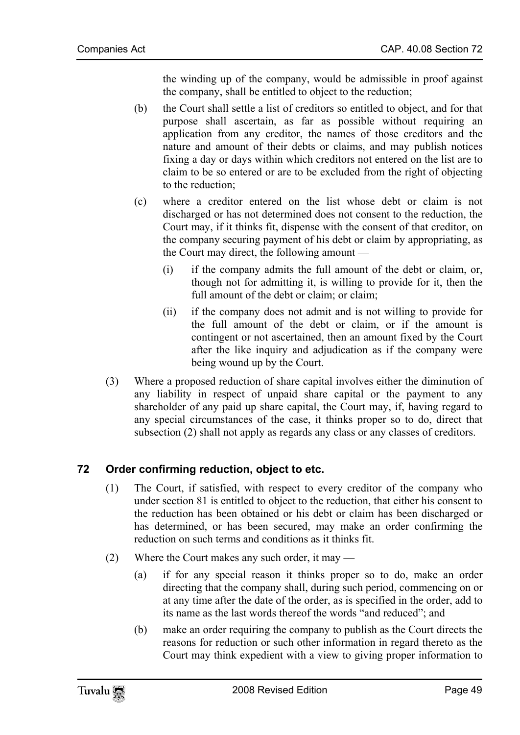the winding up of the company, would be admissible in proof against the company, shall be entitled to object to the reduction;

(b) the Court shall settle a list of creditors so entitled to object, and for that purpose shall ascertain, as far as possible without requiring an application from any creditor, the names of those creditors and the nature and amount of their debts or claims, and may publish notices fixing a day or days within which creditors not entered on the list are to claim to be so entered or are to be excluded from the right of objecting to the reduction;

(c) where a creditor entered on the list whose debt or claim is not discharged or has not determined does not consent to the reduction, the Court may, if it thinks fit, dispense with the consent of that creditor, on the company securing payment of his debt or claim by appropriating, as the Court may direct, the following amount —

   (i) if the company admits the full amount of the debt or claim, or, though not for admitting it, is willing to provide for it, then the full amount of the debt or claim; or claim;

   (ii) if the company does not admit and is not willing to provide for the full amount of the debt or claim, or if the amount is contingent or not ascertained, then an amount fixed by the Court after the like inquiry and adjudication as if the company were being wound up by the Court.

(3) Where a proposed reduction of share capital involves either the diminution of any liability in respect of unpaid share capital or the payment to any shareholder of any paid up share capital, the Court may, if, having regard to any special circumstances of the case, it thinks proper so to do, direct that subsection (2) shall not apply as regards any class or any classes of creditors.

## 72 Order confirming reduction, object to etc.

(1) The Court, if satisfied, with respect to every creditor of the company who under section 81 is entitled to object to the reduction, that either his consent to the reduction has been obtained or his debt or claim has been discharged or has determined, or has been secured, may make an order confirming the reduction on such terms and conditions as it thinks fit.

(2) Where the Court makes any such order, it may —

(a) if for any special reason it thinks proper so to do, make an order directing that the company shall, during such period, commencing on or at any time after the date of the order, as is specified in the order, add to its name as the last words thereof the words "and reduced"; and

(b) make an order requiring the company to publish as the Court directs the reasons for reduction or such other information in regard thereto as the Court may think expedient with a view to giving proper information to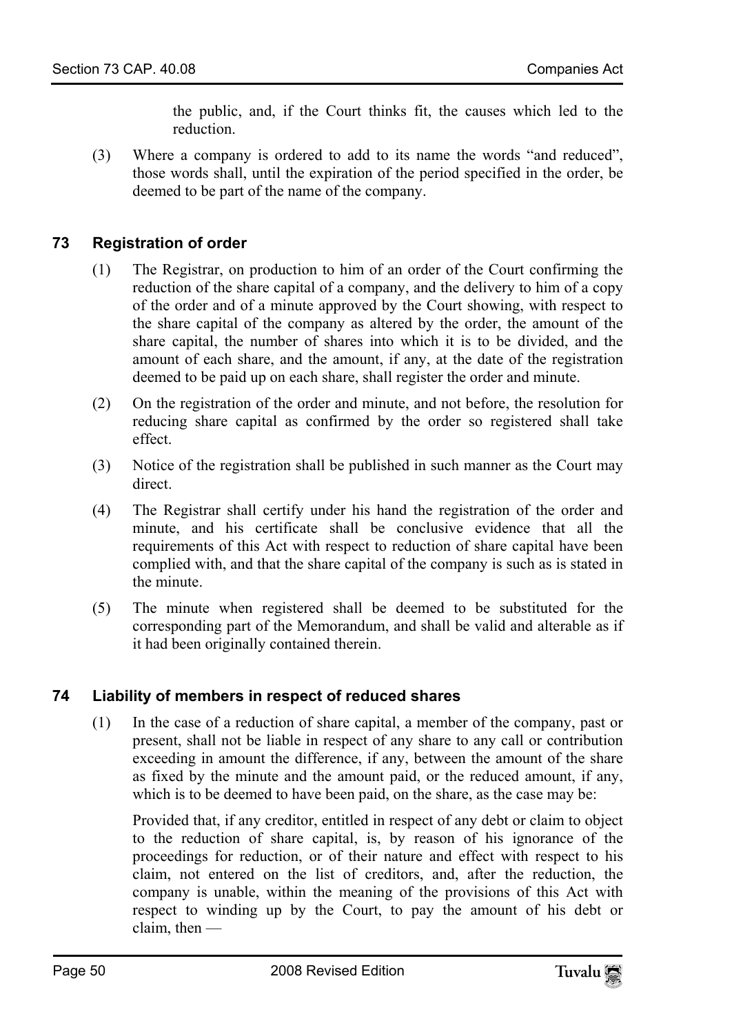the public, and, if the Court thinks fit, the causes which led to the reduction.

(3) Where a company is ordered to add to its name the words "and reduced", those words shall, until the expiration of the period specified in the order, be deemed to be part of the name of the company.

## 73 Registration of order

(1) The Registrar, on production to him of an order of the Court confirming the reduction of the share capital of a company, and the delivery to him of a copy of the order and of a minute approved by the Court showing, with respect to the share capital of the company as altered by the order, the amount of the share capital, the number of shares into which it is to be divided, and the amount of each share, and the amount, if any, at the date of the registration deemed to be paid up on each share, shall register the order and minute.

(2) On the registration of the order and minute, and not before, the resolution for reducing share capital as confirmed by the order so registered shall take effect.

(3) Notice of the registration shall be published in such manner as the Court may direct.

(4) The Registrar shall certify under his hand the registration of the order and minute, and his certificate shall be conclusive evidence that all the requirements of this Act with respect to reduction of share capital have been complied with, and that the share capital of the company is such as is stated in the minute.

(5) The minute when registered shall be deemed to be substituted for the corresponding part of the Memorandum, and shall be valid and alterable as if it had been originally contained therein.

## 74 Liability of members in respect of reduced shares

(1) In the case of a reduction of share capital, a member of the company, past or present, shall not be liable in respect of any share to any call or contribution exceeding in amount the difference, if any, between the amount of the share as fixed by the minute and the amount paid, or the reduced amount, if any, which is to be deemed to have been paid, on the share, as the case may be:

Provided that, if any creditor, entitled in respect of any debt or claim to object to the reduction of share capital, is, by reason of his ignorance of the proceedings for reduction, or of their nature and effect with respect to his claim, not entered on the list of creditors, and, after the reduction, the company is unable, within the meaning of the provisions of this Act with respect to winding up by the Court, to pay the amount of his debt or claim, then —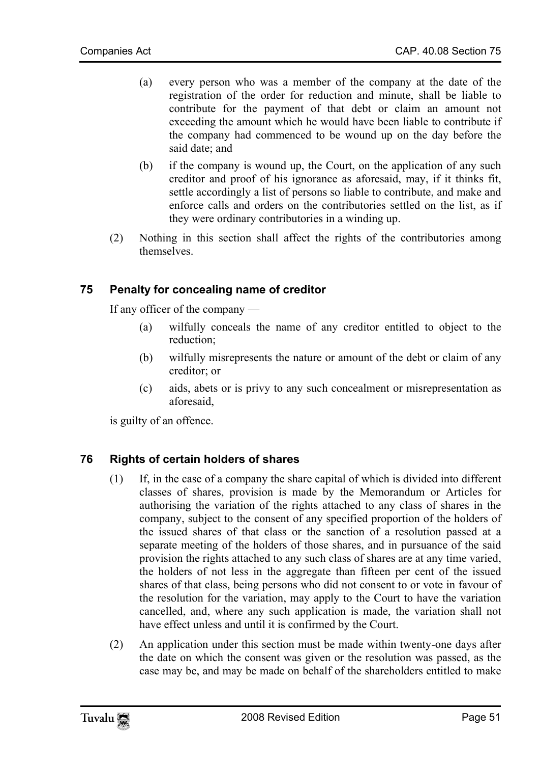(a) every person who was a member of the company at the date of the registration of the order for reduction and minute, shall be liable to contribute for the payment of that debt or claim an amount not exceeding the amount which he would have been liable to contribute if the company had commenced to be wound up on the day before the said date; and

(b) if the company is wound up, the Court, on the application of any such creditor and proof of his ignorance as aforesaid, may, if it thinks fit, settle accordingly a list of persons so liable to contribute, and make and enforce calls and orders on the contributories settled on the list, as if they were ordinary contributories in a winding up.

(2) Nothing in this section shall affect the rights of the contributories among themselves.

## 75 Penalty for concealing name of creditor

If any officer of the company —

(a) wilfully conceals the name of any creditor entitled to object to the reduction;

(b) wilfully misrepresents the nature or amount of the debt or claim of any creditor; or

(c) aids, abets or is privy to any such concealment or misrepresentation as aforesaid,

is guilty of an offence.

## 76 Rights of certain holders of shares

(1) If, in the case of a company the share capital of which is divided into different classes of shares, provision is made by the Memorandum or Articles for authorising the variation of the rights attached to any class of shares in the company, subject to the consent of any specified proportion of the holders of the issued shares of that class or the sanction of a resolution passed at a separate meeting of the holders of those shares, and in pursuance of the said provision the rights attached to any such class of shares are at any time varied, the holders of not less in the aggregate than fifteen per cent of the issued shares of that class, being persons who did not consent to or vote in favour of the resolution for the variation, may apply to the Court to have the variation cancelled, and, where any such application is made, the variation shall not have effect unless and until it is confirmed by the Court.

(2) An application under this section must be made within twenty-one days after the date on which the consent was given or the resolution was passed, as the case may be, and may be made on behalf of the shareholders entitled to make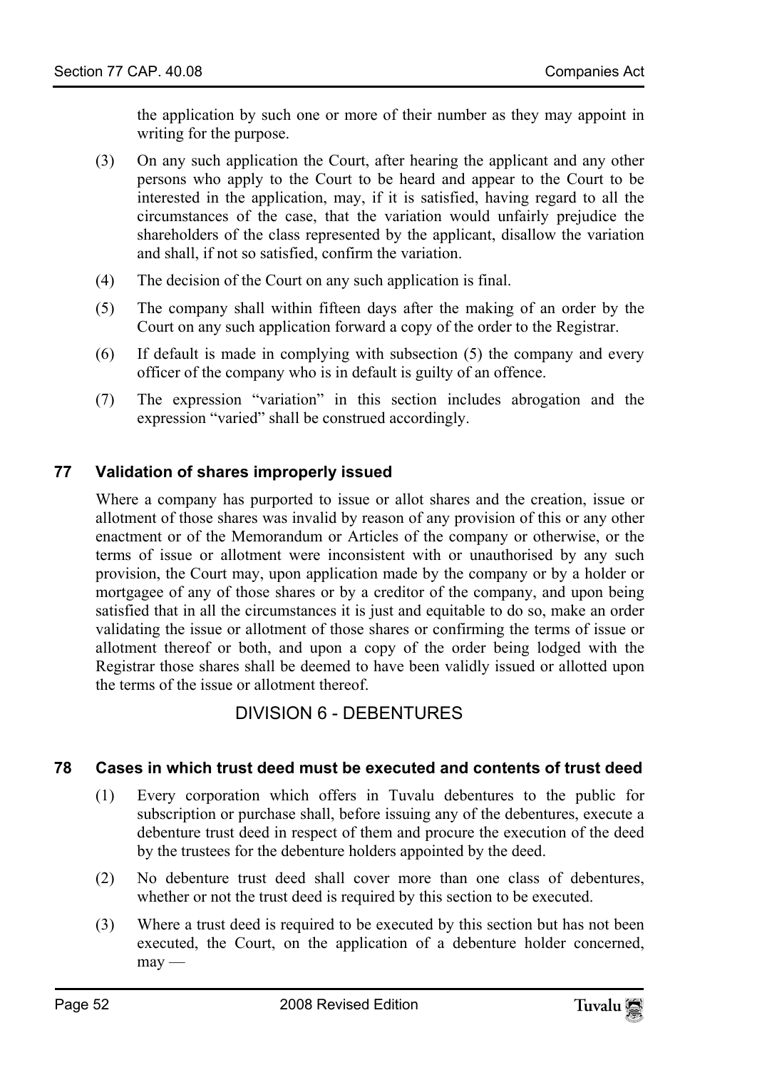the application by such one or more of their number as they may appoint in writing for the purpose.

(3) On any such application the Court, after hearing the applicant and any other persons who apply to the Court to be heard and appear to the Court to be interested in the application, may, if it is satisfied, having regard to all the circumstances of the case, that the variation would unfairly prejudice the shareholders of the class represented by the applicant, disallow the variation and shall, if not so satisfied, confirm the variation.

(4) The decision of the Court on any such application is final.

(5) The company shall within fifteen days after the making of an order by the Court on any such application forward a copy of the order to the Registrar.

(6) If default is made in complying with subsection (5) the company and every officer of the company who is in default is guilty of an offence.

(7) The expression "variation" in this section includes abrogation and the expression "varied" shall be construed accordingly.

### 77 Validation of shares improperly issued

Where a company has purported to issue or allot shares and the creation, issue or allotment of those shares was invalid by reason of any provision of this or any other enactment or of the Memorandum or Articles of the company or otherwise, or the terms of issue or allotment were inconsistent with or unauthorised by any such provision, the Court may, upon application made by the company or by a holder or mortgagee of any of those shares or by a creditor of the company, and upon being satisfied that in all the circumstances it is just and equitable to do so, make an order validating the issue or allotment of those shares or confirming the terms of issue or allotment thereof or both, and upon a copy of the order being lodged with the Registrar those shares shall be deemed to have been validly issued or allotted upon the terms of the issue or allotment thereof.

## DIVISION 6 - DEBENTURES

### 78 Cases in which trust deed must be executed and contents of trust deed

(1) Every corporation which offers in Tuvalu debentures to the public for subscription or purchase shall, before issuing any of the debentures, execute a debenture trust deed in respect of them and procure the execution of the deed by the trustees for the debenture holders appointed by the deed.

(2) No debenture trust deed shall cover more than one class of debentures, whether or not the trust deed is required by this section to be executed.

(3) Where a trust deed is required to be executed by this section but has not been executed, the Court, on the application of a debenture holder concerned, may —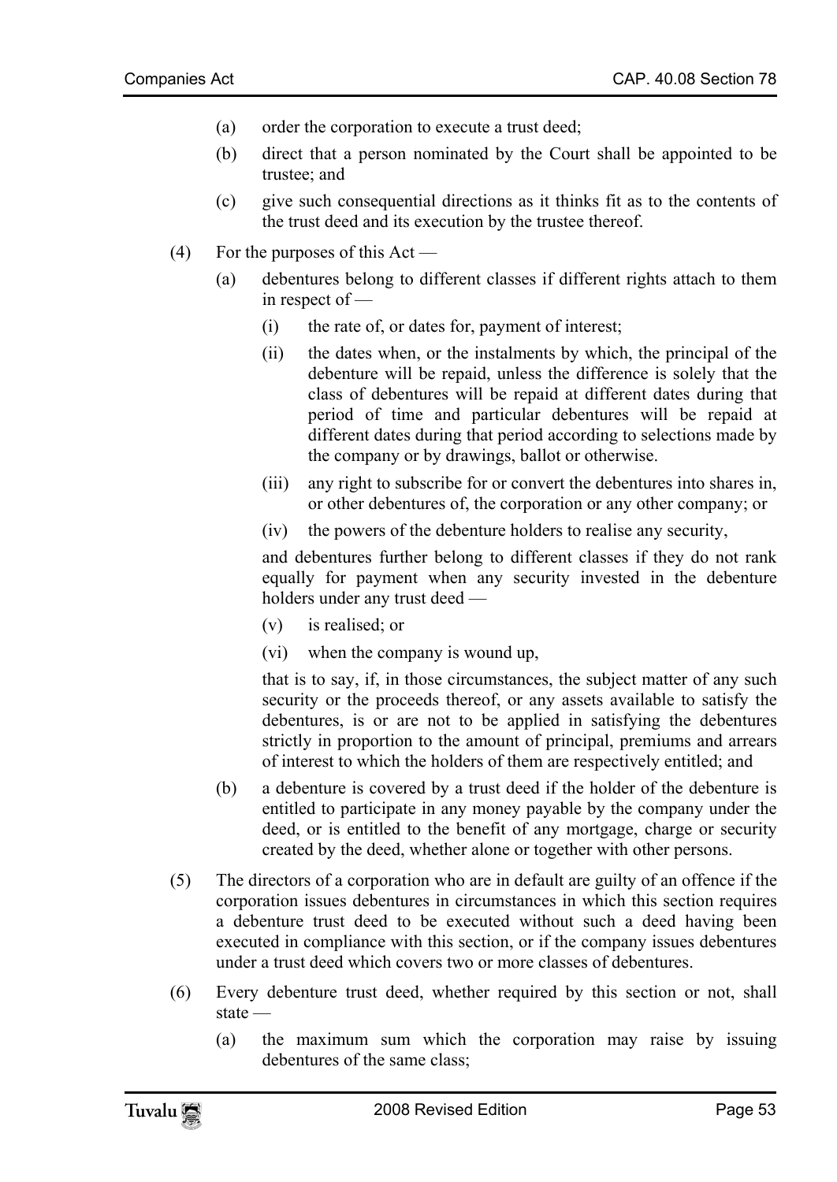(a) order the corporation to execute a trust deed;

(b) direct that a person nominated by the Court shall be appointed to be trustee; and

(c) give such consequential directions as it thinks fit as to the contents of the trust deed and its execution by the trustee thereof.

(4) For the purposes of this Act —

(a) debentures belong to different classes if different rights attach to them in respect of —

(i) the rate of, or dates for, payment of interest;

(ii) the dates when, or the instalments by which, the principal of the debenture will be repaid, unless the difference is solely that the class of debentures will be repaid at different dates during that period of time and particular debentures will be repaid at different dates during that period according to selections made by the company or by drawings, ballot or otherwise.

(iii) any right to subscribe for or convert the debentures into shares in, or other debentures of, the corporation or any other company; or

(iv) the powers of the debenture holders to realise any security,

and debentures further belong to different classes if they do not rank equally for payment when any security invested in the debenture holders under any trust deed —

(v) is realised; or

(vi) when the company is wound up,

that is to say, if, in those circumstances, the subject matter of any such security or the proceeds thereof, or any assets available to satisfy the debentures, is or are not to be applied in satisfying the debentures strictly in proportion to the amount of principal, premiums and arrears of interest to which the holders of them are respectively entitled; and

(b) a debenture is covered by a trust deed if the holder of the debenture is entitled to participate in any money payable by the company under the deed, or is entitled to the benefit of any mortgage, charge or security created by the deed, whether alone or together with other persons.

(5) The directors of a corporation who are in default are guilty of an offence if the corporation issues debentures in circumstances in which this section requires a debenture trust deed to be executed without such a deed having been executed in compliance with this section, or if the company issues debentures under a trust deed which covers two or more classes of debentures.

(6) Every debenture trust deed, whether required by this section or not, shall state —

(a) the maximum sum which the corporation may raise by issuing debentures of the same class;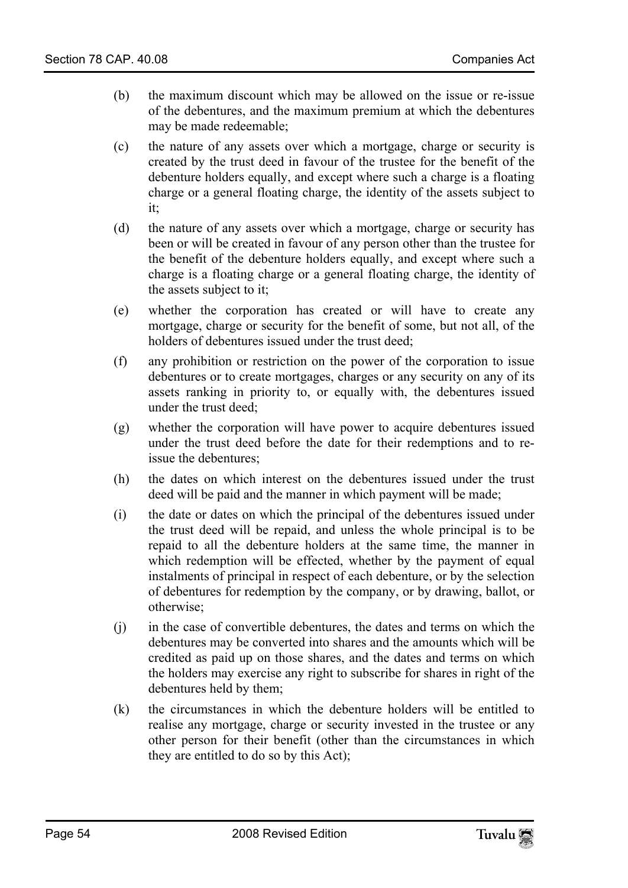(b) the maximum discount which may be allowed on the issue or re-issue of the debentures, and the maximum premium at which the debentures may be made redeemable;

(c) the nature of any assets over which a mortgage, charge or security is created by the trust deed in favour of the trustee for the benefit of the debenture holders equally, and except where such a charge is a floating charge or a general floating charge, the identity of the assets subject to it;

(d) the nature of any assets over which a mortgage, charge or security has been or will be created in favour of any person other than the trustee for the benefit of the debenture holders equally, and except where such a charge is a floating charge or a general floating charge, the identity of the assets subject to it;

(e) whether the corporation has created or will have to create any mortgage, charge or security for the benefit of some, but not all, of the holders of debentures issued under the trust deed;

(f) any prohibition or restriction on the power of the corporation to issue debentures or to create mortgages, charges or any security on any of its assets ranking in priority to, or equally with, the debentures issued under the trust deed;

(g) whether the corporation will have power to acquire debentures issued under the trust deed before the date for their redemptions and to re-issue the debentures;

(h) the dates on which interest on the debentures issued under the trust deed will be paid and the manner in which payment will be made;

(i) the date or dates on which the principal of the debentures issued under the trust deed will be repaid, and unless the whole principal is to be repaid to all the debenture holders at the same time, the manner in which redemption will be effected, whether by the payment of equal instalments of principal in respect of each debenture, or by the selection of debentures for redemption by the company, or by drawing, ballot, or otherwise;

(j) in the case of convertible debentures, the dates and terms on which the debentures may be converted into shares and the amounts which will be credited as paid up on those shares, and the dates and terms on which the holders may exercise any right to subscribe for shares in right of the debentures held by them;

(k) the circumstances in which the debenture holders will be entitled to realise any mortgage, charge or security invested in the trustee or any other person for their benefit (other than the circumstances in which they are entitled to do so by this Act);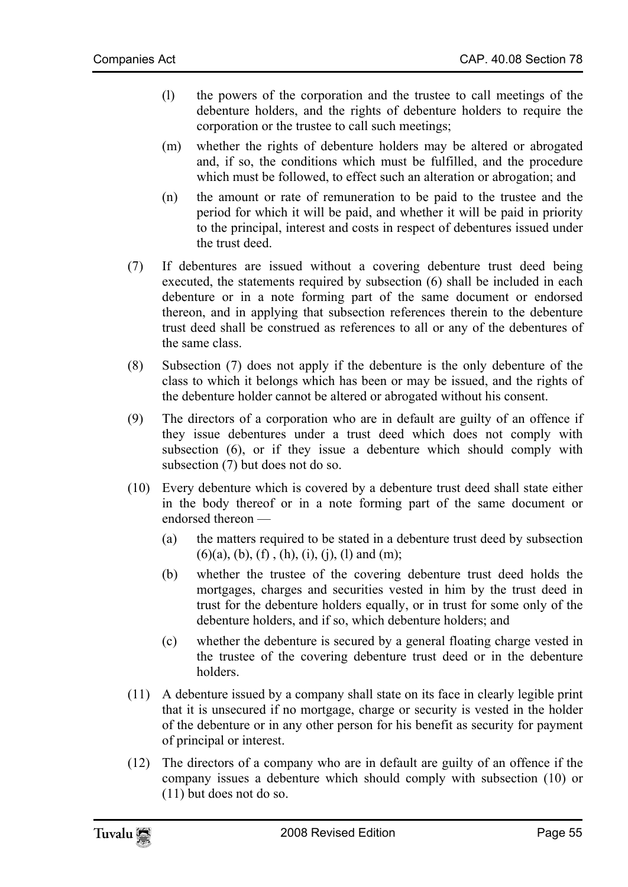(l) the powers of the corporation and the trustee to call meetings of the debenture holders, and the rights of debenture holders to require the corporation or the trustee to call such meetings;

(m) whether the rights of debenture holders may be altered or abrogated and, if so, the conditions which must be fulfilled, and the procedure which must be followed, to effect such an alteration or abrogation; and

(n) the amount or rate of remuneration to be paid to the trustee and the period for which it will be paid, and whether it will be paid in priority to the principal, interest and costs in respect of debentures issued under the trust deed.

(7) If debentures are issued without a covering debenture trust deed being executed, the statements required by subsection (6) shall be included in each debenture or in a note forming part of the same document or endorsed thereon, and in applying that subsection references therein to the debenture trust deed shall be construed as references to all or any of the debentures of the same class.

(8) Subsection (7) does not apply if the debenture is the only debenture of the class to which it belongs which has been or may be issued, and the rights of the debenture holder cannot be altered or abrogated without his consent.

(9) The directors of a corporation who are in default are guilty of an offence if they issue debentures under a trust deed which does not comply with subsection (6), or if they issue a debenture which should comply with subsection (7) but does not do so.

(10) Every debenture which is covered by a debenture trust deed shall state either in the body thereof or in a note forming part of the same document or endorsed thereon —

(a) the matters required to be stated in a debenture trust deed by subsection (6)(a), (b), (f) , (h), (i), (j), (l) and (m);

(b) whether the trustee of the covering debenture trust deed holds the mortgages, charges and securities vested in him by the trust deed in trust for the debenture holders equally, or in trust for some only of the debenture holders, and if so, which debenture holders; and

(c) whether the debenture is secured by a general floating charge vested in the trustee of the covering debenture trust deed or in the debenture holders.

(11) A debenture issued by a company shall state on its face in clearly legible print that it is unsecured if no mortgage, charge or security is vested in the holder of the debenture or in any other person for his benefit as security for payment of principal or interest.

(12) The directors of a company who are in default are guilty of an offence if the company issues a debenture which should comply with subsection (10) or (11) but does not do so.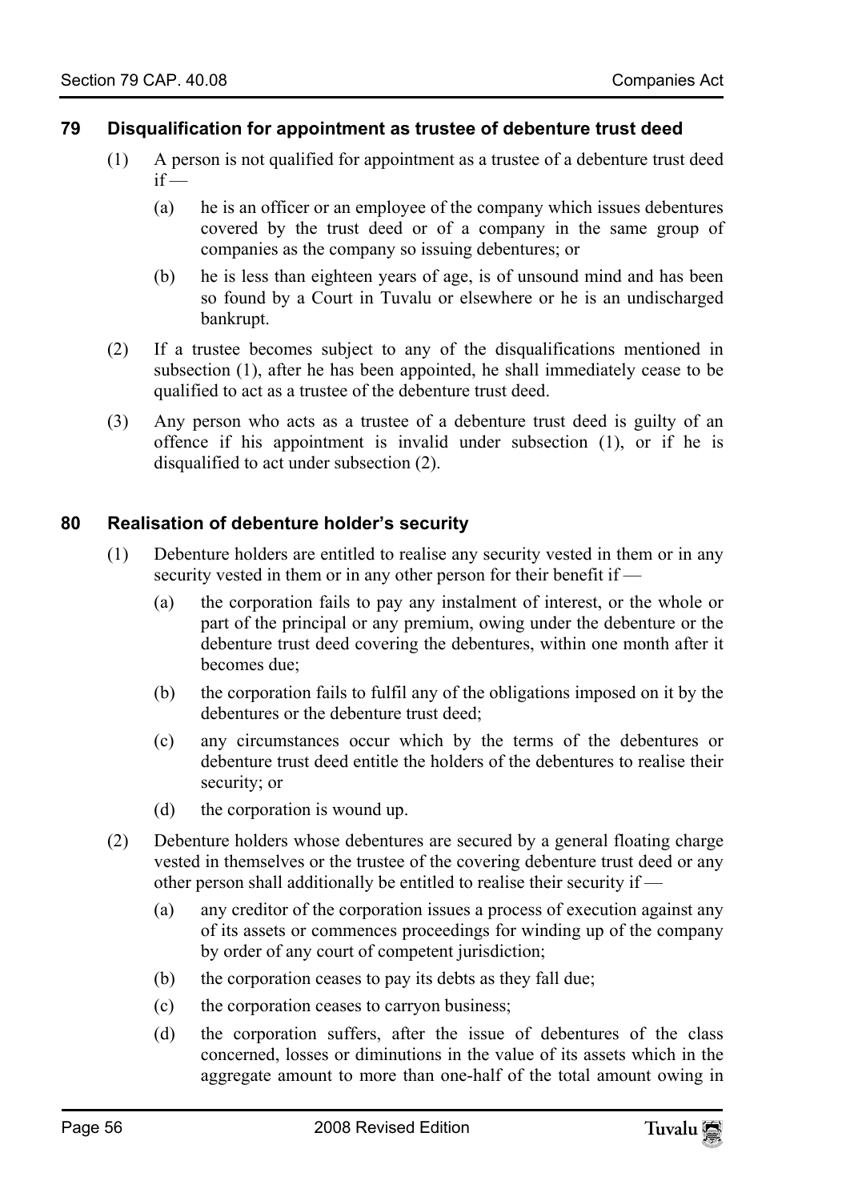## 79 Disqualification for appointment as trustee of debenture trust deed

(1) A person is not qualified for appointment as a trustee of a debenture trust deed if —

(a) he is an officer or an employee of the company which issues debentures covered by the trust deed or of a company in the same group of companies as the company so issuing debentures; or

(b) he is less than eighteen years of age, is of unsound mind and has been so found by a Court in Tuvalu or elsewhere or he is an undischarged bankrupt.

(2) If a trustee becomes subject to any of the disqualifications mentioned in subsection (1), after he has been appointed, he shall immediately cease to be qualified to act as a trustee of the debenture trust deed.

(3) Any person who acts as a trustee of a debenture trust deed is guilty of an offence if his appointment is invalid under subsection (1), or if he is disqualified to act under subsection (2).

## 80 Realisation of debenture holder's security

(1) Debenture holders are entitled to realise any security vested in them or in any security vested in them or in any other person for their benefit if —

(a) the corporation fails to pay any instalment of interest, or the whole or part of the principal or any premium, owing under the debenture or the debenture trust deed covering the debentures, within one month after it becomes due;

(b) the corporation fails to fulfil any of the obligations imposed on it by the debentures or the debenture trust deed;

(c) any circumstances occur which by the terms of the debentures or debenture trust deed entitle the holders of the debentures to realise their security; or

(d) the corporation is wound up.

(2) Debenture holders whose debentures are secured by a general floating charge vested in themselves or the trustee of the covering debenture trust deed or any other person shall additionally be entitled to realise their security if —

(a) any creditor of the corporation issues a process of execution against any of its assets or commences proceedings for winding up of the company by order of any court of competent jurisdiction;

(b) the corporation ceases to pay its debts as they fall due;

(c) the corporation ceases to carryon business;

(d) the corporation suffers, after the issue of debentures of the class concerned, losses or diminutions in the value of its assets which in the aggregate amount to more than one-half of the total amount owing in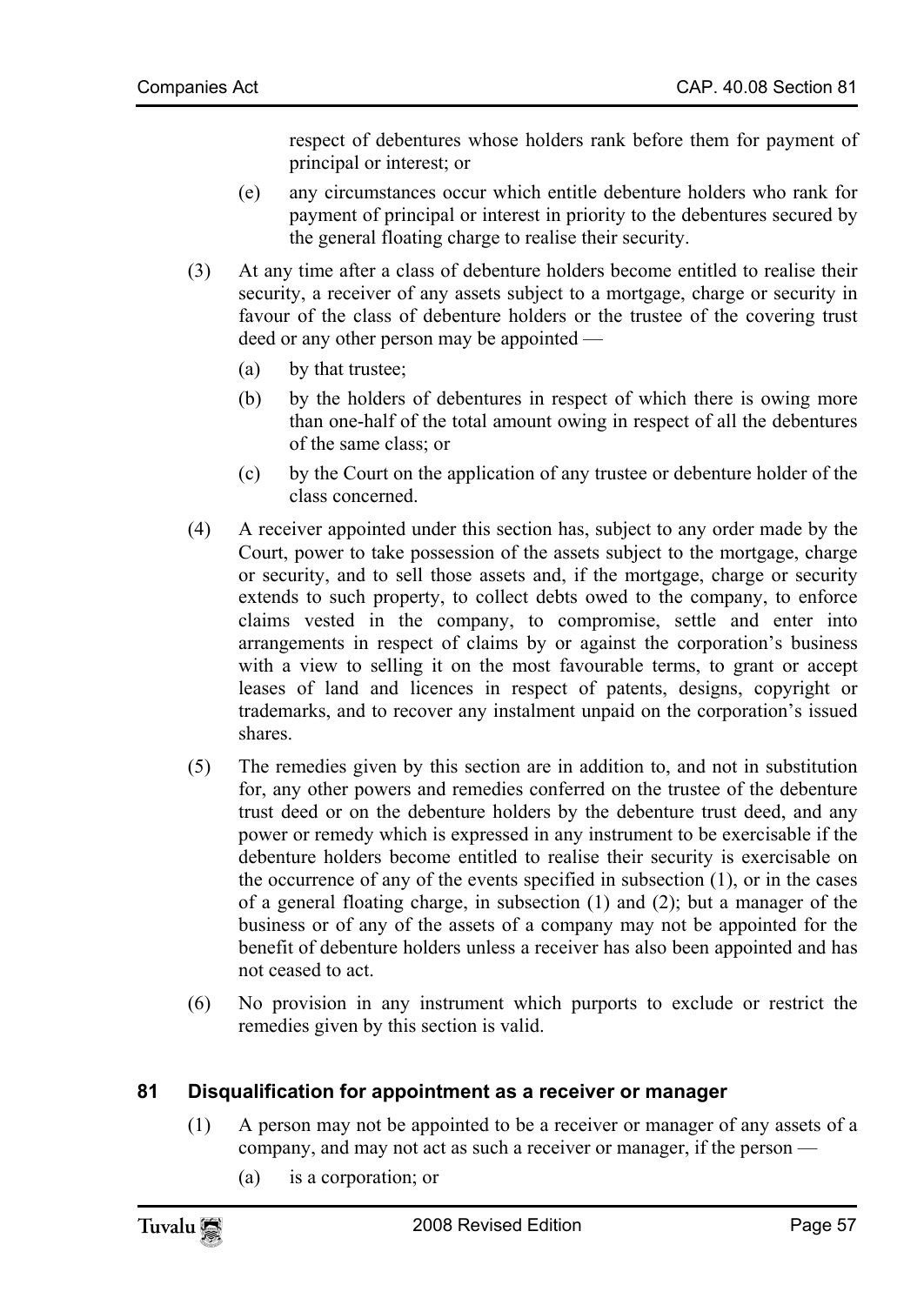respect of debentures whose holders rank before them for payment of principal or interest; or

(e) any circumstances occur which entitle debenture holders who rank for payment of principal or interest in priority to the debentures secured by the general floating charge to realise their security.

(3) At any time after a class of debenture holders become entitled to realise their security, a receiver of any assets subject to a mortgage, charge or security in favour of the class of debenture holders or the trustee of the covering trust deed or any other person may be appointed —

(a) by that trustee;

(b) by the holders of debentures in respect of which there is owing more than one-half of the total amount owing in respect of all the debentures of the same class; or

(c) by the Court on the application of any trustee or debenture holder of the class concerned.

(4) A receiver appointed under this section has, subject to any order made by the Court, power to take possession of the assets subject to the mortgage, charge or security, and to sell those assets and, if the mortgage, charge or security extends to such property, to collect debts owed to the company, to enforce claims vested in the company, to compromise, settle and enter into arrangements in respect of claims by or against the corporation's business with a view to selling it on the most favourable terms, to grant or accept leases of land and licences in respect of patents, designs, copyright or trademarks, and to recover any instalment unpaid on the corporation's issued shares.

(5) The remedies given by this section are in addition to, and not in substitution for, any other powers and remedies conferred on the trustee of the debenture trust deed or on the debenture holders by the debenture trust deed, and any power or remedy which is expressed in any instrument to be exercisable if the debenture holders become entitled to realise their security is exercisable on the occurrence of any of the events specified in subsection (1), or in the cases of a general floating charge, in subsection (1) and (2); but a manager of the business or of any of the assets of a company may not be appointed for the benefit of debenture holders unless a receiver has also been appointed and has not ceased to act.

(6) No provision in any instrument which purports to exclude or restrict the remedies given by this section is valid.

## 81 Disqualification for appointment as a receiver or manager

(1) A person may not be appointed to be a receiver or manager of any assets of a company, and may not act as such a receiver or manager, if the person —

(a) is a corporation; or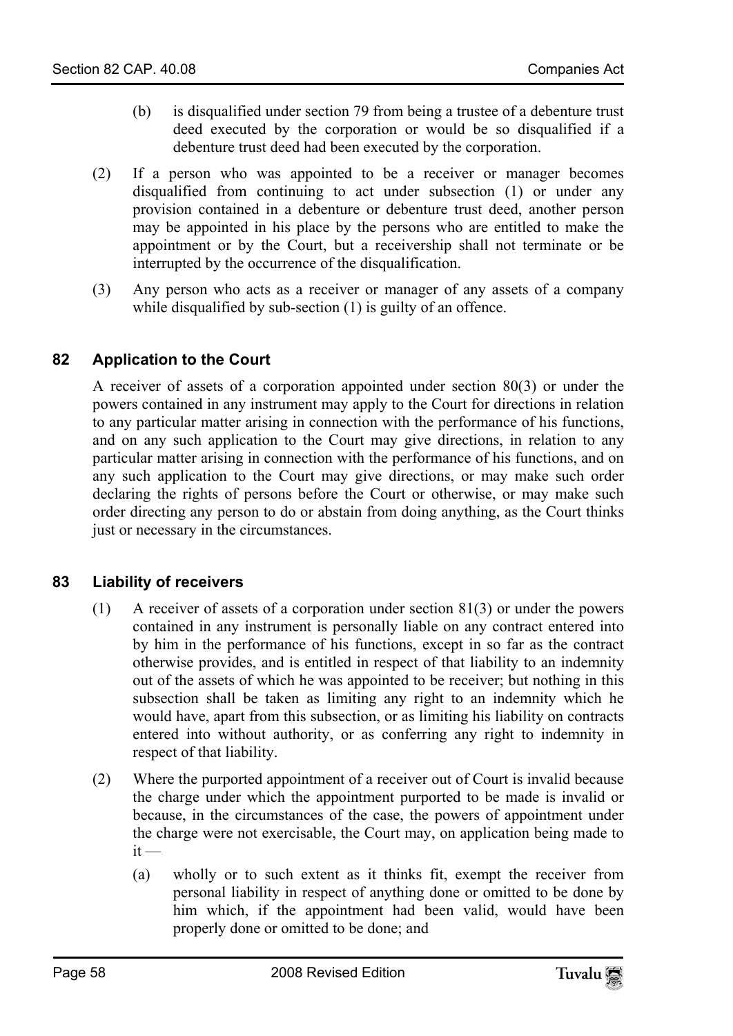(b) is disqualified under section 79 from being a trustee of a debenture trust deed executed by the corporation or would be so disqualified if a debenture trust deed had been executed by the corporation.

(2) If a person who was appointed to be a receiver or manager becomes disqualified from continuing to act under subsection (1) or under any provision contained in a debenture or debenture trust deed, another person may be appointed in his place by the persons who are entitled to make the appointment or by the Court, but a receivership shall not terminate or be interrupted by the occurrence of the disqualification.

(3) Any person who acts as a receiver or manager of any assets of a company while disqualified by sub-section (1) is guilty of an offence.

## 82 Application to the Court

A receiver of assets of a corporation appointed under section 80(3) or under the powers contained in any instrument may apply to the Court for directions in relation to any particular matter arising in connection with the performance of his functions, and on any such application to the Court may give directions, in relation to any particular matter arising in connection with the performance of his functions, and on any such application to the Court may give directions, or may make such order declaring the rights of persons before the Court or otherwise, or may make such order directing any person to do or abstain from doing anything, as the Court thinks just or necessary in the circumstances.

## 83 Liability of receivers

(1) A receiver of assets of a corporation under section 81(3) or under the powers contained in any instrument is personally liable on any contract entered into by him in the performance of his functions, except in so far as the contract otherwise provides, and is entitled in respect of that liability to an indemnity out of the assets of which he was appointed to be receiver; but nothing in this subsection shall be taken as limiting any right to an indemnity which he would have, apart from this subsection, or as limiting his liability on contracts entered into without authority, or as conferring any right to indemnity in respect of that liability.

(2) Where the purported appointment of a receiver out of Court is invalid because the charge under which the appointment purported to be made is invalid or because, in the circumstances of the case, the powers of appointment under the charge were not exercisable, the Court may, on application being made to it —

(a) wholly or to such extent as it thinks fit, exempt the receiver from personal liability in respect of anything done or omitted to be done by him which, if the appointment had been valid, would have been properly done or omitted to be done; and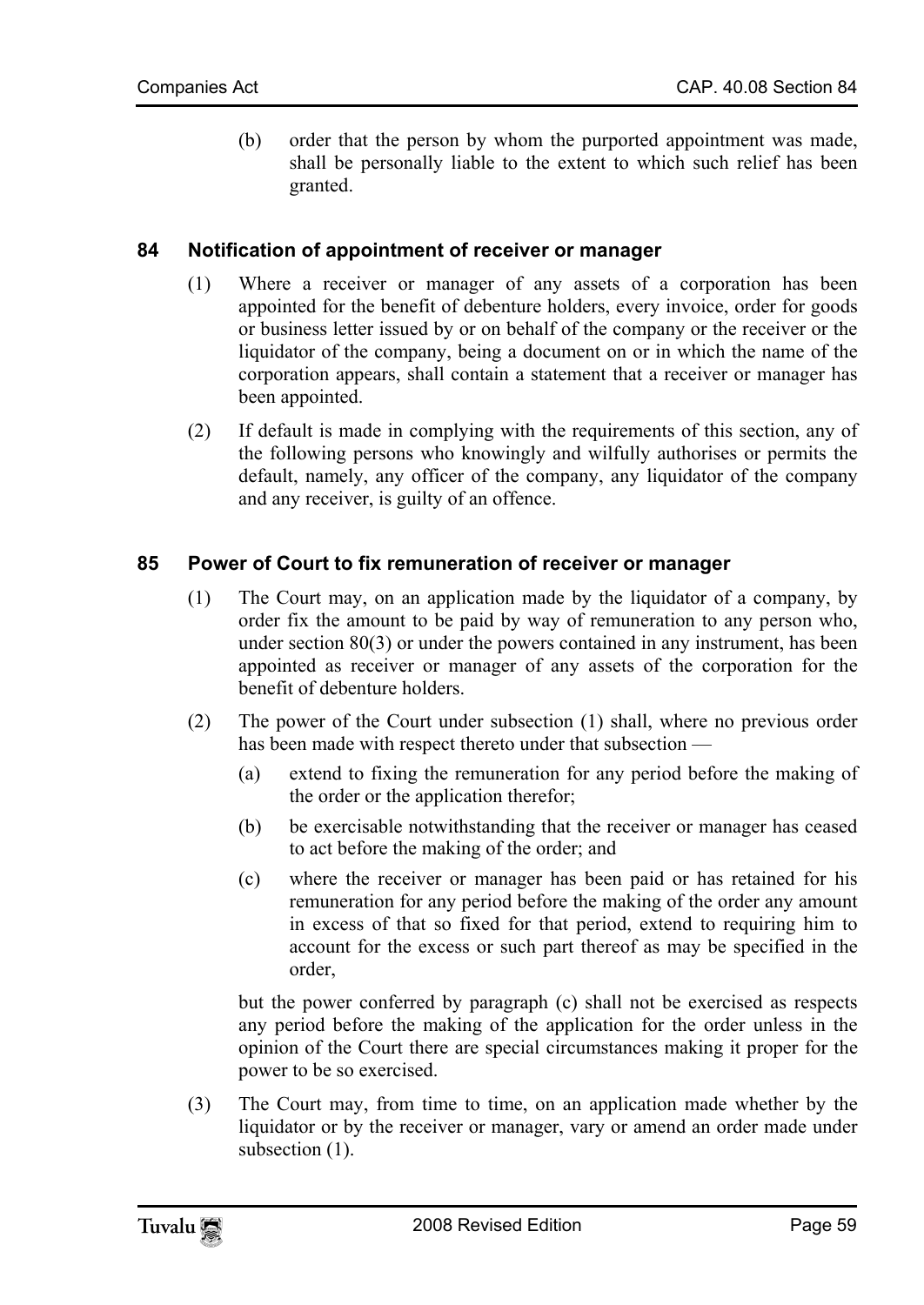(b) order that the person by whom the purported appointment was made, shall be personally liable to the extent to which such relief has been granted.

## 84 Notification of appointment of receiver or manager

(1) Where a receiver or manager of any assets of a corporation has been appointed for the benefit of debenture holders, every invoice, order for goods or business letter issued by or on behalf of the company or the receiver or the liquidator of the company, being a document on or in which the name of the corporation appears, shall contain a statement that a receiver or manager has been appointed.

(2) If default is made in complying with the requirements of this section, any of the following persons who knowingly and wilfully authorises or permits the default, namely, any officer of the company, any liquidator of the company and any receiver, is guilty of an offence.

## 85 Power of Court to fix remuneration of receiver or manager

(1) The Court may, on an application made by the liquidator of a company, by order fix the amount to be paid by way of remuneration to any person who, under section 80(3) or under the powers contained in any instrument, has been appointed as receiver or manager of any assets of the corporation for the benefit of debenture holders.

(2) The power of the Court under subsection (1) shall, where no previous order has been made with respect thereto under that subsection —

(a) extend to fixing the remuneration for any period before the making of the order or the application therefor;

(b) be exercisable notwithstanding that the receiver or manager has ceased to act before the making of the order; and

(c) where the receiver or manager has been paid or has retained for his remuneration for any period before the making of the order any amount in excess of that so fixed for that period, extend to requiring him to account for the excess or such part thereof as may be specified in the order,

but the power conferred by paragraph (c) shall not be exercised as respects any period before the making of the application for the order unless in the opinion of the Court there are special circumstances making it proper for the power to be so exercised.

(3) The Court may, from time to time, on an application made whether by the liquidator or by the receiver or manager, vary or amend an order made under subsection (1).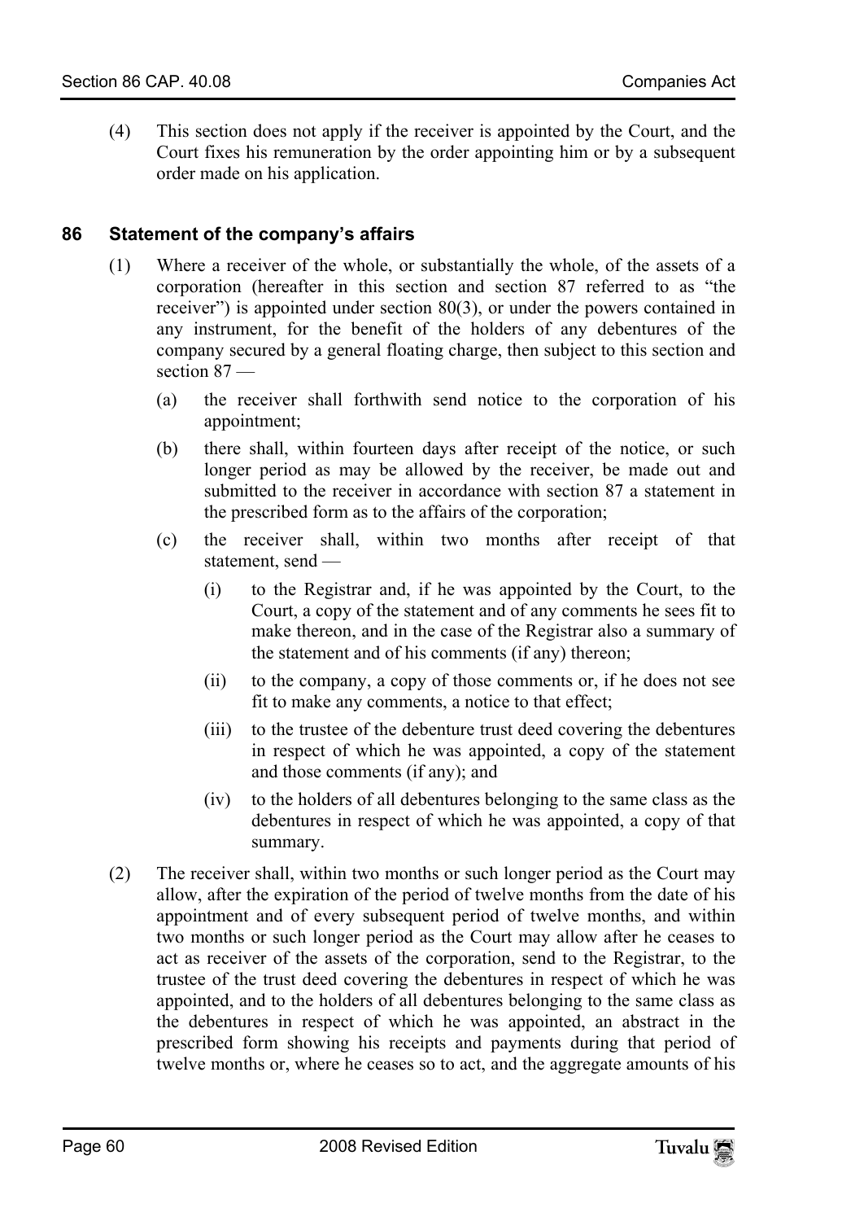(4) This section does not apply if the receiver is appointed by the Court, and the Court fixes his remuneration by the order appointing him or by a subsequent order made on his application.

## 86 Statement of the company's affairs

(1) Where a receiver of the whole, or substantially the whole, of the assets of a corporation (hereafter in this section and section 87 referred to as "the receiver") is appointed under section 80(3), or under the powers contained in any instrument, for the benefit of the holders of any debentures of the company secured by a general floating charge, then subject to this section and section 87 —

(a) the receiver shall forthwith send notice to the corporation of his appointment;

(b) there shall, within fourteen days after receipt of the notice, or such longer period as may be allowed by the receiver, be made out and submitted to the receiver in accordance with section 87 a statement in the prescribed form as to the affairs of the corporation;

(c) the receiver shall, within two months after receipt of that statement, send —

(i) to the Registrar and, if he was appointed by the Court, to the Court, a copy of the statement and of any comments he sees fit to make thereon, and in the case of the Registrar also a summary of the statement and of his comments (if any) thereon;

(ii) to the company, a copy of those comments or, if he does not see fit to make any comments, a notice to that effect;

(iii) to the trustee of the debenture trust deed covering the debentures in respect of which he was appointed, a copy of the statement and those comments (if any); and

(iv) to the holders of all debentures belonging to the same class as the debentures in respect of which he was appointed, a copy of that summary.

(2) The receiver shall, within two months or such longer period as the Court may allow, after the expiration of the period of twelve months from the date of his appointment and of every subsequent period of twelve months, and within two months or such longer period as the Court may allow after he ceases to act as receiver of the assets of the corporation, send to the Registrar, to the trustee of the trust deed covering the debentures in respect of which he was appointed, and to the holders of all debentures belonging to the same class as the debentures in respect of which he was appointed, an abstract in the prescribed form showing his receipts and payments during that period of twelve months or, where he ceases so to act, and the aggregate amounts of his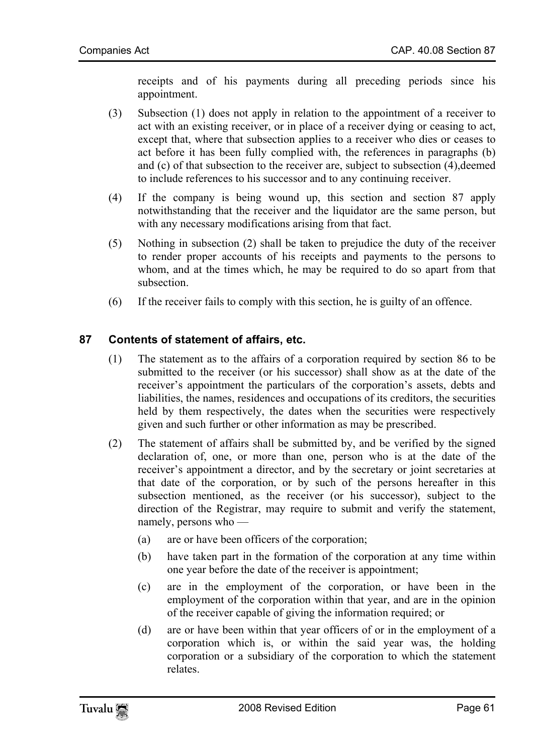receipts and of his payments during all preceding periods since his appointment.

(3) Subsection (1) does not apply in relation to the appointment of a receiver to act with an existing receiver, or in place of a receiver dying or ceasing to act, except that, where that subsection applies to a receiver who dies or ceases to act before it has been fully complied with, the references in paragraphs (b) and (c) of that subsection to the receiver are, subject to subsection (4),deemed to include references to his successor and to any continuing receiver.

(4) If the company is being wound up, this section and section 87 apply notwithstanding that the receiver and the liquidator are the same person, but with any necessary modifications arising from that fact.

(5) Nothing in subsection (2) shall be taken to prejudice the duty of the receiver to render proper accounts of his receipts and payments to the persons to whom, and at the times which, he may be required to do so apart from that subsection.

(6) If the receiver fails to comply with this section, he is guilty of an offence.

## 87 Contents of statement of affairs, etc.

(1) The statement as to the affairs of a corporation required by section 86 to be submitted to the receiver (or his successor) shall show as at the date of the receiver's appointment the particulars of the corporation's assets, debts and liabilities, the names, residences and occupations of its creditors, the securities held by them respectively, the dates when the securities were respectively given and such further or other information as may be prescribed.

(2) The statement of affairs shall be submitted by, and be verified by the signed declaration of, one, or more than one, person who is at the date of the receiver's appointment a director, and by the secretary or joint secretaries at that date of the corporation, or by such of the persons hereafter in this subsection mentioned, as the receiver (or his successor), subject to the direction of the Registrar, may require to submit and verify the statement, namely, persons who —

   (a) are or have been officers of the corporation;

   (b) have taken part in the formation of the corporation at any time within one year before the date of the receiver is appointment;

   (c) are in the employment of the corporation, or have been in the employment of the corporation within that year, and are in the opinion of the receiver capable of giving the information required; or

   (d) are or have been within that year officers of or in the employment of a corporation which is, or within the said year was, the holding corporation or a subsidiary of the corporation to which the statement relates.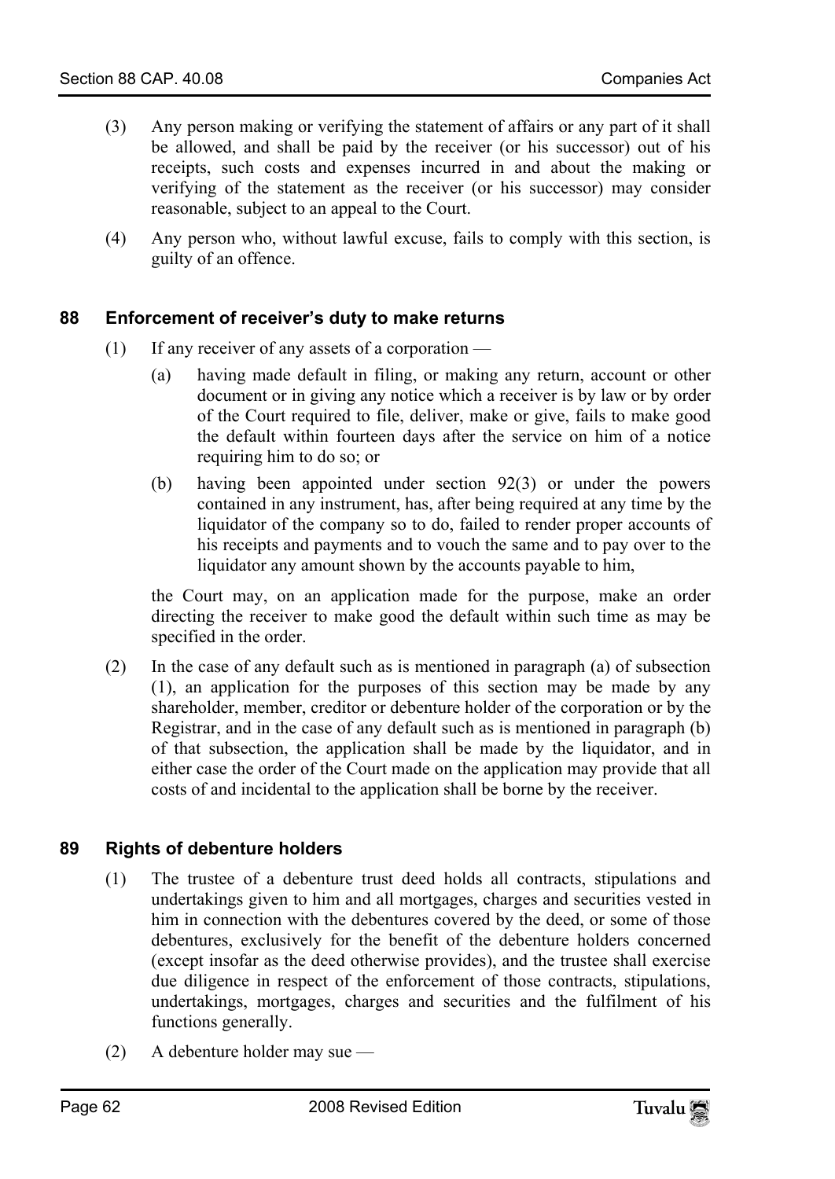(3) Any person making or verifying the statement of affairs or any part of it shall be allowed, and shall be paid by the receiver (or his successor) out of his receipts, such costs and expenses incurred in and about the making or verifying of the statement as the receiver (or his successor) may consider reasonable, subject to an appeal to the Court.

(4) Any person who, without lawful excuse, fails to comply with this section, is guilty of an offence.

### 88 Enforcement of receiver's duty to make returns

(1) If any receiver of any assets of a corporation —

   (a) having made default in filing, or making any return, account or other document or in giving any notice which a receiver is by law or by order of the Court required to file, deliver, make or give, fails to make good the default within fourteen days after the service on him of a notice requiring him to do so; or

   (b) having been appointed under section 92(3) or under the powers contained in any instrument, has, after being required at any time by the liquidator of the company so to do, failed to render proper accounts of his receipts and payments and to vouch the same and to pay over to the liquidator any amount shown by the accounts payable to him,

the Court may, on an application made for the purpose, make an order directing the receiver to make good the default within such time as may be specified in the order.

(2) In the case of any default such as is mentioned in paragraph (a) of subsection (1), an application for the purposes of this section may be made by any shareholder, member, creditor or debenture holder of the corporation or by the Registrar, and in the case of any default such as is mentioned in paragraph (b) of that subsection, the application shall be made by the liquidator, and in either case the order of the Court made on the application may provide that all costs of and incidental to the application shall be borne by the receiver.

### 89 Rights of debenture holders

(1) The trustee of a debenture trust deed holds all contracts, stipulations and undertakings given to him and all mortgages, charges and securities vested in him in connection with the debentures covered by the deed, or some of those debentures, exclusively for the benefit of the debenture holders concerned (except insofar as the deed otherwise provides), and the trustee shall exercise due diligence in respect of the enforcement of those contracts, stipulations, undertakings, mortgages, charges and securities and the fulfilment of his functions generally.

(2) A debenture holder may sue —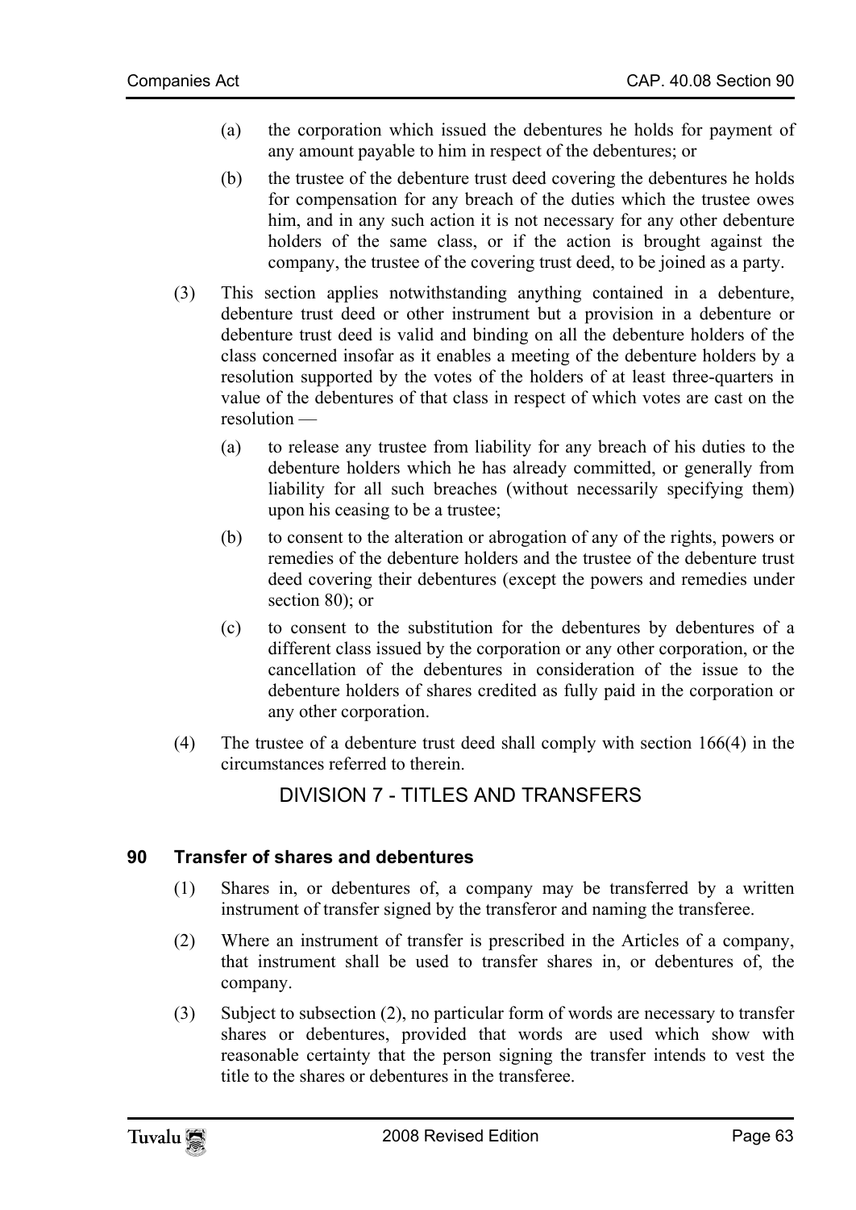(a) the corporation which issued the debentures he holds for payment of any amount payable to him in respect of the debentures; or

(b) the trustee of the debenture trust deed covering the debentures he holds for compensation for any breach of the duties which the trustee owes him, and in any such action it is not necessary for any other debenture holders of the same class, or if the action is brought against the company, the trustee of the covering trust deed, to be joined as a party.

(3) This section applies notwithstanding anything contained in a debenture, debenture trust deed or other instrument but a provision in a debenture or debenture trust deed is valid and binding on all the debenture holders of the class concerned insofar as it enables a meeting of the debenture holders by a resolution supported by the votes of the holders of at least three-quarters in value of the debentures of that class in respect of which votes are cast on the resolution —

(a) to release any trustee from liability for any breach of his duties to the debenture holders which he has already committed, or generally from liability for all such breaches (without necessarily specifying them) upon his ceasing to be a trustee;

(b) to consent to the alteration or abrogation of any of the rights, powers or remedies of the debenture holders and the trustee of the debenture trust deed covering their debentures (except the powers and remedies under section 80); or

(c) to consent to the substitution for the debentures by debentures of a different class issued by the corporation or any other corporation, or the cancellation of the debentures in consideration of the issue to the debenture holders of shares credited as fully paid in the corporation or any other corporation.

(4) The trustee of a debenture trust deed shall comply with section 166(4) in the circumstances referred to therein.

## DIVISION 7 - TITLES AND TRANSFERS

### 90 Transfer of shares and debentures

(1) Shares in, or debentures of, a company may be transferred by a written instrument of transfer signed by the transferor and naming the transferee.

(2) Where an instrument of transfer is prescribed in the Articles of a company, that instrument shall be used to transfer shares in, or debentures of, the company.

(3) Subject to subsection (2), no particular form of words are necessary to transfer shares or debentures, provided that words are used which show with reasonable certainty that the person signing the transfer intends to vest the title to the shares or debentures in the transferee.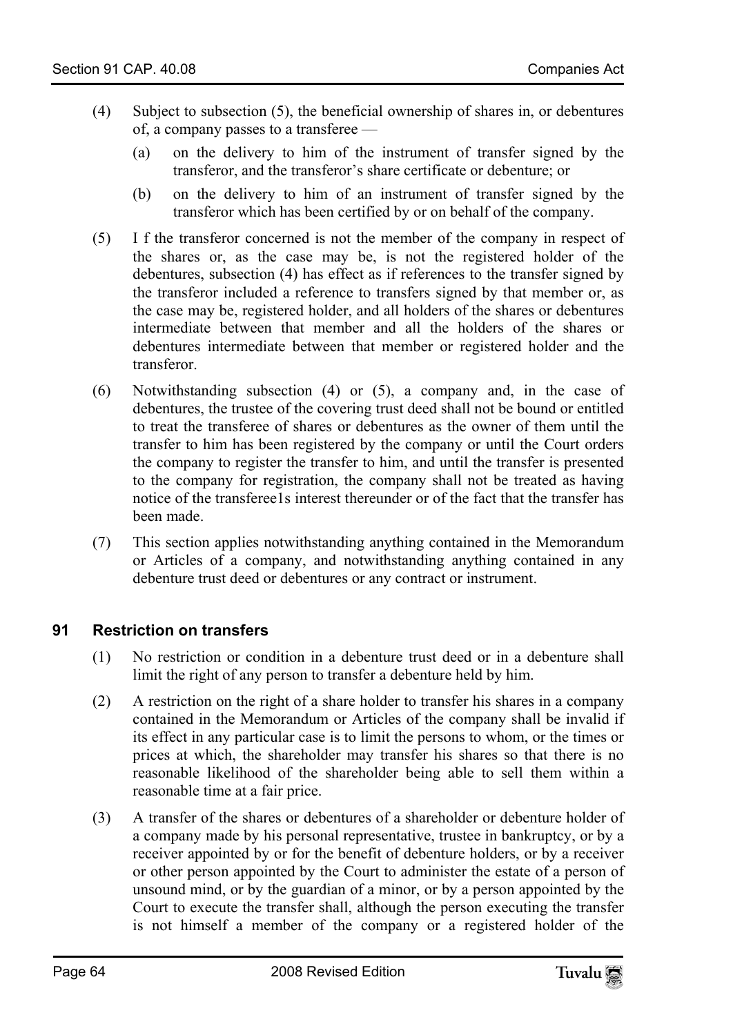(4) Subject to subsection (5), the beneficial ownership of shares in, or debentures of, a company passes to a transferee —

(a) on the delivery to him of the instrument of transfer signed by the transferor, and the transferor's share certificate or debenture; or

(b) on the delivery to him of an instrument of transfer signed by the transferor which has been certified by or on behalf of the company.

(5) I f the transferor concerned is not the member of the company in respect of the shares or, as the case may be, is not the registered holder of the debentures, subsection (4) has effect as if references to the transfer signed by the transferor included a reference to transfers signed by that member or, as the case may be, registered holder, and all holders of the shares or debentures intermediate between that member and all the holders of the shares or debentures intermediate between that member or registered holder and the transferor.

(6) Notwithstanding subsection (4) or (5), a company and, in the case of debentures, the trustee of the covering trust deed shall not be bound or entitled to treat the transferee of shares or debentures as the owner of them until the transfer to him has been registered by the company or until the Court orders the company to register the transfer to him, and until the transfer is presented to the company for registration, the company shall not be treated as having notice of the transferee1s interest thereunder or of the fact that the transfer has been made.

(7) This section applies notwithstanding anything contained in the Memorandum or Articles of a company, and notwithstanding anything contained in any debenture trust deed or debentures or any contract or instrument.

### 91 Restriction on transfers

(1) No restriction or condition in a debenture trust deed or in a debenture shall limit the right of any person to transfer a debenture held by him.

(2) A restriction on the right of a share holder to transfer his shares in a company contained in the Memorandum or Articles of the company shall be invalid if its effect in any particular case is to limit the persons to whom, or the times or prices at which, the shareholder may transfer his shares so that there is no reasonable likelihood of the shareholder being able to sell them within a reasonable time at a fair price.

(3) A transfer of the shares or debentures of a shareholder or debenture holder of a company made by his personal representative, trustee in bankruptcy, or by a receiver appointed by or for the benefit of debenture holders, or by a receiver or other person appointed by the Court to administer the estate of a person of unsound mind, or by the guardian of a minor, or by a person appointed by the Court to execute the transfer shall, although the person executing the transfer is not himself a member of the company or a registered holder of the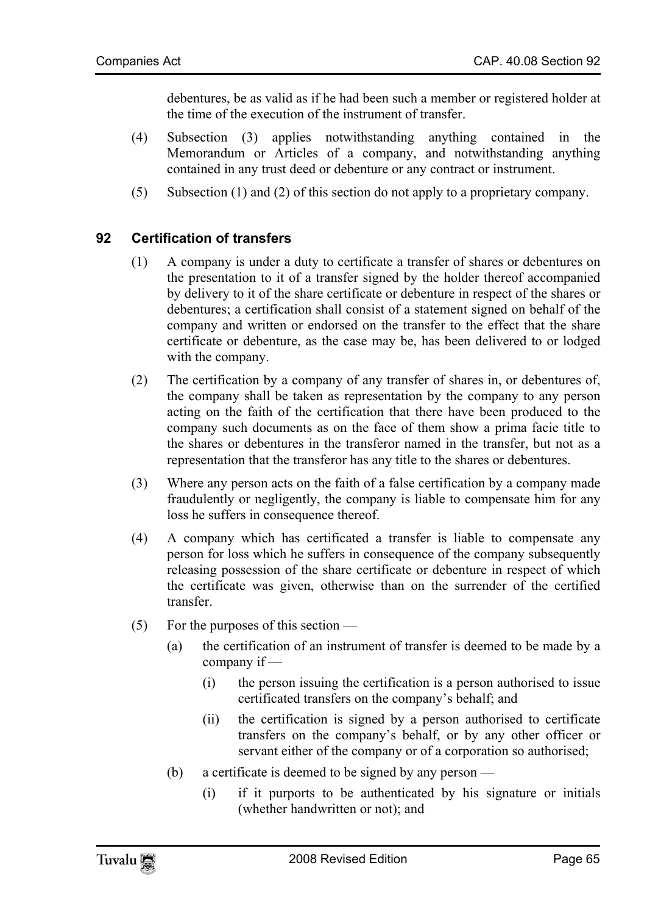debentures, be as valid as if he had been such a member or registered holder at the time of the execution of the instrument of transfer.

(4) Subsection (3) applies notwithstanding anything contained in the Memorandum or Articles of a company, and notwithstanding anything contained in any trust deed or debenture or any contract or instrument.

(5) Subsection (1) and (2) of this section do not apply to a proprietary company.

### 92 Certification of transfers

(1) A company is under a duty to certificate a transfer of shares or debentures on the presentation to it of a transfer signed by the holder thereof accompanied by delivery to it of the share certificate or debenture in respect of the shares or debentures; a certification shall consist of a statement signed on behalf of the company and written or endorsed on the transfer to the effect that the share certificate or debenture, as the case may be, has been delivered to or lodged with the company.

(2) The certification by a company of any transfer of shares in, or debentures of, the company shall be taken as representation by the company to any person acting on the faith of the certification that there have been produced to the company such documents as on the face of them show a prima facie title to the shares or debentures in the transferor named in the transfer, but not as a representation that the transferor has any title to the shares or debentures.

(3) Where any person acts on the faith of a false certification by a company made fraudulently or negligently, the company is liable to compensate him for any loss he suffers in consequence thereof.

(4) A company which has certificated a transfer is liable to compensate any person for loss which he suffers in consequence of the company subsequently releasing possession of the share certificate or debenture in respect of which the certificate was given, otherwise than on the surrender of the certified transfer.

(5) For the purposes of this section —

(a) the certification of an instrument of transfer is deemed to be made by a company if —

(i) the person issuing the certification is a person authorised to issue certificated transfers on the company's behalf; and

(ii) the certification is signed by a person authorised to certificate transfers on the company's behalf, or by any other officer or servant either of the company or of a corporation so authorised;

(b) a certificate is deemed to be signed by any person —

(i) if it purports to be authenticated by his signature or initials (whether handwritten or not); and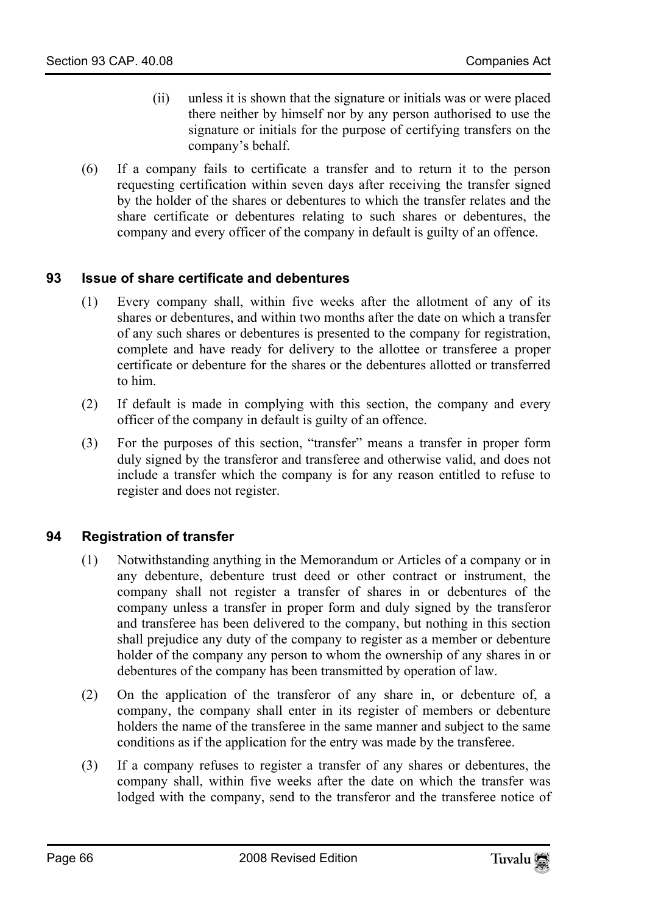(ii) unless it is shown that the signature or initials was or were placed there neither by himself nor by any person authorised to use the signature or initials for the purpose of certifying transfers on the company's behalf.

(6) If a company fails to certificate a transfer and to return it to the person requesting certification within seven days after receiving the transfer signed by the holder of the shares or debentures to which the transfer relates and the share certificate or debentures relating to such shares or debentures, the company and every officer of the company in default is guilty of an offence.

## 93 Issue of share certificate and debentures

(1) Every company shall, within five weeks after the allotment of any of its shares or debentures, and within two months after the date on which a transfer of any such shares or debentures is presented to the company for registration, complete and have ready for delivery to the allottee or transferee a proper certificate or debenture for the shares or the debentures allotted or transferred to him.

(2) If default is made in complying with this section, the company and every officer of the company in default is guilty of an offence.

(3) For the purposes of this section, "transfer" means a transfer in proper form duly signed by the transferor and transferee and otherwise valid, and does not include a transfer which the company is for any reason entitled to refuse to register and does not register.

## 94 Registration of transfer

(1) Notwithstanding anything in the Memorandum or Articles of a company or in any debenture, debenture trust deed or other contract or instrument, the company shall not register a transfer of shares in or debentures of the company unless a transfer in proper form and duly signed by the transferor and transferee has been delivered to the company, but nothing in this section shall prejudice any duty of the company to register as a member or debenture holder of the company any person to whom the ownership of any shares in or debentures of the company has been transmitted by operation of law.

(2) On the application of the transferor of any share in, or debenture of, a company, the company shall enter in its register of members or debenture holders the name of the transferee in the same manner and subject to the same conditions as if the application for the entry was made by the transferee.

(3) If a company refuses to register a transfer of any shares or debentures, the company shall, within five weeks after the date on which the transfer was lodged with the company, send to the transferor and the transferee notice of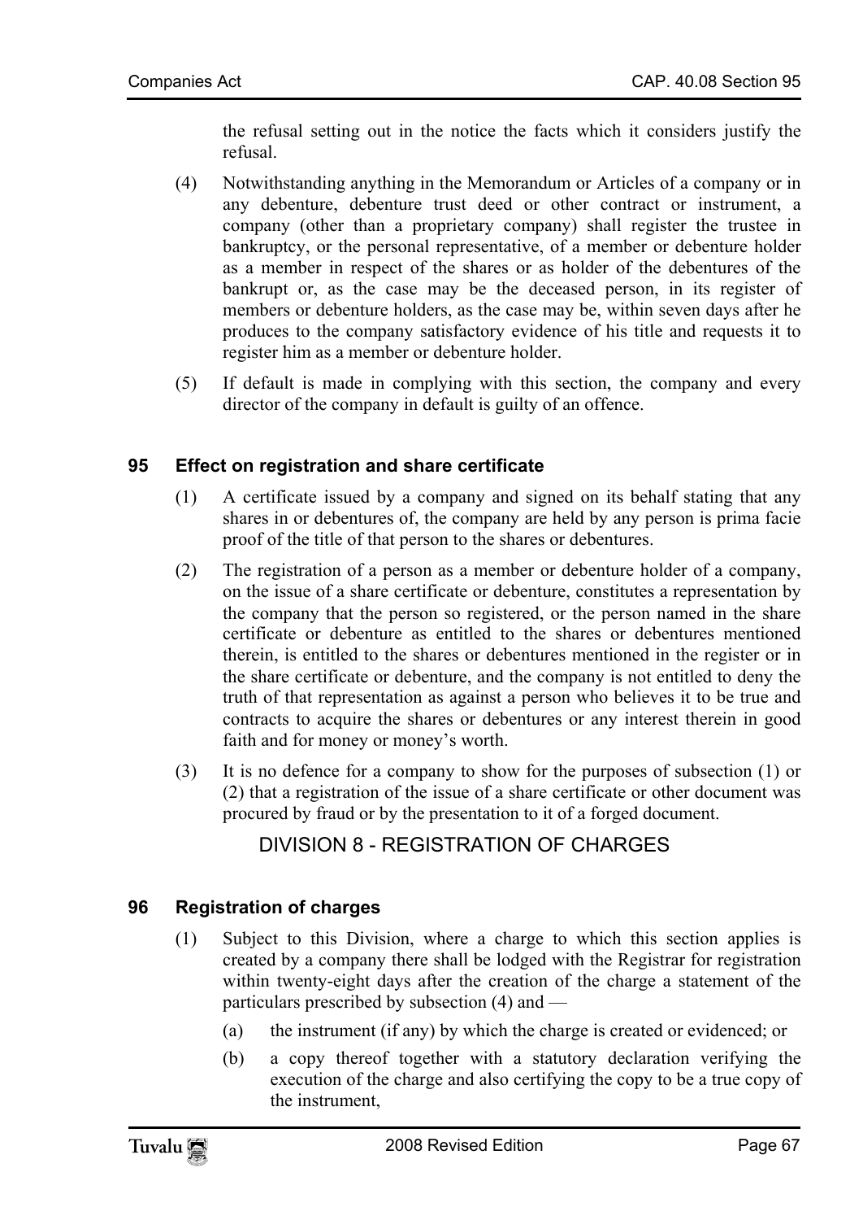the refusal setting out in the notice the facts which it considers justify the refusal.

(4) Notwithstanding anything in the Memorandum or Articles of a company or in any debenture, debenture trust deed or other contract or instrument, a company (other than a proprietary company) shall register the trustee in bankruptcy, or the personal representative, of a member or debenture holder as a member in respect of the shares or as holder of the debentures of the bankrupt or, as the case may be the deceased person, in its register of members or debenture holders, as the case may be, within seven days after he produces to the company satisfactory evidence of his title and requests it to register him as a member or debenture holder.

(5) If default is made in complying with this section, the company and every director of the company in default is guilty of an offence.

### 95 Effect on registration and share certificate

(1) A certificate issued by a company and signed on its behalf stating that any shares in or debentures of, the company are held by any person is prima facie proof of the title of that person to the shares or debentures.

(2) The registration of a person as a member or debenture holder of a company, on the issue of a share certificate or debenture, constitutes a representation by the company that the person so registered, or the person named in the share certificate or debenture as entitled to the shares or debentures mentioned therein, is entitled to the shares or debentures mentioned in the register or in the share certificate or debenture, and the company is not entitled to deny the truth of that representation as against a person who believes it to be true and contracts to acquire the shares or debentures or any interest therein in good faith and for money or money's worth.

(3) It is no defence for a company to show for the purposes of subsection (1) or (2) that a registration of the issue of a share certificate or other document was procured by fraud or by the presentation to it of a forged document.

## DIVISION 8 - REGISTRATION OF CHARGES

### 96 Registration of charges

(1) Subject to this Division, where a charge to which this section applies is created by a company there shall be lodged with the Registrar for registration within twenty-eight days after the creation of the charge a statement of the particulars prescribed by subsection (4) and —

(a) the instrument (if any) by which the charge is created or evidenced; or

(b) a copy thereof together with a statutory declaration verifying the execution of the charge and also certifying the copy to be a true copy of the instrument,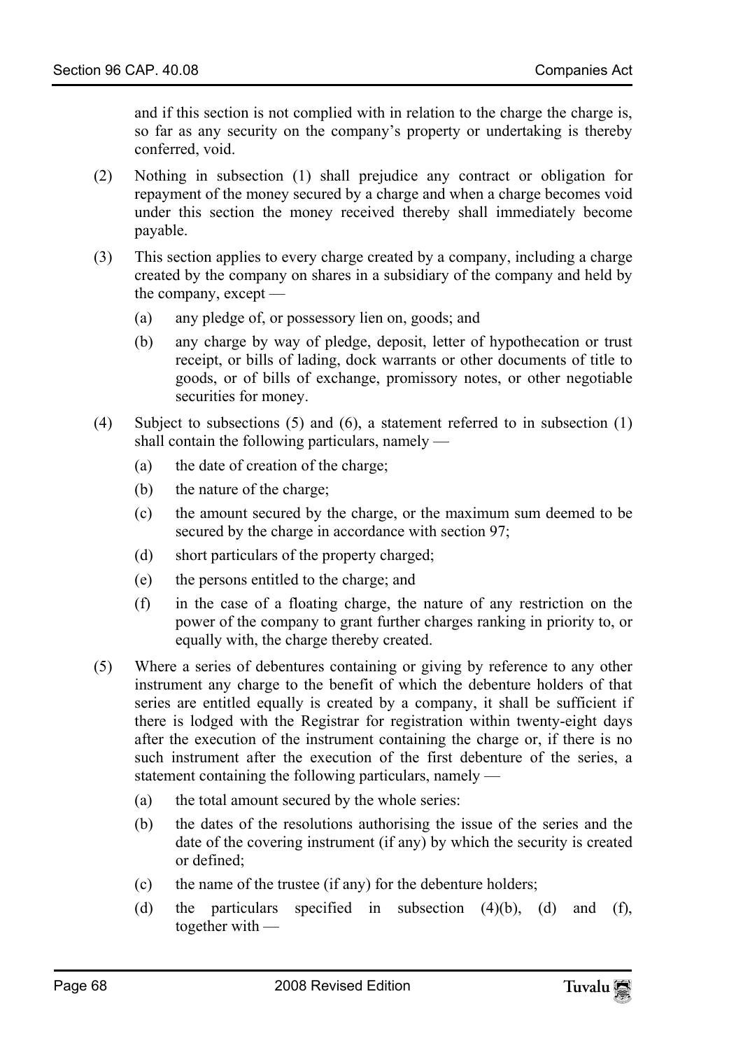and if this section is not complied with in relation to the charge the charge is, so far as any security on the company's property or undertaking is thereby conferred, void.

(2) Nothing in subsection (1) shall prejudice any contract or obligation for repayment of the money secured by a charge and when a charge becomes void under this section the money received thereby shall immediately become payable.

(3) This section applies to every charge created by a company, including a charge created by the company on shares in a subsidiary of the company and held by the company, except —

(a) any pledge of, or possessory lien on, goods; and

(b) any charge by way of pledge, deposit, letter of hypothecation or trust receipt, or bills of lading, dock warrants or other documents of title to goods, or of bills of exchange, promissory notes, or other negotiable securities for money.

(4) Subject to subsections (5) and (6), a statement referred to in subsection (1) shall contain the following particulars, namely —

(a) the date of creation of the charge;

(b) the nature of the charge;

(c) the amount secured by the charge, or the maximum sum deemed to be secured by the charge in accordance with section 97;

(d) short particulars of the property charged;

(e) the persons entitled to the charge; and

(f) in the case of a floating charge, the nature of any restriction on the power of the company to grant further charges ranking in priority to, or equally with, the charge thereby created.

(5) Where a series of debentures containing or giving by reference to any other instrument any charge to the benefit of which the debenture holders of that series are entitled equally is created by a company, it shall be sufficient if there is lodged with the Registrar for registration within twenty-eight days after the execution of the instrument containing the charge or, if there is no such instrument after the execution of the first debenture of the series, a statement containing the following particulars, namely —

(a) the total amount secured by the whole series:

(b) the dates of the resolutions authorising the issue of the series and the date of the covering instrument (if any) by which the security is created or defined;

(c) the name of the trustee (if any) for the debenture holders;

(d) the particulars specified in subsection (4)(b), (d) and (f), together with —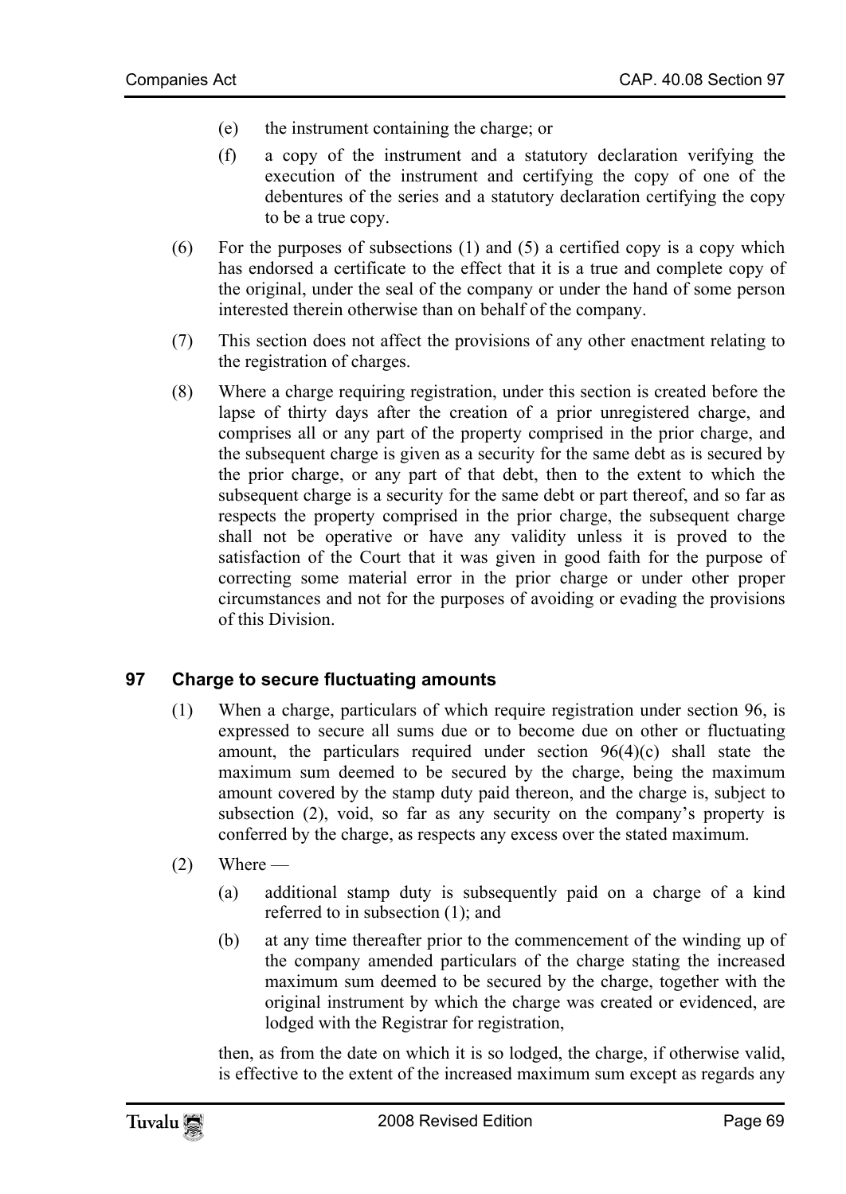(e) the instrument containing the charge; or

(f) a copy of the instrument and a statutory declaration verifying the execution of the instrument and certifying the copy of one of the debentures of the series and a statutory declaration certifying the copy to be a true copy.

(6) For the purposes of subsections (1) and (5) a certified copy is a copy which has endorsed a certificate to the effect that it is a true and complete copy of the original, under the seal of the company or under the hand of some person interested therein otherwise than on behalf of the company.

(7) This section does not affect the provisions of any other enactment relating to the registration of charges.

(8) Where a charge requiring registration, under this section is created before the lapse of thirty days after the creation of a prior unregistered charge, and comprises all or any part of the property comprised in the prior charge, and the subsequent charge is given as a security for the same debt as is secured by the prior charge, or any part of that debt, then to the extent to which the subsequent charge is a security for the same debt or part thereof, and so far as respects the property comprised in the prior charge, the subsequent charge shall not be operative or have any validity unless it is proved to the satisfaction of the Court that it was given in good faith for the purpose of correcting some material error in the prior charge or under other proper circumstances and not for the purposes of avoiding or evading the provisions of this Division.

### 97 Charge to secure fluctuating amounts

(1) When a charge, particulars of which require registration under section 96, is expressed to secure all sums due or to become due on other or fluctuating amount, the particulars required under section 96(4)(c) shall state the maximum sum deemed to be secured by the charge, being the maximum amount covered by the stamp duty paid thereon, and the charge is, subject to subsection (2), void, so far as any security on the company's property is conferred by the charge, as respects any excess over the stated maximum.

(2) Where —

(a) additional stamp duty is subsequently paid on a charge of a kind referred to in subsection (1); and

(b) at any time thereafter prior to the commencement of the winding up of the company amended particulars of the charge stating the increased maximum sum deemed to be secured by the charge, together with the original instrument by which the charge was created or evidenced, are lodged with the Registrar for registration,

then, as from the date on which it is so lodged, the charge, if otherwise valid, is effective to the extent of the increased maximum sum except as regards any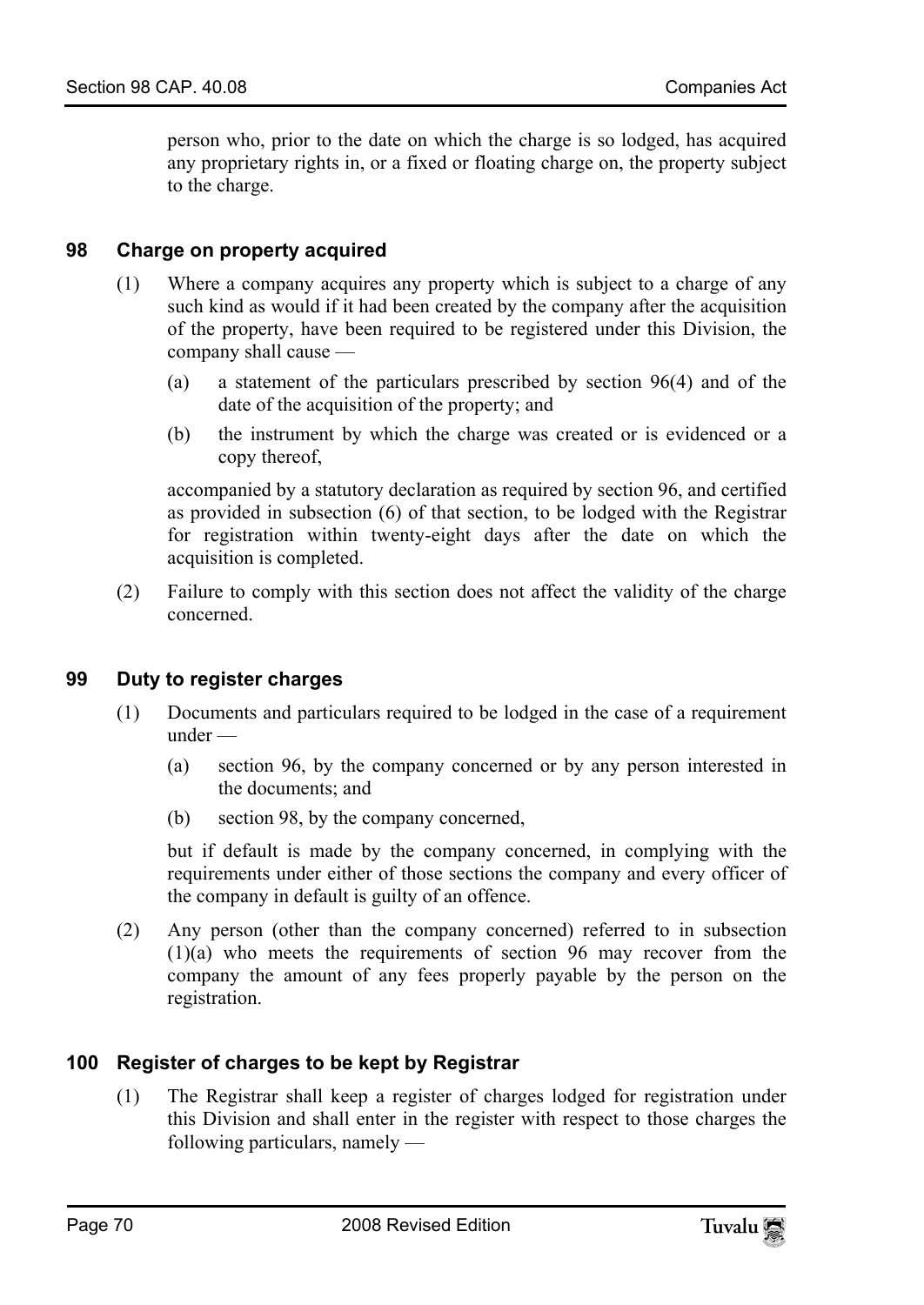person who, prior to the date on which the charge is so lodged, has acquired any proprietary rights in, or a fixed or floating charge on, the property subject to the charge.

### 98 Charge on property acquired

(1) Where a company acquires any property which is subject to a charge of any such kind as would if it had been created by the company after the acquisition of the property, have been required to be registered under this Division, the company shall cause —

(a) a statement of the particulars prescribed by section 96(4) and of the date of the acquisition of the property; and

(b) the instrument by which the charge was created or is evidenced or a copy thereof,

accompanied by a statutory declaration as required by section 96, and certified as provided in subsection (6) of that section, to be lodged with the Registrar for registration within twenty-eight days after the date on which the acquisition is completed.

(2) Failure to comply with this section does not affect the validity of the charge concerned.

### 99 Duty to register charges

(1) Documents and particulars required to be lodged in the case of a requirement under —

(a) section 96, by the company concerned or by any person interested in the documents; and

(b) section 98, by the company concerned,

but if default is made by the company concerned, in complying with the requirements under either of those sections the company and every officer of the company in default is guilty of an offence.

(2) Any person (other than the company concerned) referred to in subsection (1)(a) who meets the requirements of section 96 may recover from the company the amount of any fees properly payable by the person on the registration.

### 100 Register of charges to be kept by Registrar

(1) The Registrar shall keep a register of charges lodged for registration under this Division and shall enter in the register with respect to those charges the following particulars, namely —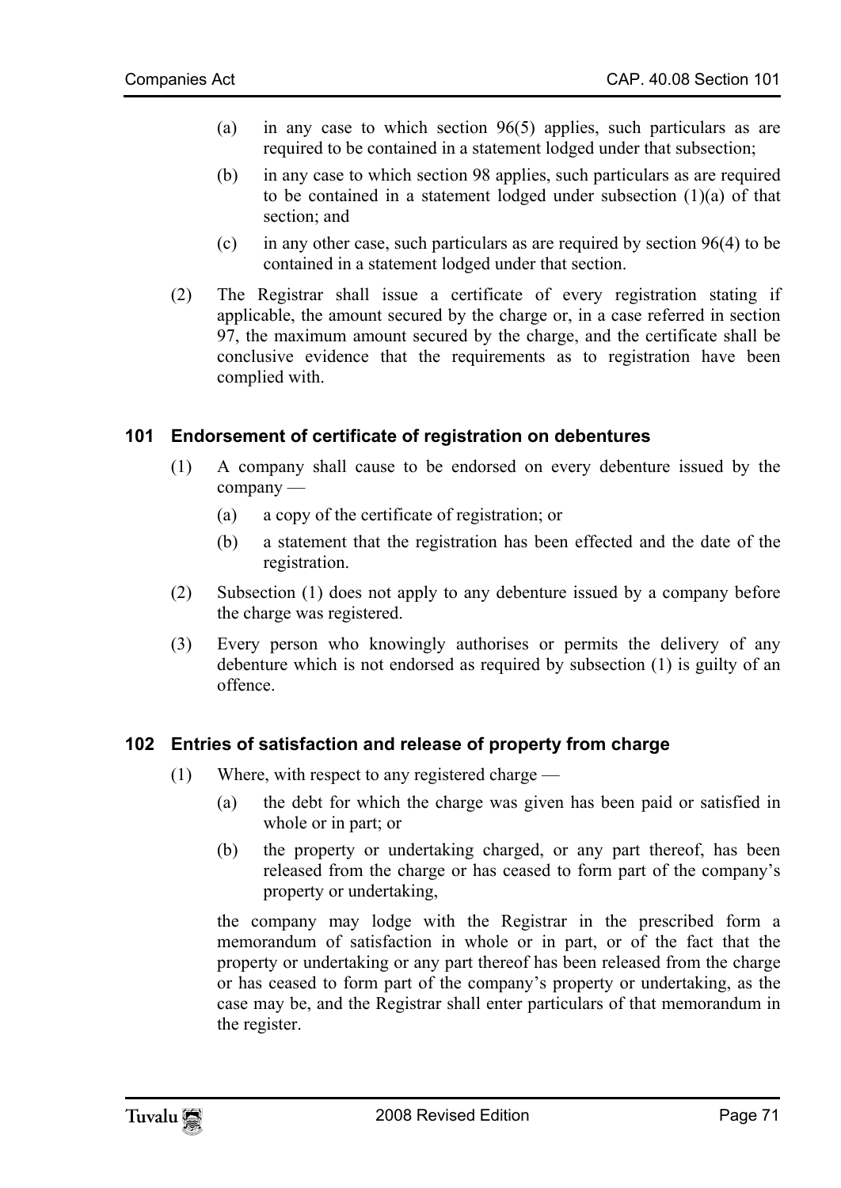(a) in any case to which section 96(5) applies, such particulars as are required to be contained in a statement lodged under that subsection;

(b) in any case to which section 98 applies, such particulars as are required to be contained in a statement lodged under subsection (1)(a) of that section; and

(c) in any other case, such particulars as are required by section 96(4) to be contained in a statement lodged under that section.

(2) The Registrar shall issue a certificate of every registration stating if applicable, the amount secured by the charge or, in a case referred in section 97, the maximum amount secured by the charge, and the certificate shall be conclusive evidence that the requirements as to registration have been complied with.

## 101 Endorsement of certificate of registration on debentures

(1) A company shall cause to be endorsed on every debenture issued by the company —

(a) a copy of the certificate of registration; or

(b) a statement that the registration has been effected and the date of the registration.

(2) Subsection (1) does not apply to any debenture issued by a company before the charge was registered.

(3) Every person who knowingly authorises or permits the delivery of any debenture which is not endorsed as required by subsection (1) is guilty of an offence.

## 102 Entries of satisfaction and release of property from charge

(1) Where, with respect to any registered charge —

(a) the debt for which the charge was given has been paid or satisfied in whole or in part; or

(b) the property or undertaking charged, or any part thereof, has been released from the charge or has ceased to form part of the company's property or undertaking,

the company may lodge with the Registrar in the prescribed form a memorandum of satisfaction in whole or in part, or of the fact that the property or undertaking or any part thereof has been released from the charge or has ceased to form part of the company's property or undertaking, as the case may be, and the Registrar shall enter particulars of that memorandum in the register.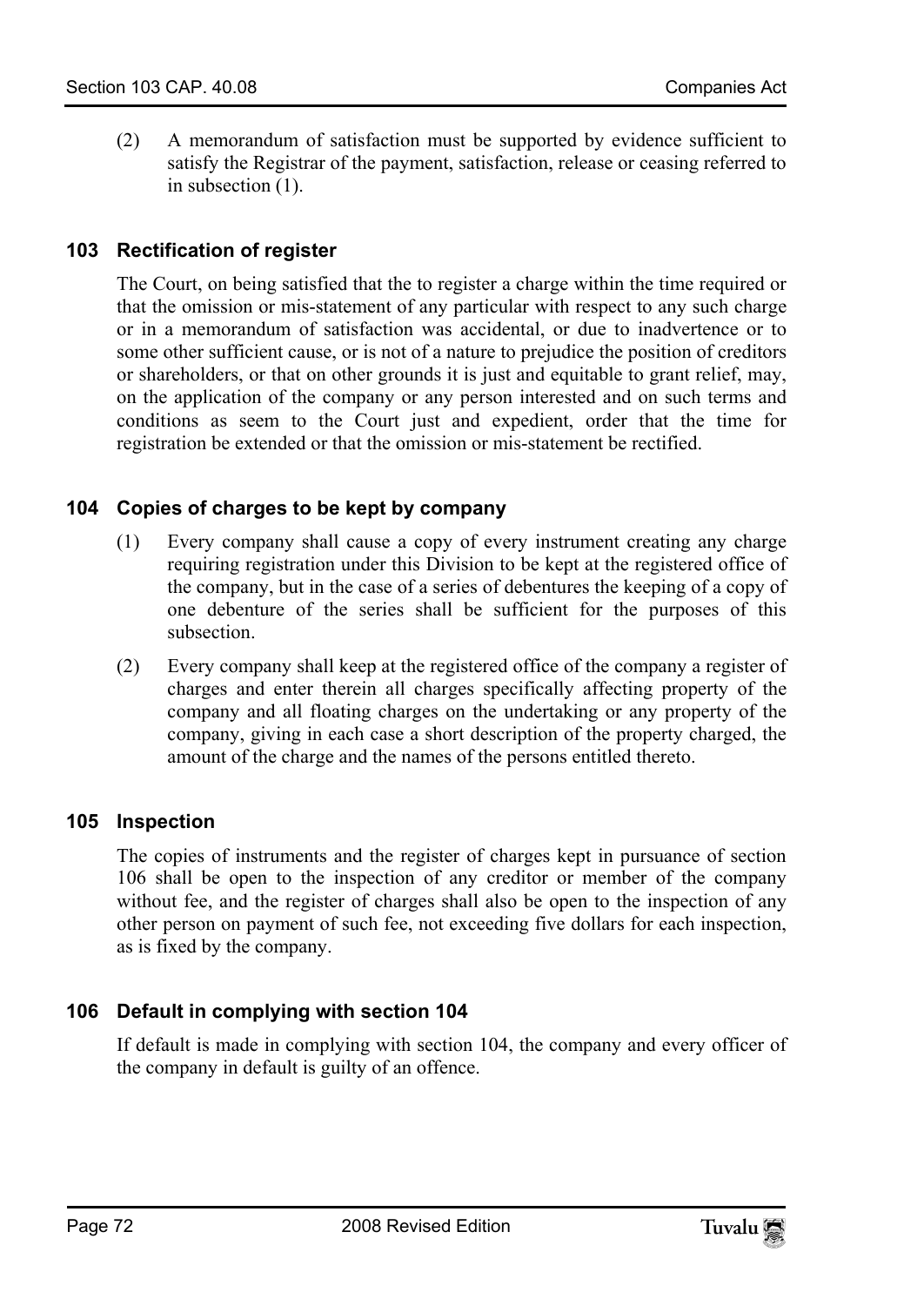(2) A memorandum of satisfaction must be supported by evidence sufficient to satisfy the Registrar of the payment, satisfaction, release or ceasing referred to in subsection (1).

### 103 Rectification of register

The Court, on being satisfied that the to register a charge within the time required or that the omission or mis-statement of any particular with respect to any such charge or in a memorandum of satisfaction was accidental, or due to inadvertence or to some other sufficient cause, or is not of a nature to prejudice the position of creditors or shareholders, or that on other grounds it is just and equitable to grant relief, may, on the application of the company or any person interested and on such terms and conditions as seem to the Court just and expedient, order that the time for registration be extended or that the omission or mis-statement be rectified.

### 104 Copies of charges to be kept by company

(1) Every company shall cause a copy of every instrument creating any charge requiring registration under this Division to be kept at the registered office of the company, but in the case of a series of debentures the keeping of a copy of one debenture of the series shall be sufficient for the purposes of this subsection.

(2) Every company shall keep at the registered office of the company a register of charges and enter therein all charges specifically affecting property of the company and all floating charges on the undertaking or any property of the company, giving in each case a short description of the property charged, the amount of the charge and the names of the persons entitled thereto.

### 105 Inspection

The copies of instruments and the register of charges kept in pursuance of section 106 shall be open to the inspection of any creditor or member of the company without fee, and the register of charges shall also be open to the inspection of any other person on payment of such fee, not exceeding five dollars for each inspection, as is fixed by the company.

### 106 Default in complying with section 104

If default is made in complying with section 104, the company and every officer of the company in default is guilty of an offence.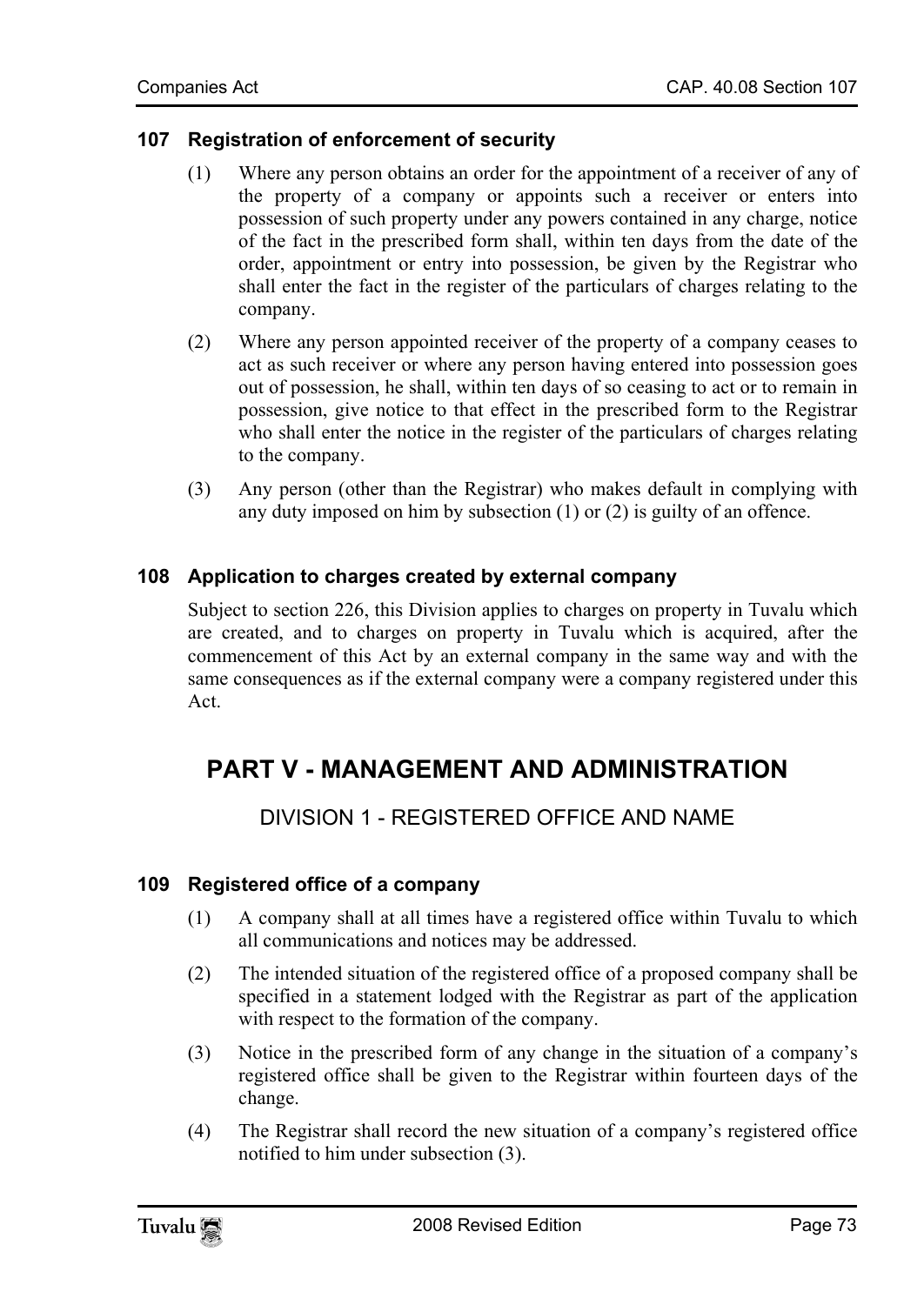### 107 Registration of enforcement of security

(1) Where any person obtains an order for the appointment of a receiver of any of the property of a company or appoints such a receiver or enters into possession of such property under any powers contained in any charge, notice of the fact in the prescribed form shall, within ten days from the date of the order, appointment or entry into possession, be given by the Registrar who shall enter the fact in the register of the particulars of charges relating to the company.

(2) Where any person appointed receiver of the property of a company ceases to act as such receiver or where any person having entered into possession goes out of possession, he shall, within ten days of so ceasing to act or to remain in possession, give notice to that effect in the prescribed form to the Registrar who shall enter the notice in the register of the particulars of charges relating to the company.

(3) Any person (other than the Registrar) who makes default in complying with any duty imposed on him by subsection (1) or (2) is guilty of an offence.

### 108 Application to charges created by external company

Subject to section 226, this Division applies to charges on property in Tuvalu which are created, and to charges on property in Tuvalu which is acquired, after the commencement of this Act by an external company in the same way and with the same consequences as if the external company were a company registered under this Act.

# PART V - MANAGEMENT AND ADMINISTRATION

## DIVISION 1 - REGISTERED OFFICE AND NAME

### 109 Registered office of a company

(1) A company shall at all times have a registered office within Tuvalu to which all communications and notices may be addressed.

(2) The intended situation of the registered office of a proposed company shall be specified in a statement lodged with the Registrar as part of the application with respect to the formation of the company.

(3) Notice in the prescribed form of any change in the situation of a company's registered office shall be given to the Registrar within fourteen days of the change.

(4) The Registrar shall record the new situation of a company's registered office notified to him under subsection (3).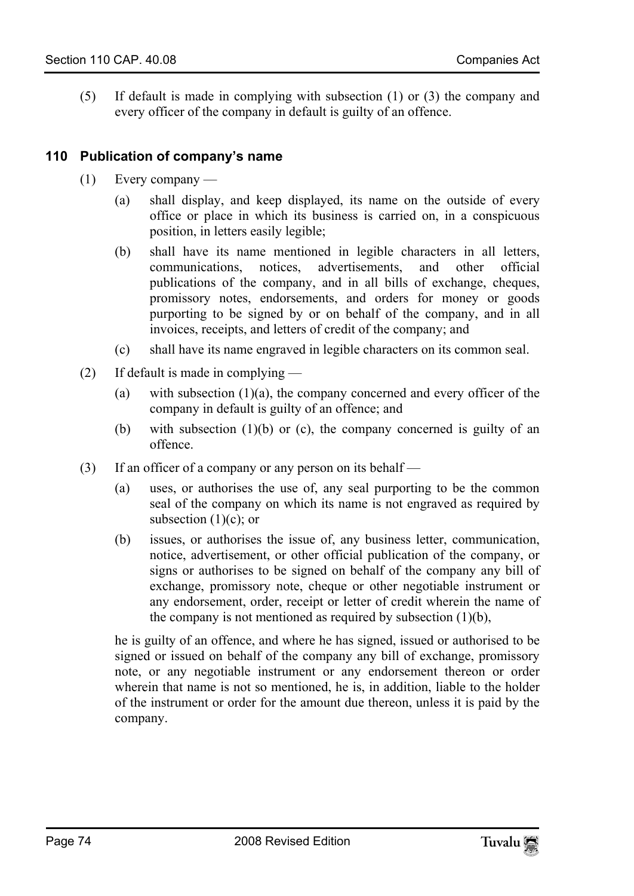(5) If default is made in complying with subsection (1) or (3) the company and every officer of the company in default is guilty of an offence.

### 110 Publication of company's name

(1) Every company —

(a) shall display, and keep displayed, its name on the outside of every office or place in which its business is carried on, in a conspicuous position, in letters easily legible;

(b) shall have its name mentioned in legible characters in all letters, communications, notices, advertisements, and other official publications of the company, and in all bills of exchange, cheques, promissory notes, endorsements, and orders for money or goods purporting to be signed by or on behalf of the company, and in all invoices, receipts, and letters of credit of the company; and

(c) shall have its name engraved in legible characters on its common seal.

(2) If default is made in complying —

(a) with subsection (1)(a), the company concerned and every officer of the company in default is guilty of an offence; and

(b) with subsection (1)(b) or (c), the company concerned is guilty of an offence.

(3) If an officer of a company or any person on its behalf —

(a) uses, or authorises the use of, any seal purporting to be the common seal of the company on which its name is not engraved as required by subsection (1)(c); or

(b) issues, or authorises the issue of, any business letter, communication, notice, advertisement, or other official publication of the company, or signs or authorises to be signed on behalf of the company any bill of exchange, promissory note, cheque or other negotiable instrument or any endorsement, order, receipt or letter of credit wherein the name of the company is not mentioned as required by subsection (1)(b),

he is guilty of an offence, and where he has signed, issued or authorised to be signed or issued on behalf of the company any bill of exchange, promissory note, or any negotiable instrument or any endorsement thereon or order wherein that name is not so mentioned, he is, in addition, liable to the holder of the instrument or order for the amount due thereon, unless it is paid by the company.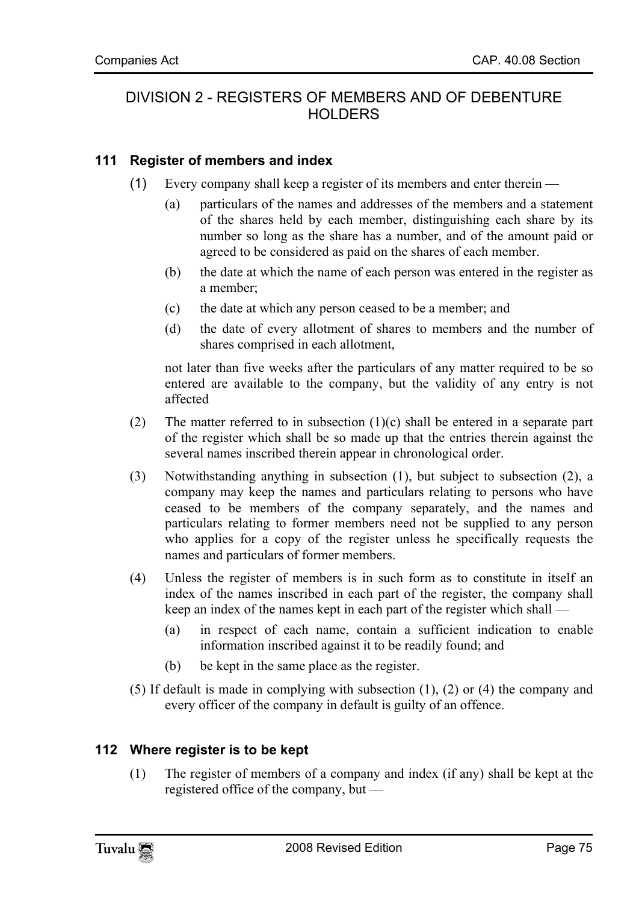## DIVISION 2 - REGISTERS OF MEMBERS AND OF DEBENTURE HOLDERS

### 111 Register of members and index

(1) Every company shall keep a register of its members and enter therein —

(a) particulars of the names and addresses of the members and a statement of the shares held by each member, distinguishing each share by its number so long as the share has a number, and of the amount paid or agreed to be considered as paid on the shares of each member.

(b) the date at which the name of each person was entered in the register as a member;

(c) the date at which any person ceased to be a member; and

(d) the date of every allotment of shares to members and the number of shares comprised in each allotment,

not later than five weeks after the particulars of any matter required to be so entered are available to the company, but the validity of any entry is not affected

(2) The matter referred to in subsection (1)(c) shall be entered in a separate part of the register which shall be so made up that the entries therein against the several names inscribed therein appear in chronological order.

(3) Notwithstanding anything in subsection (1), but subject to subsection (2), a company may keep the names and particulars relating to persons who have ceased to be members of the company separately, and the names and particulars relating to former members need not be supplied to any person who applies for a copy of the register unless he specifically requests the names and particulars of former members.

(4) Unless the register of members is in such form as to constitute in itself an index of the names inscribed in each part of the register, the company shall keep an index of the names kept in each part of the register which shall —

(a) in respect of each name, contain a sufficient indication to enable information inscribed against it to be readily found; and

(b) be kept in the same place as the register.

(5) If default is made in complying with subsection (1), (2) or (4) the company and every officer of the company in default is guilty of an offence.

### 112 Where register is to be kept

(1) The register of members of a company and index (if any) shall be kept at the registered office of the company, but —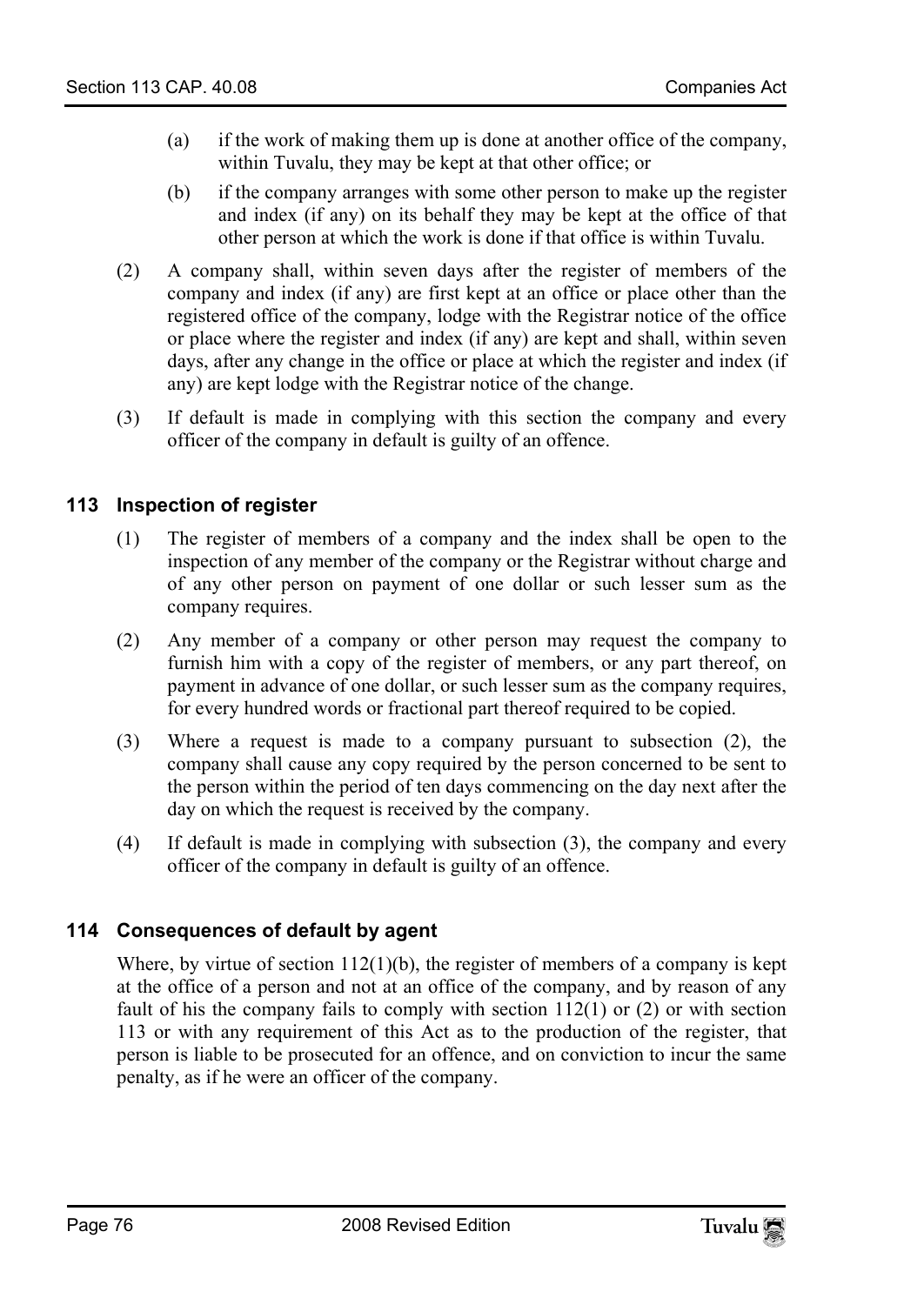(a) if the work of making them up is done at another office of the company, within Tuvalu, they may be kept at that other office; or

(b) if the company arranges with some other person to make up the register and index (if any) on its behalf they may be kept at the office of that other person at which the work is done if that office is within Tuvalu.

(2) A company shall, within seven days after the register of members of the company and index (if any) are first kept at an office or place other than the registered office of the company, lodge with the Registrar notice of the office or place where the register and index (if any) are kept and shall, within seven days, after any change in the office or place at which the register and index (if any) are kept lodge with the Registrar notice of the change.

(3) If default is made in complying with this section the company and every officer of the company in default is guilty of an offence.

### 113 Inspection of register

(1) The register of members of a company and the index shall be open to the inspection of any member of the company or the Registrar without charge and of any other person on payment of one dollar or such lesser sum as the company requires.

(2) Any member of a company or other person may request the company to furnish him with a copy of the register of members, or any part thereof, on payment in advance of one dollar, or such lesser sum as the company requires, for every hundred words or fractional part thereof required to be copied.

(3) Where a request is made to a company pursuant to subsection (2), the company shall cause any copy required by the person concerned to be sent to the person within the period of ten days commencing on the day next after the day on which the request is received by the company.

(4) If default is made in complying with subsection (3), the company and every officer of the company in default is guilty of an offence.

### 114 Consequences of default by agent

Where, by virtue of section 112(1)(b), the register of members of a company is kept at the office of a person and not at an office of the company, and by reason of any fault of his the company fails to comply with section 112(1) or (2) or with section 113 or with any requirement of this Act as to the production of the register, that person is liable to be prosecuted for an offence, and on conviction to incur the same penalty, as if he were an officer of the company.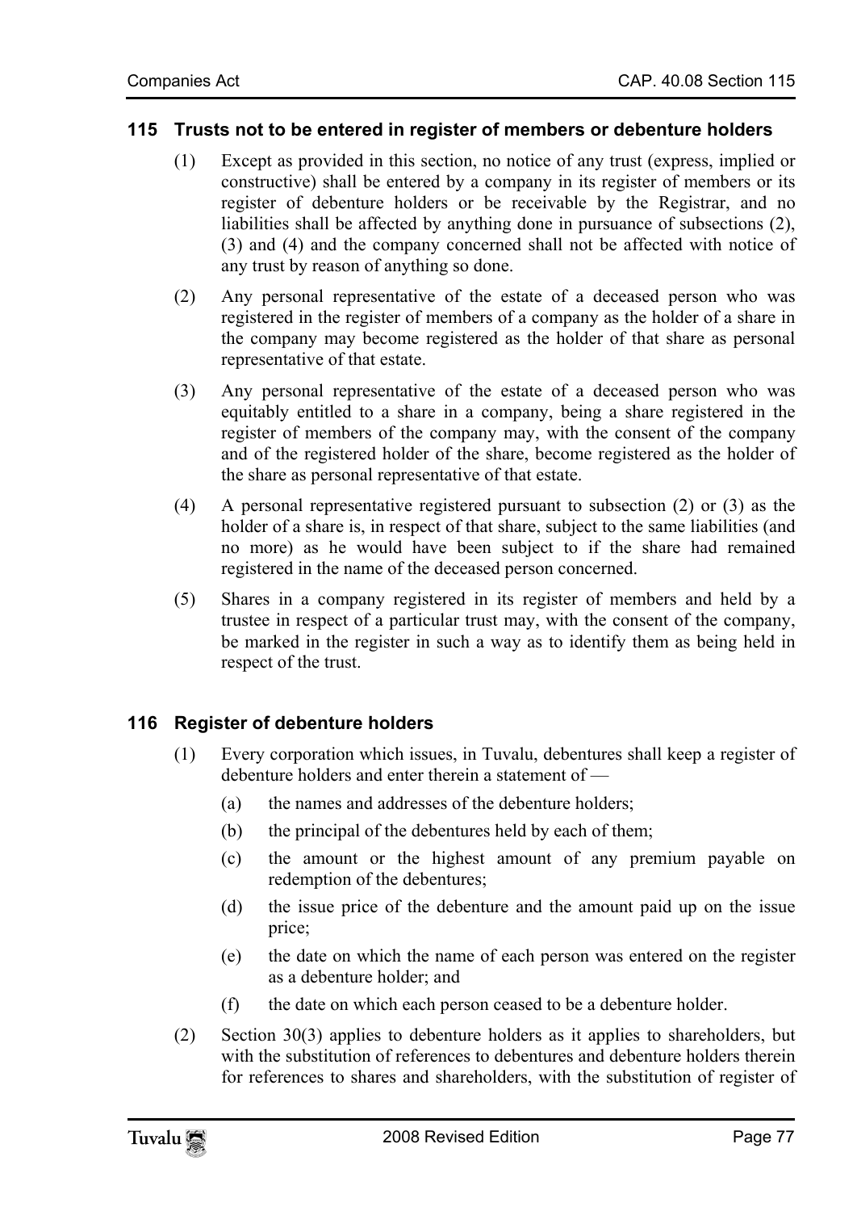## 115 Trusts not to be entered in register of members or debenture holders

(1) Except as provided in this section, no notice of any trust (express, implied or constructive) shall be entered by a company in its register of members or its register of debenture holders or be receivable by the Registrar, and no liabilities shall be affected by anything done in pursuance of subsections (2), (3) and (4) and the company concerned shall not be affected with notice of any trust by reason of anything so done.

(2) Any personal representative of the estate of a deceased person who was registered in the register of members of a company as the holder of a share in the company may become registered as the holder of that share as personal representative of that estate.

(3) Any personal representative of the estate of a deceased person who was equitably entitled to a share in a company, being a share registered in the register of members of the company may, with the consent of the company and of the registered holder of the share, become registered as the holder of the share as personal representative of that estate.

(4) A personal representative registered pursuant to subsection (2) or (3) as the holder of a share is, in respect of that share, subject to the same liabilities (and no more) as he would have been subject to if the share had remained registered in the name of the deceased person concerned.

(5) Shares in a company registered in its register of members and held by a trustee in respect of a particular trust may, with the consent of the company, be marked in the register in such a way as to identify them as being held in respect of the trust.

## 116 Register of debenture holders

(1) Every corporation which issues, in Tuvalu, debentures shall keep a register of debenture holders and enter therein a statement of —

(a) the names and addresses of the debenture holders;

(b) the principal of the debentures held by each of them;

(c) the amount or the highest amount of any premium payable on redemption of the debentures;

(d) the issue price of the debenture and the amount paid up on the issue price;

(e) the date on which the name of each person was entered on the register as a debenture holder; and

(f) the date on which each person ceased to be a debenture holder.

(2) Section 30(3) applies to debenture holders as it applies to shareholders, but with the substitution of references to debentures and debenture holders therein for references to shares and shareholders, with the substitution of register of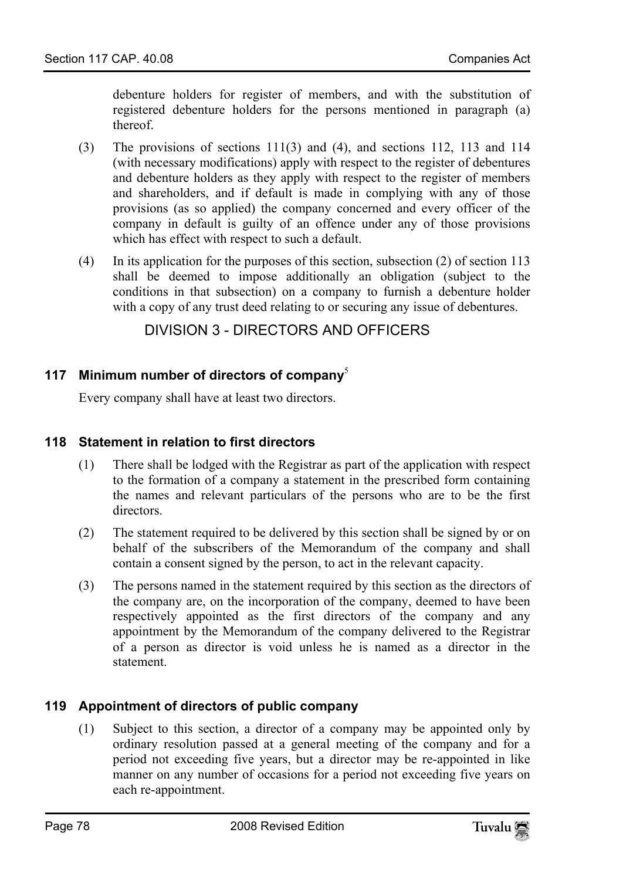debenture holders for register of members, and with the substitution of registered debenture holders for the persons mentioned in paragraph (a) thereof.

(3) The provisions of sections 111(3) and (4), and sections 112, 113 and 114 (with necessary modifications) apply with respect to the register of debentures and debenture holders as they apply with respect to the register of members and shareholders, and if default is made in complying with any of those provisions (as so applied) the company concerned and every officer of the company in default is guilty of an offence under any of those provisions which has effect with respect to such a default.

(4) In its application for the purposes of this section, subsection (2) of section 113 shall be deemed to impose additionally an obligation (subject to the conditions in that subsection) on a company to furnish a debenture holder with a copy of any trust deed relating to or securing any issue of debentures.

## DIVISION 3 - DIRECTORS AND OFFICERS

### 117 Minimum number of directors of company[5]

Every company shall have at least two directors.

### 118 Statement in relation to first directors

(1) There shall be lodged with the Registrar as part of the application with respect to the formation of a company a statement in the prescribed form containing the names and relevant particulars of the persons who are to be the first directors.

(2) The statement required to be delivered by this section shall be signed by or on behalf of the subscribers of the Memorandum of the company and shall contain a consent signed by the person, to act in the relevant capacity.

(3) The persons named in the statement required by this section as the directors of the company are, on the incorporation of the company, deemed to have been respectively appointed as the first directors of the company and any appointment by the Memorandum of the company delivered to the Registrar of a person as director is void unless he is named as a director in the statement.

### 119 Appointment of directors of public company

(1) Subject to this section, a director of a company may be appointed only by ordinary resolution passed at a general meeting of the company and for a period not exceeding five years, but a director may be re-appointed in like manner on any number of occasions for a period not exceeding five years on each re-appointment.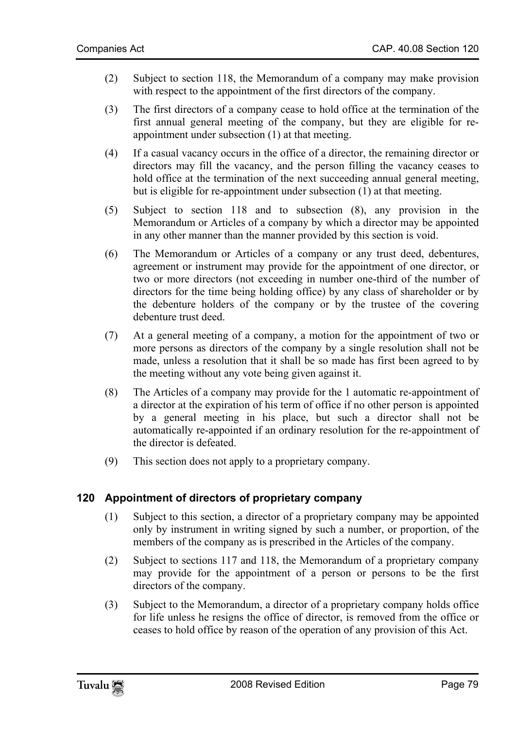(2) Subject to section 118, the Memorandum of a company may make provision with respect to the appointment of the first directors of the company.

(3) The first directors of a company cease to hold office at the termination of the first annual general meeting of the company, but they are eligible for re-appointment under subsection (1) at that meeting.

(4) If a casual vacancy occurs in the office of a director, the remaining director or directors may fill the vacancy, and the person filling the vacancy ceases to hold office at the termination of the next succeeding annual general meeting, but is eligible for re-appointment under subsection (1) at that meeting.

(5) Subject to section 118 and to subsection (8), any provision in the Memorandum or Articles of a company by which a director may be appointed in any other manner than the manner provided by this section is void.

(6) The Memorandum or Articles of a company or any trust deed, debentures, agreement or instrument may provide for the appointment of one director, or two or more directors (not exceeding in number one-third of the number of directors for the time being holding office) by any class of shareholder or by the debenture holders of the company or by the trustee of the covering debenture trust deed.

(7) At a general meeting of a company, a motion for the appointment of two or more persons as directors of the company by a single resolution shall not be made, unless a resolution that it shall be so made has first been agreed to by the meeting without any vote being given against it.

(8) The Articles of a company may provide for the 1 automatic re-appointment of a director at the expiration of his term of office if no other person is appointed by a general meeting in his place, but such a director shall not be automatically re-appointed if an ordinary resolution for the re-appointment of the director is defeated.

(9) This section does not apply to a proprietary company.

### 120 Appointment of directors of proprietary company

(1) Subject to this section, a director of a proprietary company may be appointed only by instrument in writing signed by such a number, or proportion, of the members of the company as is prescribed in the Articles of the company.

(2) Subject to sections 117 and 118, the Memorandum of a proprietary company may provide for the appointment of a person or persons to be the first directors of the company.

(3) Subject to the Memorandum, a director of a proprietary company holds office for life unless he resigns the office of director, is removed from the office or ceases to hold office by reason of the operation of any provision of this Act.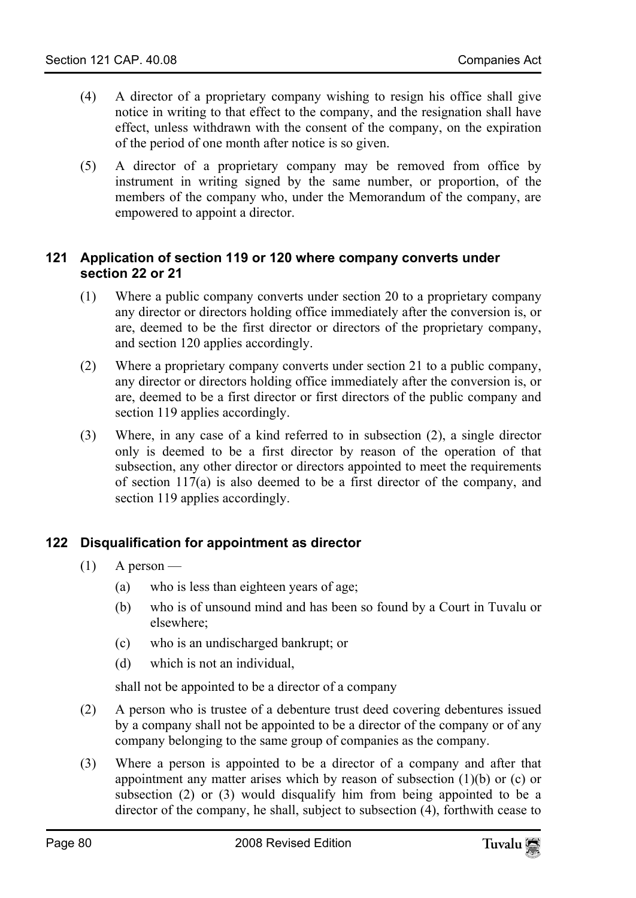(4) A director of a proprietary company wishing to resign his office shall give notice in writing to that effect to the company, and the resignation shall have effect, unless withdrawn with the consent of the company, on the expiration of the period of one month after notice is so given.

(5) A director of a proprietary company may be removed from office by instrument in writing signed by the same number, or proportion, of the members of the company who, under the Memorandum of the company, are empowered to appoint a director.

### 121 Application of section 119 or 120 where company converts under section 22 or 21

(1) Where a public company converts under section 20 to a proprietary company any director or directors holding office immediately after the conversion is, or are, deemed to be the first director or directors of the proprietary company, and section 120 applies accordingly.

(2) Where a proprietary company converts under section 21 to a public company, any director or directors holding office immediately after the conversion is, or are, deemed to be a first director or first directors of the public company and section 119 applies accordingly.

(3) Where, in any case of a kind referred to in subsection (2), a single director only is deemed to be a first director by reason of the operation of that subsection, any other director or directors appointed to meet the requirements of section 117(a) is also deemed to be a first director of the company, and section 119 applies accordingly.

### 122 Disqualification for appointment as director

(1) A person —

- (a) who is less than eighteen years of age;
- (b) who is of unsound mind and has been so found by a Court in Tuvalu or elsewhere;
- (c) who is an undischarged bankrupt; or
- (d) which is not an individual,

shall not be appointed to be a director of a company

(2) A person who is trustee of a debenture trust deed covering debentures issued by a company shall not be appointed to be a director of the company or of any company belonging to the same group of companies as the company.

(3) Where a person is appointed to be a director of a company and after that appointment any matter arises which by reason of subsection (1)(b) or (c) or subsection (2) or (3) would disqualify him from being appointed to be a director of the company, he shall, subject to subsection (4), forthwith cease to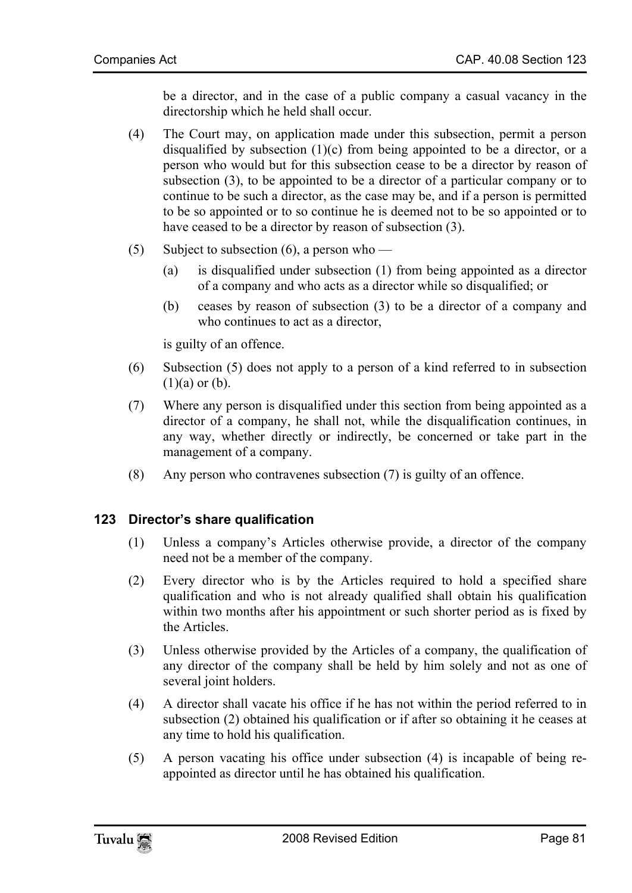be a director, and in the case of a public company a casual vacancy in the directorship which he held shall occur.

(4) The Court may, on application made under this subsection, permit a person disqualified by subsection (1)(c) from being appointed to be a director, or a person who would but for this subsection cease to be a director by reason of subsection (3), to be appointed to be a director of a particular company or to continue to be such a director, as the case may be, and if a person is permitted to be so appointed or to so continue he is deemed not to be so appointed or to have ceased to be a director by reason of subsection (3).

(5) Subject to subsection (6), a person who —

(a) is disqualified under subsection (1) from being appointed as a director of a company and who acts as a director while so disqualified; or

(b) ceases by reason of subsection (3) to be a director of a company and who continues to act as a director,

is guilty of an offence.

(6) Subsection (5) does not apply to a person of a kind referred to in subsection (1)(a) or (b).

(7) Where any person is disqualified under this section from being appointed as a director of a company, he shall not, while the disqualification continues, in any way, whether directly or indirectly, be concerned or take part in the management of a company.

(8) Any person who contravenes subsection (7) is guilty of an offence.

### 123 Director's share qualification

(1) Unless a company's Articles otherwise provide, a director of the company need not be a member of the company.

(2) Every director who is by the Articles required to hold a specified share qualification and who is not already qualified shall obtain his qualification within two months after his appointment or such shorter period as is fixed by the Articles.

(3) Unless otherwise provided by the Articles of a company, the qualification of any director of the company shall be held by him solely and not as one of several joint holders.

(4) A director shall vacate his office if he has not within the period referred to in subsection (2) obtained his qualification or if after so obtaining it he ceases at any time to hold his qualification.

(5) A person vacating his office under subsection (4) is incapable of being re-appointed as director until he has obtained his qualification.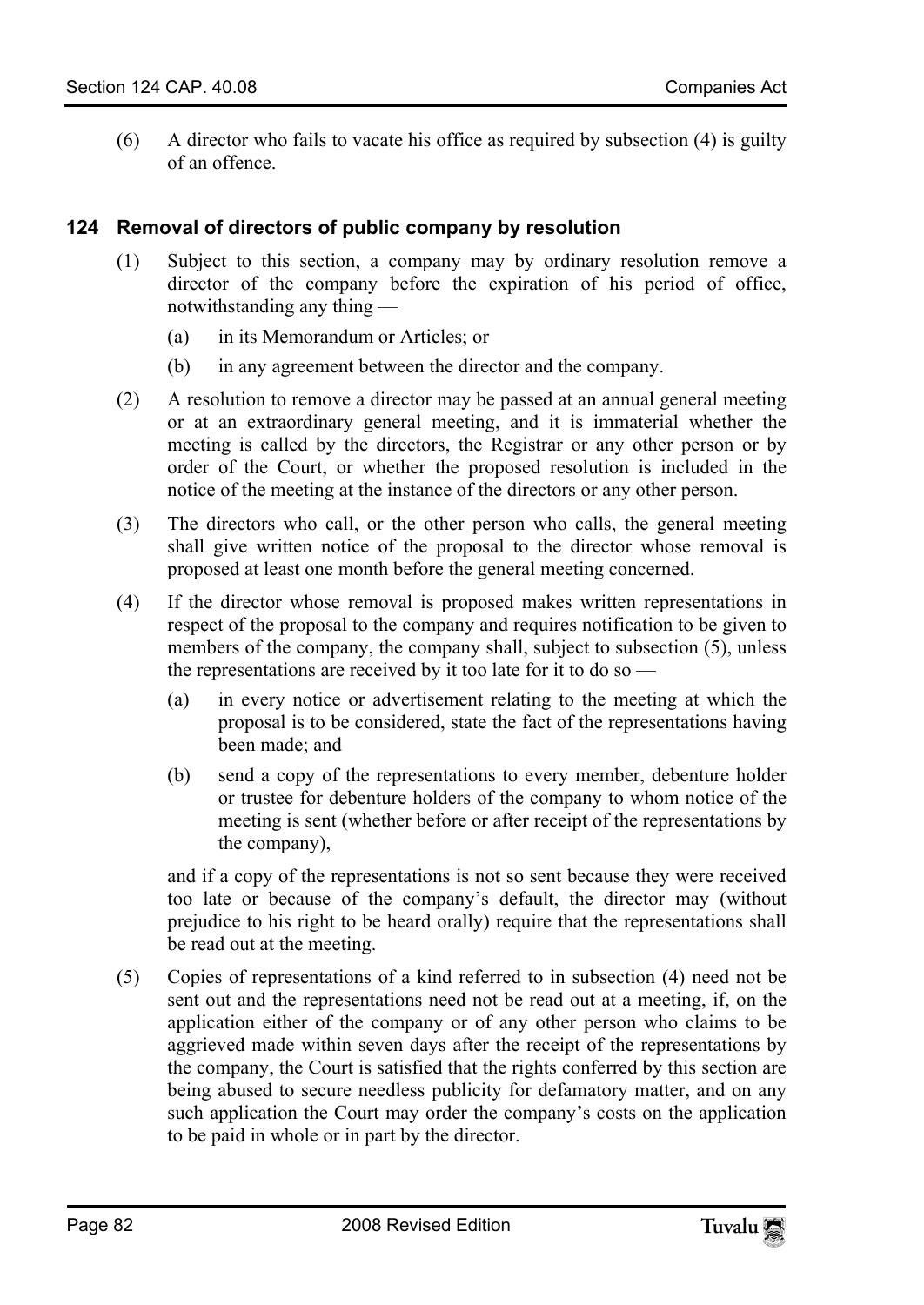(6) A director who fails to vacate his office as required by subsection (4) is guilty of an offence.

### 124 Removal of directors of public company by resolution

(1) Subject to this section, a company may by ordinary resolution remove a director of the company before the expiration of his period of office, notwithstanding any thing —

(a) in its Memorandum or Articles; or

(b) in any agreement between the director and the company.

(2) A resolution to remove a director may be passed at an annual general meeting or at an extraordinary general meeting, and it is immaterial whether the meeting is called by the directors, the Registrar or any other person or by order of the Court, or whether the proposed resolution is included in the notice of the meeting at the instance of the directors or any other person.

(3) The directors who call, or the other person who calls, the general meeting shall give written notice of the proposal to the director whose removal is proposed at least one month before the general meeting concerned.

(4) If the director whose removal is proposed makes written representations in respect of the proposal to the company and requires notification to be given to members of the company, the company shall, subject to subsection (5), unless the representations are received by it too late for it to do so —

(a) in every notice or advertisement relating to the meeting at which the proposal is to be considered, state the fact of the representations having been made; and

(b) send a copy of the representations to every member, debenture holder or trustee for debenture holders of the company to whom notice of the meeting is sent (whether before or after receipt of the representations by the company),

and if a copy of the representations is not so sent because they were received too late or because of the company's default, the director may (without prejudice to his right to be heard orally) require that the representations shall be read out at the meeting.

(5) Copies of representations of a kind referred to in subsection (4) need not be sent out and the representations need not be read out at a meeting, if, on the application either of the company or of any other person who claims to be aggrieved made within seven days after the receipt of the representations by the company, the Court is satisfied that the rights conferred by this section are being abused to secure needless publicity for defamatory matter, and on any such application the Court may order the company's costs on the application to be paid in whole or in part by the director.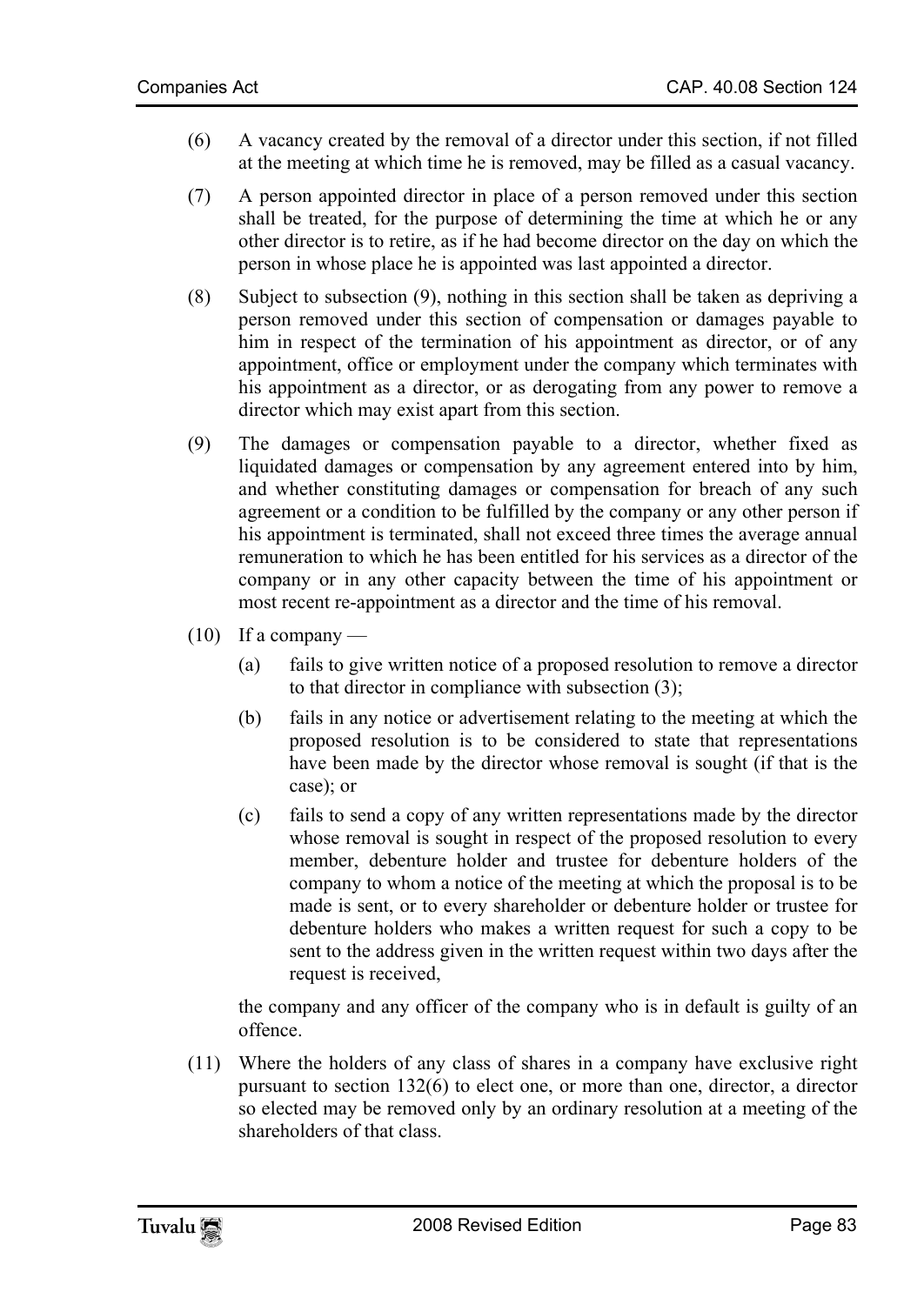(6) A vacancy created by the removal of a director under this section, if not filled at the meeting at which time he is removed, may be filled as a casual vacancy.

(7) A person appointed director in place of a person removed under this section shall be treated, for the purpose of determining the time at which he or any other director is to retire, as if he had become director on the day on which the person in whose place he is appointed was last appointed a director.

(8) Subject to subsection (9), nothing in this section shall be taken as depriving a person removed under this section of compensation or damages payable to him in respect of the termination of his appointment as director, or of any appointment, office or employment under the company which terminates with his appointment as a director, or as derogating from any power to remove a director which may exist apart from this section.

(9) The damages or compensation payable to a director, whether fixed as liquidated damages or compensation by any agreement entered into by him, and whether constituting damages or compensation for breach of any such agreement or a condition to be fulfilled by the company or any other person if his appointment is terminated, shall not exceed three times the average annual remuneration to which he has been entitled for his services as a director of the company or in any other capacity between the time of his appointment or most recent re-appointment as a director and the time of his removal.

(10) If a company —

   (a) fails to give written notice of a proposed resolution to remove a director to that director in compliance with subsection (3);

   (b) fails in any notice or advertisement relating to the meeting at which the proposed resolution is to be considered to state that representations have been made by the director whose removal is sought (if that is the case); or

   (c) fails to send a copy of any written representations made by the director whose removal is sought in respect of the proposed resolution to every member, debenture holder and trustee for debenture holders of the company to whom a notice of the meeting at which the proposal is to be made is sent, or to every shareholder or debenture holder or trustee for debenture holders who makes a written request for such a copy to be sent to the address given in the written request within two days after the request is received,

   the company and any officer of the company who is in default is guilty of an offence.

(11) Where the holders of any class of shares in a company have exclusive right pursuant to section 132(6) to elect one, or more than one, director, a director so elected may be removed only by an ordinary resolution at a meeting of the shareholders of that class.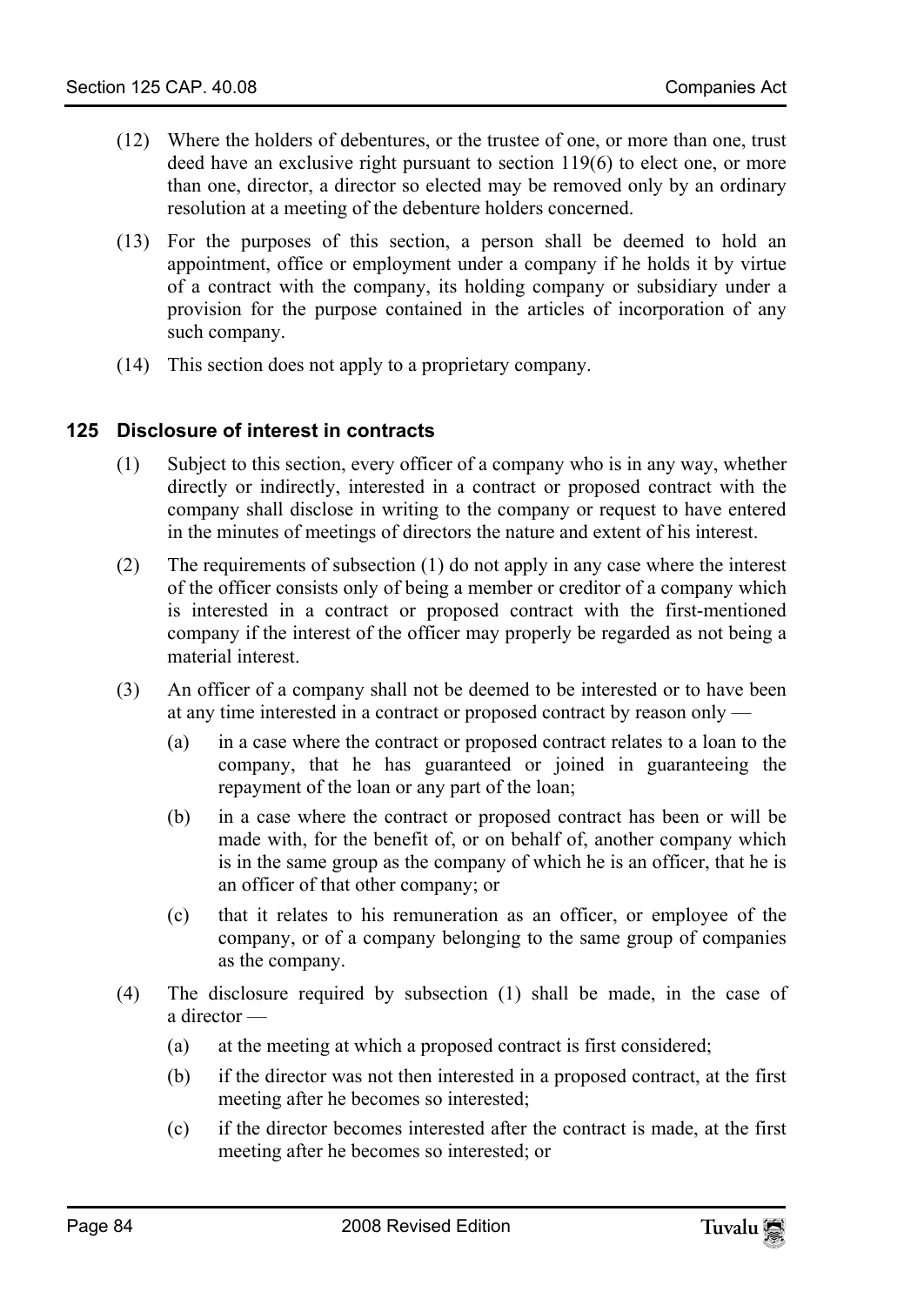(12) Where the holders of debentures, or the trustee of one, or more than one, trust deed have an exclusive right pursuant to section 119(6) to elect one, or more than one, director, a director so elected may be removed only by an ordinary resolution at a meeting of the debenture holders concerned.

(13) For the purposes of this section, a person shall be deemed to hold an appointment, office or employment under a company if he holds it by virtue of a contract with the company, its holding company or subsidiary under a provision for the purpose contained in the articles of incorporation of any such company.

(14) This section does not apply to a proprietary company.

## 125 Disclosure of interest in contracts

(1) Subject to this section, every officer of a company who is in any way, whether directly or indirectly, interested in a contract or proposed contract with the company shall disclose in writing to the company or request to have entered in the minutes of meetings of directors the nature and extent of his interest.

(2) The requirements of subsection (1) do not apply in any case where the interest of the officer consists only of being a member or creditor of a company which is interested in a contract or proposed contract with the first-mentioned company if the interest of the officer may properly be regarded as not being a material interest.

(3) An officer of a company shall not be deemed to be interested or to have been at any time interested in a contract or proposed contract by reason only —

(a) in a case where the contract or proposed contract relates to a loan to the company, that he has guaranteed or joined in guaranteeing the repayment of the loan or any part of the loan;

(b) in a case where the contract or proposed contract has been or will be made with, for the benefit of, or on behalf of, another company which is in the same group as the company of which he is an officer, that he is an officer of that other company; or

(c) that it relates to his remuneration as an officer, or employee of the company, or of a company belonging to the same group of companies as the company.

(4) The disclosure required by subsection (1) shall be made, in the case of a director —

(a) at the meeting at which a proposed contract is first considered;

(b) if the director was not then interested in a proposed contract, at the first meeting after he becomes so interested;

(c) if the director becomes interested after the contract is made, at the first meeting after he becomes so interested; or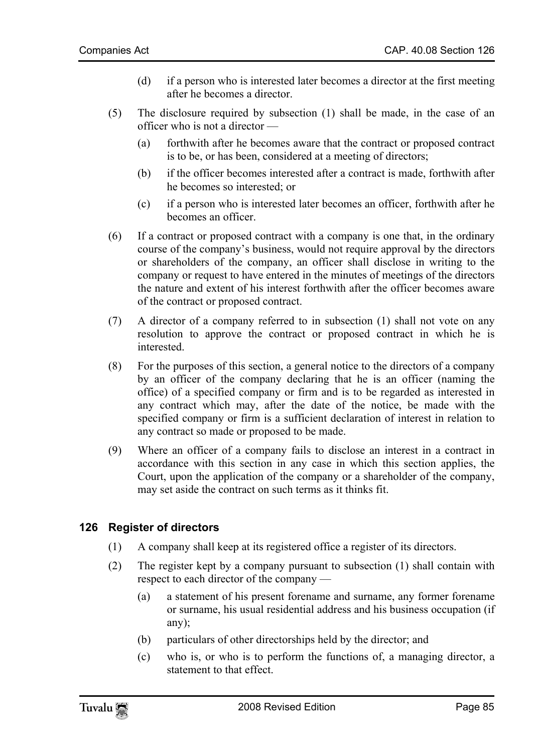(d) if a person who is interested later becomes a director at the first meeting after he becomes a director.

(5) The disclosure required by subsection (1) shall be made, in the case of an officer who is not a director —

(a) forthwith after he becomes aware that the contract or proposed contract is to be, or has been, considered at a meeting of directors;

(b) if the officer becomes interested after a contract is made, forthwith after he becomes so interested; or

(c) if a person who is interested later becomes an officer, forthwith after he becomes an officer.

(6) If a contract or proposed contract with a company is one that, in the ordinary course of the company's business, would not require approval by the directors or shareholders of the company, an officer shall disclose in writing to the company or request to have entered in the minutes of meetings of the directors the nature and extent of his interest forthwith after the officer becomes aware of the contract or proposed contract.

(7) A director of a company referred to in subsection (1) shall not vote on any resolution to approve the contract or proposed contract in which he is interested.

(8) For the purposes of this section, a general notice to the directors of a company by an officer of the company declaring that he is an officer (naming the office) of a specified company or firm and is to be regarded as interested in any contract which may, after the date of the notice, be made with the specified company or firm is a sufficient declaration of interest in relation to any contract so made or proposed to be made.

(9) Where an officer of a company fails to disclose an interest in a contract in accordance with this section in any case in which this section applies, the Court, upon the application of the company or a shareholder of the company, may set aside the contract on such terms as it thinks fit.

### 126 Register of directors

(1) A company shall keep at its registered office a register of its directors.

(2) The register kept by a company pursuant to subsection (1) shall contain with respect to each director of the company —

(a) a statement of his present forename and surname, any former forename or surname, his usual residential address and his business occupation (if any);

(b) particulars of other directorships held by the director; and

(c) who is, or who is to perform the functions of, a managing director, a statement to that effect.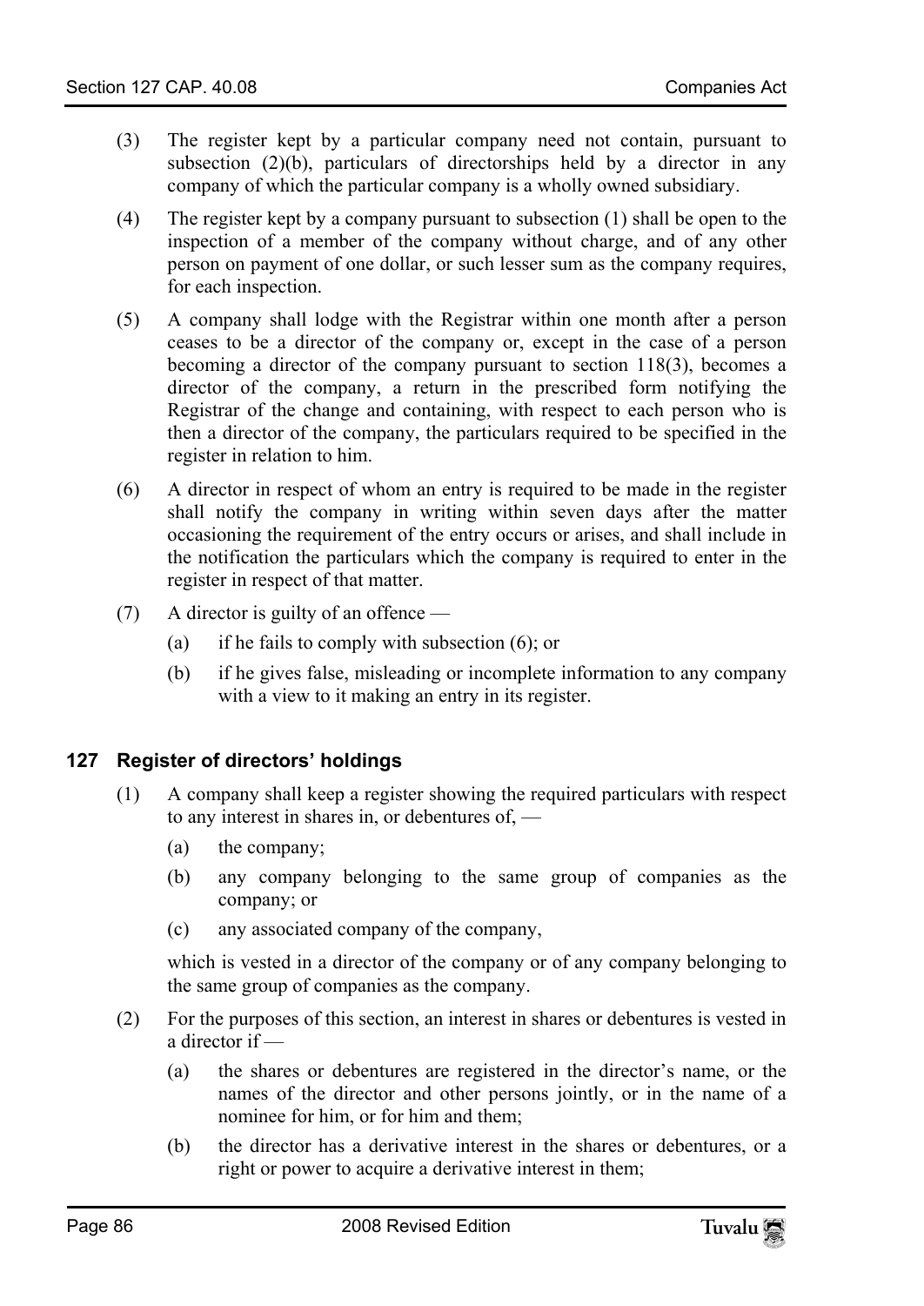(3) The register kept by a particular company need not contain, pursuant to subsection (2)(b), particulars of directorships held by a director in any company of which the particular company is a wholly owned subsidiary.

(4) The register kept by a company pursuant to subsection (1) shall be open to the inspection of a member of the company without charge, and of any other person on payment of one dollar, or such lesser sum as the company requires, for each inspection.

(5) A company shall lodge with the Registrar within one month after a person ceases to be a director of the company or, except in the case of a person becoming a director of the company pursuant to section 118(3), becomes a director of the company, a return in the prescribed form notifying the Registrar of the change and containing, with respect to each person who is then a director of the company, the particulars required to be specified in the register in relation to him.

(6) A director in respect of whom an entry is required to be made in the register shall notify the company in writing within seven days after the matter occasioning the requirement of the entry occurs or arises, and shall include in the notification the particulars which the company is required to enter in the register in respect of that matter.

(7) A director is guilty of an offence —

(a) if he fails to comply with subsection (6); or

(b) if he gives false, misleading or incomplete information to any company with a view to it making an entry in its register.

### 127 Register of directors' holdings

(1) A company shall keep a register showing the required particulars with respect to any interest in shares in, or debentures of, —

(a) the company;

(b) any company belonging to the same group of companies as the company; or

(c) any associated company of the company,

which is vested in a director of the company or of any company belonging to the same group of companies as the company.

(2) For the purposes of this section, an interest in shares or debentures is vested in a director if —

(a) the shares or debentures are registered in the director's name, or the names of the director and other persons jointly, or in the name of a nominee for him, or for him and them;

(b) the director has a derivative interest in the shares or debentures, or a right or power to acquire a derivative interest in them;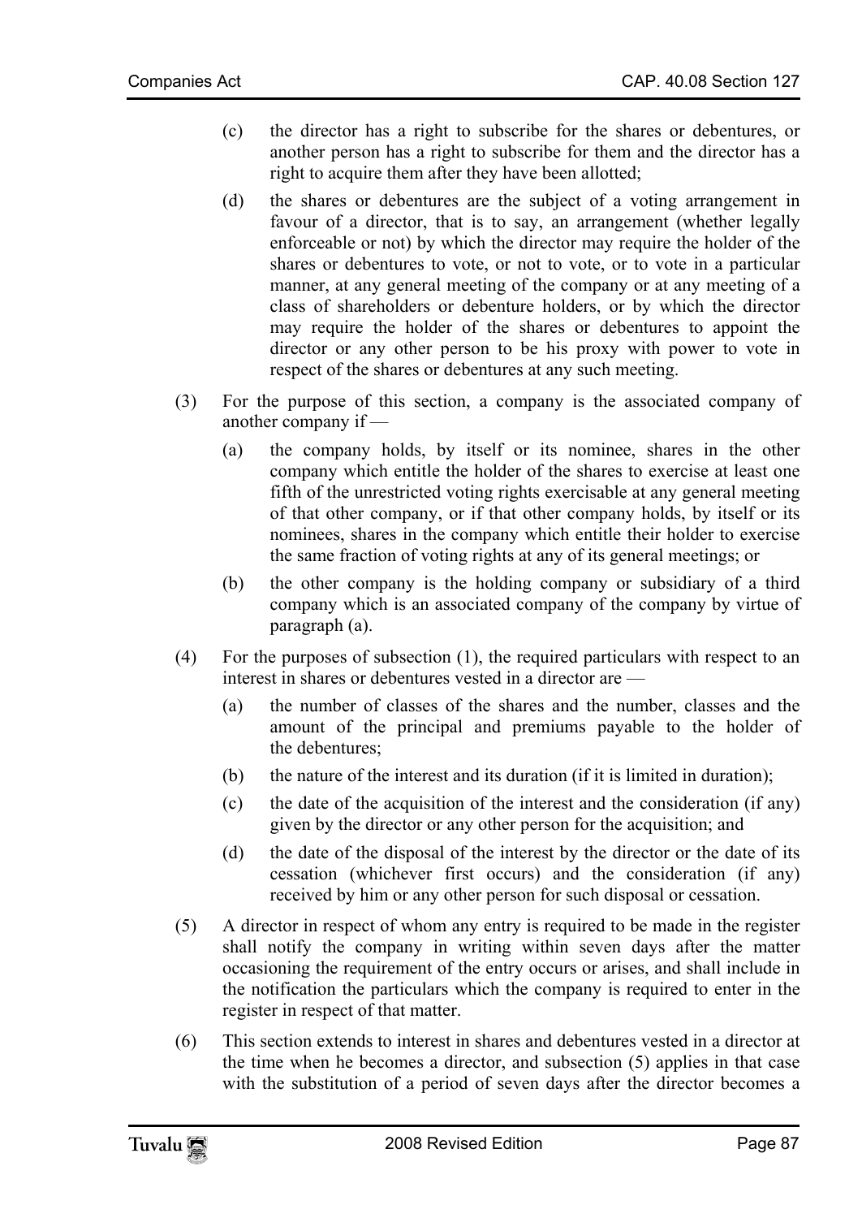(c) the director has a right to subscribe for the shares or debentures, or another person has a right to subscribe for them and the director has a right to acquire them after they have been allotted;

(d) the shares or debentures are the subject of a voting arrangement in favour of a director, that is to say, an arrangement (whether legally enforceable or not) by which the director may require the holder of the shares or debentures to vote, or not to vote, or to vote in a particular manner, at any general meeting of the company or at any meeting of a class of shareholders or debenture holders, or by which the director may require the holder of the shares or debentures to appoint the director or any other person to be his proxy with power to vote in respect of the shares or debentures at any such meeting.

(3) For the purpose of this section, a company is the associated company of another company if —

(a) the company holds, by itself or its nominee, shares in the other company which entitle the holder of the shares to exercise at least one fifth of the unrestricted voting rights exercisable at any general meeting of that other company, or if that other company holds, by itself or its nominees, shares in the company which entitle their holder to exercise the same fraction of voting rights at any of its general meetings; or

(b) the other company is the holding company or subsidiary of a third company which is an associated company of the company by virtue of paragraph (a).

(4) For the purposes of subsection (1), the required particulars with respect to an interest in shares or debentures vested in a director are —

(a) the number of classes of the shares and the number, classes and the amount of the principal and premiums payable to the holder of the debentures;

(b) the nature of the interest and its duration (if it is limited in duration);

(c) the date of the acquisition of the interest and the consideration (if any) given by the director or any other person for the acquisition; and

(d) the date of the disposal of the interest by the director or the date of its cessation (whichever first occurs) and the consideration (if any) received by him or any other person for such disposal or cessation.

(5) A director in respect of whom any entry is required to be made in the register shall notify the company in writing within seven days after the matter occasioning the requirement of the entry occurs or arises, and shall include in the notification the particulars which the company is required to enter in the register in respect of that matter.

(6) This section extends to interest in shares and debentures vested in a director at the time when he becomes a director, and subsection (5) applies in that case with the substitution of a period of seven days after the director becomes a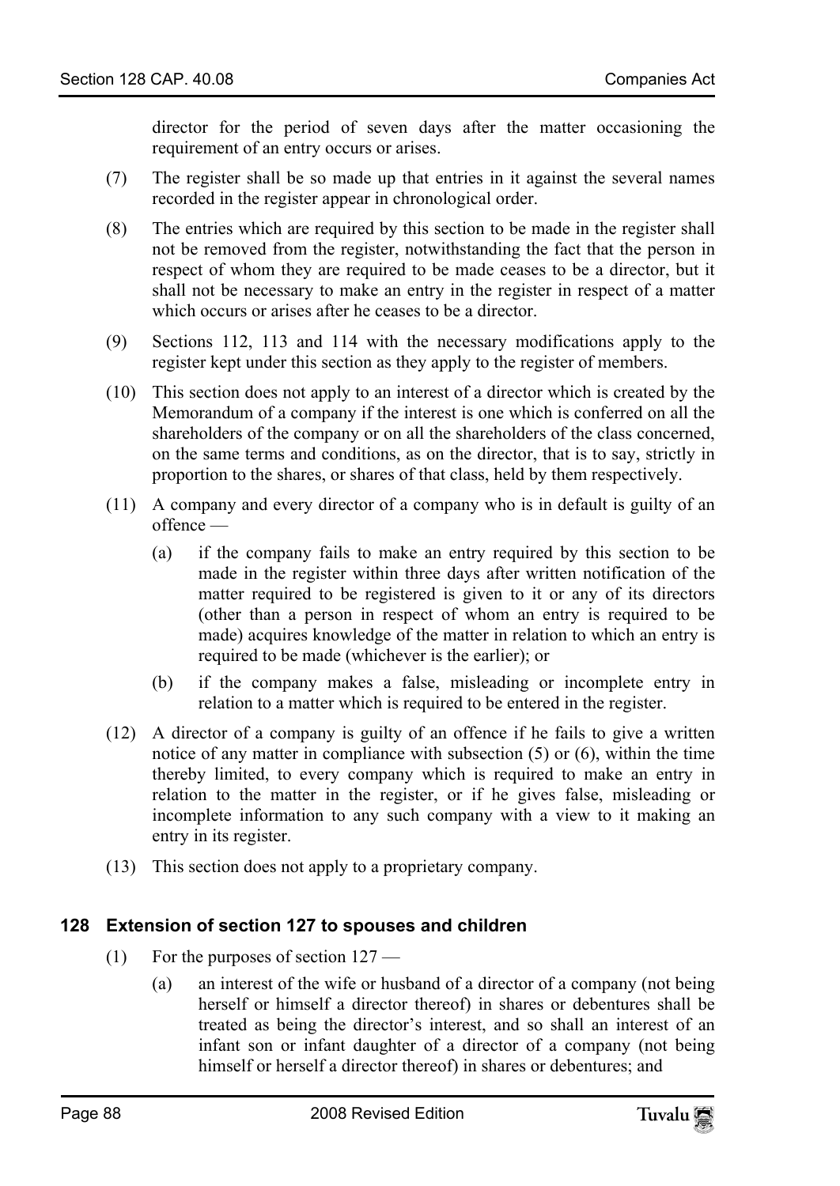director for the period of seven days after the matter occasioning the requirement of an entry occurs or arises.

(7) The register shall be so made up that entries in it against the several names recorded in the register appear in chronological order.

(8) The entries which are required by this section to be made in the register shall not be removed from the register, notwithstanding the fact that the person in respect of whom they are required to be made ceases to be a director, but it shall not be necessary to make an entry in the register in respect of a matter which occurs or arises after he ceases to be a director.

(9) Sections 112, 113 and 114 with the necessary modifications apply to the register kept under this section as they apply to the register of members.

(10) This section does not apply to an interest of a director which is created by the Memorandum of a company if the interest is one which is conferred on all the shareholders of the company or on all the shareholders of the class concerned, on the same terms and conditions, as on the director, that is to say, strictly in proportion to the shares, or shares of that class, held by them respectively.

(11) A company and every director of a company who is in default is guilty of an offence —

(a) if the company fails to make an entry required by this section to be made in the register within three days after written notification of the matter required to be registered is given to it or any of its directors (other than a person in respect of whom an entry is required to be made) acquires knowledge of the matter in relation to which an entry is required to be made (whichever is the earlier); or

(b) if the company makes a false, misleading or incomplete entry in relation to a matter which is required to be entered in the register.

(12) A director of a company is guilty of an offence if he fails to give a written notice of any matter in compliance with subsection (5) or (6), within the time thereby limited, to every company which is required to make an entry in relation to the matter in the register, or if he gives false, misleading or incomplete information to any such company with a view to it making an entry in its register.

(13) This section does not apply to a proprietary company.

### 128 Extension of section 127 to spouses and children

(1) For the purposes of section 127 —

(a) an interest of the wife or husband of a director of a company (not being herself or himself a director thereof) in shares or debentures shall be treated as being the director's interest, and so shall an interest of an infant son or infant daughter of a director of a company (not being himself or herself a director thereof) in shares or debentures; and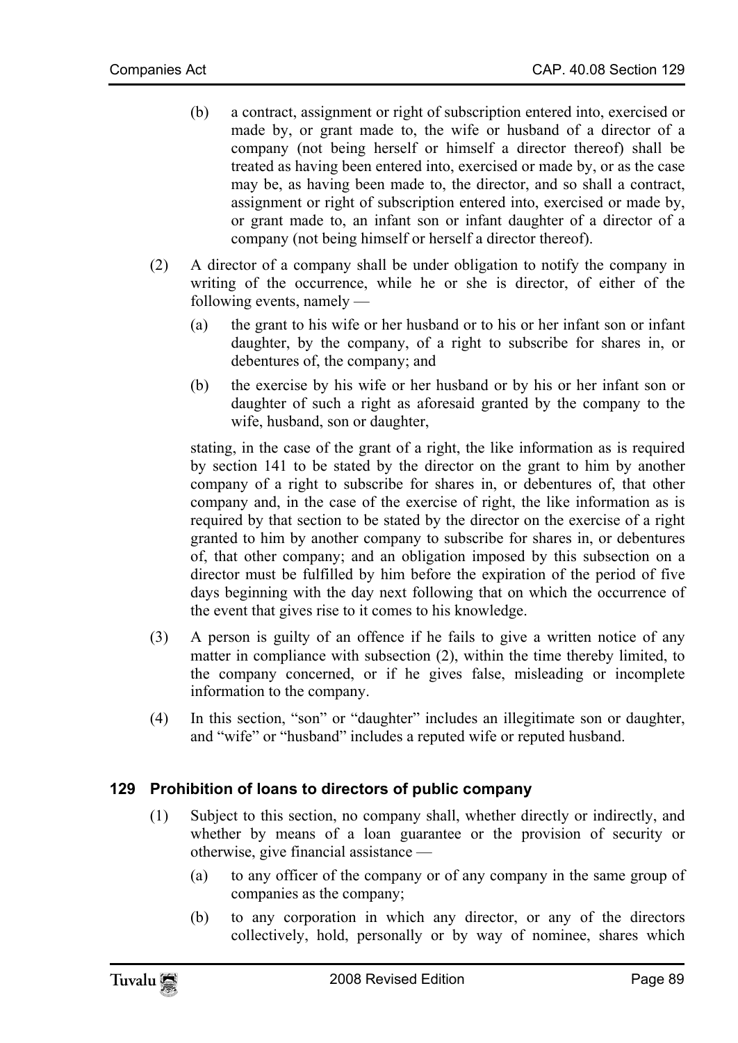(b) a contract, assignment or right of subscription entered into, exercised or made by, or grant made to, the wife or husband of a director of a company (not being herself or himself a director thereof) shall be treated as having been entered into, exercised or made by, or as the case may be, as having been made to, the director, and so shall a contract, assignment or right of subscription entered into, exercised or made by, or grant made to, an infant son or infant daughter of a director of a company (not being himself or herself a director thereof).

(2) A director of a company shall be under obligation to notify the company in writing of the occurrence, while he or she is director, of either of the following events, namely —

(a) the grant to his wife or her husband or to his or her infant son or infant daughter, by the company, of a right to subscribe for shares in, or debentures of, the company; and

(b) the exercise by his wife or her husband or by his or her infant son or daughter of such a right as aforesaid granted by the company to the wife, husband, son or daughter,

stating, in the case of the grant of a right, the like information as is required by section 141 to be stated by the director on the grant to him by another company of a right to subscribe for shares in, or debentures of, that other company and, in the case of the exercise of right, the like information as is required by that section to be stated by the director on the exercise of a right granted to him by another company to subscribe for shares in, or debentures of, that other company; and an obligation imposed by this subsection on a director must be fulfilled by him before the expiration of the period of five days beginning with the day next following that on which the occurrence of the event that gives rise to it comes to his knowledge.

(3) A person is guilty of an offence if he fails to give a written notice of any matter in compliance with subsection (2), within the time thereby limited, to the company concerned, or if he gives false, misleading or incomplete information to the company.

(4) In this section, "son" or "daughter" includes an illegitimate son or daughter, and "wife" or "husband" includes a reputed wife or reputed husband.

### 129 Prohibition of loans to directors of public company

(1) Subject to this section, no company shall, whether directly or indirectly, and whether by means of a loan guarantee or the provision of security or otherwise, give financial assistance —

(a) to any officer of the company or of any company in the same group of companies as the company;

(b) to any corporation in which any director, or any of the directors collectively, hold, personally or by way of nominee, shares which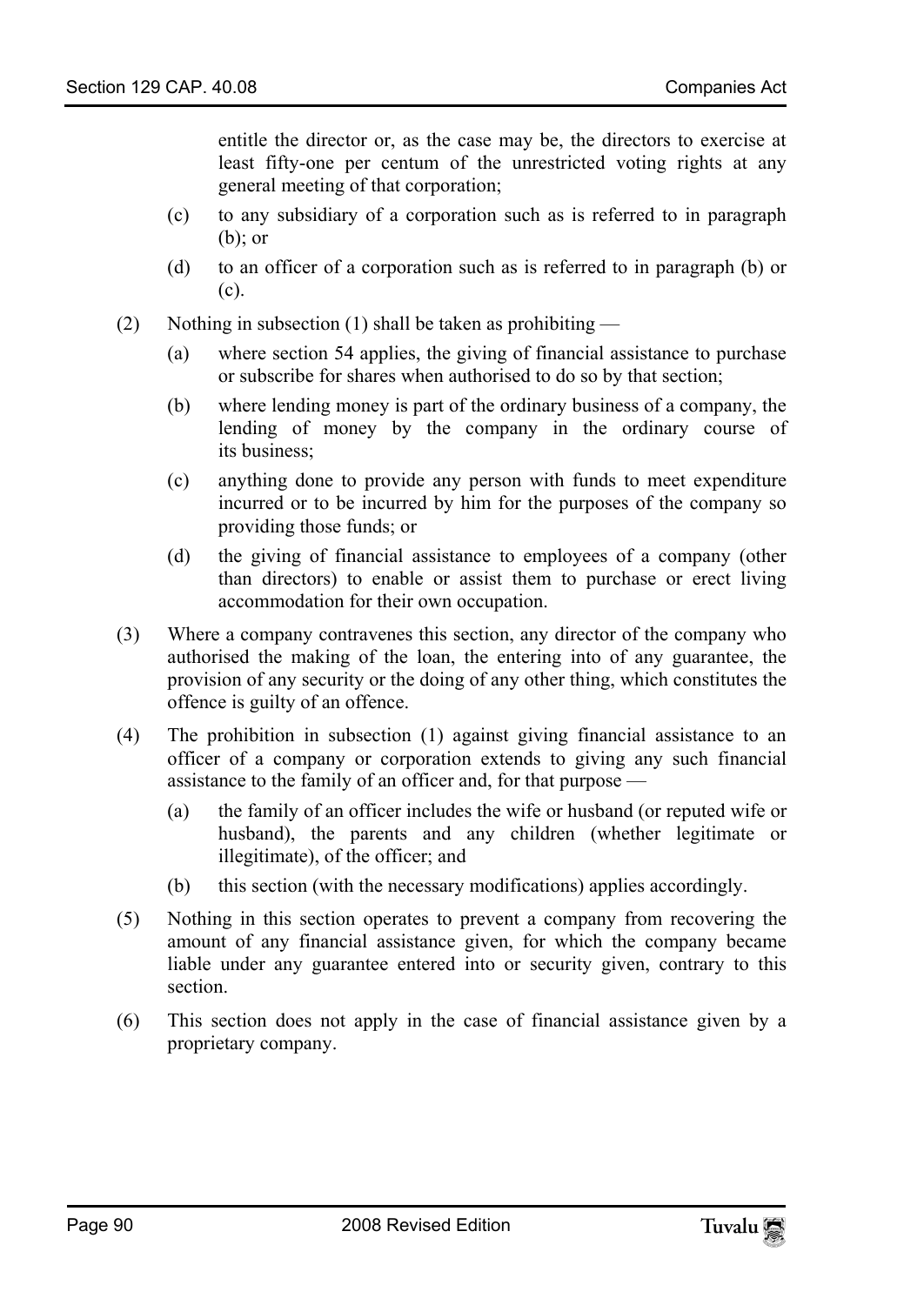entitle the director or, as the case may be, the directors to exercise at least fifty-one per centum of the unrestricted voting rights at any general meeting of that corporation;

(c) to any subsidiary of a corporation such as is referred to in paragraph (b); or

(d) to an officer of a corporation such as is referred to in paragraph (b) or (c).

(2) Nothing in subsection (1) shall be taken as prohibiting —

(a) where section 54 applies, the giving of financial assistance to purchase or subscribe for shares when authorised to do so by that section;

(b) where lending money is part of the ordinary business of a company, the lending of money by the company in the ordinary course of its business;

(c) anything done to provide any person with funds to meet expenditure incurred or to be incurred by him for the purposes of the company so providing those funds; or

(d) the giving of financial assistance to employees of a company (other than directors) to enable or assist them to purchase or erect living accommodation for their own occupation.

(3) Where a company contravenes this section, any director of the company who authorised the making of the loan, the entering into of any guarantee, the provision of any security or the doing of any other thing, which constitutes the offence is guilty of an offence.

(4) The prohibition in subsection (1) against giving financial assistance to an officer of a company or corporation extends to giving any such financial assistance to the family of an officer and, for that purpose —

(a) the family of an officer includes the wife or husband (or reputed wife or husband), the parents and any children (whether legitimate or illegitimate), of the officer; and

(b) this section (with the necessary modifications) applies accordingly.

(5) Nothing in this section operates to prevent a company from recovering the amount of any financial assistance given, for which the company became liable under any guarantee entered into or security given, contrary to this section.

(6) This section does not apply in the case of financial assistance given by a proprietary company.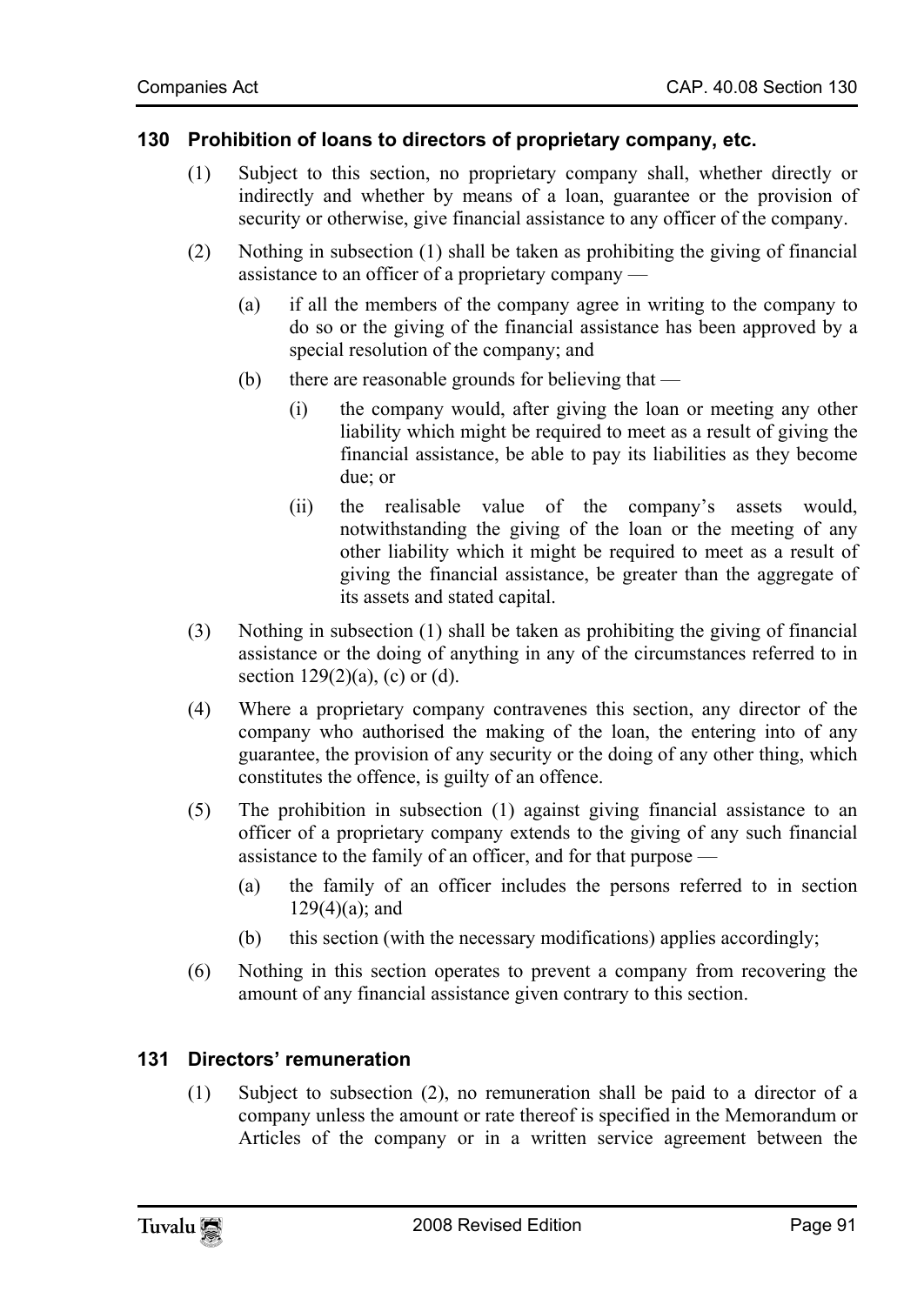### 130 Prohibition of loans to directors of proprietary company, etc.

(1) Subject to this section, no proprietary company shall, whether directly or indirectly and whether by means of a loan, guarantee or the provision of security or otherwise, give financial assistance to any officer of the company.

(2) Nothing in subsection (1) shall be taken as prohibiting the giving of financial assistance to an officer of a proprietary company —

(a) if all the members of the company agree in writing to the company to do so or the giving of the financial assistance has been approved by a special resolution of the company; and

(b) there are reasonable grounds for believing that —

(i) the company would, after giving the loan or meeting any other liability which might be required to meet as a result of giving the financial assistance, be able to pay its liabilities as they become due; or

(ii) the realisable value of the company's assets would, notwithstanding the giving of the loan or the meeting of any other liability which it might be required to meet as a result of giving the financial assistance, be greater than the aggregate of its assets and stated capital.

(3) Nothing in subsection (1) shall be taken as prohibiting the giving of financial assistance or the doing of anything in any of the circumstances referred to in section 129(2)(a), (c) or (d).

(4) Where a proprietary company contravenes this section, any director of the company who authorised the making of the loan, the entering into of any guarantee, the provision of any security or the doing of any other thing, which constitutes the offence, is guilty of an offence.

(5) The prohibition in subsection (1) against giving financial assistance to an officer of a proprietary company extends to the giving of any such financial assistance to the family of an officer, and for that purpose —

(a) the family of an officer includes the persons referred to in section 129(4)(a); and

(b) this section (with the necessary modifications) applies accordingly;

(6) Nothing in this section operates to prevent a company from recovering the amount of any financial assistance given contrary to this section.

### 131 Directors' remuneration

(1) Subject to subsection (2), no remuneration shall be paid to a director of a company unless the amount or rate thereof is specified in the Memorandum or Articles of the company or in a written service agreement between the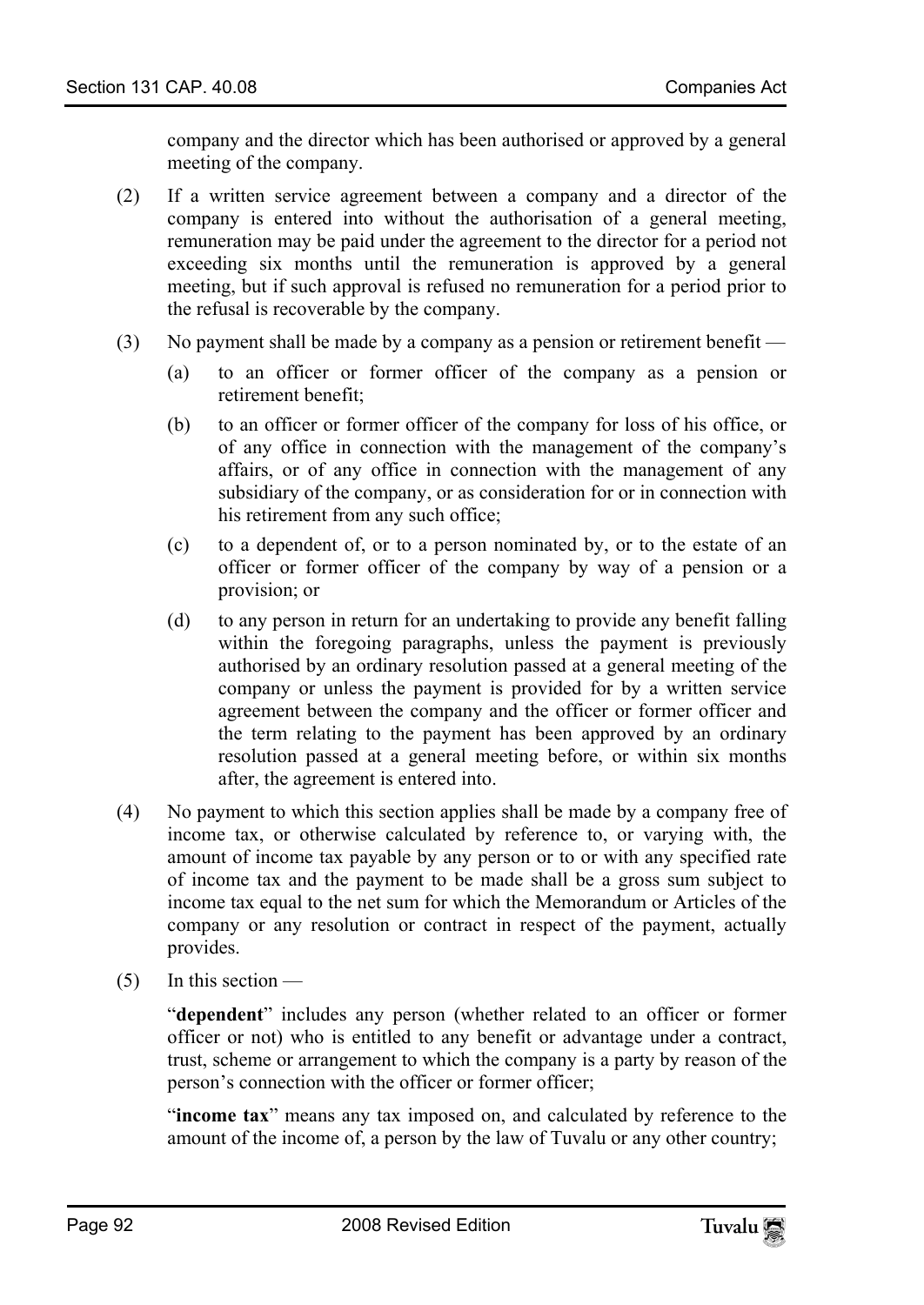company and the director which has been authorised or approved by a general meeting of the company.

(2) If a written service agreement between a company and a director of the company is entered into without the authorisation of a general meeting, remuneration may be paid under the agreement to the director for a period not exceeding six months until the remuneration is approved by a general meeting, but if such approval is refused no remuneration for a period prior to the refusal is recoverable by the company.

(3) No payment shall be made by a company as a pension or retirement benefit —

(a) to an officer or former officer of the company as a pension or retirement benefit;

(b) to an officer or former officer of the company for loss of his office, or of any office in connection with the management of the company's affairs, or of any office in connection with the management of any subsidiary of the company, or as consideration for or in connection with his retirement from any such office;

(c) to a dependent of, or to a person nominated by, or to the estate of an officer or former officer of the company by way of a pension or a provision; or

(d) to any person in return for an undertaking to provide any benefit falling within the foregoing paragraphs, unless the payment is previously authorised by an ordinary resolution passed at a general meeting of the company or unless the payment is provided for by a written service agreement between the company and the officer or former officer and the term relating to the payment has been approved by an ordinary resolution passed at a general meeting before, or within six months after, the agreement is entered into.

(4) No payment to which this section applies shall be made by a company free of income tax, or otherwise calculated by reference to, or varying with, the amount of income tax payable by any person or to or with any specified rate of income tax and the payment to be made shall be a gross sum subject to income tax equal to the net sum for which the Memorandum or Articles of the company or any resolution or contract in respect of the payment, actually provides.

(5) In this section —

"**dependent**" includes any person (whether related to an officer or former officer or not) who is entitled to any benefit or advantage under a contract, trust, scheme or arrangement to which the company is a party by reason of the person's connection with the officer or former officer;

"**income tax**" means any tax imposed on, and calculated by reference to the amount of the income of, a person by the law of Tuvalu or any other country;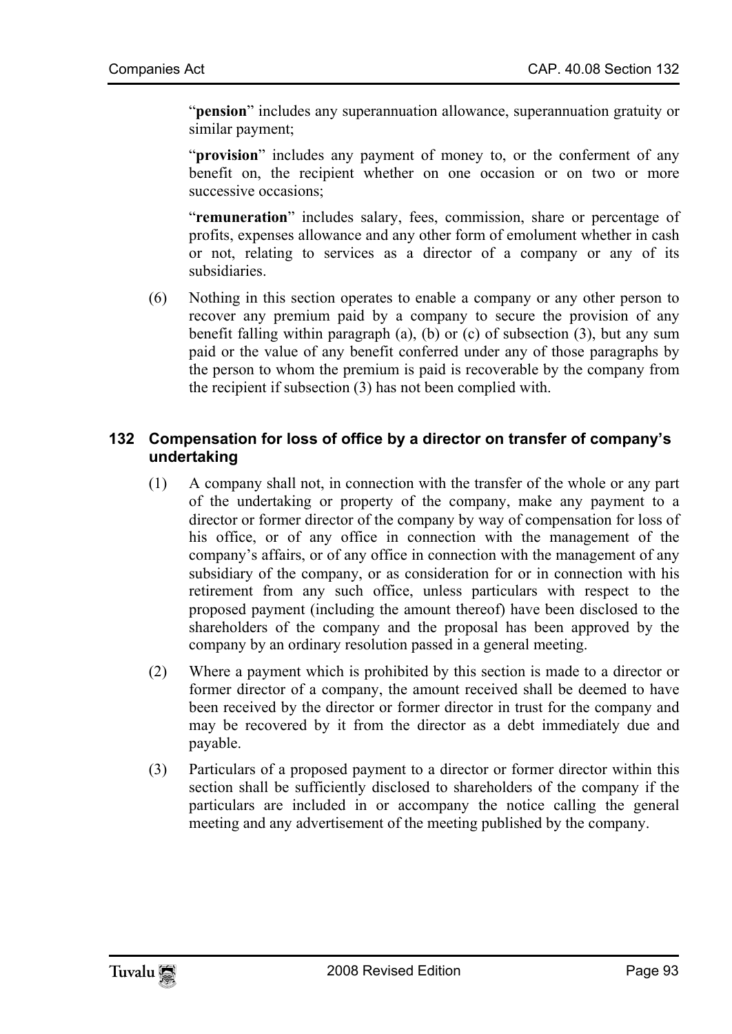"**pension**" includes any superannuation allowance, superannuation gratuity or similar payment;

"**provision**" includes any payment of money to, or the conferment of any benefit on, the recipient whether on one occasion or on two or more successive occasions;

"**remuneration**" includes salary, fees, commission, share or percentage of profits, expenses allowance and any other form of emolument whether in cash or not, relating to services as a director of a company or any of its subsidiaries.

(6) Nothing in this section operates to enable a company or any other person to recover any premium paid by a company to secure the provision of any benefit falling within paragraph (a), (b) or (c) of subsection (3), but any sum paid or the value of any benefit conferred under any of those paragraphs by the person to whom the premium is paid is recoverable by the company from the recipient if subsection (3) has not been complied with.

### 132 Compensation for loss of office by a director on transfer of company's undertaking

(1) A company shall not, in connection with the transfer of the whole or any part of the undertaking or property of the company, make any payment to a director or former director of the company by way of compensation for loss of his office, or of any office in connection with the management of the company's affairs, or of any office in connection with the management of any subsidiary of the company, or as consideration for or in connection with his retirement from any such office, unless particulars with respect to the proposed payment (including the amount thereof) have been disclosed to the shareholders of the company and the proposal has been approved by the company by an ordinary resolution passed in a general meeting.

(2) Where a payment which is prohibited by this section is made to a director or former director of a company, the amount received shall be deemed to have been received by the director or former director in trust for the company and may be recovered by it from the director as a debt immediately due and payable.

(3) Particulars of a proposed payment to a director or former director within this section shall be sufficiently disclosed to shareholders of the company if the particulars are included in or accompany the notice calling the general meeting and any advertisement of the meeting published by the company.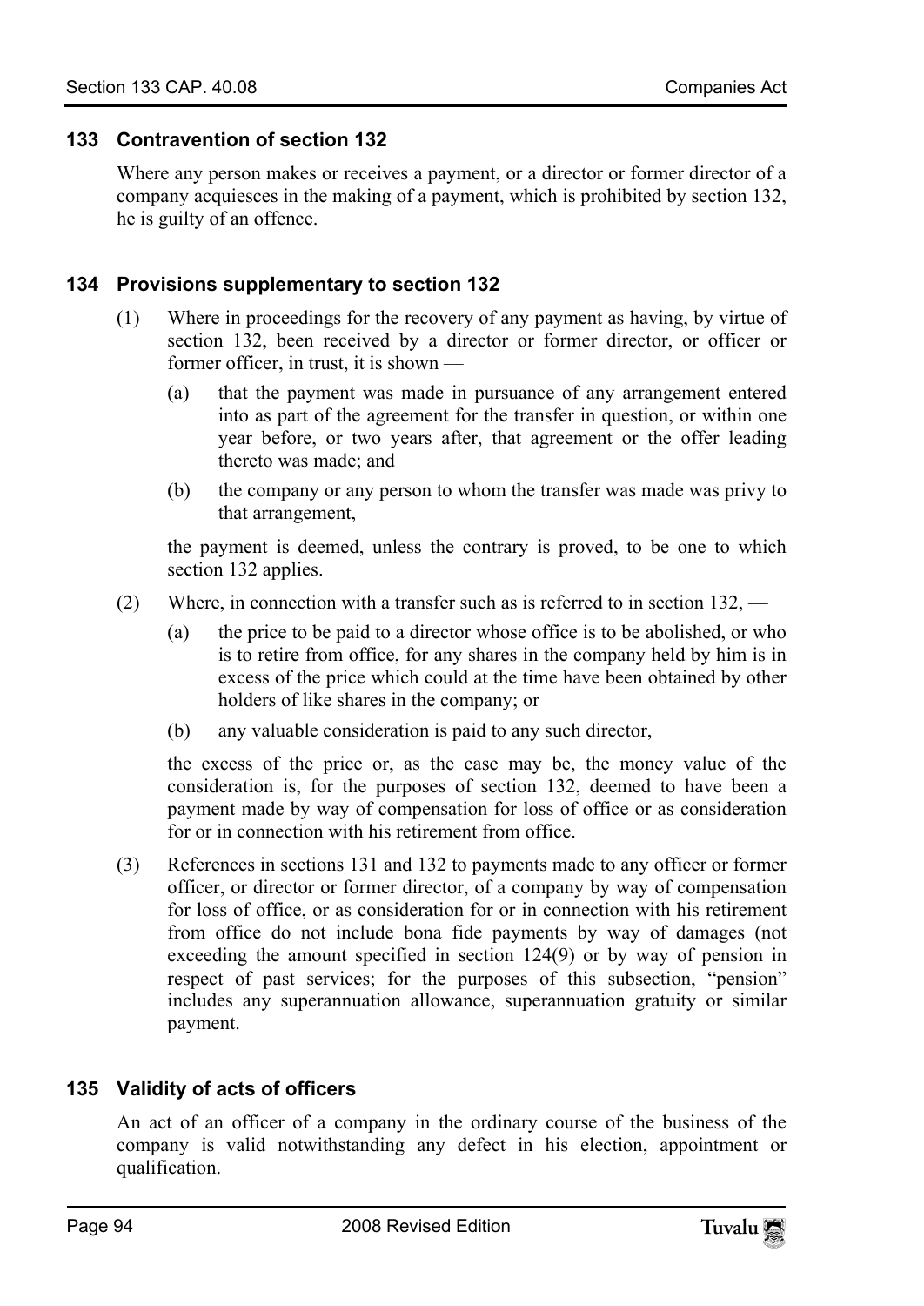### 133 Contravention of section 132

Where any person makes or receives a payment, or a director or former director of a company acquiesces in the making of a payment, which is prohibited by section 132, he is guilty of an offence.

### 134 Provisions supplementary to section 132

(1) Where in proceedings for the recovery of any payment as having, by virtue of section 132, been received by a director or former director, or officer or former officer, in trust, it is shown —

(a) that the payment was made in pursuance of any arrangement entered into as part of the agreement for the transfer in question, or within one year before, or two years after, that agreement or the offer leading thereto was made; and

(b) the company or any person to whom the transfer was made was privy to that arrangement,

the payment is deemed, unless the contrary is proved, to be one to which section 132 applies.

(2) Where, in connection with a transfer such as is referred to in section 132, —

(a) the price to be paid to a director whose office is to be abolished, or who is to retire from office, for any shares in the company held by him is in excess of the price which could at the time have been obtained by other holders of like shares in the company; or

(b) any valuable consideration is paid to any such director,

the excess of the price or, as the case may be, the money value of the consideration is, for the purposes of section 132, deemed to have been a payment made by way of compensation for loss of office or as consideration for or in connection with his retirement from office.

(3) References in sections 131 and 132 to payments made to any officer or former officer, or director or former director, of a company by way of compensation for loss of office, or as consideration for or in connection with his retirement from office do not include bona fide payments by way of damages (not exceeding the amount specified in section 124(9) or by way of pension in respect of past services; for the purposes of this subsection, "pension" includes any superannuation allowance, superannuation gratuity or similar payment.

### 135 Validity of acts of officers

An act of an officer of a company in the ordinary course of the business of the company is valid notwithstanding any defect in his election, appointment or qualification.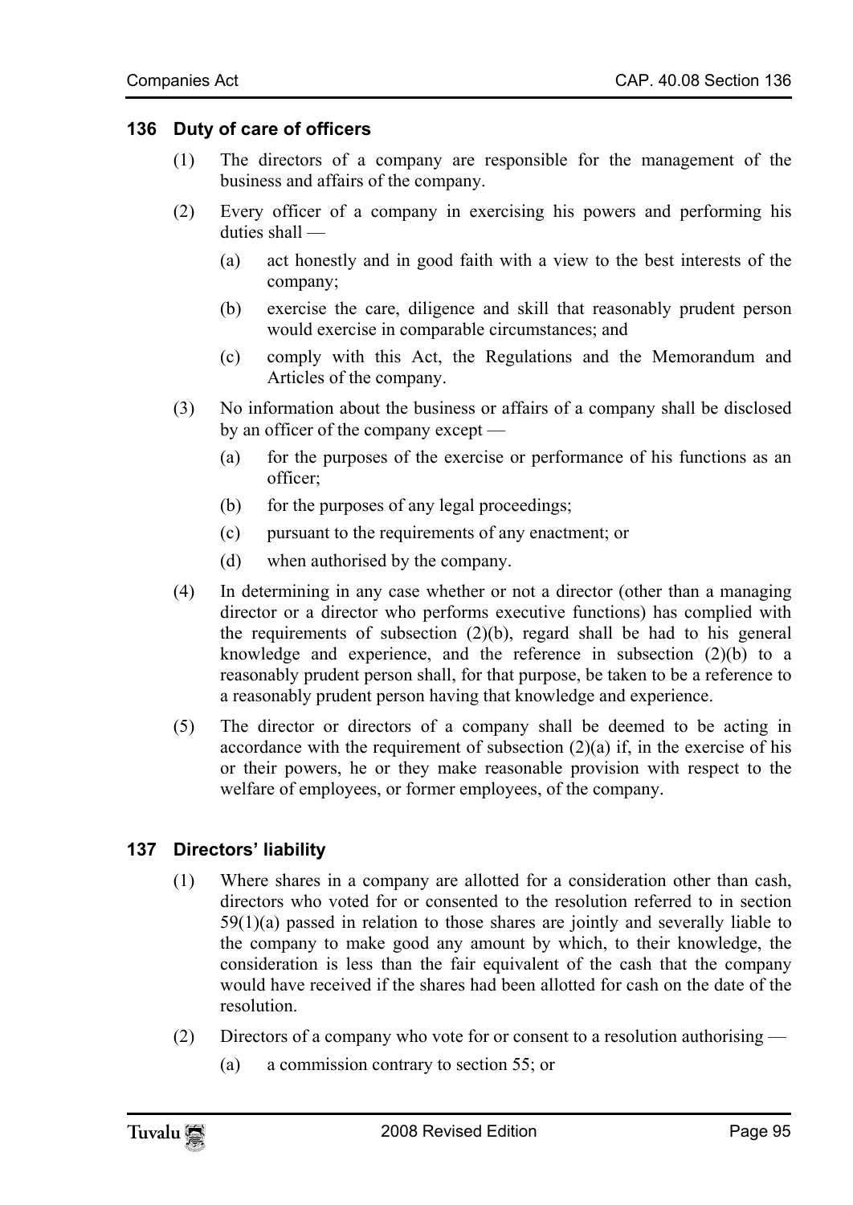## 136 Duty of care of officers

(1) The directors of a company are responsible for the management of the business and affairs of the company.

(2) Every officer of a company in exercising his powers and performing his duties shall —

(a) act honestly and in good faith with a view to the best interests of the company;

(b) exercise the care, diligence and skill that reasonably prudent person would exercise in comparable circumstances; and

(c) comply with this Act, the Regulations and the Memorandum and Articles of the company.

(3) No information about the business or affairs of a company shall be disclosed by an officer of the company except —

(a) for the purposes of the exercise or performance of his functions as an officer;

(b) for the purposes of any legal proceedings;

(c) pursuant to the requirements of any enactment; or

(d) when authorised by the company.

(4) In determining in any case whether or not a director (other than a managing director or a director who performs executive functions) has complied with the requirements of subsection (2)(b), regard shall be had to his general knowledge and experience, and the reference in subsection (2)(b) to a reasonably prudent person shall, for that purpose, be taken to be a reference to a reasonably prudent person having that knowledge and experience.

(5) The director or directors of a company shall be deemed to be acting in accordance with the requirement of subsection (2)(a) if, in the exercise of his or their powers, he or they make reasonable provision with respect to the welfare of employees, or former employees, of the company.

## 137 Directors' liability

(1) Where shares in a company are allotted for a consideration other than cash, directors who voted for or consented to the resolution referred to in section 59(1)(a) passed in relation to those shares are jointly and severally liable to the company to make good any amount by which, to their knowledge, the consideration is less than the fair equivalent of the cash that the company would have received if the shares had been allotted for cash on the date of the resolution.

(2) Directors of a company who vote for or consent to a resolution authorising —

(a) a commission contrary to section 55; or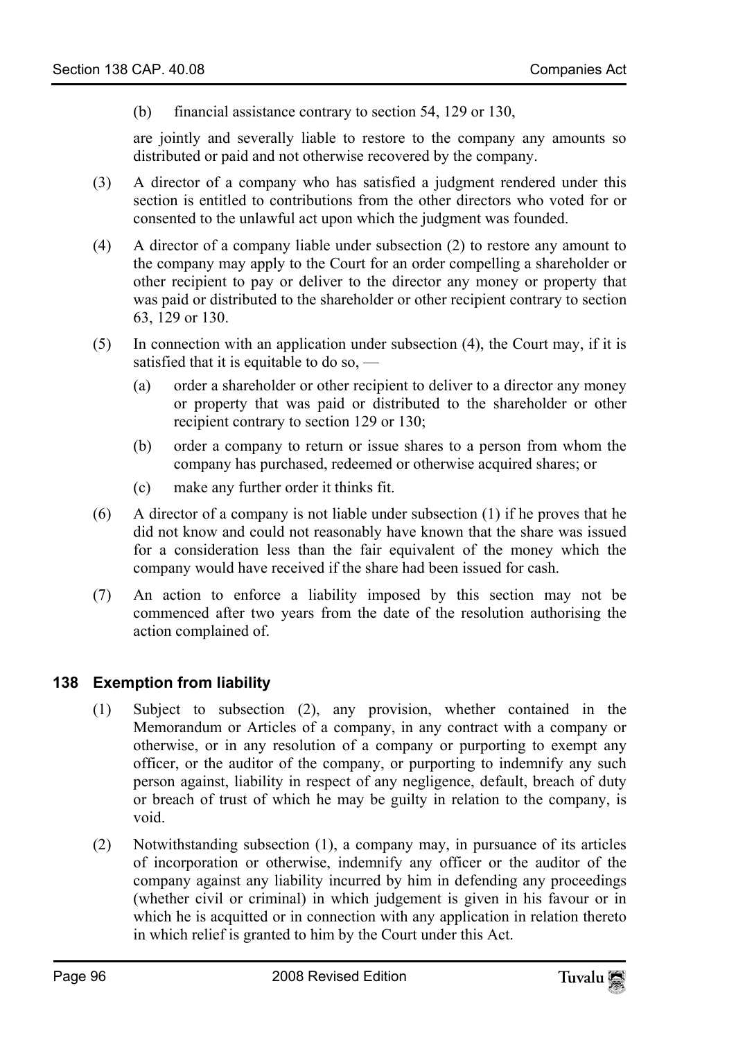(b) financial assistance contrary to section 54, 129 or 130,

are jointly and severally liable to restore to the company any amounts so distributed or paid and not otherwise recovered by the company.

(3) A director of a company who has satisfied a judgment rendered under this section is entitled to contributions from the other directors who voted for or consented to the unlawful act upon which the judgment was founded.

(4) A director of a company liable under subsection (2) to restore any amount to the company may apply to the Court for an order compelling a shareholder or other recipient to pay or deliver to the director any money or property that was paid or distributed to the shareholder or other recipient contrary to section 63, 129 or 130.

(5) In connection with an application under subsection (4), the Court may, if it is satisfied that it is equitable to do so, —

(a) order a shareholder or other recipient to deliver to a director any money or property that was paid or distributed to the shareholder or other recipient contrary to section 129 or 130;

(b) order a company to return or issue shares to a person from whom the company has purchased, redeemed or otherwise acquired shares; or

(c) make any further order it thinks fit.

(6) A director of a company is not liable under subsection (1) if he proves that he did not know and could not reasonably have known that the share was issued for a consideration less than the fair equivalent of the money which the company would have received if the share had been issued for cash.

(7) An action to enforce a liability imposed by this section may not be commenced after two years from the date of the resolution authorising the action complained of.

### 138 Exemption from liability

(1) Subject to subsection (2), any provision, whether contained in the Memorandum or Articles of a company, in any contract with a company or otherwise, or in any resolution of a company or purporting to exempt any officer, or the auditor of the company, or purporting to indemnify any such person against, liability in respect of any negligence, default, breach of duty or breach of trust of which he may be guilty in relation to the company, is void.

(2) Notwithstanding subsection (1), a company may, in pursuance of its articles of incorporation or otherwise, indemnify any officer or the auditor of the company against any liability incurred by him in defending any proceedings (whether civil or criminal) in which judgement is given in his favour or in which he is acquitted or in connection with any application in relation thereto in which relief is granted to him by the Court under this Act.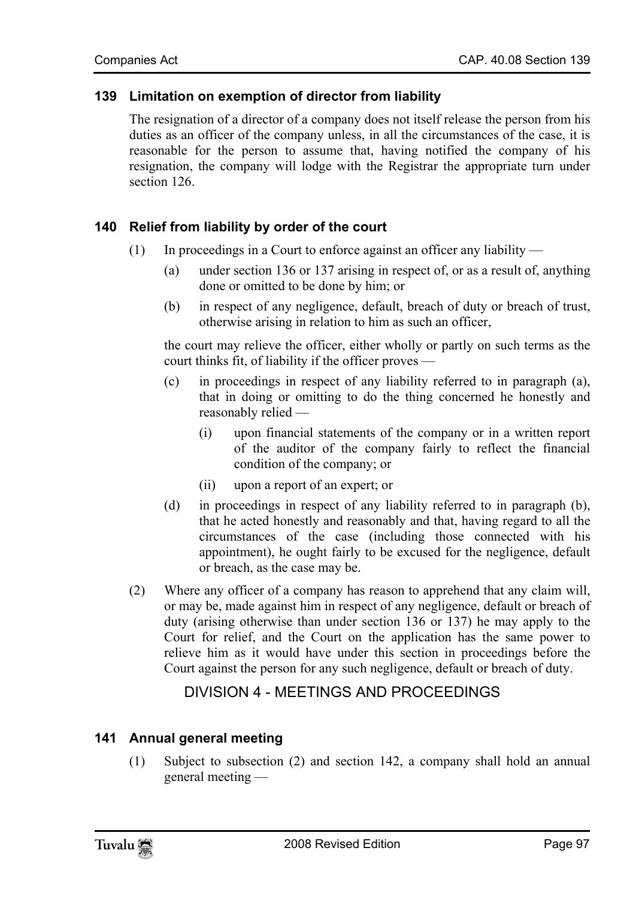### 139 Limitation on exemption of director from liability

The resignation of a director of a company does not itself release the person from his duties as an officer of the company unless, in all the circumstances of the case, it is reasonable for the person to assume that, having notified the company of his resignation, the company will lodge with the Registrar the appropriate turn under section 126.

### 140 Relief from liability by order of the court

(1) In proceedings in a Court to enforce against an officer any liability —

(a) under section 136 or 137 arising in respect of, or as a result of, anything done or omitted to be done by him; or

(b) in respect of any negligence, default, breach of duty or breach of trust, otherwise arising in relation to him as such an officer,

the court may relieve the officer, either wholly or partly on such terms as the court thinks fit, of liability if the officer proves —

(c) in proceedings in respect of any liability referred to in paragraph (a), that in doing or omitting to do the thing concerned he honestly and reasonably relied —

(i) upon financial statements of the company or in a written report of the auditor of the company fairly to reflect the financial condition of the company; or

(ii) upon a report of an expert; or

(d) in proceedings in respect of any liability referred to in paragraph (b), that he acted honestly and reasonably and that, having regard to all the circumstances of the case (including those connected with his appointment), he ought fairly to be excused for the negligence, default or breach, as the case may be.

(2) Where any officer of a company has reason to apprehend that any claim will, or may be, made against him in respect of any negligence, default or breach of duty (arising otherwise than under section 136 or 137) he may apply to the Court for relief, and the Court on the application has the same power to relieve him as it would have under this section in proceedings before the Court against the person for any such negligence, default or breach of duty.

## DIVISION 4 - MEETINGS AND PROCEEDINGS

### 141 Annual general meeting

(1) Subject to subsection (2) and section 142, a company shall hold an annual general meeting —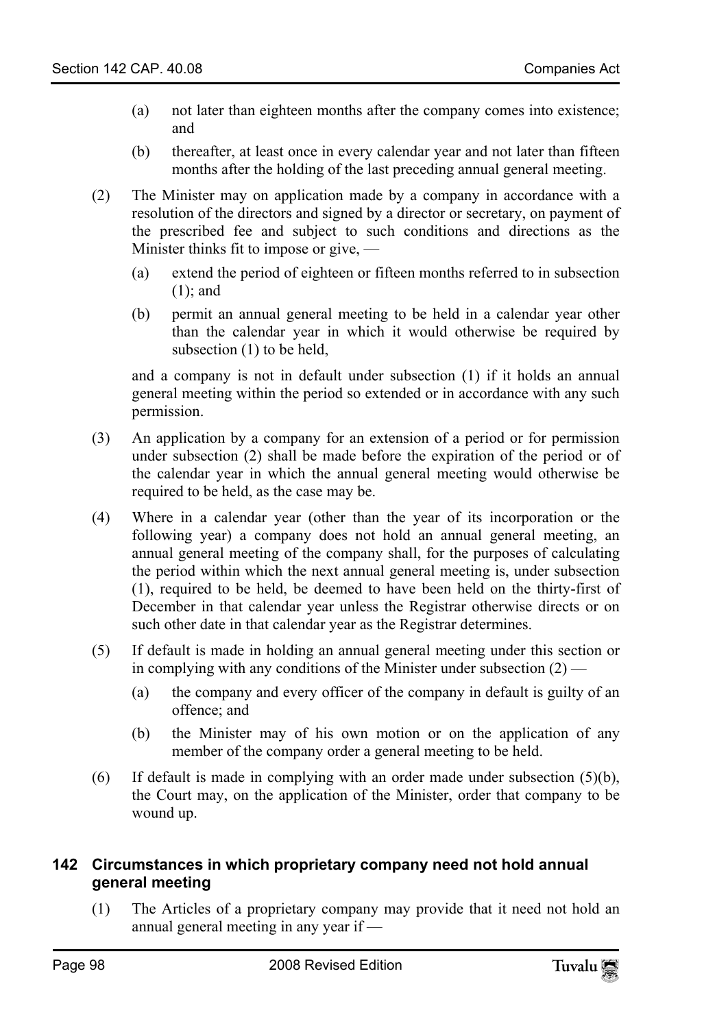(a) not later than eighteen months after the company comes into existence; and

(b) thereafter, at least once in every calendar year and not later than fifteen months after the holding of the last preceding annual general meeting.

(2) The Minister may on application made by a company in accordance with a resolution of the directors and signed by a director or secretary, on payment of the prescribed fee and subject to such conditions and directions as the Minister thinks fit to impose or give, —

(a) extend the period of eighteen or fifteen months referred to in subsection (1); and

(b) permit an annual general meeting to be held in a calendar year other than the calendar year in which it would otherwise be required by subsection (1) to be held,

and a company is not in default under subsection (1) if it holds an annual general meeting within the period so extended or in accordance with any such permission.

(3) An application by a company for an extension of a period or for permission under subsection (2) shall be made before the expiration of the period or of the calendar year in which the annual general meeting would otherwise be required to be held, as the case may be.

(4) Where in a calendar year (other than the year of its incorporation or the following year) a company does not hold an annual general meeting, an annual general meeting of the company shall, for the purposes of calculating the period within which the next annual general meeting is, under subsection (1), required to be held, be deemed to have been held on the thirty-first of December in that calendar year unless the Registrar otherwise directs or on such other date in that calendar year as the Registrar determines.

(5) If default is made in holding an annual general meeting under this section or in complying with any conditions of the Minister under subsection (2) —

(a) the company and every officer of the company in default is guilty of an offence; and

(b) the Minister may of his own motion or on the application of any member of the company order a general meeting to be held.

(6) If default is made in complying with an order made under subsection (5)(b), the Court may, on the application of the Minister, order that company to be wound up.

## 142 Circumstances in which proprietary company need not hold annual general meeting

(1) The Articles of a proprietary company may provide that it need not hold an annual general meeting in any year if —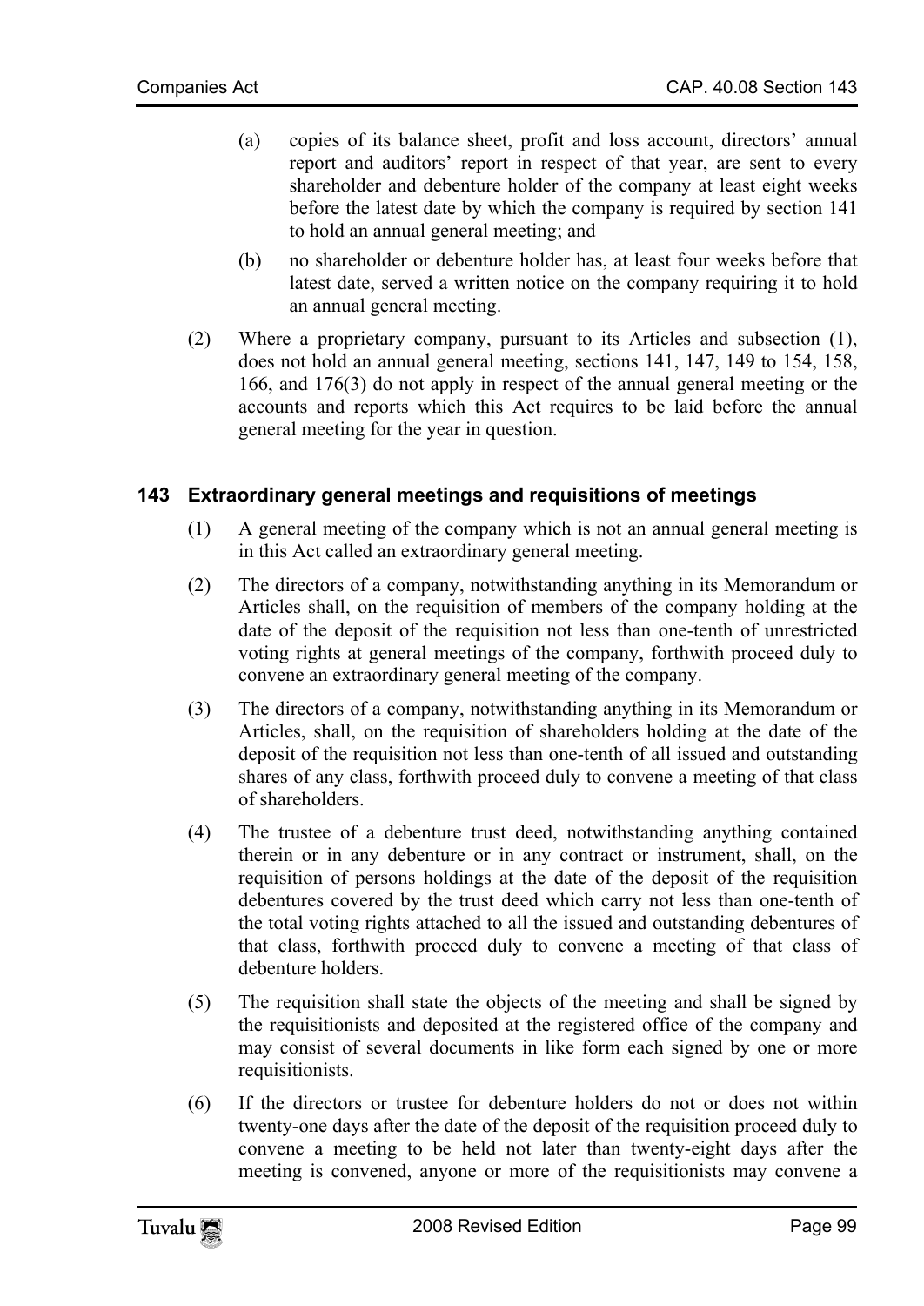(a) copies of its balance sheet, profit and loss account, directors' annual report and auditors' report in respect of that year, are sent to every shareholder and debenture holder of the company at least eight weeks before the latest date by which the company is required by section 141 to hold an annual general meeting; and

(b) no shareholder or debenture holder has, at least four weeks before that latest date, served a written notice on the company requiring it to hold an annual general meeting.

(2) Where a proprietary company, pursuant to its Articles and subsection (1), does not hold an annual general meeting, sections 141, 147, 149 to 154, 158, 166, and 176(3) do not apply in respect of the annual general meeting or the accounts and reports which this Act requires to be laid before the annual general meeting for the year in question.

### 143 Extraordinary general meetings and requisitions of meetings

(1) A general meeting of the company which is not an annual general meeting is in this Act called an extraordinary general meeting.

(2) The directors of a company, notwithstanding anything in its Memorandum or Articles shall, on the requisition of members of the company holding at the date of the deposit of the requisition not less than one-tenth of unrestricted voting rights at general meetings of the company, forthwith proceed duly to convene an extraordinary general meeting of the company.

(3) The directors of a company, notwithstanding anything in its Memorandum or Articles, shall, on the requisition of shareholders holding at the date of the deposit of the requisition not less than one-tenth of all issued and outstanding shares of any class, forthwith proceed duly to convene a meeting of that class of shareholders.

(4) The trustee of a debenture trust deed, notwithstanding anything contained therein or in any debenture or in any contract or instrument, shall, on the requisition of persons holdings at the date of the deposit of the requisition debentures covered by the trust deed which carry not less than one-tenth of the total voting rights attached to all the issued and outstanding debentures of that class, forthwith proceed duly to convene a meeting of that class of debenture holders.

(5) The requisition shall state the objects of the meeting and shall be signed by the requisitionists and deposited at the registered office of the company and may consist of several documents in like form each signed by one or more requisitionists.

(6) If the directors or trustee for debenture holders do not or does not within twenty-one days after the date of the deposit of the requisition proceed duly to convene a meeting to be held not later than twenty-eight days after the meeting is convened, anyone or more of the requisitionists may convene a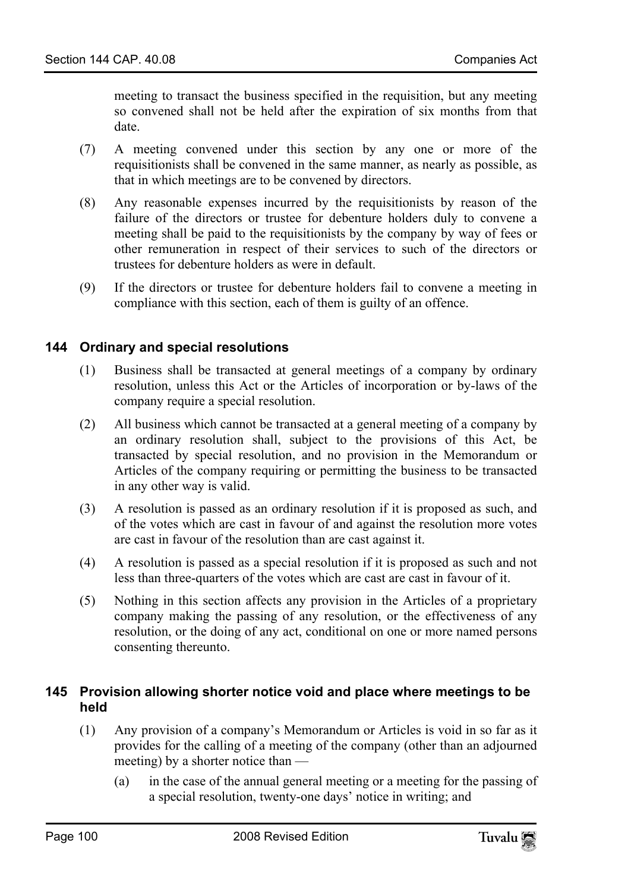meeting to transact the business specified in the requisition, but any meeting so convened shall not be held after the expiration of six months from that date.

(7) A meeting convened under this section by any one or more of the requisitionists shall be convened in the same manner, as nearly as possible, as that in which meetings are to be convened by directors.

(8) Any reasonable expenses incurred by the requisitionists by reason of the failure of the directors or trustee for debenture holders duly to convene a meeting shall be paid to the requisitionists by the company by way of fees or other remuneration in respect of their services to such of the directors or trustees for debenture holders as were in default.

(9) If the directors or trustee for debenture holders fail to convene a meeting in compliance with this section, each of them is guilty of an offence.

### 144 Ordinary and special resolutions

(1) Business shall be transacted at general meetings of a company by ordinary resolution, unless this Act or the Articles of incorporation or by-laws of the company require a special resolution.

(2) All business which cannot be transacted at a general meeting of a company by an ordinary resolution shall, subject to the provisions of this Act, be transacted by special resolution, and no provision in the Memorandum or Articles of the company requiring or permitting the business to be transacted in any other way is valid.

(3) A resolution is passed as an ordinary resolution if it is proposed as such, and of the votes which are cast in favour of and against the resolution more votes are cast in favour of the resolution than are cast against it.

(4) A resolution is passed as a special resolution if it is proposed as such and not less than three-quarters of the votes which are cast are cast in favour of it.

(5) Nothing in this section affects any provision in the Articles of a proprietary company making the passing of any resolution, or the effectiveness of any resolution, or the doing of any act, conditional on one or more named persons consenting thereunto.

### 145 Provision allowing shorter notice void and place where meetings to be held

(1) Any provision of a company's Memorandum or Articles is void in so far as it provides for the calling of a meeting of the company (other than an adjourned meeting) by a shorter notice than —

(a) in the case of the annual general meeting or a meeting for the passing of a special resolution, twenty-one days' notice in writing; and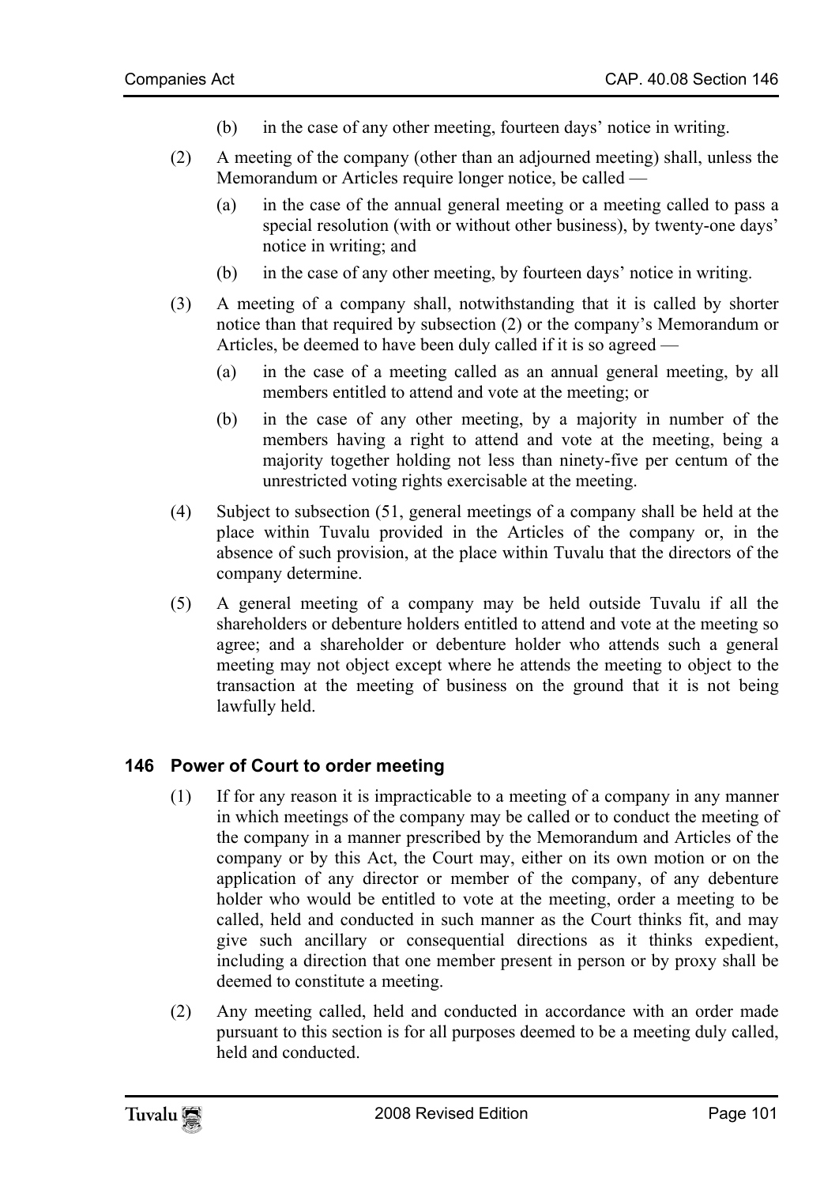(b) in the case of any other meeting, fourteen days' notice in writing.

(2) A meeting of the company (other than an adjourned meeting) shall, unless the Memorandum or Articles require longer notice, be called —

(a) in the case of the annual general meeting or a meeting called to pass a special resolution (with or without other business), by twenty-one days' notice in writing; and

(b) in the case of any other meeting, by fourteen days' notice in writing.

(3) A meeting of a company shall, notwithstanding that it is called by shorter notice than that required by subsection (2) or the company's Memorandum or Articles, be deemed to have been duly called if it is so agreed —

(a) in the case of a meeting called as an annual general meeting, by all members entitled to attend and vote at the meeting; or

(b) in the case of any other meeting, by a majority in number of the members having a right to attend and vote at the meeting, being a majority together holding not less than ninety-five per centum of the unrestricted voting rights exercisable at the meeting.

(4) Subject to subsection (51, general meetings of a company shall be held at the place within Tuvalu provided in the Articles of the company or, in the absence of such provision, at the place within Tuvalu that the directors of the company determine.

(5) A general meeting of a company may be held outside Tuvalu if all the shareholders or debenture holders entitled to attend and vote at the meeting so agree; and a shareholder or debenture holder who attends such a general meeting may not object except where he attends the meeting to object to the transaction at the meeting of business on the ground that it is not being lawfully held.

### 146 Power of Court to order meeting

(1) If for any reason it is impracticable to a meeting of a company in any manner in which meetings of the company may be called or to conduct the meeting of the company in a manner prescribed by the Memorandum and Articles of the company or by this Act, the Court may, either on its own motion or on the application of any director or member of the company, of any debenture holder who would be entitled to vote at the meeting, order a meeting to be called, held and conducted in such manner as the Court thinks fit, and may give such ancillary or consequential directions as it thinks expedient, including a direction that one member present in person or by proxy shall be deemed to constitute a meeting.

(2) Any meeting called, held and conducted in accordance with an order made pursuant to this section is for all purposes deemed to be a meeting duly called, held and conducted.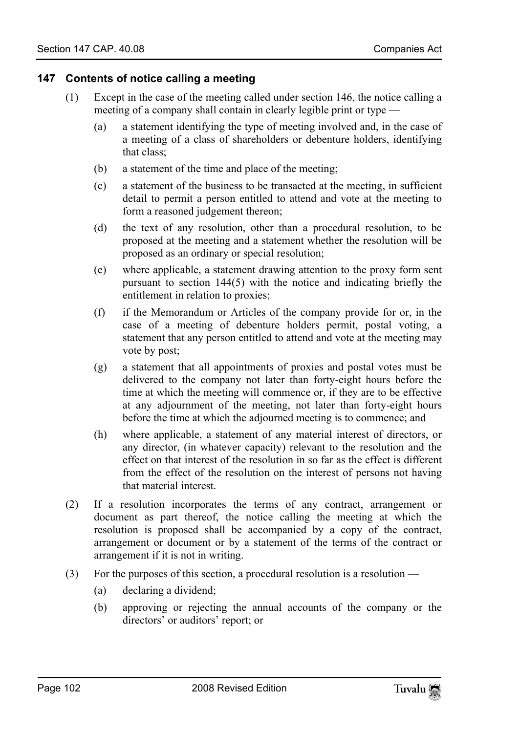### 147 Contents of notice calling a meeting

(1) Except in the case of the meeting called under section 146, the notice calling a meeting of a company shall contain in clearly legible print or type —

(a) a statement identifying the type of meeting involved and, in the case of a meeting of a class of shareholders or debenture holders, identifying that class;

(b) a statement of the time and place of the meeting;

(c) a statement of the business to be transacted at the meeting, in sufficient detail to permit a person entitled to attend and vote at the meeting to form a reasoned judgement thereon;

(d) the text of any resolution, other than a procedural resolution, to be proposed at the meeting and a statement whether the resolution will be proposed as an ordinary or special resolution;

(e) where applicable, a statement drawing attention to the proxy form sent pursuant to section 144(5) with the notice and indicating briefly the entitlement in relation to proxies;

(f) if the Memorandum or Articles of the company provide for or, in the case of a meeting of debenture holders permit, postal voting, a statement that any person entitled to attend and vote at the meeting may vote by post;

(g) a statement that all appointments of proxies and postal votes must be delivered to the company not later than forty-eight hours before the time at which the meeting will commence or, if they are to be effective at any adjournment of the meeting, not later than forty-eight hours before the time at which the adjourned meeting is to commence; and

(h) where applicable, a statement of any material interest of directors, or any director, (in whatever capacity) relevant to the resolution and the effect on that interest of the resolution in so far as the effect is different from the effect of the resolution on the interest of persons not having that material interest.

(2) If a resolution incorporates the terms of any contract, arrangement or document as part thereof, the notice calling the meeting at which the resolution is proposed shall be accompanied by a copy of the contract, arrangement or document or by a statement of the terms of the contract or arrangement if it is not in writing.

(3) For the purposes of this section, a procedural resolution is a resolution —

(a) declaring a dividend;

(b) approving or rejecting the annual accounts of the company or the directors' or auditors' report; or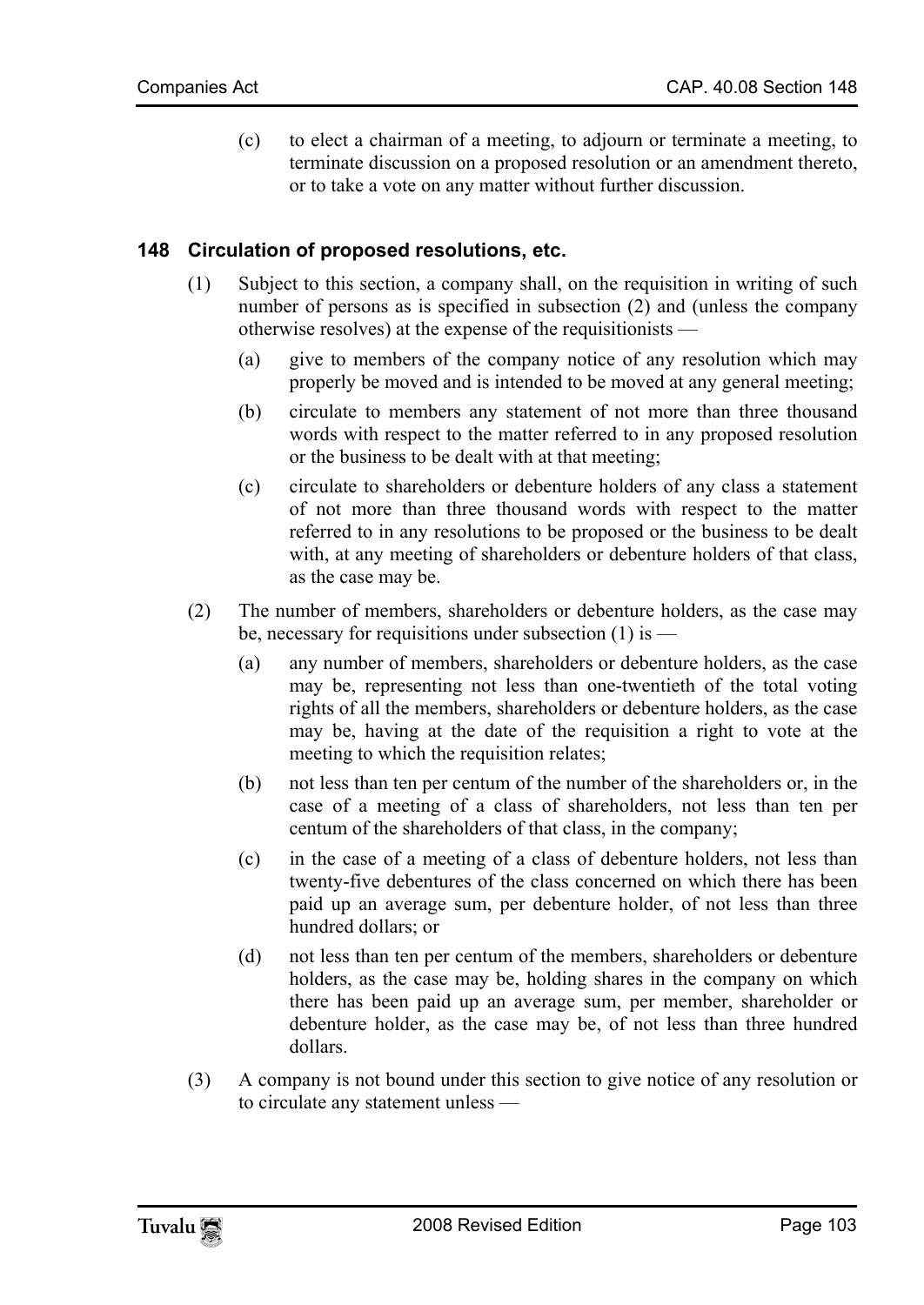(c) to elect a chairman of a meeting, to adjourn or terminate a meeting, to terminate discussion on a proposed resolution or an amendment thereto, or to take a vote on any matter without further discussion.

## 148 Circulation of proposed resolutions, etc.

(1) Subject to this section, a company shall, on the requisition in writing of such number of persons as is specified in subsection (2) and (unless the company otherwise resolves) at the expense of the requisitionists —

(a) give to members of the company notice of any resolution which may properly be moved and is intended to be moved at any general meeting;

(b) circulate to members any statement of not more than three thousand words with respect to the matter referred to in any proposed resolution or the business to be dealt with at that meeting;

(c) circulate to shareholders or debenture holders of any class a statement of not more than three thousand words with respect to the matter referred to in any resolutions to be proposed or the business to be dealt with, at any meeting of shareholders or debenture holders of that class, as the case may be.

(2) The number of members, shareholders or debenture holders, as the case may be, necessary for requisitions under subsection (1) is —

(a) any number of members, shareholders or debenture holders, as the case may be, representing not less than one-twentieth of the total voting rights of all the members, shareholders or debenture holders, as the case may be, having at the date of the requisition a right to vote at the meeting to which the requisition relates;

(b) not less than ten per centum of the number of the shareholders or, in the case of a meeting of a class of shareholders, not less than ten per centum of the shareholders of that class, in the company;

(c) in the case of a meeting of a class of debenture holders, not less than twenty-five debentures of the class concerned on which there has been paid up an average sum, per debenture holder, of not less than three hundred dollars; or

(d) not less than ten per centum of the members, shareholders or debenture holders, as the case may be, holding shares in the company on which there has been paid up an average sum, per member, shareholder or debenture holder, as the case may be, of not less than three hundred dollars.

(3) A company is not bound under this section to give notice of any resolution or to circulate any statement unless —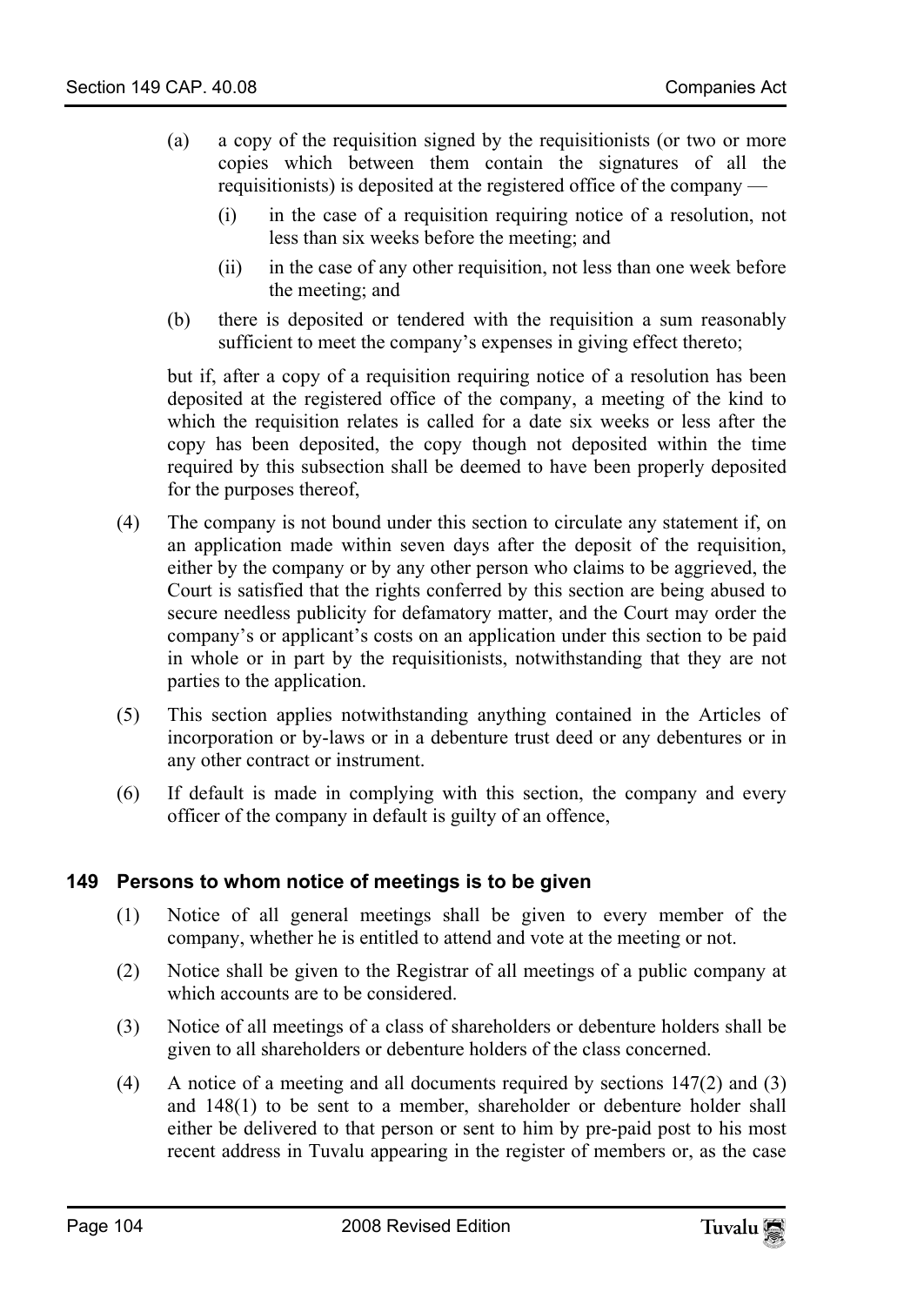(a) a copy of the requisition signed by the requisitionists (or two or more copies which between them contain the signatures of all the requisitionists) is deposited at the registered office of the company —

   (i) in the case of a requisition requiring notice of a resolution, not less than six weeks before the meeting; and

   (ii) in the case of any other requisition, not less than one week before the meeting; and

(b) there is deposited or tendered with the requisition a sum reasonably sufficient to meet the company's expenses in giving effect thereto;

but if, after a copy of a requisition requiring notice of a resolution has been deposited at the registered office of the company, a meeting of the kind to which the requisition relates is called for a date six weeks or less after the copy has been deposited, the copy though not deposited within the time required by this subsection shall be deemed to have been properly deposited for the purposes thereof,

(4) The company is not bound under this section to circulate any statement if, on an application made within seven days after the deposit of the requisition, either by the company or by any other person who claims to be aggrieved, the Court is satisfied that the rights conferred by this section are being abused to secure needless publicity for defamatory matter, and the Court may order the company's or applicant's costs on an application under this section to be paid in whole or in part by the requisitionists, notwithstanding that they are not parties to the application.

(5) This section applies notwithstanding anything contained in the Articles of incorporation or by-laws or in a debenture trust deed or any debentures or in any other contract or instrument.

(6) If default is made in complying with this section, the company and every officer of the company in default is guilty of an offence,

### 149 Persons to whom notice of meetings is to be given

(1) Notice of all general meetings shall be given to every member of the company, whether he is entitled to attend and vote at the meeting or not.

(2) Notice shall be given to the Registrar of all meetings of a public company at which accounts are to be considered.

(3) Notice of all meetings of a class of shareholders or debenture holders shall be given to all shareholders or debenture holders of the class concerned.

(4) A notice of a meeting and all documents required by sections 147(2) and (3) and 148(1) to be sent to a member, shareholder or debenture holder shall either be delivered to that person or sent to him by pre-paid post to his most recent address in Tuvalu appearing in the register of members or, as the case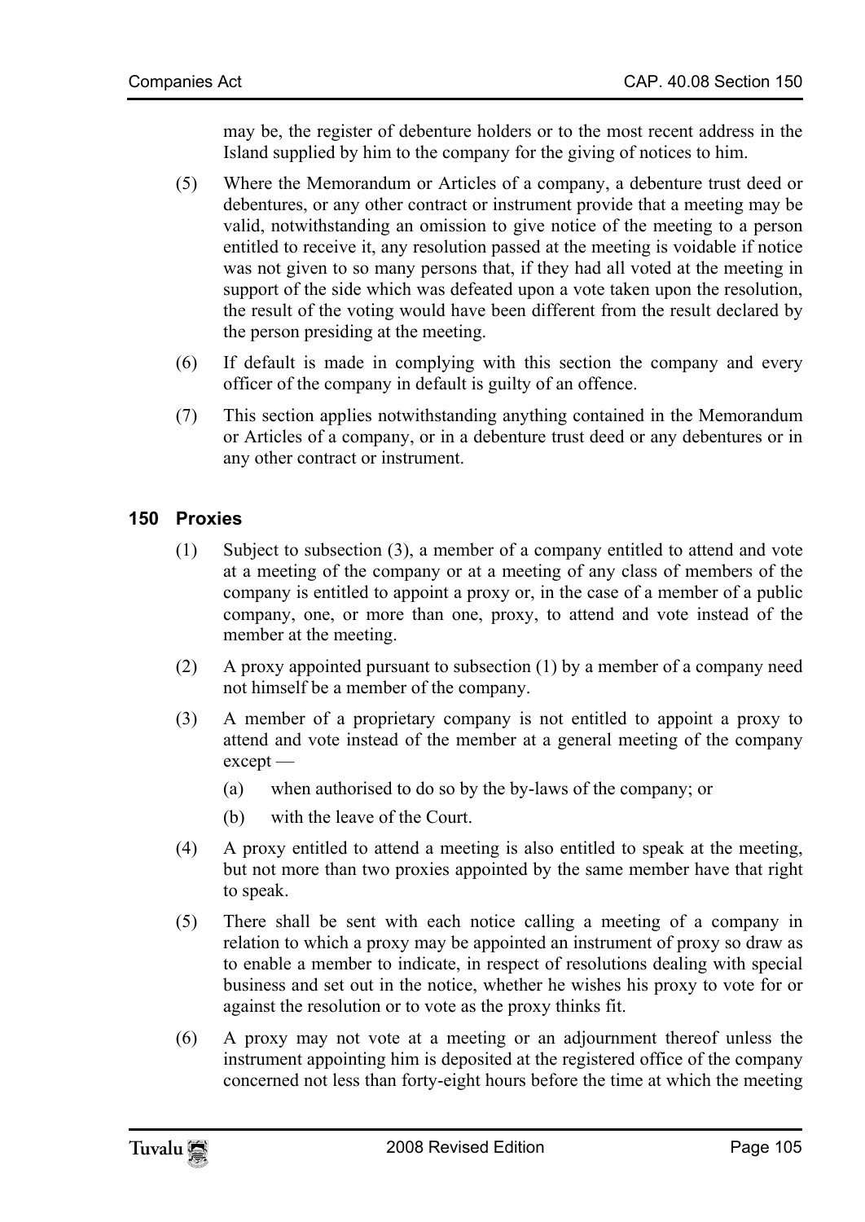may be, the register of debenture holders or to the most recent address in the Island supplied by him to the company for the giving of notices to him.

(5) Where the Memorandum or Articles of a company, a debenture trust deed or debentures, or any other contract or instrument provide that a meeting may be valid, notwithstanding an omission to give notice of the meeting to a person entitled to receive it, any resolution passed at the meeting is voidable if notice was not given to so many persons that, if they had all voted at the meeting in support of the side which was defeated upon a vote taken upon the resolution, the result of the voting would have been different from the result declared by the person presiding at the meeting.

(6) If default is made in complying with this section the company and every officer of the company in default is guilty of an offence.

(7) This section applies notwithstanding anything contained in the Memorandum or Articles of a company, or in a debenture trust deed or any debentures or in any other contract or instrument.

## 150 Proxies

(1) Subject to subsection (3), a member of a company entitled to attend and vote at a meeting of the company or at a meeting of any class of members of the company is entitled to appoint a proxy or, in the case of a member of a public company, one, or more than one, proxy, to attend and vote instead of the member at the meeting.

(2) A proxy appointed pursuant to subsection (1) by a member of a company need not himself be a member of the company.

(3) A member of a proprietary company is not entitled to appoint a proxy to attend and vote instead of the member at a general meeting of the company except —

(a) when authorised to do so by the by-laws of the company; or

(b) with the leave of the Court.

(4) A proxy entitled to attend a meeting is also entitled to speak at the meeting, but not more than two proxies appointed by the same member have that right to speak.

(5) There shall be sent with each notice calling a meeting of a company in relation to which a proxy may be appointed an instrument of proxy so draw as to enable a member to indicate, in respect of resolutions dealing with special business and set out in the notice, whether he wishes his proxy to vote for or against the resolution or to vote as the proxy thinks fit.

(6) A proxy may not vote at a meeting or an adjournment thereof unless the instrument appointing him is deposited at the registered office of the company concerned not less than forty-eight hours before the time at which the meeting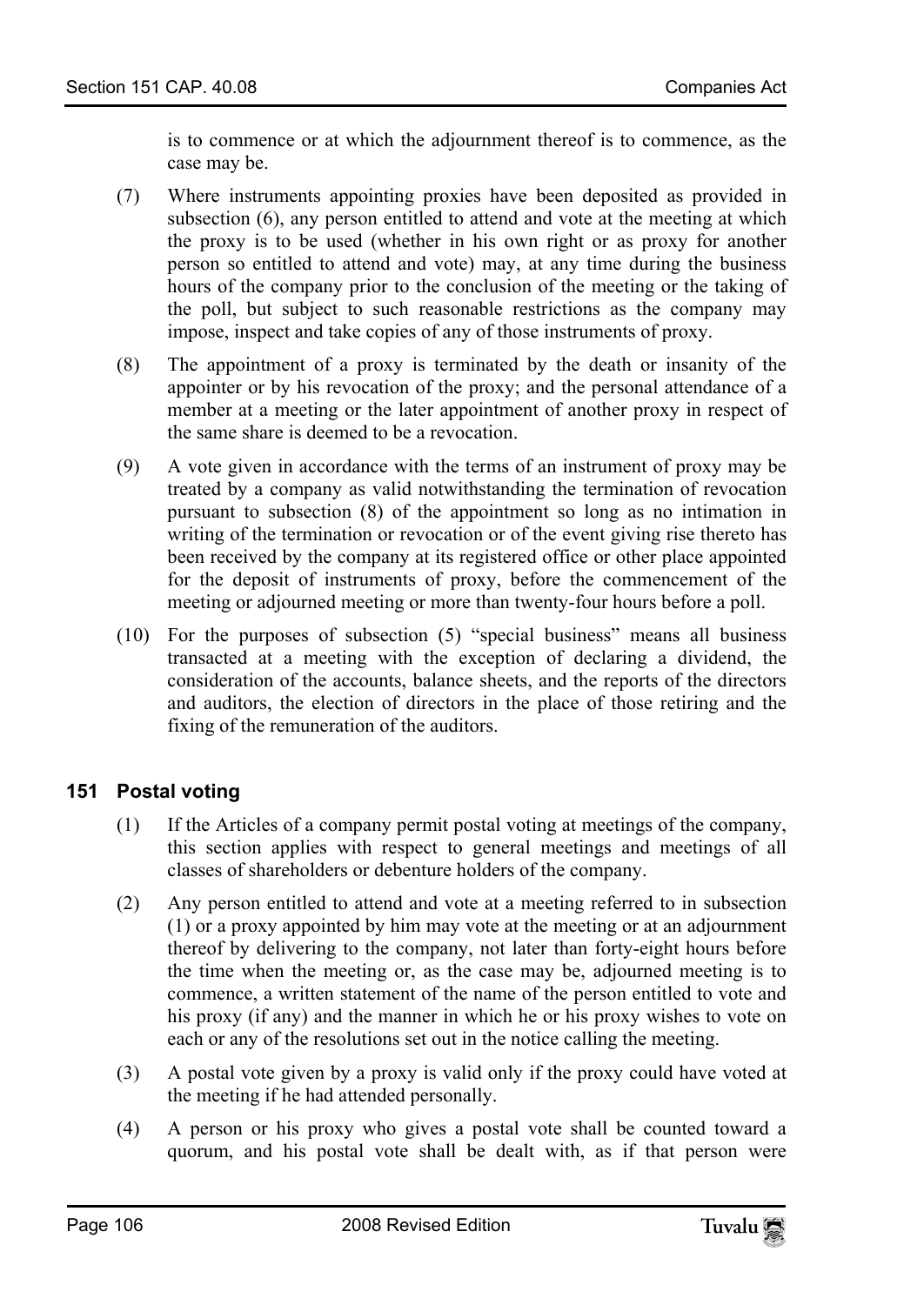is to commence or at which the adjournment thereof is to commence, as the case may be.

(7) Where instruments appointing proxies have been deposited as provided in subsection (6), any person entitled to attend and vote at the meeting at which the proxy is to be used (whether in his own right or as proxy for another person so entitled to attend and vote) may, at any time during the business hours of the company prior to the conclusion of the meeting or the taking of the poll, but subject to such reasonable restrictions as the company may impose, inspect and take copies of any of those instruments of proxy.

(8) The appointment of a proxy is terminated by the death or insanity of the appointer or by his revocation of the proxy; and the personal attendance of a member at a meeting or the later appointment of another proxy in respect of the same share is deemed to be a revocation.

(9) A vote given in accordance with the terms of an instrument of proxy may be treated by a company as valid notwithstanding the termination of revocation pursuant to subsection (8) of the appointment so long as no intimation in writing of the termination or revocation or of the event giving rise thereto has been received by the company at its registered office or other place appointed for the deposit of instruments of proxy, before the commencement of the meeting or adjourned meeting or more than twenty-four hours before a poll.

(10) For the purposes of subsection (5) "special business" means all business transacted at a meeting with the exception of declaring a dividend, the consideration of the accounts, balance sheets, and the reports of the directors and auditors, the election of directors in the place of those retiring and the fixing of the remuneration of the auditors.

## 151 Postal voting

(1) If the Articles of a company permit postal voting at meetings of the company, this section applies with respect to general meetings and meetings of all classes of shareholders or debenture holders of the company.

(2) Any person entitled to attend and vote at a meeting referred to in subsection (1) or a proxy appointed by him may vote at the meeting or at an adjournment thereof by delivering to the company, not later than forty-eight hours before the time when the meeting or, as the case may be, adjourned meeting is to commence, a written statement of the name of the person entitled to vote and his proxy (if any) and the manner in which he or his proxy wishes to vote on each or any of the resolutions set out in the notice calling the meeting.

(3) A postal vote given by a proxy is valid only if the proxy could have voted at the meeting if he had attended personally.

(4) A person or his proxy who gives a postal vote shall be counted toward a quorum, and his postal vote shall be dealt with, as if that person were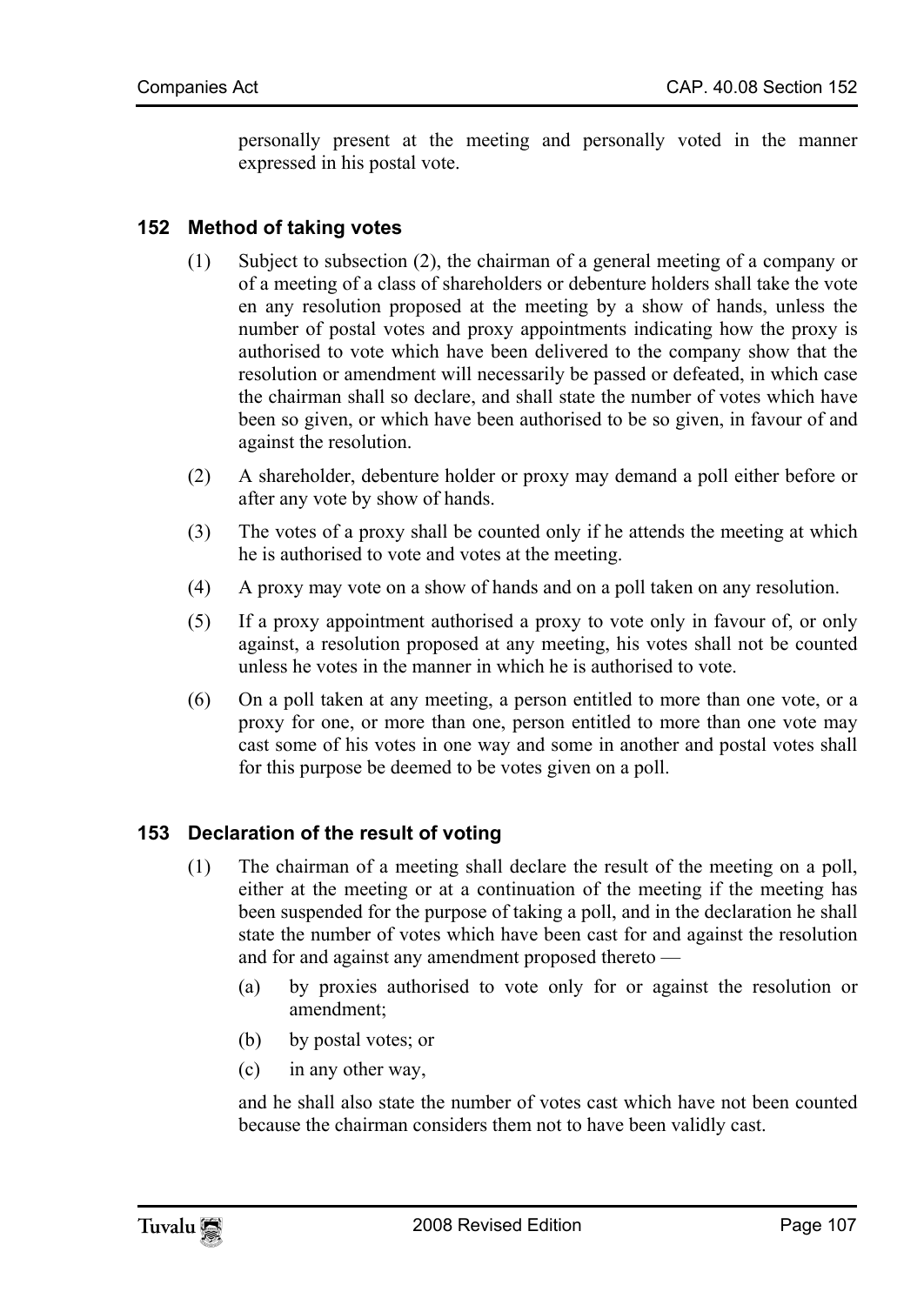personally present at the meeting and personally voted in the manner expressed in his postal vote.

### 152 Method of taking votes

(1) Subject to subsection (2), the chairman of a general meeting of a company or of a meeting of a class of shareholders or debenture holders shall take the vote en any resolution proposed at the meeting by a show of hands, unless the number of postal votes and proxy appointments indicating how the proxy is authorised to vote which have been delivered to the company show that the resolution or amendment will necessarily be passed or defeated, in which case the chairman shall so declare, and shall state the number of votes which have been so given, or which have been authorised to be so given, in favour of and against the resolution.

(2) A shareholder, debenture holder or proxy may demand a poll either before or after any vote by show of hands.

(3) The votes of a proxy shall be counted only if he attends the meeting at which he is authorised to vote and votes at the meeting.

(4) A proxy may vote on a show of hands and on a poll taken on any resolution.

(5) If a proxy appointment authorised a proxy to vote only in favour of, or only against, a resolution proposed at any meeting, his votes shall not be counted unless he votes in the manner in which he is authorised to vote.

(6) On a poll taken at any meeting, a person entitled to more than one vote, or a proxy for one, or more than one, person entitled to more than one vote may cast some of his votes in one way and some in another and postal votes shall for this purpose be deemed to be votes given on a poll.

### 153 Declaration of the result of voting

(1) The chairman of a meeting shall declare the result of the meeting on a poll, either at the meeting or at a continuation of the meeting if the meeting has been suspended for the purpose of taking a poll, and in the declaration he shall state the number of votes which have been cast for and against the resolution and for and against any amendment proposed thereto —

(a) by proxies authorised to vote only for or against the resolution or amendment;

(b) by postal votes; or

(c) in any other way,

and he shall also state the number of votes cast which have not been counted because the chairman considers them not to have been validly cast.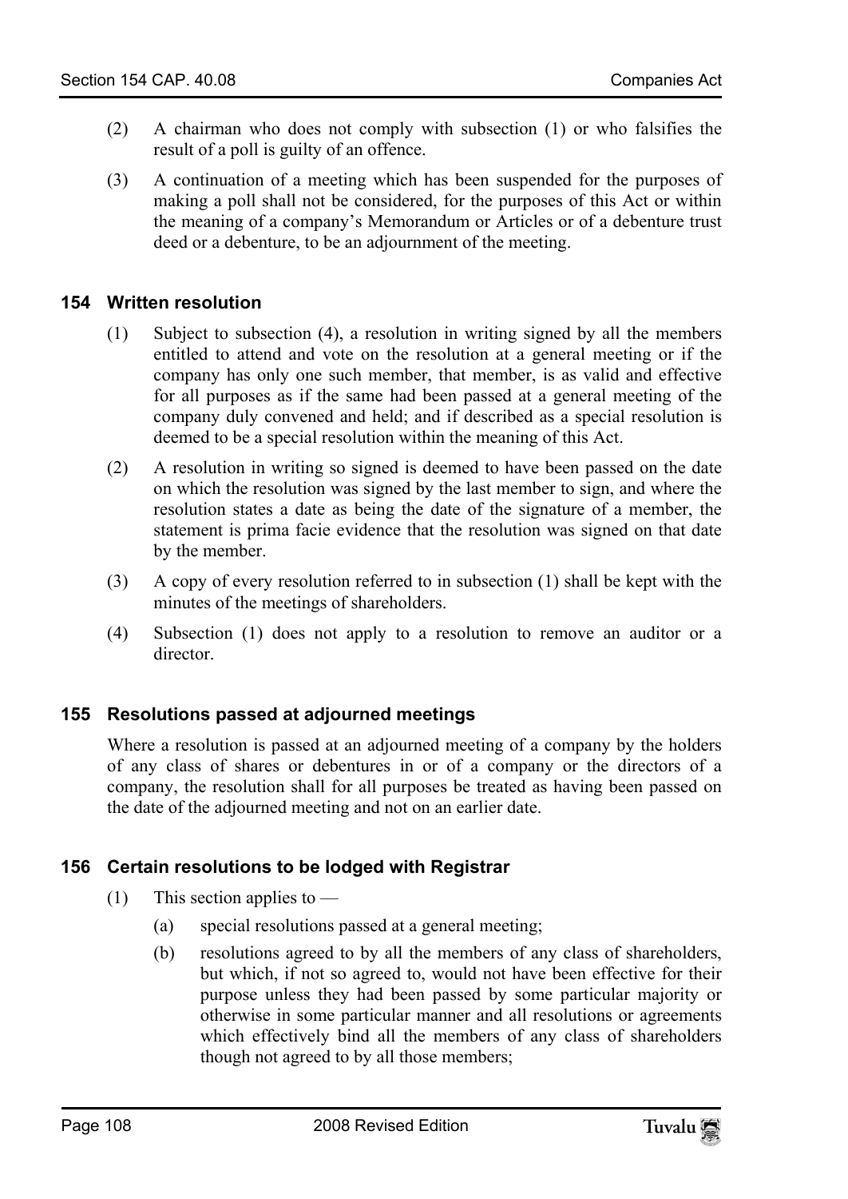(2) A chairman who does not comply with subsection (1) or who falsifies the result of a poll is guilty of an offence.

(3) A continuation of a meeting which has been suspended for the purposes of making a poll shall not be considered, for the purposes of this Act or within the meaning of a company's Memorandum or Articles or of a debenture trust deed or a debenture, to be an adjournment of the meeting.

### 154 Written resolution

(1) Subject to subsection (4), a resolution in writing signed by all the members entitled to attend and vote on the resolution at a general meeting or if the company has only one such member, that member, is as valid and effective for all purposes as if the same had been passed at a general meeting of the company duly convened and held; and if described as a special resolution is deemed to be a special resolution within the meaning of this Act.

(2) A resolution in writing so signed is deemed to have been passed on the date on which the resolution was signed by the last member to sign, and where the resolution states a date as being the date of the signature of a member, the statement is prima facie evidence that the resolution was signed on that date by the member.

(3) A copy of every resolution referred to in subsection (1) shall be kept with the minutes of the meetings of shareholders.

(4) Subsection (1) does not apply to a resolution to remove an auditor or a director.

### 155 Resolutions passed at adjourned meetings

Where a resolution is passed at an adjourned meeting of a company by the holders of any class of shares or debentures in or of a company or the directors of a company, the resolution shall for all purposes be treated as having been passed on the date of the adjourned meeting and not on an earlier date.

### 156 Certain resolutions to be lodged with Registrar

(1) This section applies to —

- (a) special resolutions passed at a general meeting;
- (b) resolutions agreed to by all the members of any class of shareholders, but which, if not so agreed to, would not have been effective for their purpose unless they had been passed by some particular majority or otherwise in some particular manner and all resolutions or agreements which effectively bind all the members of any class of shareholders though not agreed to by all those members;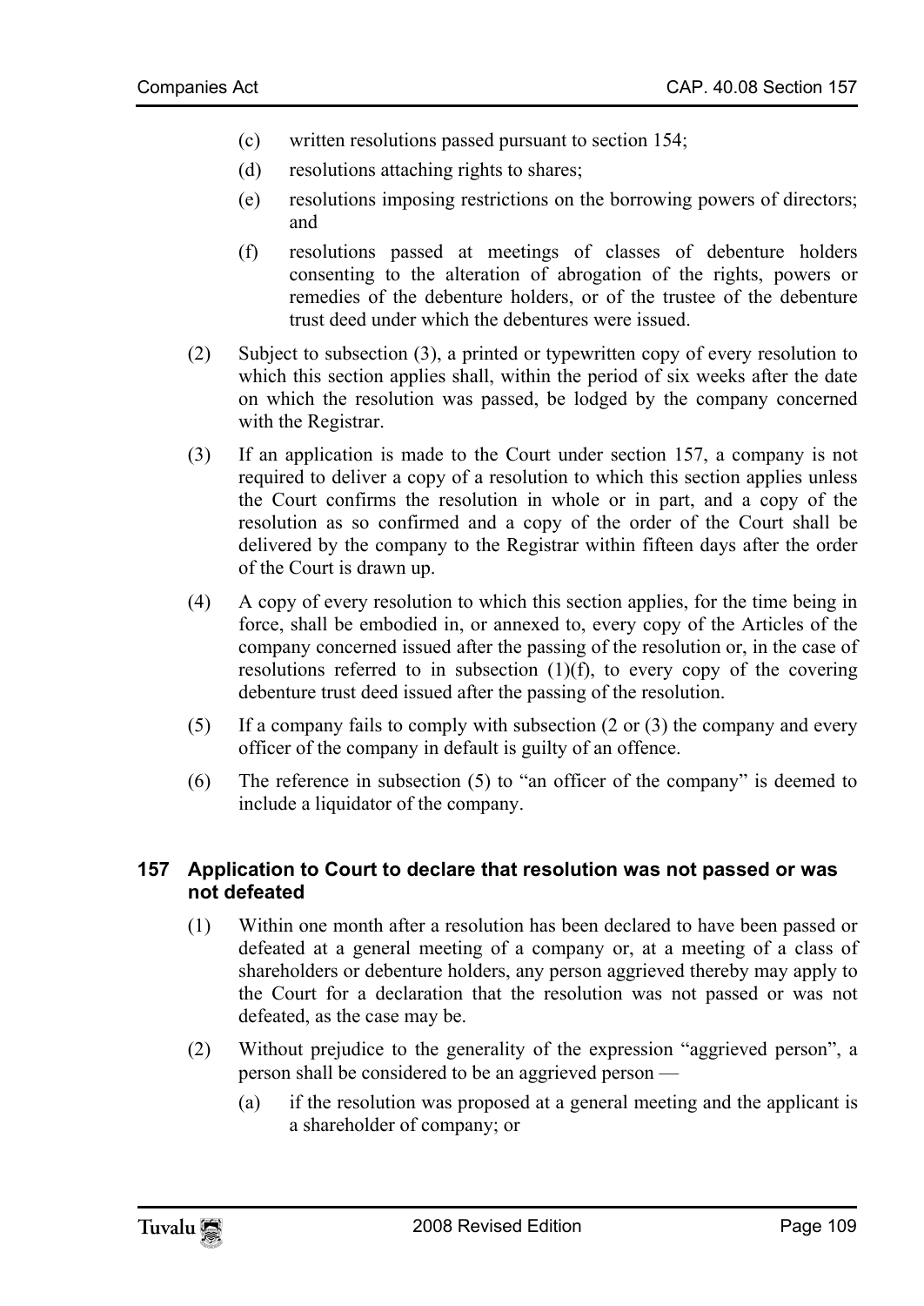(c) written resolutions passed pursuant to section 154;

(d) resolutions attaching rights to shares;

(e) resolutions imposing restrictions on the borrowing powers of directors; and

(f) resolutions passed at meetings of classes of debenture holders consenting to the alteration of abrogation of the rights, powers or remedies of the debenture holders, or of the trustee of the debenture trust deed under which the debentures were issued.

(2) Subject to subsection (3), a printed or typewritten copy of every resolution to which this section applies shall, within the period of six weeks after the date on which the resolution was passed, be lodged by the company concerned with the Registrar.

(3) If an application is made to the Court under section 157, a company is not required to deliver a copy of a resolution to which this section applies unless the Court confirms the resolution in whole or in part, and a copy of the resolution as so confirmed and a copy of the order of the Court shall be delivered by the company to the Registrar within fifteen days after the order of the Court is drawn up.

(4) A copy of every resolution to which this section applies, for the time being in force, shall be embodied in, or annexed to, every copy of the Articles of the company concerned issued after the passing of the resolution or, in the case of resolutions referred to in subsection (1)(f), to every copy of the covering debenture trust deed issued after the passing of the resolution.

(5) If a company fails to comply with subsection (2 or (3) the company and every officer of the company in default is guilty of an offence.

(6) The reference in subsection (5) to "an officer of the company" is deemed to include a liquidator of the company.

### 157 Application to Court to declare that resolution was not passed or was not defeated

(1) Within one month after a resolution has been declared to have been passed or defeated at a general meeting of a company or, at a meeting of a class of shareholders or debenture holders, any person aggrieved thereby may apply to the Court for a declaration that the resolution was not passed or was not defeated, as the case may be.

(2) Without prejudice to the generality of the expression "aggrieved person", a person shall be considered to be an aggrieved person —

(a) if the resolution was proposed at a general meeting and the applicant is a shareholder of company; or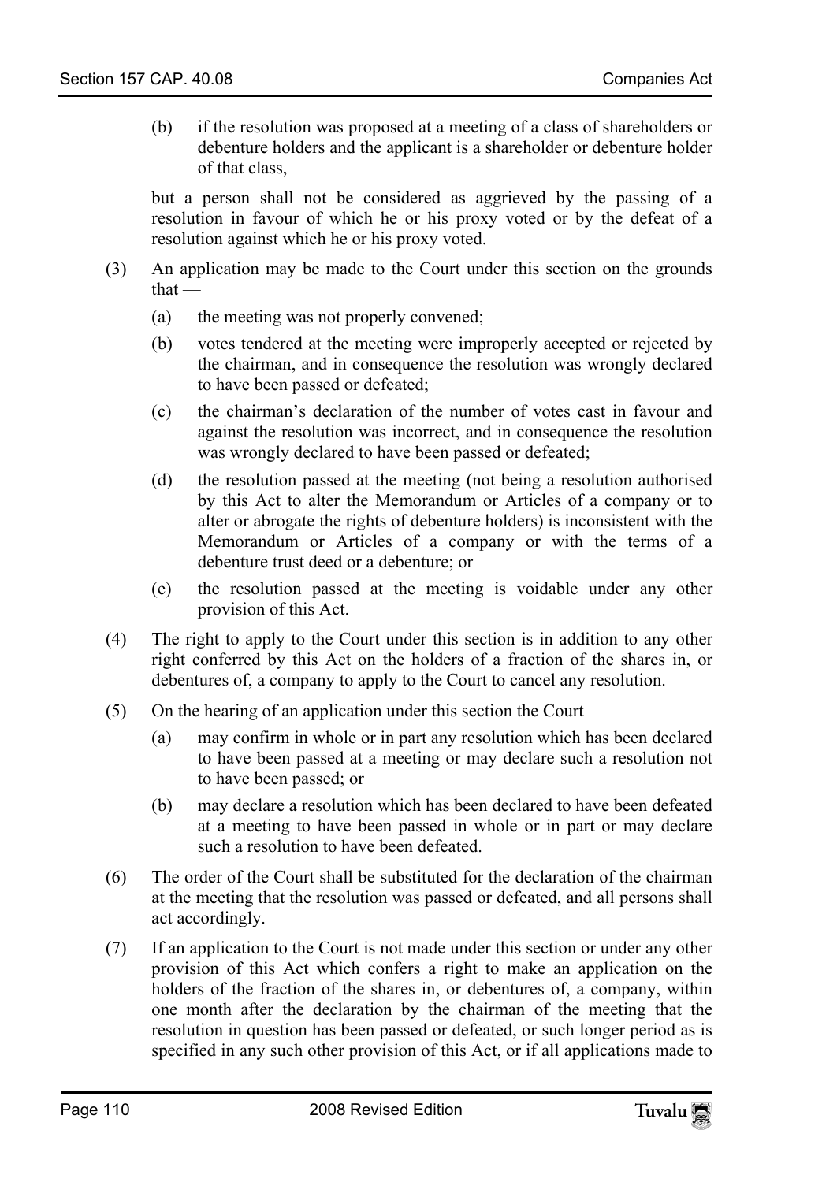(b) if the resolution was proposed at a meeting of a class of shareholders or debenture holders and the applicant is a shareholder or debenture holder of that class,

but a person shall not be considered as aggrieved by the passing of a resolution in favour of which he or his proxy voted or by the defeat of a resolution against which he or his proxy voted.

(3) An application may be made to the Court under this section on the grounds that —

(a) the meeting was not properly convened;

(b) votes tendered at the meeting were improperly accepted or rejected by the chairman, and in consequence the resolution was wrongly declared to have been passed or defeated;

(c) the chairman's declaration of the number of votes cast in favour and against the resolution was incorrect, and in consequence the resolution was wrongly declared to have been passed or defeated;

(d) the resolution passed at the meeting (not being a resolution authorised by this Act to alter the Memorandum or Articles of a company or to alter or abrogate the rights of debenture holders) is inconsistent with the Memorandum or Articles of a company or with the terms of a debenture trust deed or a debenture; or

(e) the resolution passed at the meeting is voidable under any other provision of this Act.

(4) The right to apply to the Court under this section is in addition to any other right conferred by this Act on the holders of a fraction of the shares in, or debentures of, a company to apply to the Court to cancel any resolution.

(5) On the hearing of an application under this section the Court —

(a) may confirm in whole or in part any resolution which has been declared to have been passed at a meeting or may declare such a resolution not to have been passed; or

(b) may declare a resolution which has been declared to have been defeated at a meeting to have been passed in whole or in part or may declare such a resolution to have been defeated.

(6) The order of the Court shall be substituted for the declaration of the chairman at the meeting that the resolution was passed or defeated, and all persons shall act accordingly.

(7) If an application to the Court is not made under this section or under any other provision of this Act which confers a right to make an application on the holders of the fraction of the shares in, or debentures of, a company, within one month after the declaration by the chairman of the meeting that the resolution in question has been passed or defeated, or such longer period as is specified in any such other provision of this Act, or if all applications made to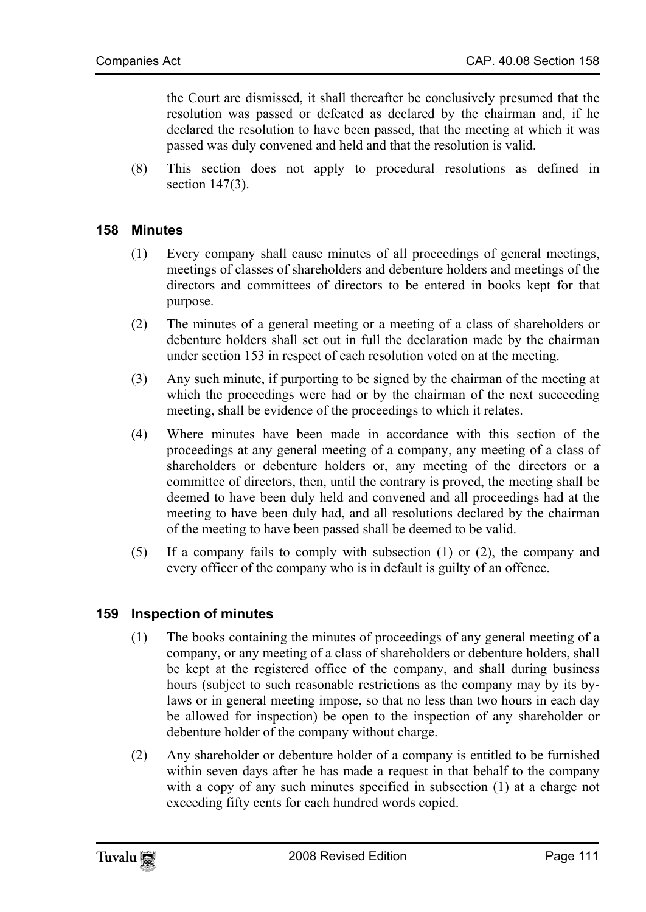the Court are dismissed, it shall thereafter be conclusively presumed that the resolution was passed or defeated as declared by the chairman and, if he declared the resolution to have been passed, that the meeting at which it was passed was duly convened and held and that the resolution is valid.

(8) This section does not apply to procedural resolutions as defined in section 147(3).

## 158 Minutes

(1) Every company shall cause minutes of all proceedings of general meetings, meetings of classes of shareholders and debenture holders and meetings of the directors and committees of directors to be entered in books kept for that purpose.

(2) The minutes of a general meeting or a meeting of a class of shareholders or debenture holders shall set out in full the declaration made by the chairman under section 153 in respect of each resolution voted on at the meeting.

(3) Any such minute, if purporting to be signed by the chairman of the meeting at which the proceedings were had or by the chairman of the next succeeding meeting, shall be evidence of the proceedings to which it relates.

(4) Where minutes have been made in accordance with this section of the proceedings at any general meeting of a company, any meeting of a class of shareholders or debenture holders or, any meeting of the directors or a committee of directors, then, until the contrary is proved, the meeting shall be deemed to have been duly held and convened and all proceedings had at the meeting to have been duly had, and all resolutions declared by the chairman of the meeting to have been passed shall be deemed to be valid.

(5) If a company fails to comply with subsection (1) or (2), the company and every officer of the company who is in default is guilty of an offence.

## 159 Inspection of minutes

(1) The books containing the minutes of proceedings of any general meeting of a company, or any meeting of a class of shareholders or debenture holders, shall be kept at the registered office of the company, and shall during business hours (subject to such reasonable restrictions as the company may by its by-laws or in general meeting impose, so that no less than two hours in each day be allowed for inspection) be open to the inspection of any shareholder or debenture holder of the company without charge.

(2) Any shareholder or debenture holder of a company is entitled to be furnished within seven days after he has made a request in that behalf to the company with a copy of any such minutes specified in subsection (1) at a charge not exceeding fifty cents for each hundred words copied.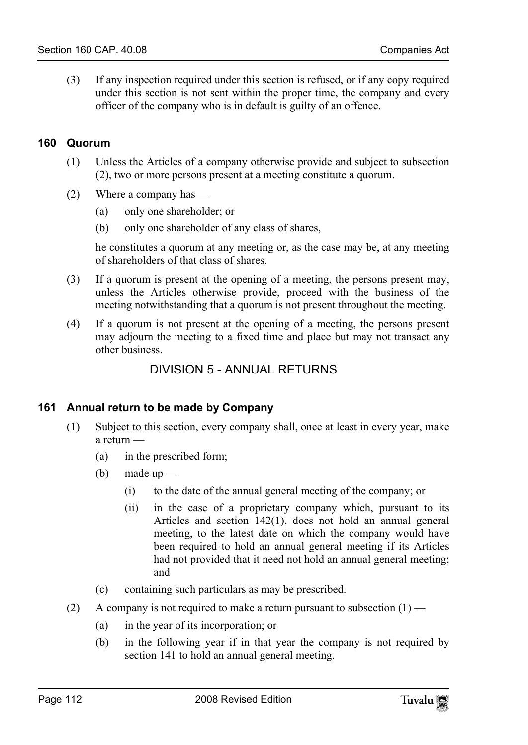(3) If any inspection required under this section is refused, or if any copy required under this section is not sent within the proper time, the company and every officer of the company who is in default is guilty of an offence.

### 160 Quorum

(1) Unless the Articles of a company otherwise provide and subject to subsection (2), two or more persons present at a meeting constitute a quorum.

(2) Where a company has —

- (a) only one shareholder; or
- (b) only one shareholder of any class of shares,

he constitutes a quorum at any meeting or, as the case may be, at any meeting of shareholders of that class of shares.

(3) If a quorum is present at the opening of a meeting, the persons present may, unless the Articles otherwise provide, proceed with the business of the meeting notwithstanding that a quorum is not present throughout the meeting.

(4) If a quorum is not present at the opening of a meeting, the persons present may adjourn the meeting to a fixed time and place but may not transact any other business.

## DIVISION 5 - ANNUAL RETURNS

### 161 Annual return to be made by Company

(1) Subject to this section, every company shall, once at least in every year, make a return —

- (a) in the prescribed form;
- (b) made up —
  - (i) to the date of the annual general meeting of the company; or
  - (ii) in the case of a proprietary company which, pursuant to its Articles and section 142(1), does not hold an annual general meeting, to the latest date on which the company would have been required to hold an annual general meeting if its Articles had not provided that it need not hold an annual general meeting; and
- (c) containing such particulars as may be prescribed.

(2) A company is not required to make a return pursuant to subsection (1) —

- (a) in the year of its incorporation; or
- (b) in the following year if in that year the company is not required by section 141 to hold an annual general meeting.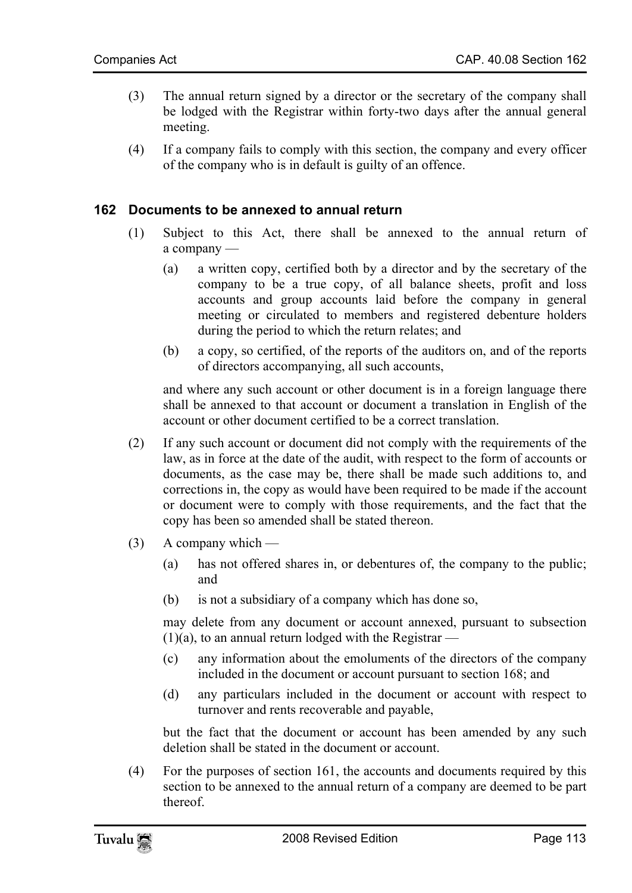(3) The annual return signed by a director or the secretary of the company shall be lodged with the Registrar within forty-two days after the annual general meeting.

(4) If a company fails to comply with this section, the company and every officer of the company who is in default is guilty of an offence.

### 162 Documents to be annexed to annual return

(1) Subject to this Act, there shall be annexed to the annual return of a company —

  (a) a written copy, certified both by a director and by the secretary of the company to be a true copy, of all balance sheets, profit and loss accounts and group accounts laid before the company in general meeting or circulated to members and registered debenture holders during the period to which the return relates; and

  (b) a copy, so certified, of the reports of the auditors on, and of the reports of directors accompanying, all such accounts,

  and where any such account or other document is in a foreign language there shall be annexed to that account or document a translation in English of the account or other document certified to be a correct translation.

(2) If any such account or document did not comply with the requirements of the law, as in force at the date of the audit, with respect to the form of accounts or documents, as the case may be, there shall be made such additions to, and corrections in, the copy as would have been required to be made if the account or document were to comply with those requirements, and the fact that the copy has been so amended shall be stated thereon.

(3) A company which —

  (a) has not offered shares in, or debentures of, the company to the public; and

  (b) is not a subsidiary of a company which has done so,

  may delete from any document or account annexed, pursuant to subsection (1)(a), to an annual return lodged with the Registrar —

  (c) any information about the emoluments of the directors of the company included in the document or account pursuant to section 168; and

  (d) any particulars included in the document or account with respect to turnover and rents recoverable and payable,

  but the fact that the document or account has been amended by any such deletion shall be stated in the document or account.

(4) For the purposes of section 161, the accounts and documents required by this section to be annexed to the annual return of a company are deemed to be part thereof.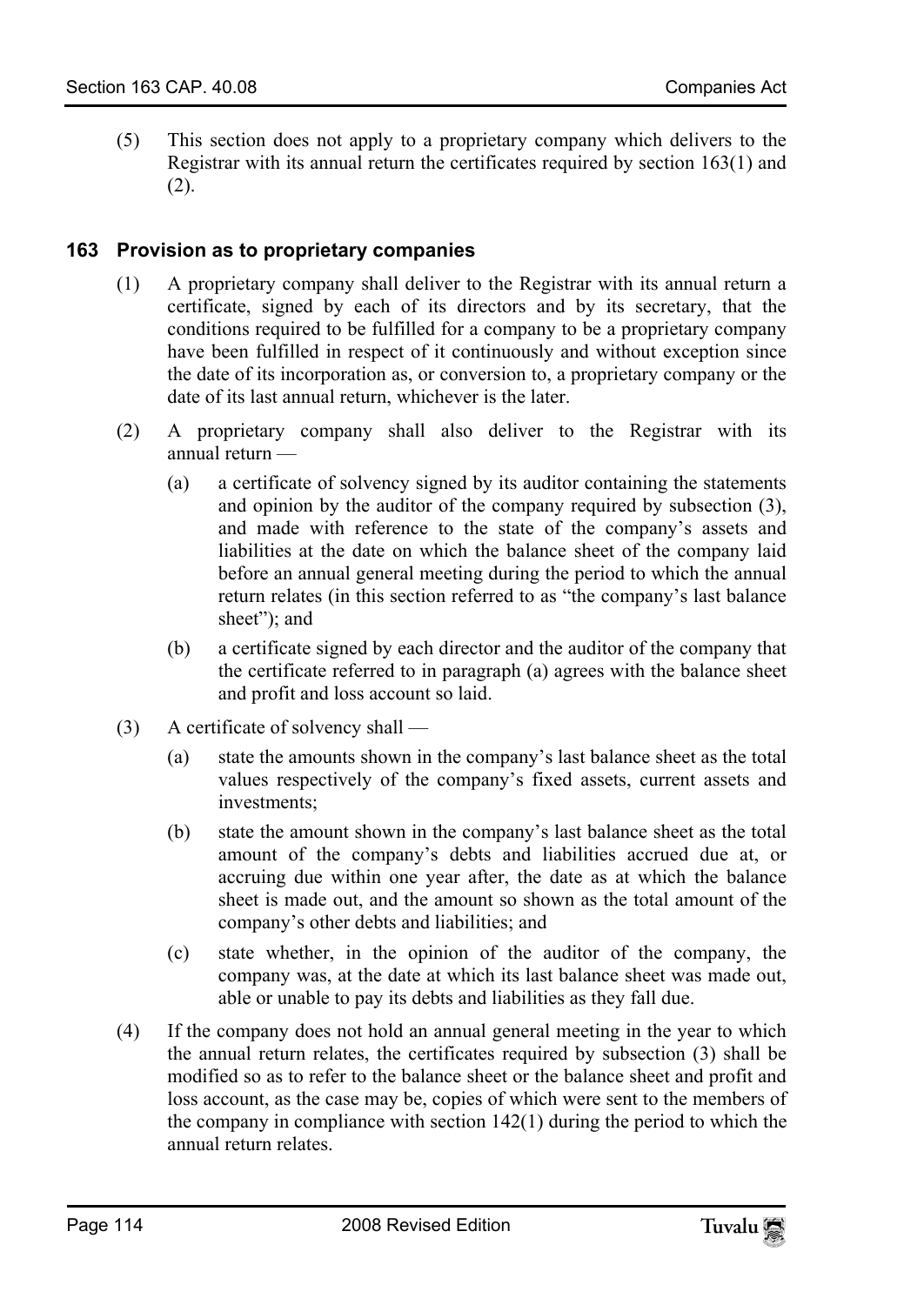(5) This section does not apply to a proprietary company which delivers to the Registrar with its annual return the certificates required by section 163(1) and (2).

## 163 Provision as to proprietary companies

(1) A proprietary company shall deliver to the Registrar with its annual return a certificate, signed by each of its directors and by its secretary, that the conditions required to be fulfilled for a company to be a proprietary company have been fulfilled in respect of it continuously and without exception since the date of its incorporation as, or conversion to, a proprietary company or the date of its last annual return, whichever is the later.

(2) A proprietary company shall also deliver to the Registrar with its annual return —

(a) a certificate of solvency signed by its auditor containing the statements and opinion by the auditor of the company required by subsection (3), and made with reference to the state of the company's assets and liabilities at the date on which the balance sheet of the company laid before an annual general meeting during the period to which the annual return relates (in this section referred to as "the company's last balance sheet"); and

(b) a certificate signed by each director and the auditor of the company that the certificate referred to in paragraph (a) agrees with the balance sheet and profit and loss account so laid.

(3) A certificate of solvency shall —

(a) state the amounts shown in the company's last balance sheet as the total values respectively of the company's fixed assets, current assets and investments;

(b) state the amount shown in the company's last balance sheet as the total amount of the company's debts and liabilities accrued due at, or accruing due within one year after, the date as at which the balance sheet is made out, and the amount so shown as the total amount of the company's other debts and liabilities; and

(c) state whether, in the opinion of the auditor of the company, the company was, at the date at which its last balance sheet was made out, able or unable to pay its debts and liabilities as they fall due.

(4) If the company does not hold an annual general meeting in the year to which the annual return relates, the certificates required by subsection (3) shall be modified so as to refer to the balance sheet or the balance sheet and profit and loss account, as the case may be, copies of which were sent to the members of the company in compliance with section 142(1) during the period to which the annual return relates.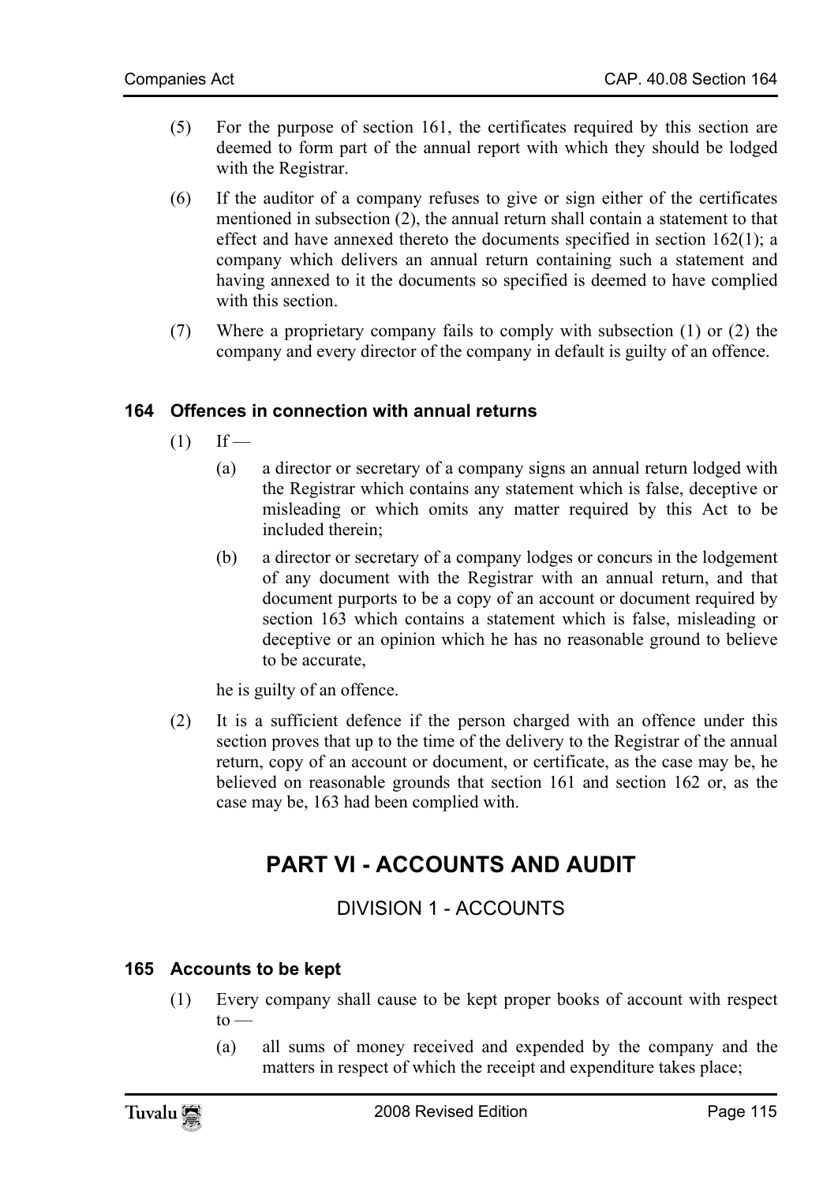(5) For the purpose of section 161, the certificates required by this section are deemed to form part of the annual report with which they should be lodged with the Registrar.

(6) If the auditor of a company refuses to give or sign either of the certificates mentioned in subsection (2), the annual return shall contain a statement to that effect and have annexed thereto the documents specified in section 162(1); a company which delivers an annual return containing such a statement and having annexed to it the documents so specified is deemed to have complied with this section.

(7) Where a proprietary company fails to comply with subsection (1) or (2) the company and every director of the company in default is guilty of an offence.

### 164 Offences in connection with annual returns

(1) If —

(a) a director or secretary of a company signs an annual return lodged with the Registrar which contains any statement which is false, deceptive or misleading or which omits any matter required by this Act to be included therein;

(b) a director or secretary of a company lodges or concurs in the lodgement of any document with the Registrar with an annual return, and that document purports to be a copy of an account or document required by section 163 which contains a statement which is false, misleading or deceptive or an opinion which he has no reasonable ground to believe to be accurate,

he is guilty of an offence.

(2) It is a sufficient defence if the person charged with an offence under this section proves that up to the time of the delivery to the Registrar of the annual return, copy of an account or document, or certificate, as the case may be, he believed on reasonable grounds that section 161 and section 162 or, as the case may be, 163 had been complied with.

# PART VI - ACCOUNTS AND AUDIT

## DIVISION 1 - ACCOUNTS

### 165 Accounts to be kept

(1) Every company shall cause to be kept proper books of account with respect to —

(a) all sums of money received and expended by the company and the matters in respect of which the receipt and expenditure takes place;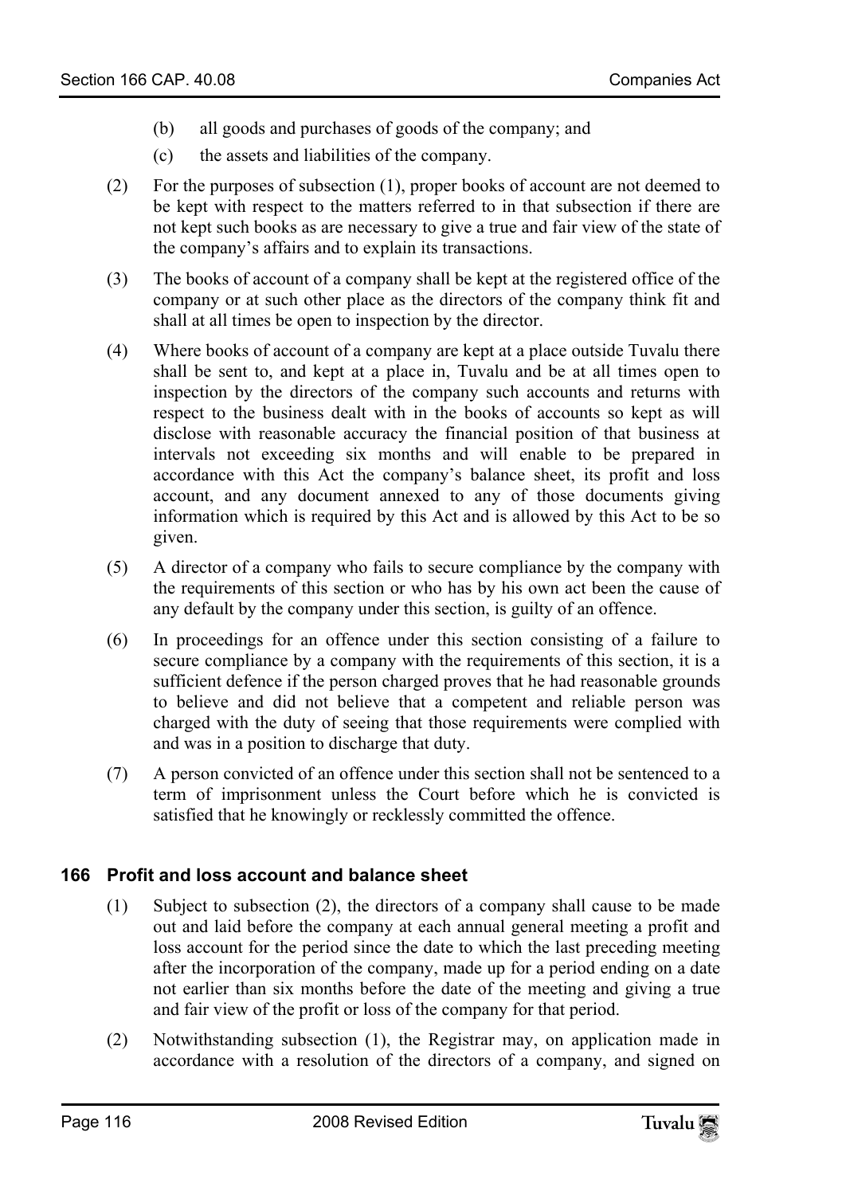(b) all goods and purchases of goods of the company; and

(c) the assets and liabilities of the company.

(2) For the purposes of subsection (1), proper books of account are not deemed to be kept with respect to the matters referred to in that subsection if there are not kept such books as are necessary to give a true and fair view of the state of the company's affairs and to explain its transactions.

(3) The books of account of a company shall be kept at the registered office of the company or at such other place as the directors of the company think fit and shall at all times be open to inspection by the director.

(4) Where books of account of a company are kept at a place outside Tuvalu there shall be sent to, and kept at a place in, Tuvalu and be at all times open to inspection by the directors of the company such accounts and returns with respect to the business dealt with in the books of accounts so kept as will disclose with reasonable accuracy the financial position of that business at intervals not exceeding six months and will enable to be prepared in accordance with this Act the company's balance sheet, its profit and loss account, and any document annexed to any of those documents giving information which is required by this Act and is allowed by this Act to be so given.

(5) A director of a company who fails to secure compliance by the company with the requirements of this section or who has by his own act been the cause of any default by the company under this section, is guilty of an offence.

(6) In proceedings for an offence under this section consisting of a failure to secure compliance by a company with the requirements of this section, it is a sufficient defence if the person charged proves that he had reasonable grounds to believe and did not believe that a competent and reliable person was charged with the duty of seeing that those requirements were complied with and was in a position to discharge that duty.

(7) A person convicted of an offence under this section shall not be sentenced to a term of imprisonment unless the Court before which he is convicted is satisfied that he knowingly or recklessly committed the offence.

### 166 Profit and loss account and balance sheet

(1) Subject to subsection (2), the directors of a company shall cause to be made out and laid before the company at each annual general meeting a profit and loss account for the period since the date to which the last preceding meeting after the incorporation of the company, made up for a period ending on a date not earlier than six months before the date of the meeting and giving a true and fair view of the profit or loss of the company for that period.

(2) Notwithstanding subsection (1), the Registrar may, on application made in accordance with a resolution of the directors of a company, and signed on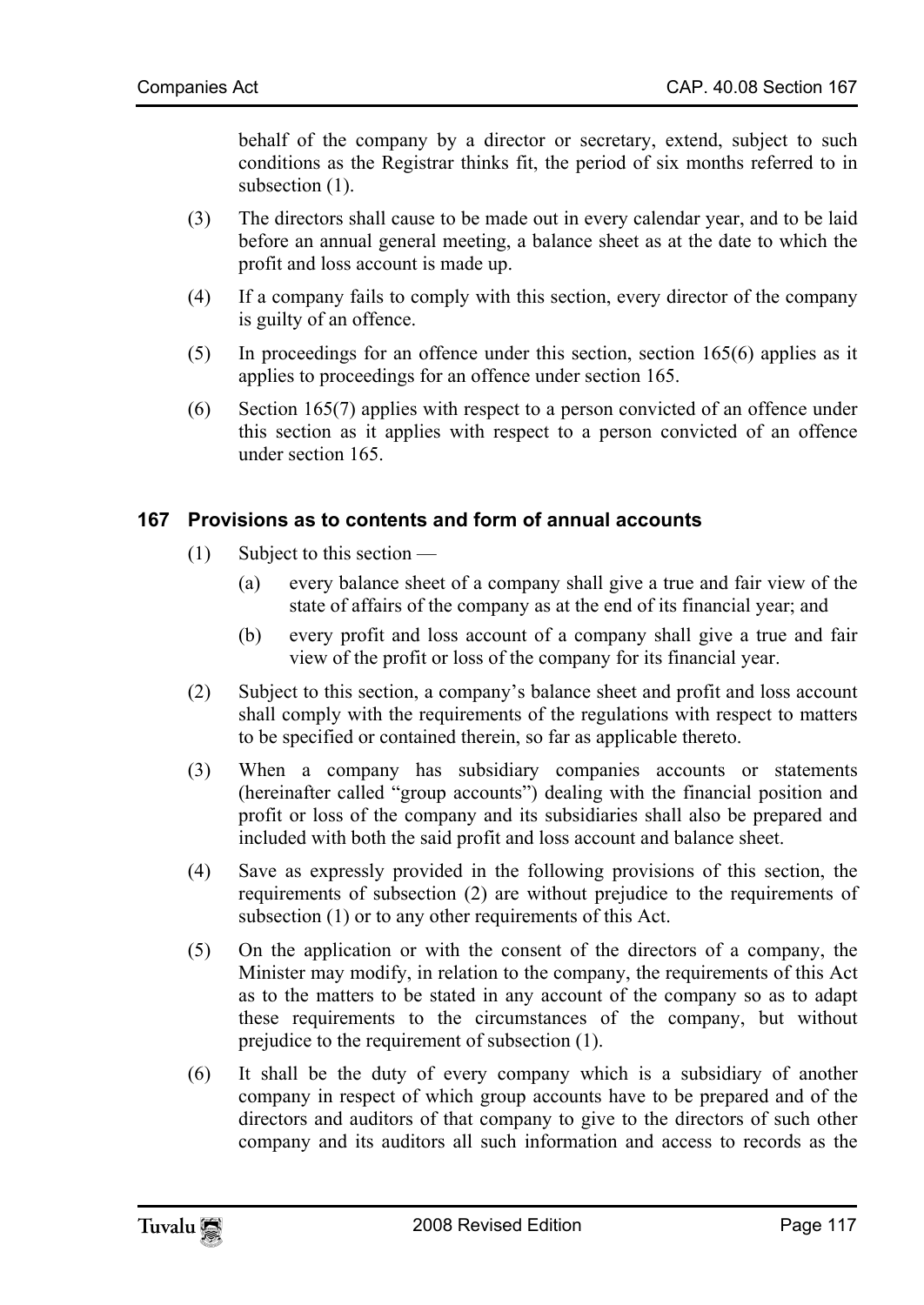behalf of the company by a director or secretary, extend, subject to such conditions as the Registrar thinks fit, the period of six months referred to in subsection (1).

(3) The directors shall cause to be made out in every calendar year, and to be laid before an annual general meeting, a balance sheet as at the date to which the profit and loss account is made up.

(4) If a company fails to comply with this section, every director of the company is guilty of an offence.

(5) In proceedings for an offence under this section, section 165(6) applies as it applies to proceedings for an offence under section 165.

(6) Section 165(7) applies with respect to a person convicted of an offence under this section as it applies with respect to a person convicted of an offence under section 165.

### 167 Provisions as to contents and form of annual accounts

(1) Subject to this section —

(a) every balance sheet of a company shall give a true and fair view of the state of affairs of the company as at the end of its financial year; and

(b) every profit and loss account of a company shall give a true and fair view of the profit or loss of the company for its financial year.

(2) Subject to this section, a company's balance sheet and profit and loss account shall comply with the requirements of the regulations with respect to matters to be specified or contained therein, so far as applicable thereto.

(3) When a company has subsidiary companies accounts or statements (hereinafter called "group accounts") dealing with the financial position and profit or loss of the company and its subsidiaries shall also be prepared and included with both the said profit and loss account and balance sheet.

(4) Save as expressly provided in the following provisions of this section, the requirements of subsection (2) are without prejudice to the requirements of subsection (1) or to any other requirements of this Act.

(5) On the application or with the consent of the directors of a company, the Minister may modify, in relation to the company, the requirements of this Act as to the matters to be stated in any account of the company so as to adapt these requirements to the circumstances of the company, but without prejudice to the requirement of subsection (1).

(6) It shall be the duty of every company which is a subsidiary of another company in respect of which group accounts have to be prepared and of the directors and auditors of that company to give to the directors of such other company and its auditors all such information and access to records as the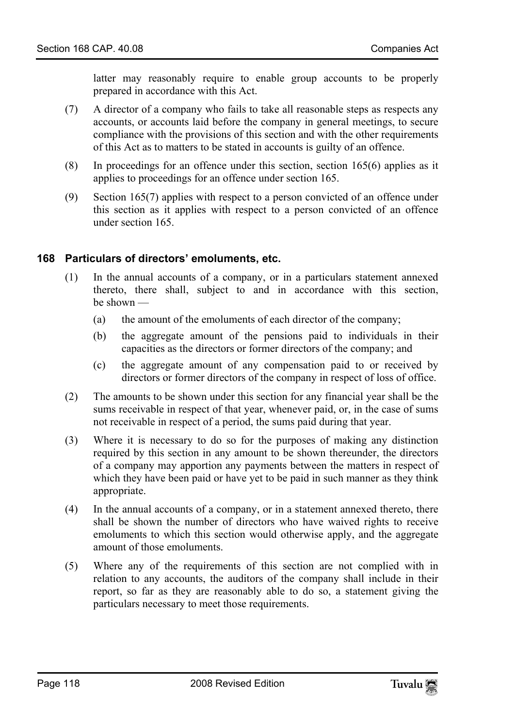latter may reasonably require to enable group accounts to be properly prepared in accordance with this Act.

(7) A director of a company who fails to take all reasonable steps as respects any accounts, or accounts laid before the company in general meetings, to secure compliance with the provisions of this section and with the other requirements of this Act as to matters to be stated in accounts is guilty of an offence.

(8) In proceedings for an offence under this section, section 165(6) applies as it applies to proceedings for an offence under section 165.

(9) Section 165(7) applies with respect to a person convicted of an offence under this section as it applies with respect to a person convicted of an offence under section 165.

### 168 Particulars of directors' emoluments, etc.

(1) In the annual accounts of a company, or in a particulars statement annexed thereto, there shall, subject to and in accordance with this section, be shown —

  (a) the amount of the emoluments of each director of the company;

  (b) the aggregate amount of the pensions paid to individuals in their capacities as the directors or former directors of the company; and

  (c) the aggregate amount of any compensation paid to or received by directors or former directors of the company in respect of loss of office.

(2) The amounts to be shown under this section for any financial year shall be the sums receivable in respect of that year, whenever paid, or, in the case of sums not receivable in respect of a period, the sums paid during that year.

(3) Where it is necessary to do so for the purposes of making any distinction required by this section in any amount to be shown thereunder, the directors of a company may apportion any payments between the matters in respect of which they have been paid or have yet to be paid in such manner as they think appropriate.

(4) In the annual accounts of a company, or in a statement annexed thereto, there shall be shown the number of directors who have waived rights to receive emoluments to which this section would otherwise apply, and the aggregate amount of those emoluments.

(5) Where any of the requirements of this section are not complied with in relation to any accounts, the auditors of the company shall include in their report, so far as they are reasonably able to do so, a statement giving the particulars necessary to meet those requirements.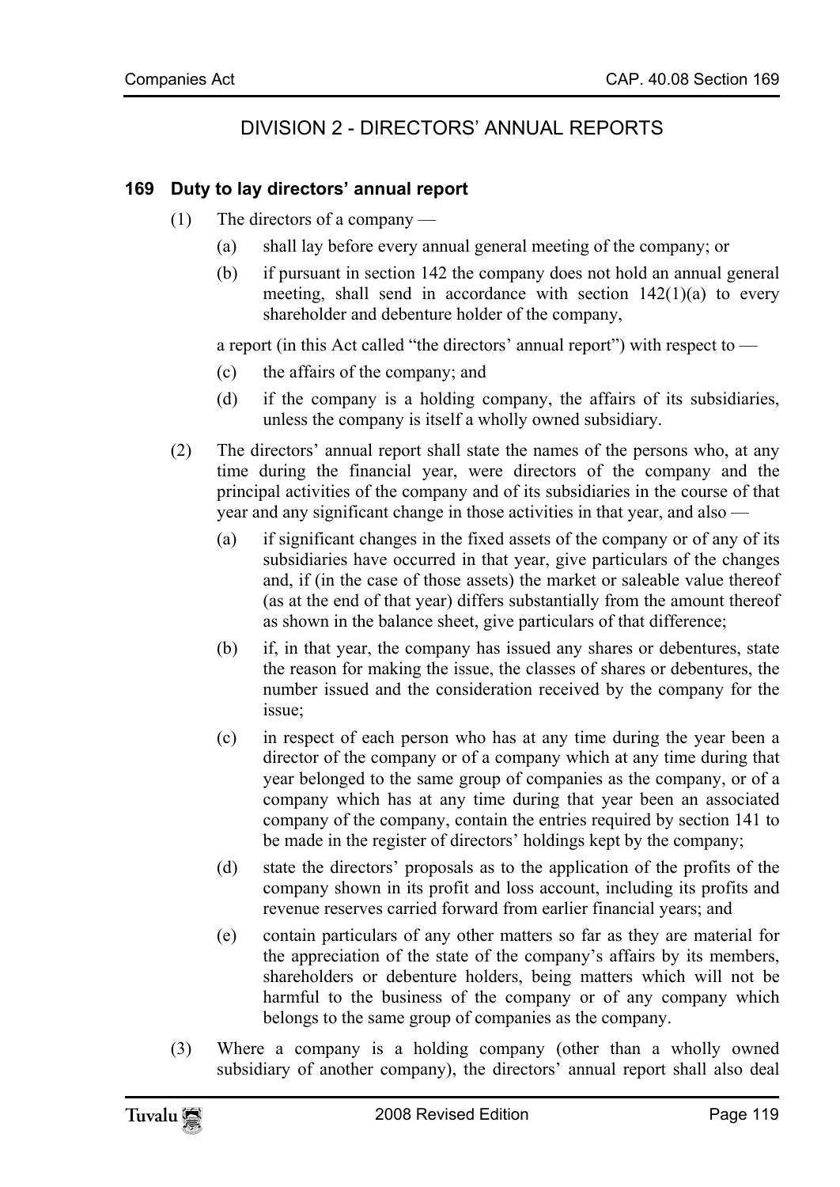## DIVISION 2 - DIRECTORS' ANNUAL REPORTS

### 169 Duty to lay directors' annual report

(1) The directors of a company —

(a) shall lay before every annual general meeting of the company; or

(b) if pursuant in section 142 the company does not hold an annual general meeting, shall send in accordance with section 142(1)(a) to every shareholder and debenture holder of the company,

a report (in this Act called "the directors' annual report") with respect to —

(c) the affairs of the company; and

(d) if the company is a holding company, the affairs of its subsidiaries, unless the company is itself a wholly owned subsidiary.

(2) The directors' annual report shall state the names of the persons who, at any time during the financial year, were directors of the company and the principal activities of the company and of its subsidiaries in the course of that year and any significant change in those activities in that year, and also —

(a) if significant changes in the fixed assets of the company or of any of its subsidiaries have occurred in that year, give particulars of the changes and, if (in the case of those assets) the market or saleable value thereof (as at the end of that year) differs substantially from the amount thereof as shown in the balance sheet, give particulars of that difference;

(b) if, in that year, the company has issued any shares or debentures, state the reason for making the issue, the classes of shares or debentures, the number issued and the consideration received by the company for the issue;

(c) in respect of each person who has at any time during the year been a director of the company or of a company which at any time during that year belonged to the same group of companies as the company, or of a company which has at any time during that year been an associated company of the company, contain the entries required by section 141 to be made in the register of directors' holdings kept by the company;

(d) state the directors' proposals as to the application of the profits of the company shown in its profit and loss account, including its profits and revenue reserves carried forward from earlier financial years; and

(e) contain particulars of any other matters so far as they are material for the appreciation of the state of the company's affairs by its members, shareholders or debenture holders, being matters which will not be harmful to the business of the company or of any company which belongs to the same group of companies as the company.

(3) Where a company is a holding company (other than a wholly owned subsidiary of another company), the directors' annual report shall also deal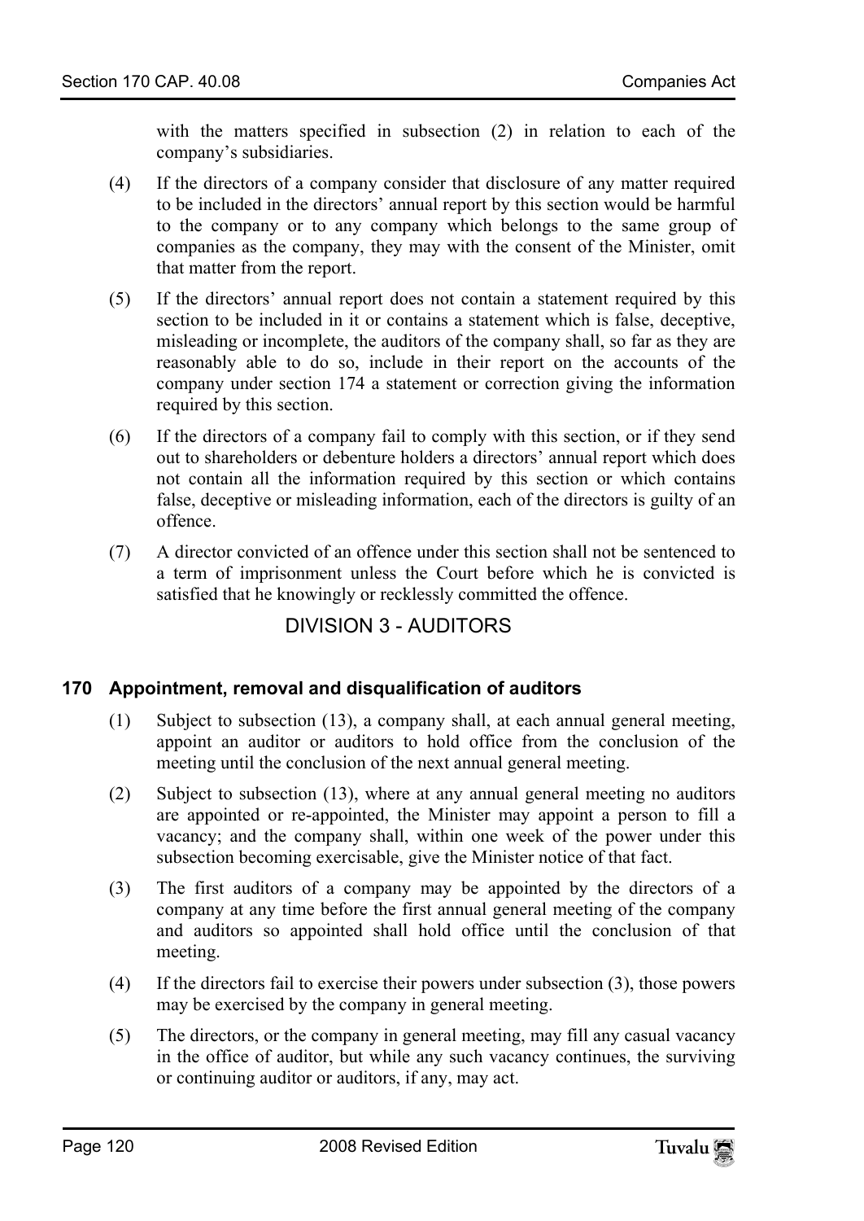with the matters specified in subsection (2) in relation to each of the company's subsidiaries.

(4) If the directors of a company consider that disclosure of any matter required to be included in the directors' annual report by this section would be harmful to the company or to any company which belongs to the same group of companies as the company, they may with the consent of the Minister, omit that matter from the report.

(5) If the directors' annual report does not contain a statement required by this section to be included in it or contains a statement which is false, deceptive, misleading or incomplete, the auditors of the company shall, so far as they are reasonably able to do so, include in their report on the accounts of the company under section 174 a statement or correction giving the information required by this section.

(6) If the directors of a company fail to comply with this section, or if they send out to shareholders or debenture holders a directors' annual report which does not contain all the information required by this section or which contains false, deceptive or misleading information, each of the directors is guilty of an offence.

(7) A director convicted of an offence under this section shall not be sentenced to a term of imprisonment unless the Court before which he is convicted is satisfied that he knowingly or recklessly committed the offence.

## DIVISION 3 - AUDITORS

### 170 Appointment, removal and disqualification of auditors

(1) Subject to subsection (13), a company shall, at each annual general meeting, appoint an auditor or auditors to hold office from the conclusion of the meeting until the conclusion of the next annual general meeting.

(2) Subject to subsection (13), where at any annual general meeting no auditors are appointed or re-appointed, the Minister may appoint a person to fill a vacancy; and the company shall, within one week of the power under this subsection becoming exercisable, give the Minister notice of that fact.

(3) The first auditors of a company may be appointed by the directors of a company at any time before the first annual general meeting of the company and auditors so appointed shall hold office until the conclusion of that meeting.

(4) If the directors fail to exercise their powers under subsection (3), those powers may be exercised by the company in general meeting.

(5) The directors, or the company in general meeting, may fill any casual vacancy in the office of auditor, but while any such vacancy continues, the surviving or continuing auditor or auditors, if any, may act.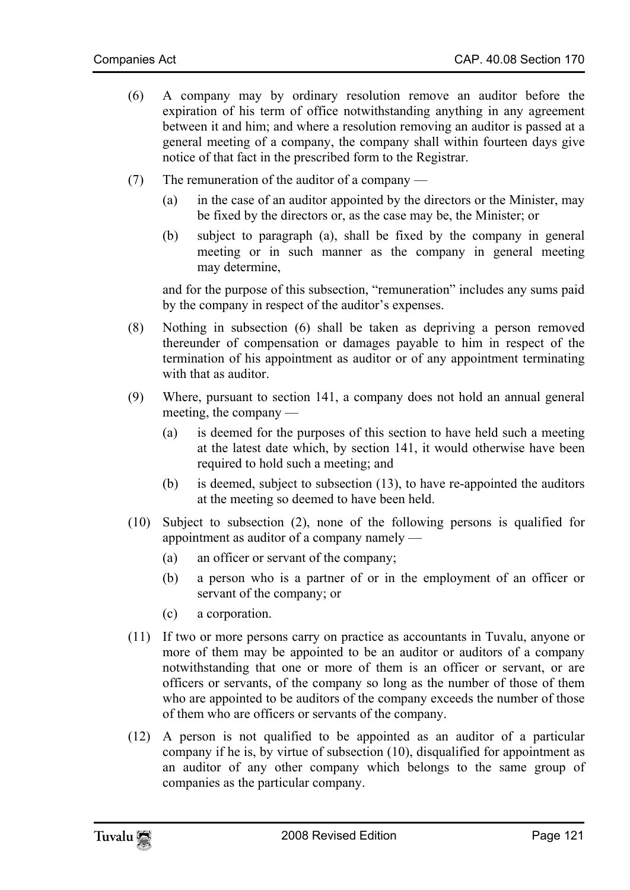(6) A company may by ordinary resolution remove an auditor before the expiration of his term of office notwithstanding anything in any agreement between it and him; and where a resolution removing an auditor is passed at a general meeting of a company, the company shall within fourteen days give notice of that fact in the prescribed form to the Registrar.

(7) The remuneration of the auditor of a company —

(a) in the case of an auditor appointed by the directors or the Minister, may be fixed by the directors or, as the case may be, the Minister; or

(b) subject to paragraph (a), shall be fixed by the company in general meeting or in such manner as the company in general meeting may determine,

and for the purpose of this subsection, "remuneration" includes any sums paid by the company in respect of the auditor's expenses.

(8) Nothing in subsection (6) shall be taken as depriving a person removed thereunder of compensation or damages payable to him in respect of the termination of his appointment as auditor or of any appointment terminating with that as auditor.

(9) Where, pursuant to section 141, a company does not hold an annual general meeting, the company —

(a) is deemed for the purposes of this section to have held such a meeting at the latest date which, by section 141, it would otherwise have been required to hold such a meeting; and

(b) is deemed, subject to subsection (13), to have re-appointed the auditors at the meeting so deemed to have been held.

(10) Subject to subsection (2), none of the following persons is qualified for appointment as auditor of a company namely —

(a) an officer or servant of the company;

(b) a person who is a partner of or in the employment of an officer or servant of the company; or

(c) a corporation.

(11) If two or more persons carry on practice as accountants in Tuvalu, anyone or more of them may be appointed to be an auditor or auditors of a company notwithstanding that one or more of them is an officer or servant, or are officers or servants, of the company so long as the number of those of them who are appointed to be auditors of the company exceeds the number of those of them who are officers or servants of the company.

(12) A person is not qualified to be appointed as an auditor of a particular company if he is, by virtue of subsection (10), disqualified for appointment as an auditor of any other company which belongs to the same group of companies as the particular company.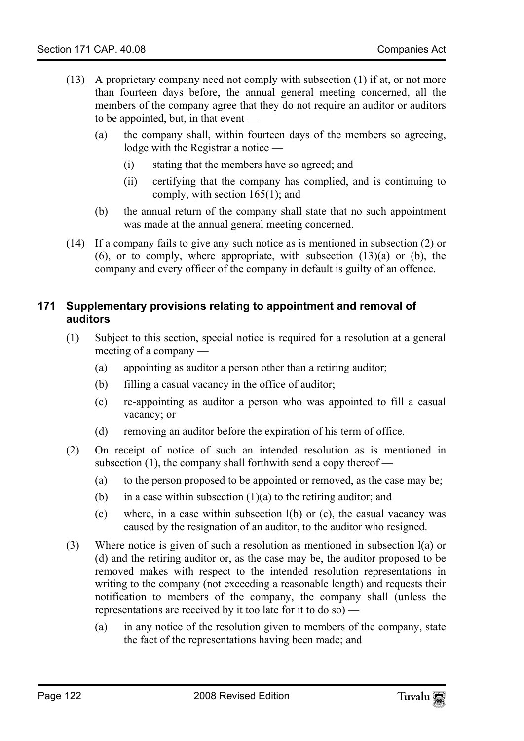(13) A proprietary company need not comply with subsection (1) if at, or not more than fourteen days before, the annual general meeting concerned, all the members of the company agree that they do not require an auditor or auditors to be appointed, but, in that event —

(a) the company shall, within fourteen days of the members so agreeing, lodge with the Registrar a notice —

(i) stating that the members have so agreed; and

(ii) certifying that the company has complied, and is continuing to comply, with section 165(1); and

(b) the annual return of the company shall state that no such appointment was made at the annual general meeting concerned.

(14) If a company fails to give any such notice as is mentioned in subsection (2) or (6), or to comply, where appropriate, with subsection (13)(a) or (b), the company and every officer of the company in default is guilty of an offence.

## 171 Supplementary provisions relating to appointment and removal of auditors

(1) Subject to this section, special notice is required for a resolution at a general meeting of a company —

(a) appointing as auditor a person other than a retiring auditor;

(b) filling a casual vacancy in the office of auditor;

(c) re-appointing as auditor a person who was appointed to fill a casual vacancy; or

(d) removing an auditor before the expiration of his term of office.

(2) On receipt of notice of such an intended resolution as is mentioned in subsection (1), the company shall forthwith send a copy thereof —

(a) to the person proposed to be appointed or removed, as the case may be;

(b) in a case within subsection (1)(a) to the retiring auditor; and

(c) where, in a case within subsection l(b) or (c), the casual vacancy was caused by the resignation of an auditor, to the auditor who resigned.

(3) Where notice is given of such a resolution as mentioned in subsection l(a) or (d) and the retiring auditor or, as the case may be, the auditor proposed to be removed makes with respect to the intended resolution representations in writing to the company (not exceeding a reasonable length) and requests their notification to members of the company, the company shall (unless the representations are received by it too late for it to do so) —

(a) in any notice of the resolution given to members of the company, state the fact of the representations having been made; and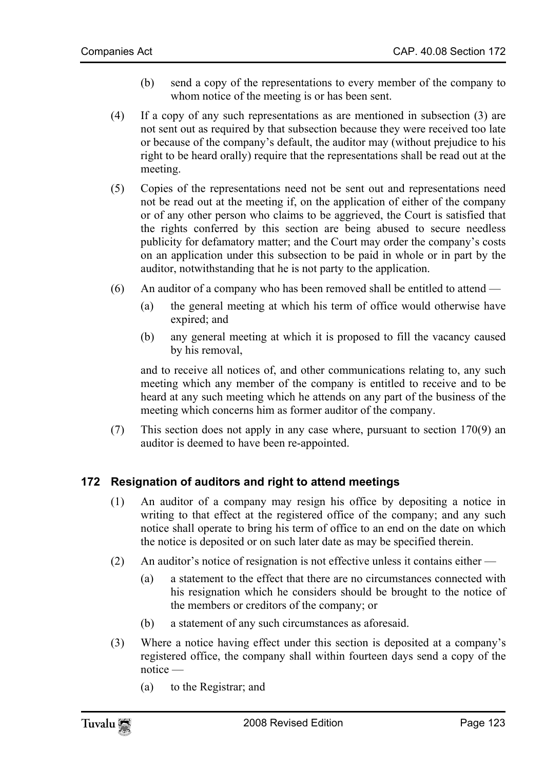(b) send a copy of the representations to every member of the company to whom notice of the meeting is or has been sent.

(4) If a copy of any such representations as are mentioned in subsection (3) are not sent out as required by that subsection because they were received too late or because of the company's default, the auditor may (without prejudice to his right to be heard orally) require that the representations shall be read out at the meeting.

(5) Copies of the representations need not be sent out and representations need not be read out at the meeting if, on the application of either of the company or of any other person who claims to be aggrieved, the Court is satisfied that the rights conferred by this section are being abused to secure needless publicity for defamatory matter; and the Court may order the company's costs on an application under this subsection to be paid in whole or in part by the auditor, notwithstanding that he is not party to the application.

(6) An auditor of a company who has been removed shall be entitled to attend —

(a) the general meeting at which his term of office would otherwise have expired; and

(b) any general meeting at which it is proposed to fill the vacancy caused by his removal,

and to receive all notices of, and other communications relating to, any such meeting which any member of the company is entitled to receive and to be heard at any such meeting which he attends on any part of the business of the meeting which concerns him as former auditor of the company.

(7) This section does not apply in any case where, pursuant to section 170(9) an auditor is deemed to have been re-appointed.

## 172 Resignation of auditors and right to attend meetings

(1) An auditor of a company may resign his office by depositing a notice in writing to that effect at the registered office of the company; and any such notice shall operate to bring his term of office to an end on the date on which the notice is deposited or on such later date as may be specified therein.

(2) An auditor's notice of resignation is not effective unless it contains either —

(a) a statement to the effect that there are no circumstances connected with his resignation which he considers should be brought to the notice of the members or creditors of the company; or

(b) a statement of any such circumstances as aforesaid.

(3) Where a notice having effect under this section is deposited at a company's registered office, the company shall within fourteen days send a copy of the notice —

(a) to the Registrar; and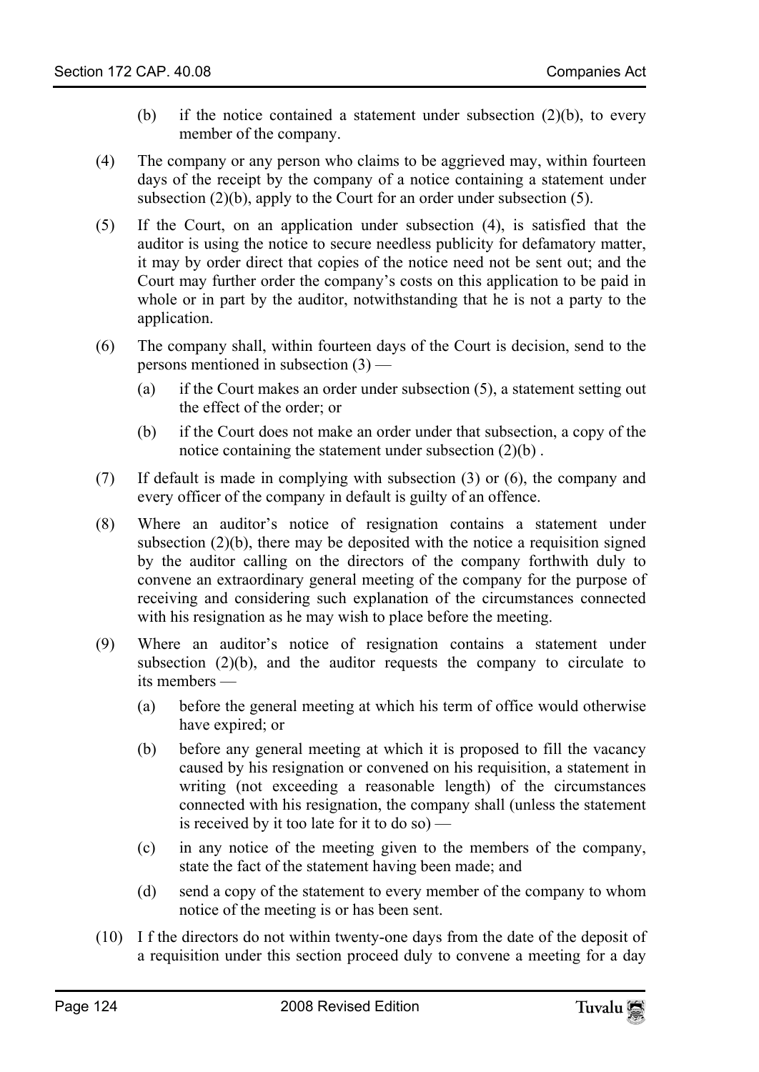(b) if the notice contained a statement under subsection (2)(b), to every member of the company.

(4) The company or any person who claims to be aggrieved may, within fourteen days of the receipt by the company of a notice containing a statement under subsection (2)(b), apply to the Court for an order under subsection (5).

(5) If the Court, on an application under subsection (4), is satisfied that the auditor is using the notice to secure needless publicity for defamatory matter, it may by order direct that copies of the notice need not be sent out; and the Court may further order the company's costs on this application to be paid in whole or in part by the auditor, notwithstanding that he is not a party to the application.

(6) The company shall, within fourteen days of the Court is decision, send to the persons mentioned in subsection (3) —

(a) if the Court makes an order under subsection (5), a statement setting out the effect of the order; or

(b) if the Court does not make an order under that subsection, a copy of the notice containing the statement under subsection (2)(b) .

(7) If default is made in complying with subsection (3) or (6), the company and every officer of the company in default is guilty of an offence.

(8) Where an auditor's notice of resignation contains a statement under subsection (2)(b), there may be deposited with the notice a requisition signed by the auditor calling on the directors of the company forthwith duly to convene an extraordinary general meeting of the company for the purpose of receiving and considering such explanation of the circumstances connected with his resignation as he may wish to place before the meeting.

(9) Where an auditor's notice of resignation contains a statement under subsection (2)(b), and the auditor requests the company to circulate to its members —

(a) before the general meeting at which his term of office would otherwise have expired; or

(b) before any general meeting at which it is proposed to fill the vacancy caused by his resignation or convened on his requisition, a statement in writing (not exceeding a reasonable length) of the circumstances connected with his resignation, the company shall (unless the statement is received by it too late for it to do so) —

(c) in any notice of the meeting given to the members of the company, state the fact of the statement having been made; and

(d) send a copy of the statement to every member of the company to whom notice of the meeting is or has been sent.

(10) I f the directors do not within twenty-one days from the date of the deposit of a requisition under this section proceed duly to convene a meeting for a day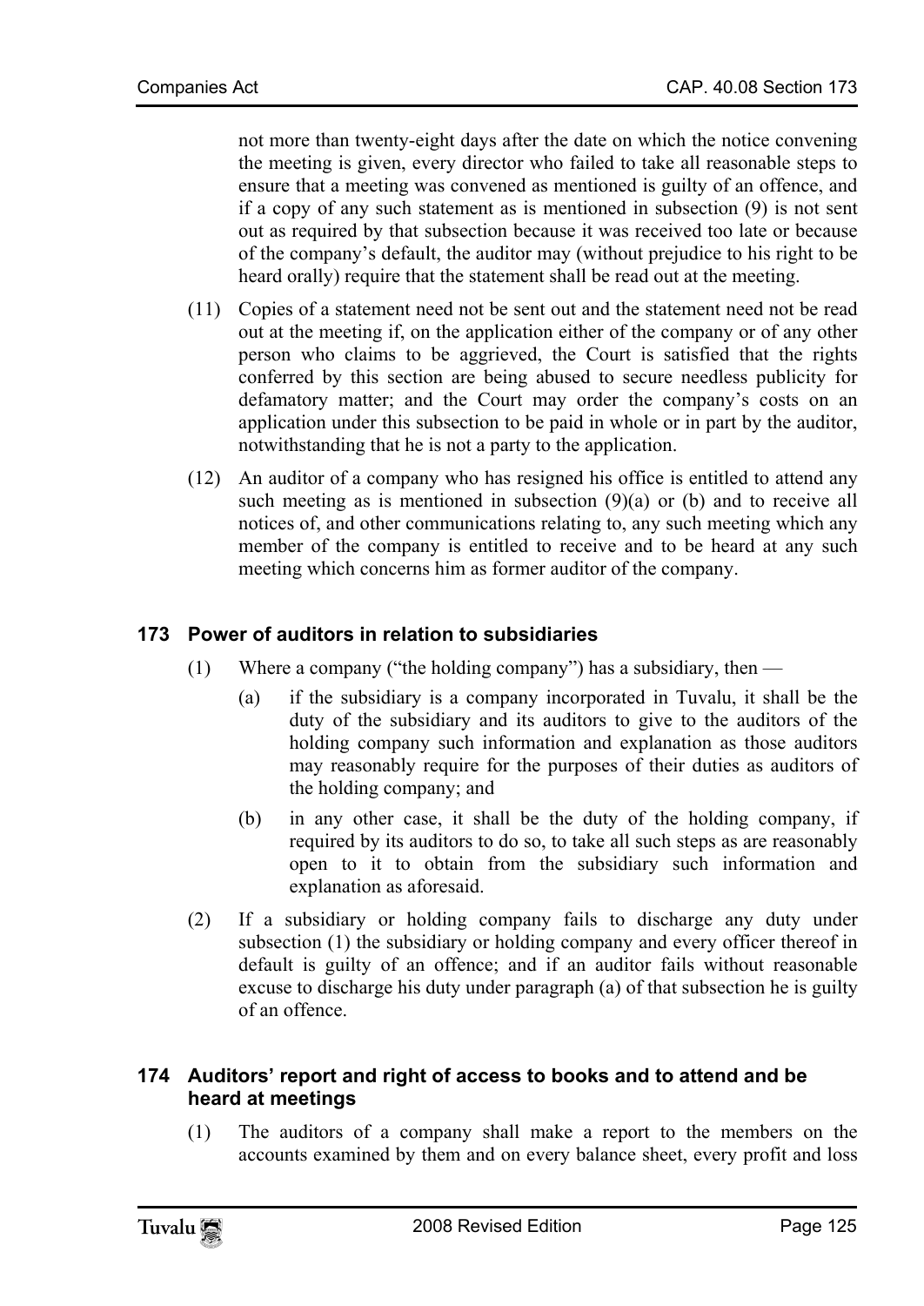not more than twenty-eight days after the date on which the notice convening the meeting is given, every director who failed to take all reasonable steps to ensure that a meeting was convened as mentioned is guilty of an offence, and if a copy of any such statement as is mentioned in subsection (9) is not sent out as required by that subsection because it was received too late or because of the company's default, the auditor may (without prejudice to his right to be heard orally) require that the statement shall be read out at the meeting.

(11) Copies of a statement need not be sent out and the statement need not be read out at the meeting if, on the application either of the company or of any other person who claims to be aggrieved, the Court is satisfied that the rights conferred by this section are being abused to secure needless publicity for defamatory matter; and the Court may order the company's costs on an application under this subsection to be paid in whole or in part by the auditor, notwithstanding that he is not a party to the application.

(12) An auditor of a company who has resigned his office is entitled to attend any such meeting as is mentioned in subsection (9)(a) or (b) and to receive all notices of, and other communications relating to, any such meeting which any member of the company is entitled to receive and to be heard at any such meeting which concerns him as former auditor of the company.

### 173 Power of auditors in relation to subsidiaries

(1) Where a company ("the holding company") has a subsidiary, then —

(a) if the subsidiary is a company incorporated in Tuvalu, it shall be the duty of the subsidiary and its auditors to give to the auditors of the holding company such information and explanation as those auditors may reasonably require for the purposes of their duties as auditors of the holding company; and

(b) in any other case, it shall be the duty of the holding company, if required by its auditors to do so, to take all such steps as are reasonably open to it to obtain from the subsidiary such information and explanation as aforesaid.

(2) If a subsidiary or holding company fails to discharge any duty under subsection (1) the subsidiary or holding company and every officer thereof in default is guilty of an offence; and if an auditor fails without reasonable excuse to discharge his duty under paragraph (a) of that subsection he is guilty of an offence.

### 174 Auditors' report and right of access to books and to attend and be heard at meetings

(1) The auditors of a company shall make a report to the members on the accounts examined by them and on every balance sheet, every profit and loss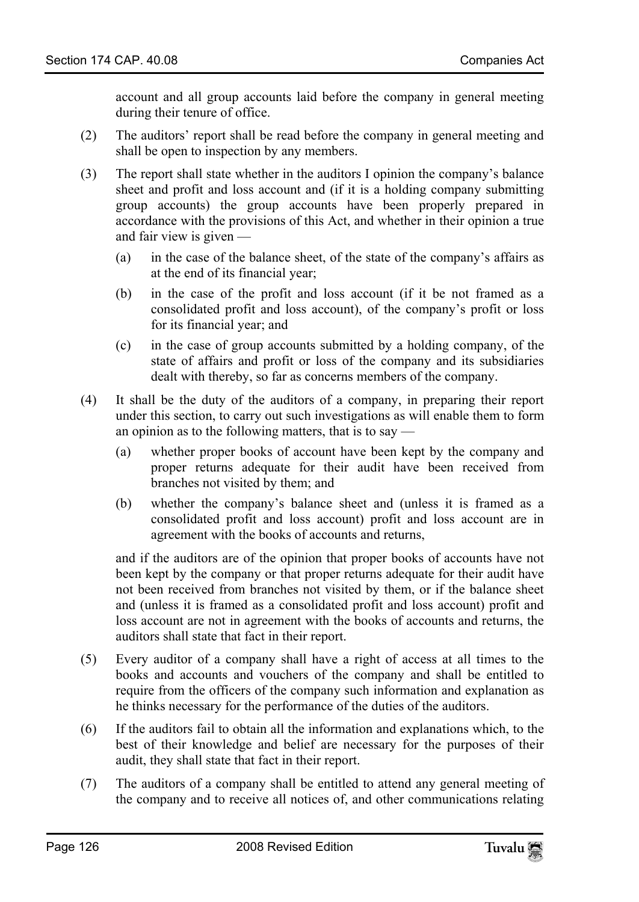account and all group accounts laid before the company in general meeting during their tenure of office.

(2) The auditors' report shall be read before the company in general meeting and shall be open to inspection by any members.

(3) The report shall state whether in the auditors I opinion the company's balance sheet and profit and loss account and (if it is a holding company submitting group accounts) the group accounts have been properly prepared in accordance with the provisions of this Act, and whether in their opinion a true and fair view is given —

(a) in the case of the balance sheet, of the state of the company's affairs as at the end of its financial year;

(b) in the case of the profit and loss account (if it be not framed as a consolidated profit and loss account), of the company's profit or loss for its financial year; and

(c) in the case of group accounts submitted by a holding company, of the state of affairs and profit or loss of the company and its subsidiaries dealt with thereby, so far as concerns members of the company.

(4) It shall be the duty of the auditors of a company, in preparing their report under this section, to carry out such investigations as will enable them to form an opinion as to the following matters, that is to say —

(a) whether proper books of account have been kept by the company and proper returns adequate for their audit have been received from branches not visited by them; and

(b) whether the company's balance sheet and (unless it is framed as a consolidated profit and loss account) profit and loss account are in agreement with the books of accounts and returns,

and if the auditors are of the opinion that proper books of accounts have not been kept by the company or that proper returns adequate for their audit have not been received from branches not visited by them, or if the balance sheet and (unless it is framed as a consolidated profit and loss account) profit and loss account are not in agreement with the books of accounts and returns, the auditors shall state that fact in their report.

(5) Every auditor of a company shall have a right of access at all times to the books and accounts and vouchers of the company and shall be entitled to require from the officers of the company such information and explanation as he thinks necessary for the performance of the duties of the auditors.

(6) If the auditors fail to obtain all the information and explanations which, to the best of their knowledge and belief are necessary for the purposes of their audit, they shall state that fact in their report.

(7) The auditors of a company shall be entitled to attend any general meeting of the company and to receive all notices of, and other communications relating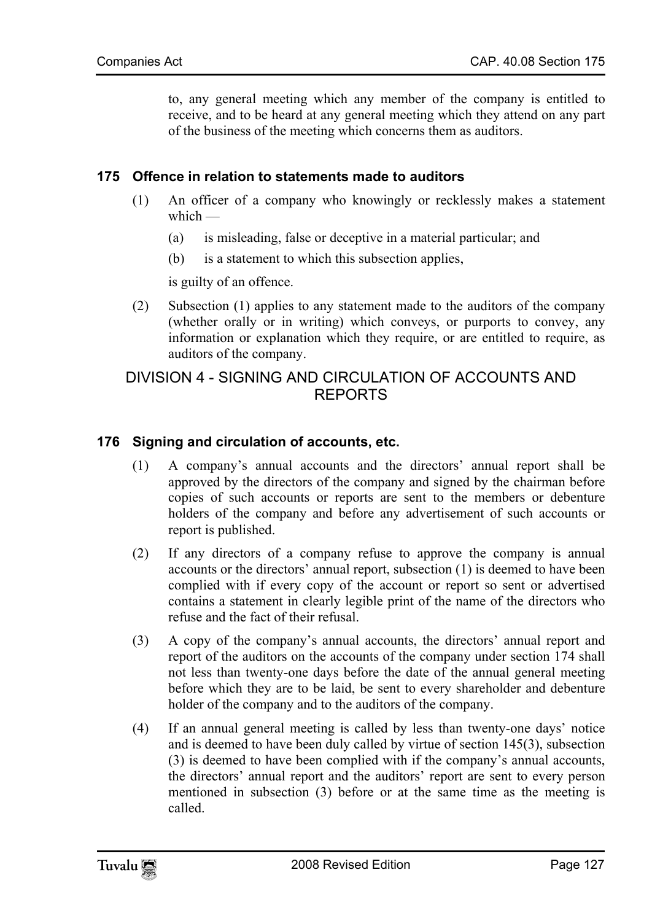to, any general meeting which any member of the company is entitled to receive, and to be heard at any general meeting which they attend on any part of the business of the meeting which concerns them as auditors.

### 175 Offence in relation to statements made to auditors

(1) An officer of a company who knowingly or recklessly makes a statement which —

(a) is misleading, false or deceptive in a material particular; and

(b) is a statement to which this subsection applies,

is guilty of an offence.

(2) Subsection (1) applies to any statement made to the auditors of the company (whether orally or in writing) which conveys, or purports to convey, any information or explanation which they require, or are entitled to require, as auditors of the company.

## DIVISION 4 - SIGNING AND CIRCULATION OF ACCOUNTS AND REPORTS

### 176 Signing and circulation of accounts, etc.

(1) A company's annual accounts and the directors' annual report shall be approved by the directors of the company and signed by the chairman before copies of such accounts or reports are sent to the members or debenture holders of the company and before any advertisement of such accounts or report is published.

(2) If any directors of a company refuse to approve the company is annual accounts or the directors' annual report, subsection (1) is deemed to have been complied with if every copy of the account or report so sent or advertised contains a statement in clearly legible print of the name of the directors who refuse and the fact of their refusal.

(3) A copy of the company's annual accounts, the directors' annual report and report of the auditors on the accounts of the company under section 174 shall not less than twenty-one days before the date of the annual general meeting before which they are to be laid, be sent to every shareholder and debenture holder of the company and to the auditors of the company.

(4) If an annual general meeting is called by less than twenty-one days' notice and is deemed to have been duly called by virtue of section 145(3), subsection (3) is deemed to have been complied with if the company's annual accounts, the directors' annual report and the auditors' report are sent to every person mentioned in subsection (3) before or at the same time as the meeting is called.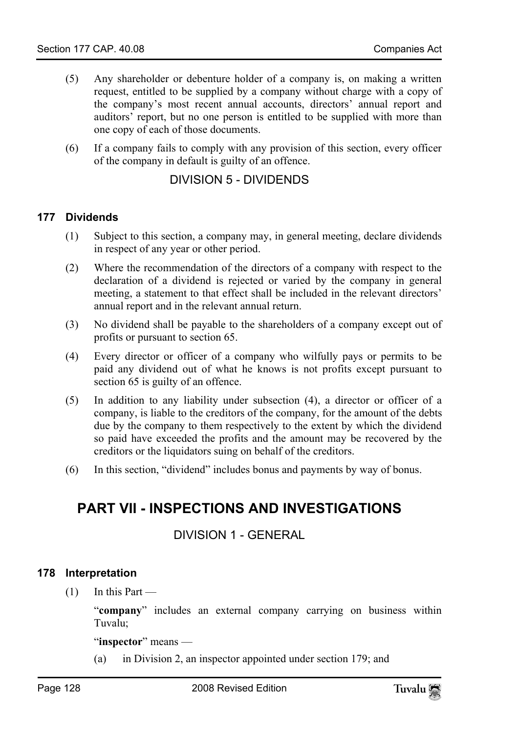(5) Any shareholder or debenture holder of a company is, on making a written request, entitled to be supplied by a company without charge with a copy of the company's most recent annual accounts, directors' annual report and auditors' report, but no one person is entitled to be supplied with more than one copy of each of those documents.

(6) If a company fails to comply with any provision of this section, every officer of the company in default is guilty of an offence.

### DIVISION 5 - DIVIDENDS

#### 177 Dividends

(1) Subject to this section, a company may, in general meeting, declare dividends in respect of any year or other period.

(2) Where the recommendation of the directors of a company with respect to the declaration of a dividend is rejected or varied by the company in general meeting, a statement to that effect shall be included in the relevant directors' annual report and in the relevant annual return.

(3) No dividend shall be payable to the shareholders of a company except out of profits or pursuant to section 65.

(4) Every director or officer of a company who wilfully pays or permits to be paid any dividend out of what he knows is not profits except pursuant to section 65 is guilty of an offence.

(5) In addition to any liability under subsection (4), a director or officer of a company, is liable to the creditors of the company, for the amount of the debts due by the company to them respectively to the extent by which the dividend so paid have exceeded the profits and the amount may be recovered by the creditors or the liquidators suing on behalf of the creditors.

(6) In this section, "dividend" includes bonus and payments by way of bonus.

## PART VII - INSPECTIONS AND INVESTIGATIONS

### DIVISION 1 - GENERAL

#### 178 Interpretation

(1) In this Part —

"**company**" includes an external company carrying on business within Tuvalu;

"**inspector**" means —

(a) in Division 2, an inspector appointed under section 179; and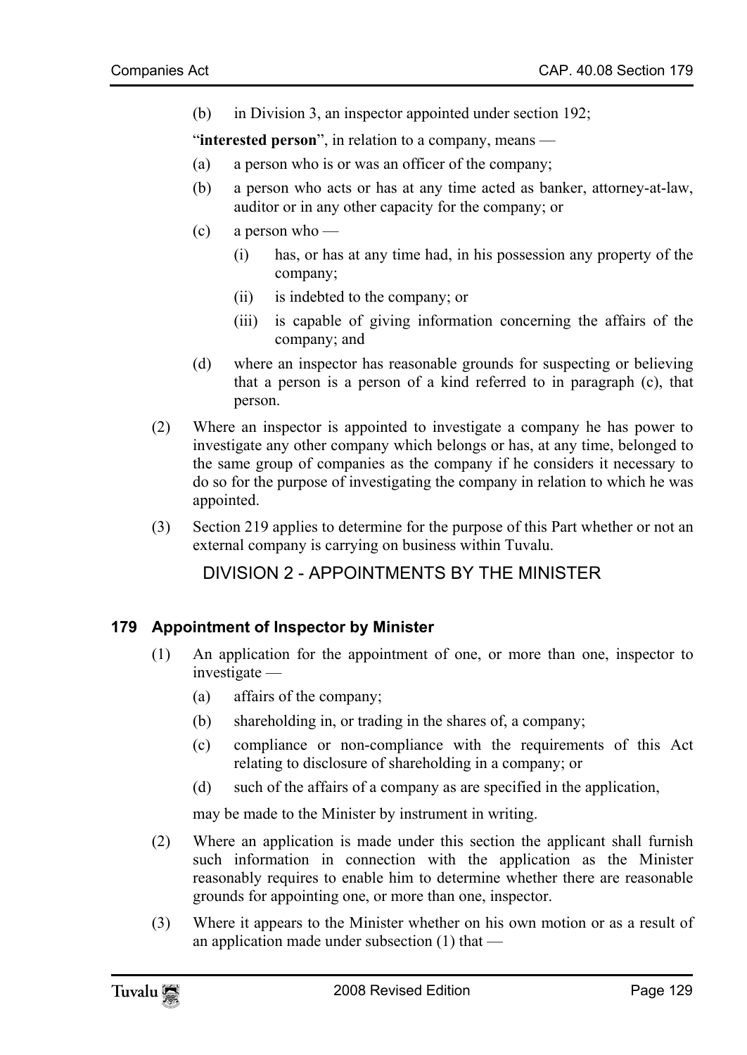(b) in Division 3, an inspector appointed under section 192;

"**interested person**", in relation to a company, means —

(a) a person who is or was an officer of the company;

(b) a person who acts or has at any time acted as banker, attorney-at-law, auditor or in any other capacity for the company; or

(c) a person who —

(i) has, or has at any time had, in his possession any property of the company;

(ii) is indebted to the company; or

(iii) is capable of giving information concerning the affairs of the company; and

(d) where an inspector has reasonable grounds for suspecting or believing that a person is a person of a kind referred to in paragraph (c), that person.

(2) Where an inspector is appointed to investigate a company he has power to investigate any other company which belongs or has, at any time, belonged to the same group of companies as the company if he considers it necessary to do so for the purpose of investigating the company in relation to which he was appointed.

(3) Section 219 applies to determine for the purpose of this Part whether or not an external company is carrying on business within Tuvalu.

## DIVISION 2 - APPOINTMENTS BY THE MINISTER

### 179 Appointment of Inspector by Minister

(1) An application for the appointment of one, or more than one, inspector to investigate —

(a) affairs of the company;

(b) shareholding in, or trading in the shares of, a company;

(c) compliance or non-compliance with the requirements of this Act relating to disclosure of shareholding in a company; or

(d) such of the affairs of a company as are specified in the application,

may be made to the Minister by instrument in writing.

(2) Where an application is made under this section the applicant shall furnish such information in connection with the application as the Minister reasonably requires to enable him to determine whether there are reasonable grounds for appointing one, or more than one, inspector.

(3) Where it appears to the Minister whether on his own motion or as a result of an application made under subsection (1) that —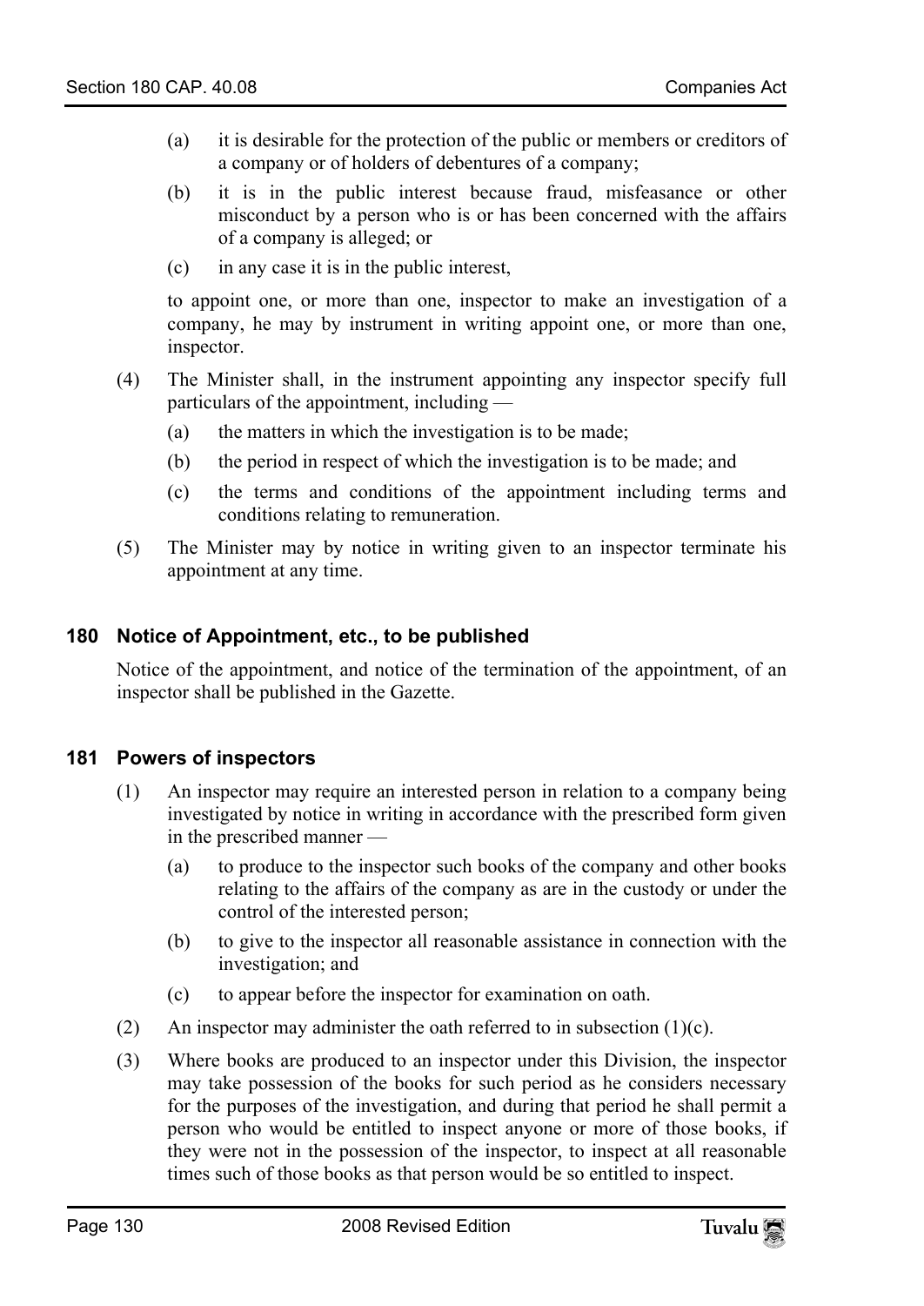(a) it is desirable for the protection of the public or members or creditors of a company or of holders of debentures of a company;

(b) it is in the public interest because fraud, misfeasance or other misconduct by a person who is or has been concerned with the affairs of a company is alleged; or

(c) in any case it is in the public interest,

to appoint one, or more than one, inspector to make an investigation of a company, he may by instrument in writing appoint one, or more than one, inspector.

(4) The Minister shall, in the instrument appointing any inspector specify full particulars of the appointment, including —

(a) the matters in which the investigation is to be made;

(b) the period in respect of which the investigation is to be made; and

(c) the terms and conditions of the appointment including terms and conditions relating to remuneration.

(5) The Minister may by notice in writing given to an inspector terminate his appointment at any time.

## 180 Notice of Appointment, etc., to be published

Notice of the appointment, and notice of the termination of the appointment, of an inspector shall be published in the Gazette.

## 181 Powers of inspectors

(1) An inspector may require an interested person in relation to a company being investigated by notice in writing in accordance with the prescribed form given in the prescribed manner —

(a) to produce to the inspector such books of the company and other books relating to the affairs of the company as are in the custody or under the control of the interested person;

(b) to give to the inspector all reasonable assistance in connection with the investigation; and

(c) to appear before the inspector for examination on oath.

(2) An inspector may administer the oath referred to in subsection (1)(c).

(3) Where books are produced to an inspector under this Division, the inspector may take possession of the books for such period as he considers necessary for the purposes of the investigation, and during that period he shall permit a person who would be entitled to inspect anyone or more of those books, if they were not in the possession of the inspector, to inspect at all reasonable times such of those books as that person would be so entitled to inspect.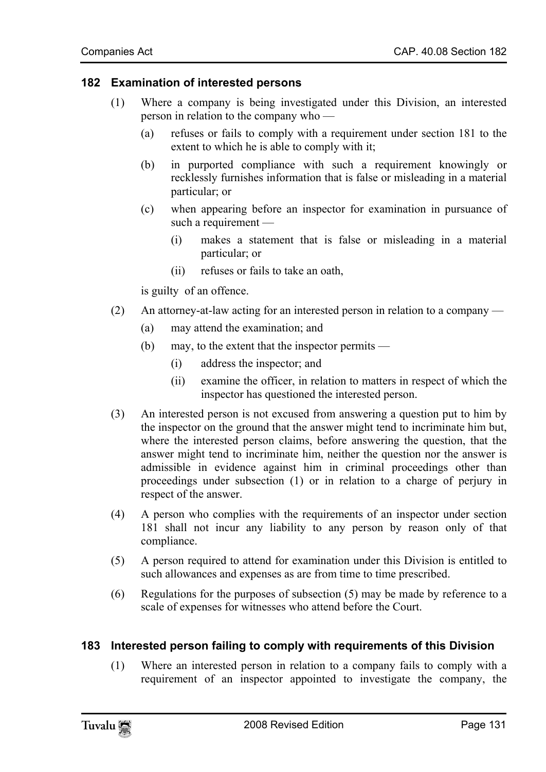### 182 Examination of interested persons

(1) Where a company is being investigated under this Division, an interested person in relation to the company who —

(a) refuses or fails to comply with a requirement under section 181 to the extent to which he is able to comply with it;

(b) in purported compliance with such a requirement knowingly or recklessly furnishes information that is false or misleading in a material particular; or

(c) when appearing before an inspector for examination in pursuance of such a requirement —

(i) makes a statement that is false or misleading in a material particular; or

(ii) refuses or fails to take an oath,

is guilty of an offence.

(2) An attorney-at-law acting for an interested person in relation to a company —

(a) may attend the examination; and

(b) may, to the extent that the inspector permits —

(i) address the inspector; and

(ii) examine the officer, in relation to matters in respect of which the inspector has questioned the interested person.

(3) An interested person is not excused from answering a question put to him by the inspector on the ground that the answer might tend to incriminate him but, where the interested person claims, before answering the question, that the answer might tend to incriminate him, neither the question nor the answer is admissible in evidence against him in criminal proceedings other than proceedings under subsection (1) or in relation to a charge of perjury in respect of the answer.

(4) A person who complies with the requirements of an inspector under section 181 shall not incur any liability to any person by reason only of that compliance.

(5) A person required to attend for examination under this Division is entitled to such allowances and expenses as are from time to time prescribed.

(6) Regulations for the purposes of subsection (5) may be made by reference to a scale of expenses for witnesses who attend before the Court.

### 183 Interested person failing to comply with requirements of this Division

(1) Where an interested person in relation to a company fails to comply with a requirement of an inspector appointed to investigate the company, the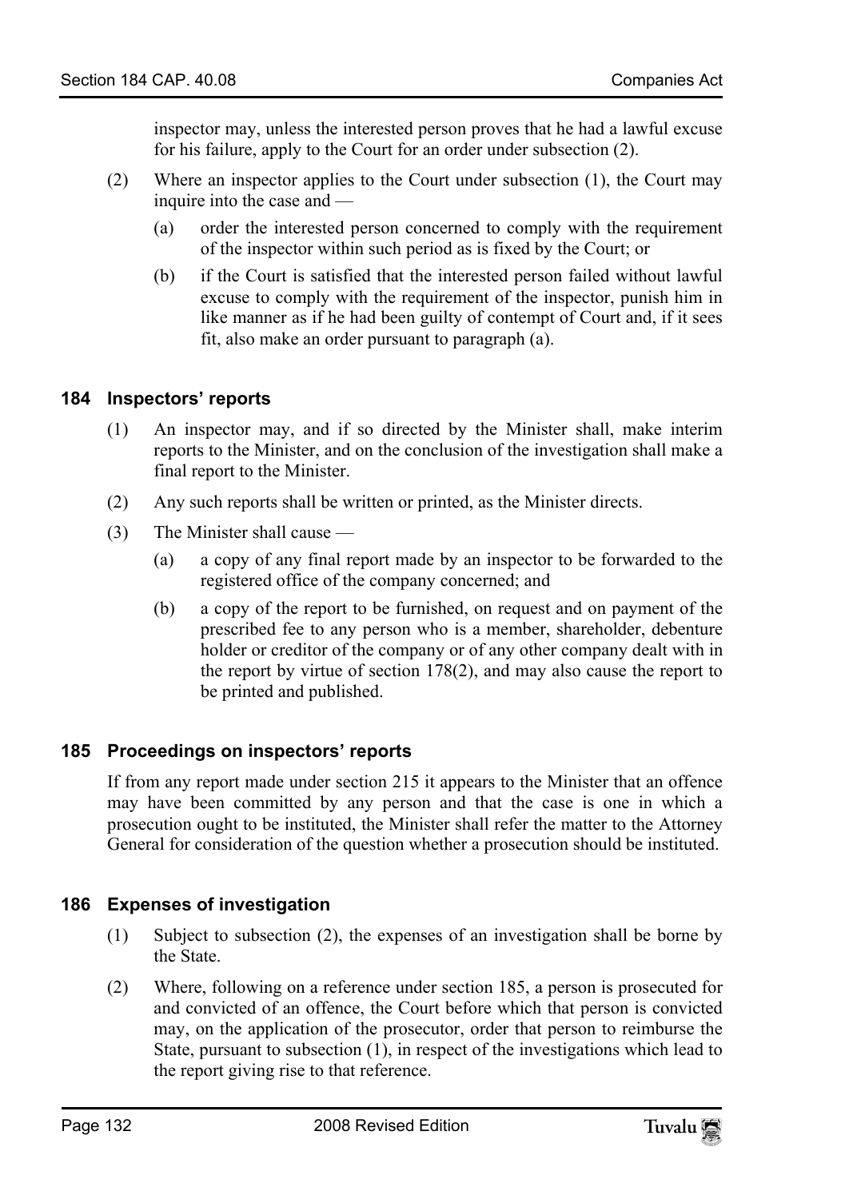inspector may, unless the interested person proves that he had a lawful excuse for his failure, apply to the Court for an order under subsection (2).

(2) Where an inspector applies to the Court under subsection (1), the Court may inquire into the case and —

(a) order the interested person concerned to comply with the requirement of the inspector within such period as is fixed by the Court; or

(b) if the Court is satisfied that the interested person failed without lawful excuse to comply with the requirement of the inspector, punish him in like manner as if he had been guilty of contempt of Court and, if it sees fit, also make an order pursuant to paragraph (a).

## 184 Inspectors' reports

(1) An inspector may, and if so directed by the Minister shall, make interim reports to the Minister, and on the conclusion of the investigation shall make a final report to the Minister.

(2) Any such reports shall be written or printed, as the Minister directs.

(3) The Minister shall cause —

(a) a copy of any final report made by an inspector to be forwarded to the registered office of the company concerned; and

(b) a copy of the report to be furnished, on request and on payment of the prescribed fee to any person who is a member, shareholder, debenture holder or creditor of the company or of any other company dealt with in the report by virtue of section 178(2), and may also cause the report to be printed and published.

## 185 Proceedings on inspectors' reports

If from any report made under section 215 it appears to the Minister that an offence may have been committed by any person and that the case is one in which a prosecution ought to be instituted, the Minister shall refer the matter to the Attorney General for consideration of the question whether a prosecution should be instituted.

## 186 Expenses of investigation

(1) Subject to subsection (2), the expenses of an investigation shall be borne by the State.

(2) Where, following on a reference under section 185, a person is prosecuted for and convicted of an offence, the Court before which that person is convicted may, on the application of the prosecutor, order that person to reimburse the State, pursuant to subsection (1), in respect of the investigations which lead to the report giving rise to that reference.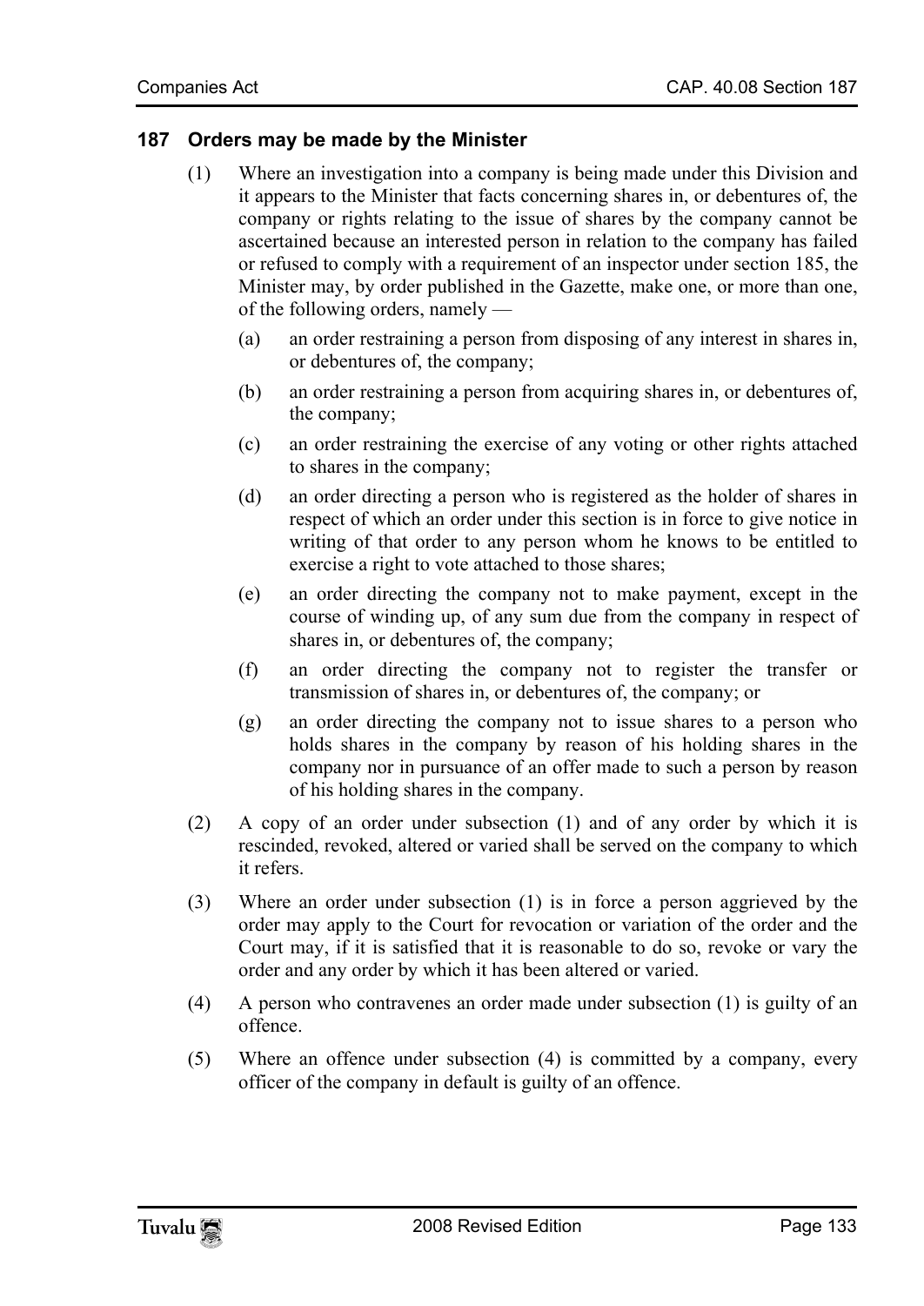## 187 Orders may be made by the Minister

(1) Where an investigation into a company is being made under this Division and it appears to the Minister that facts concerning shares in, or debentures of, the company or rights relating to the issue of shares by the company cannot be ascertained because an interested person in relation to the company has failed or refused to comply with a requirement of an inspector under section 185, the Minister may, by order published in the Gazette, make one, or more than one, of the following orders, namely —

(a) an order restraining a person from disposing of any interest in shares in, or debentures of, the company;

(b) an order restraining a person from acquiring shares in, or debentures of, the company;

(c) an order restraining the exercise of any voting or other rights attached to shares in the company;

(d) an order directing a person who is registered as the holder of shares in respect of which an order under this section is in force to give notice in writing of that order to any person whom he knows to be entitled to exercise a right to vote attached to those shares;

(e) an order directing the company not to make payment, except in the course of winding up, of any sum due from the company in respect of shares in, or debentures of, the company;

(f) an order directing the company not to register the transfer or transmission of shares in, or debentures of, the company; or

(g) an order directing the company not to issue shares to a person who holds shares in the company by reason of his holding shares in the company nor in pursuance of an offer made to such a person by reason of his holding shares in the company.

(2) A copy of an order under subsection (1) and of any order by which it is rescinded, revoked, altered or varied shall be served on the company to which it refers.

(3) Where an order under subsection (1) is in force a person aggrieved by the order may apply to the Court for revocation or variation of the order and the Court may, if it is satisfied that it is reasonable to do so, revoke or vary the order and any order by which it has been altered or varied.

(4) A person who contravenes an order made under subsection (1) is guilty of an offence.

(5) Where an offence under subsection (4) is committed by a company, every officer of the company in default is guilty of an offence.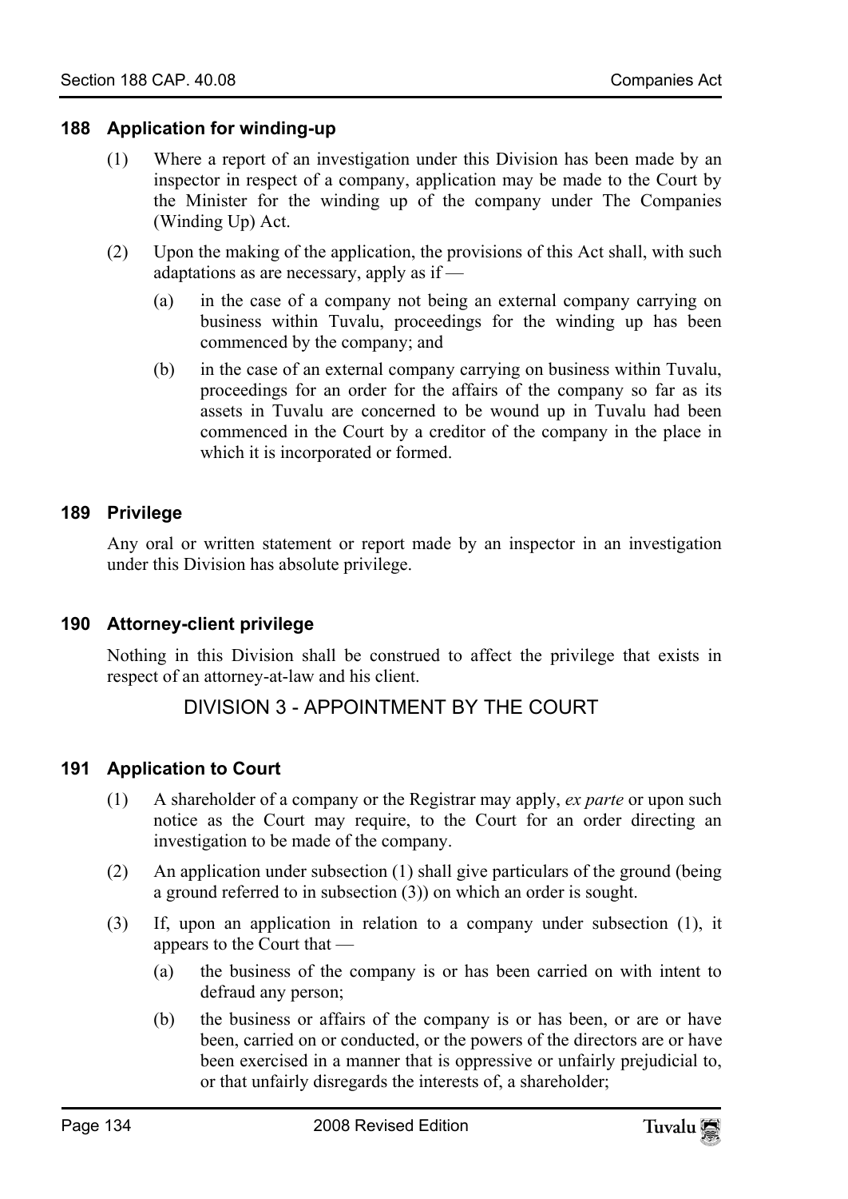### 188 Application for winding-up

(1) Where a report of an investigation under this Division has been made by an inspector in respect of a company, application may be made to the Court by the Minister for the winding up of the company under The Companies (Winding Up) Act.

(2) Upon the making of the application, the provisions of this Act shall, with such adaptations as are necessary, apply as if —

(a) in the case of a company not being an external company carrying on business within Tuvalu, proceedings for the winding up has been commenced by the company; and

(b) in the case of an external company carrying on business within Tuvalu, proceedings for an order for the affairs of the company so far as its assets in Tuvalu are concerned to be wound up in Tuvalu had been commenced in the Court by a creditor of the company in the place in which it is incorporated or formed.

### 189 Privilege

Any oral or written statement or report made by an inspector in an investigation under this Division has absolute privilege.

### 190 Attorney-client privilege

Nothing in this Division shall be construed to affect the privilege that exists in respect of an attorney-at-law and his client.

## DIVISION 3 - APPOINTMENT BY THE COURT

### 191 Application to Court

(1) A shareholder of a company or the Registrar may apply, *ex parte* or upon such notice as the Court may require, to the Court for an order directing an investigation to be made of the company.

(2) An application under subsection (1) shall give particulars of the ground (being a ground referred to in subsection (3)) on which an order is sought.

(3) If, upon an application in relation to a company under subsection (1), it appears to the Court that —

(a) the business of the company is or has been carried on with intent to defraud any person;

(b) the business or affairs of the company is or has been, or are or have been, carried on or conducted, or the powers of the directors are or have been exercised in a manner that is oppressive or unfairly prejudicial to, or that unfairly disregards the interests of, a shareholder;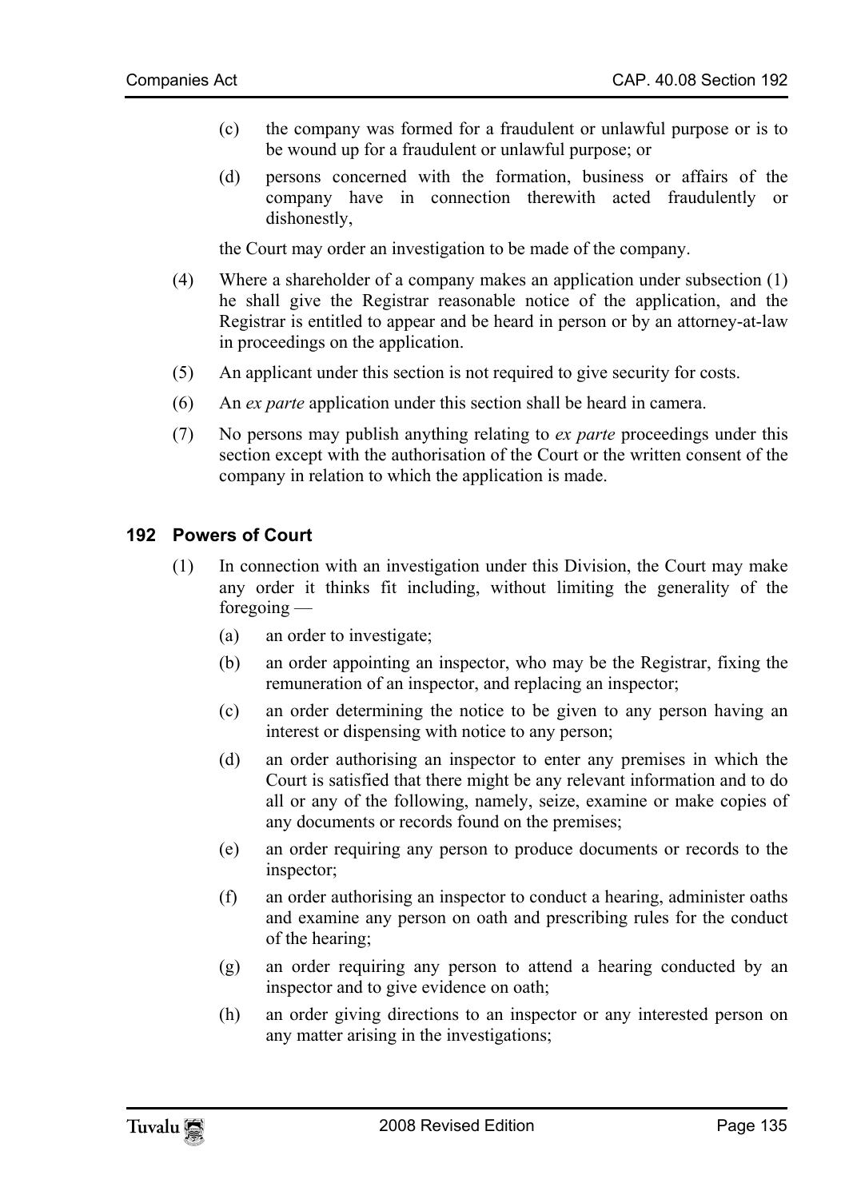- (c) the company was formed for a fraudulent or unlawful purpose or is to be wound up for a fraudulent or unlawful purpose; or
- (d) persons concerned with the formation, business or affairs of the company have in connection therewith acted fraudulently or dishonestly,

the Court may order an investigation to be made of the company.

(4) Where a shareholder of a company makes an application under subsection (1) he shall give the Registrar reasonable notice of the application, and the Registrar is entitled to appear and be heard in person or by an attorney-at-law in proceedings on the application.

(5) An applicant under this section is not required to give security for costs.

(6) An *ex parte* application under this section shall be heard in camera.

(7) No persons may publish anything relating to *ex parte* proceedings under this section except with the authorisation of the Court or the written consent of the company in relation to which the application is made.

## 192 Powers of Court

(1) In connection with an investigation under this Division, the Court may make any order it thinks fit including, without limiting the generality of the foregoing —

- (a) an order to investigate;
- (b) an order appointing an inspector, who may be the Registrar, fixing the remuneration of an inspector, and replacing an inspector;
- (c) an order determining the notice to be given to any person having an interest or dispensing with notice to any person;
- (d) an order authorising an inspector to enter any premises in which the Court is satisfied that there might be any relevant information and to do all or any of the following, namely, seize, examine or make copies of any documents or records found on the premises;
- (e) an order requiring any person to produce documents or records to the inspector;
- (f) an order authorising an inspector to conduct a hearing, administer oaths and examine any person on oath and prescribing rules for the conduct of the hearing;
- (g) an order requiring any person to attend a hearing conducted by an inspector and to give evidence on oath;
- (h) an order giving directions to an inspector or any interested person on any matter arising in the investigations;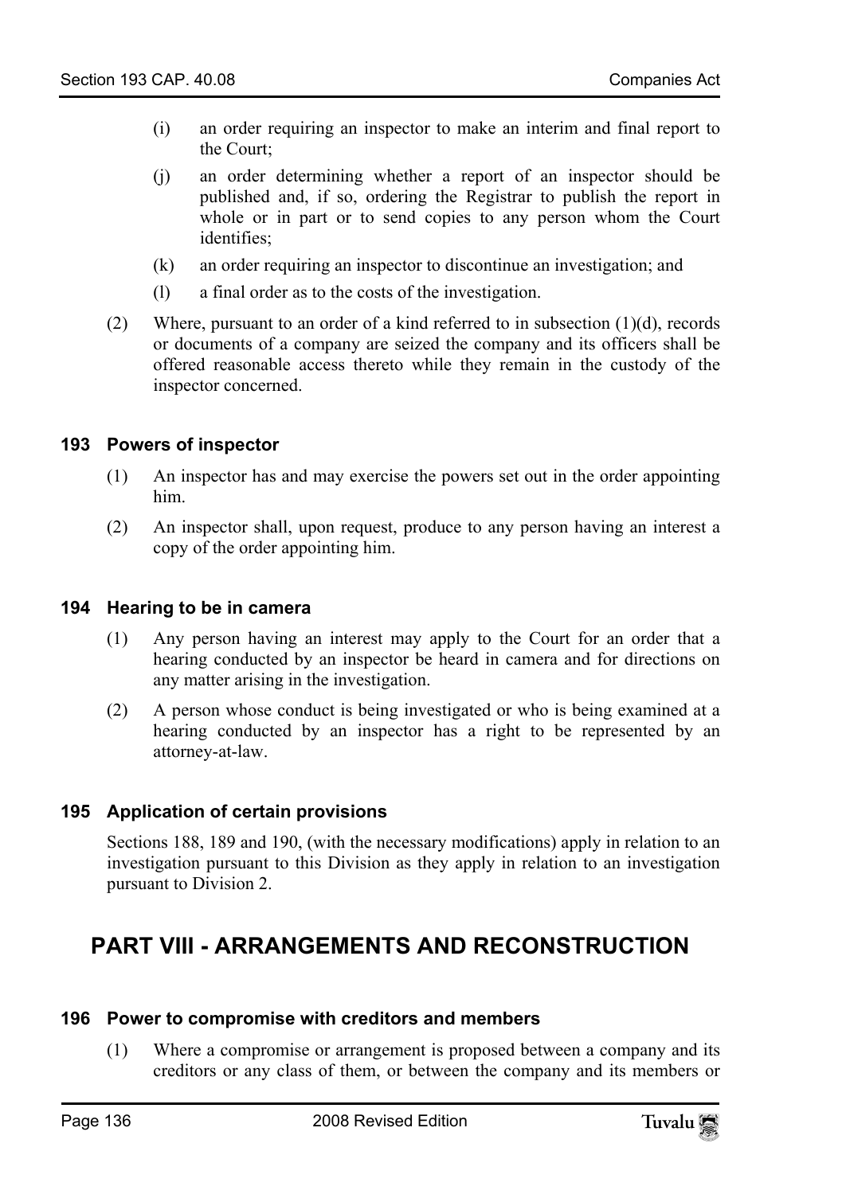(i) an order requiring an inspector to make an interim and final report to the Court;

(j) an order determining whether a report of an inspector should be published and, if so, ordering the Registrar to publish the report in whole or in part or to send copies to any person whom the Court identifies;

(k) an order requiring an inspector to discontinue an investigation; and

(l) a final order as to the costs of the investigation.

(2) Where, pursuant to an order of a kind referred to in subsection (1)(d), records or documents of a company are seized the company and its officers shall be offered reasonable access thereto while they remain in the custody of the inspector concerned.

### 193 Powers of inspector

(1) An inspector has and may exercise the powers set out in the order appointing him.

(2) An inspector shall, upon request, produce to any person having an interest a copy of the order appointing him.

### 194 Hearing to be in camera

(1) Any person having an interest may apply to the Court for an order that a hearing conducted by an inspector be heard in camera and for directions on any matter arising in the investigation.

(2) A person whose conduct is being investigated or who is being examined at a hearing conducted by an inspector has a right to be represented by an attorney-at-law.

### 195 Application of certain provisions

Sections 188, 189 and 190, (with the necessary modifications) apply in relation to an investigation pursuant to this Division as they apply in relation to an investigation pursuant to Division 2.

## PART VIII - ARRANGEMENTS AND RECONSTRUCTION

### 196 Power to compromise with creditors and members

(1) Where a compromise or arrangement is proposed between a company and its creditors or any class of them, or between the company and its members or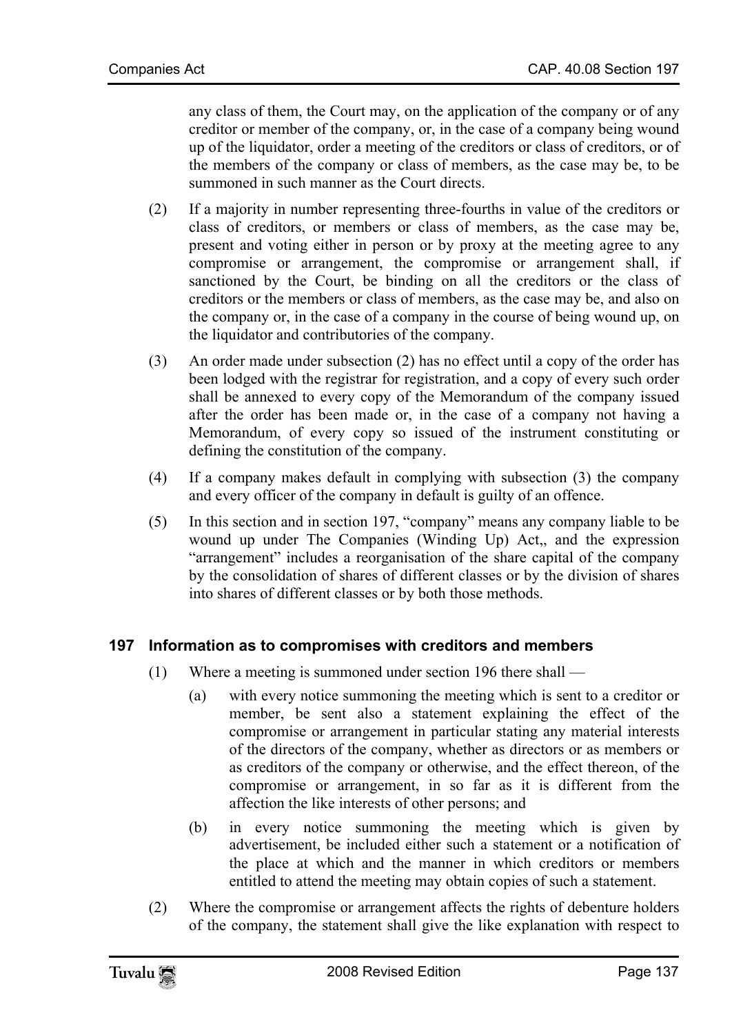any class of them, the Court may, on the application of the company or of any creditor or member of the company, or, in the case of a company being wound up of the liquidator, order a meeting of the creditors or class of creditors, or of the members of the company or class of members, as the case may be, to be summoned in such manner as the Court directs.

(2) If a majority in number representing three-fourths in value of the creditors or class of creditors, or members or class of members, as the case may be, present and voting either in person or by proxy at the meeting agree to any compromise or arrangement, the compromise or arrangement shall, if sanctioned by the Court, be binding on all the creditors or the class of creditors or the members or class of members, as the case may be, and also on the company or, in the case of a company in the course of being wound up, on the liquidator and contributories of the company.

(3) An order made under subsection (2) has no effect until a copy of the order has been lodged with the registrar for registration, and a copy of every such order shall be annexed to every copy of the Memorandum of the company issued after the order has been made or, in the case of a company not having a Memorandum, of every copy so issued of the instrument constituting or defining the constitution of the company.

(4) If a company makes default in complying with subsection (3) the company and every officer of the company in default is guilty of an offence.

(5) In this section and in section 197, "company" means any company liable to be wound up under The Companies (Winding Up) Act,, and the expression "arrangement" includes a reorganisation of the share capital of the company by the consolidation of shares of different classes or by the division of shares into shares of different classes or by both those methods.

## 197 Information as to compromises with creditors and members

(1) Where a meeting is summoned under section 196 there shall —

(a) with every notice summoning the meeting which is sent to a creditor or member, be sent also a statement explaining the effect of the compromise or arrangement in particular stating any material interests of the directors of the company, whether as directors or as members or as creditors of the company or otherwise, and the effect thereon, of the compromise or arrangement, in so far as it is different from the affection the like interests of other persons; and

(b) in every notice summoning the meeting which is given by advertisement, be included either such a statement or a notification of the place at which and the manner in which creditors or members entitled to attend the meeting may obtain copies of such a statement.

(2) Where the compromise or arrangement affects the rights of debenture holders of the company, the statement shall give the like explanation with respect to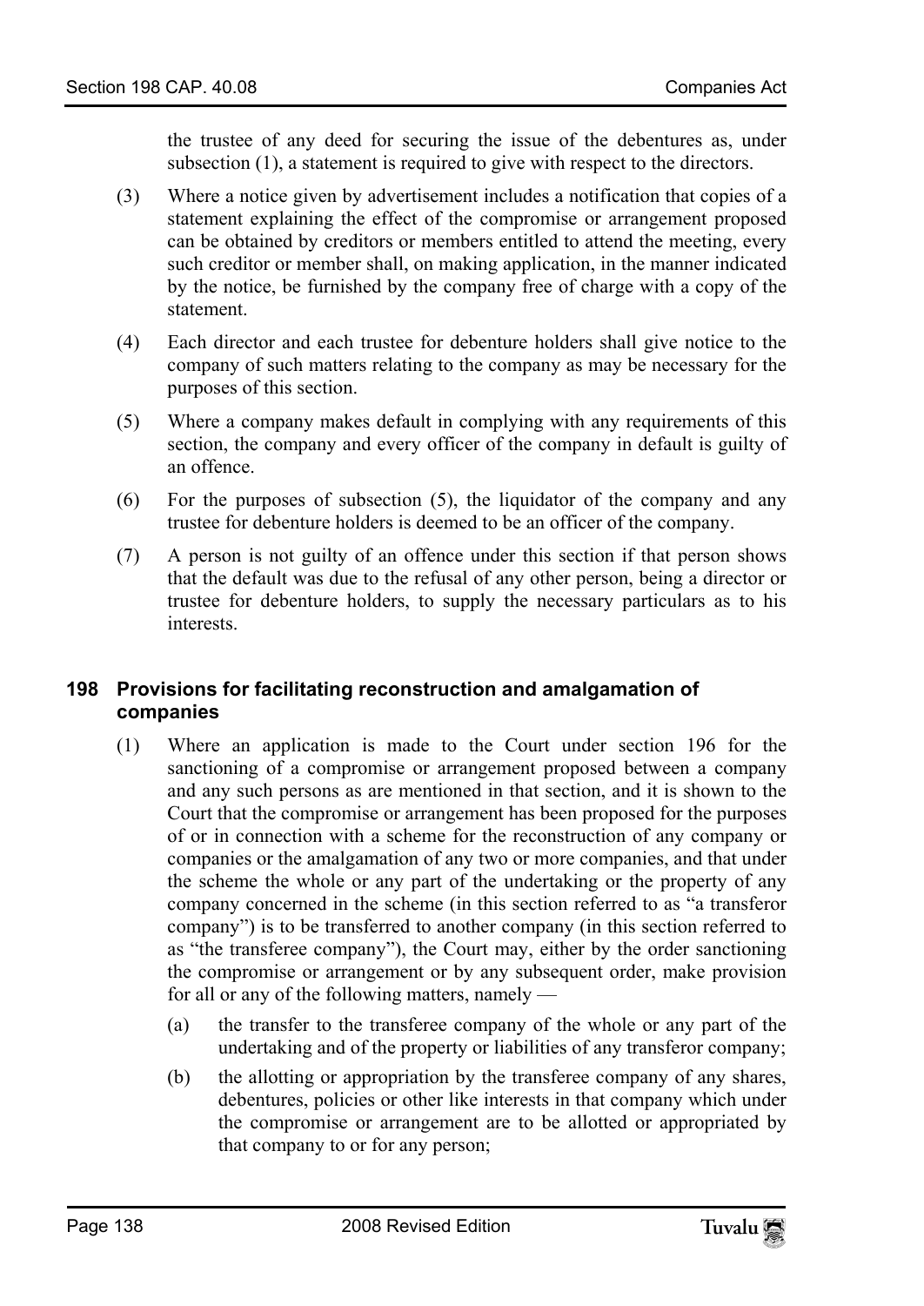the trustee of any deed for securing the issue of the debentures as, under subsection (1), a statement is required to give with respect to the directors.

(3) Where a notice given by advertisement includes a notification that copies of a statement explaining the effect of the compromise or arrangement proposed can be obtained by creditors or members entitled to attend the meeting, every such creditor or member shall, on making application, in the manner indicated by the notice, be furnished by the company free of charge with a copy of the statement.

(4) Each director and each trustee for debenture holders shall give notice to the company of such matters relating to the company as may be necessary for the purposes of this section.

(5) Where a company makes default in complying with any requirements of this section, the company and every officer of the company in default is guilty of an offence.

(6) For the purposes of subsection (5), the liquidator of the company and any trustee for debenture holders is deemed to be an officer of the company.

(7) A person is not guilty of an offence under this section if that person shows that the default was due to the refusal of any other person, being a director or trustee for debenture holders, to supply the necessary particulars as to his interests.

## 198 Provisions for facilitating reconstruction and amalgamation of companies

(1) Where an application is made to the Court under section 196 for the sanctioning of a compromise or arrangement proposed between a company and any such persons as are mentioned in that section, and it is shown to the Court that the compromise or arrangement has been proposed for the purposes of or in connection with a scheme for the reconstruction of any company or companies or the amalgamation of any two or more companies, and that under the scheme the whole or any part of the undertaking or the property of any company concerned in the scheme (in this section referred to as "a transferor company") is to be transferred to another company (in this section referred to as "the transferee company"), the Court may, either by the order sanctioning the compromise or arrangement or by any subsequent order, make provision for all or any of the following matters, namely —

(a) the transfer to the transferee company of the whole or any part of the undertaking and of the property or liabilities of any transferor company;

(b) the allotting or appropriation by the transferee company of any shares, debentures, policies or other like interests in that company which under the compromise or arrangement are to be allotted or appropriated by that company to or for any person;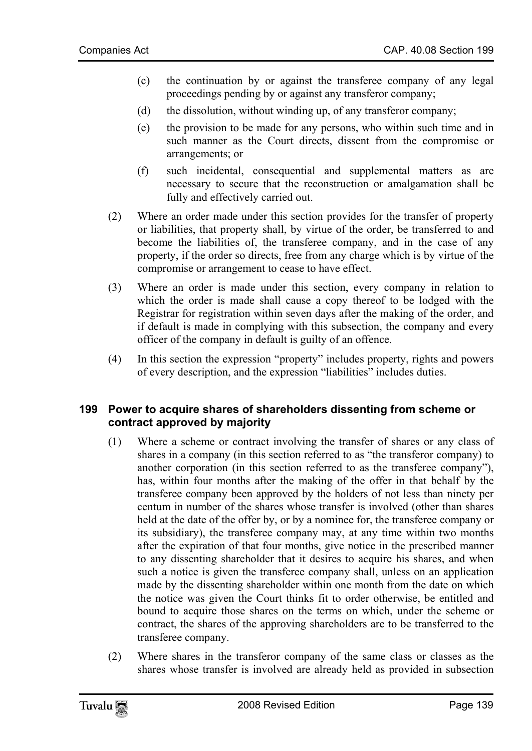(c) the continuation by or against the transferee company of any legal proceedings pending by or against any transferor company;

(d) the dissolution, without winding up, of any transferor company;

(e) the provision to be made for any persons, who within such time and in such manner as the Court directs, dissent from the compromise or arrangements; or

(f) such incidental, consequential and supplemental matters as are necessary to secure that the reconstruction or amalgamation shall be fully and effectively carried out.

(2) Where an order made under this section provides for the transfer of property or liabilities, that property shall, by virtue of the order, be transferred to and become the liabilities of, the transferee company, and in the case of any property, if the order so directs, free from any charge which is by virtue of the compromise or arrangement to cease to have effect.

(3) Where an order is made under this section, every company in relation to which the order is made shall cause a copy thereof to be lodged with the Registrar for registration within seven days after the making of the order, and if default is made in complying with this subsection, the company and every officer of the company in default is guilty of an offence.

(4) In this section the expression "property" includes property, rights and powers of every description, and the expression "liabilities" includes duties.

### 199 Power to acquire shares of shareholders dissenting from scheme or contract approved by majority

(1) Where a scheme or contract involving the transfer of shares or any class of shares in a company (in this section referred to as "the transferor company) to another corporation (in this section referred to as the transferee company"), has, within four months after the making of the offer in that behalf by the transferee company been approved by the holders of not less than ninety per centum in number of the shares whose transfer is involved (other than shares held at the date of the offer by, or by a nominee for, the transferee company or its subsidiary), the transferee company may, at any time within two months after the expiration of that four months, give notice in the prescribed manner to any dissenting shareholder that it desires to acquire his shares, and when such a notice is given the transferee company shall, unless on an application made by the dissenting shareholder within one month from the date on which the notice was given the Court thinks fit to order otherwise, be entitled and bound to acquire those shares on the terms on which, under the scheme or contract, the shares of the approving shareholders are to be transferred to the transferee company.

(2) Where shares in the transferor company of the same class or classes as the shares whose transfer is involved are already held as provided in subsection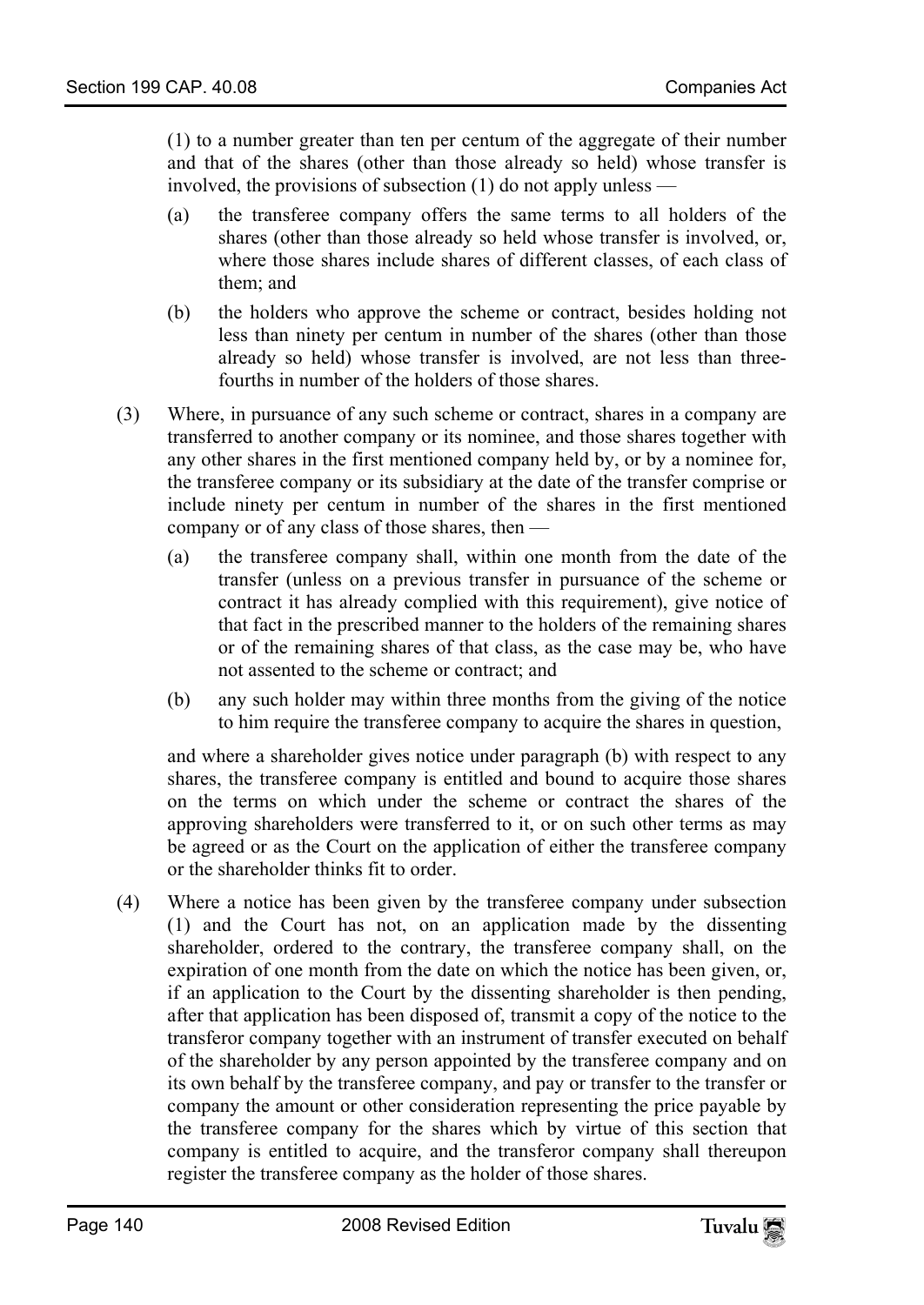(1) to a number greater than ten per centum of the aggregate of their number and that of the shares (other than those already so held) whose transfer is involved, the provisions of subsection (1) do not apply unless —

(a) the transferee company offers the same terms to all holders of the shares (other than those already so held whose transfer is involved, or, where those shares include shares of different classes, of each class of them; and

(b) the holders who approve the scheme or contract, besides holding not less than ninety per centum in number of the shares (other than those already so held) whose transfer is involved, are not less than three-fourths in number of the holders of those shares.

(3) Where, in pursuance of any such scheme or contract, shares in a company are transferred to another company or its nominee, and those shares together with any other shares in the first mentioned company held by, or by a nominee for, the transferee company or its subsidiary at the date of the transfer comprise or include ninety per centum in number of the shares in the first mentioned company or of any class of those shares, then —

(a) the transferee company shall, within one month from the date of the transfer (unless on a previous transfer in pursuance of the scheme or contract it has already complied with this requirement), give notice of that fact in the prescribed manner to the holders of the remaining shares or of the remaining shares of that class, as the case may be, who have not assented to the scheme or contract; and

(b) any such holder may within three months from the giving of the notice to him require the transferee company to acquire the shares in question,

and where a shareholder gives notice under paragraph (b) with respect to any shares, the transferee company is entitled and bound to acquire those shares on the terms on which under the scheme or contract the shares of the approving shareholders were transferred to it, or on such other terms as may be agreed or as the Court on the application of either the transferee company or the shareholder thinks fit to order.

(4) Where a notice has been given by the transferee company under subsection (1) and the Court has not, on an application made by the dissenting shareholder, ordered to the contrary, the transferee company shall, on the expiration of one month from the date on which the notice has been given, or, if an application to the Court by the dissenting shareholder is then pending, after that application has been disposed of, transmit a copy of the notice to the transferor company together with an instrument of transfer executed on behalf of the shareholder by any person appointed by the transferee company and on its own behalf by the transferee company, and pay or transfer to the transfer or company the amount or other consideration representing the price payable by the transferee company for the shares which by virtue of this section that company is entitled to acquire, and the transferor company shall thereupon register the transferee company as the holder of those shares.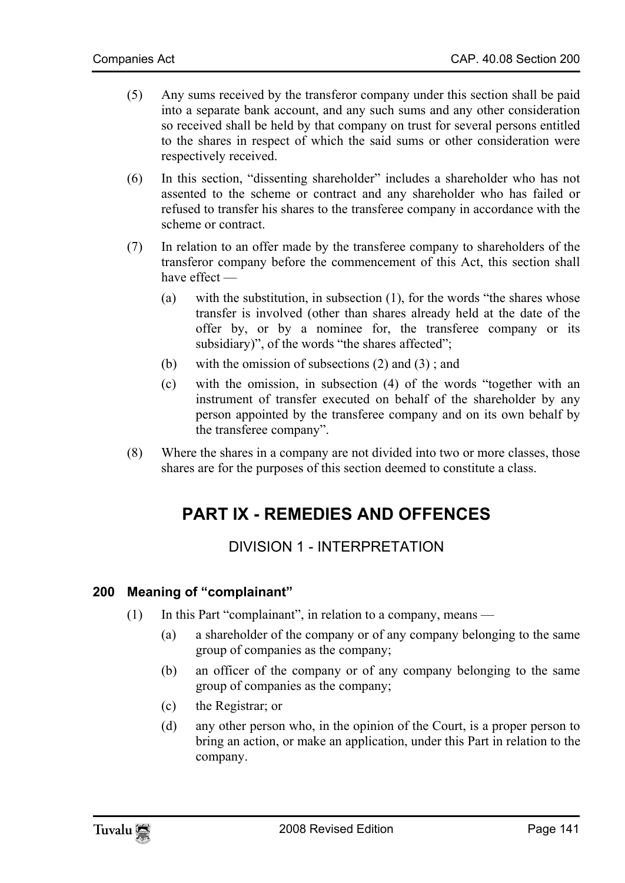(5) Any sums received by the transferor company under this section shall be paid into a separate bank account, and any such sums and any other consideration so received shall be held by that company on trust for several persons entitled to the shares in respect of which the said sums or other consideration were respectively received.

(6) In this section, "dissenting shareholder" includes a shareholder who has not assented to the scheme or contract and any shareholder who has failed or refused to transfer his shares to the transferee company in accordance with the scheme or contract.

(7) In relation to an offer made by the transferee company to shareholders of the transferor company before the commencement of this Act, this section shall have effect —

(a) with the substitution, in subsection (1), for the words "the shares whose transfer is involved (other than shares already held at the date of the offer by, or by a nominee for, the transferee company or its subsidiary)", of the words "the shares affected";

(b) with the omission of subsections (2) and (3) ; and

(c) with the omission, in subsection (4) of the words "together with an instrument of transfer executed on behalf of the shareholder by any person appointed by the transferee company and on its own behalf by the transferee company".

(8) Where the shares in a company are not divided into two or more classes, those shares are for the purposes of this section deemed to constitute a class.

# PART IX - REMEDIES AND OFFENCES

## DIVISION 1 - INTERPRETATION

### 200 Meaning of "complainant"

(1) In this Part "complainant", in relation to a company, means —

(a) a shareholder of the company or of any company belonging to the same group of companies as the company;

(b) an officer of the company or of any company belonging to the same group of companies as the company;

(c) the Registrar; or

(d) any other person who, in the opinion of the Court, is a proper person to bring an action, or make an application, under this Part in relation to the company.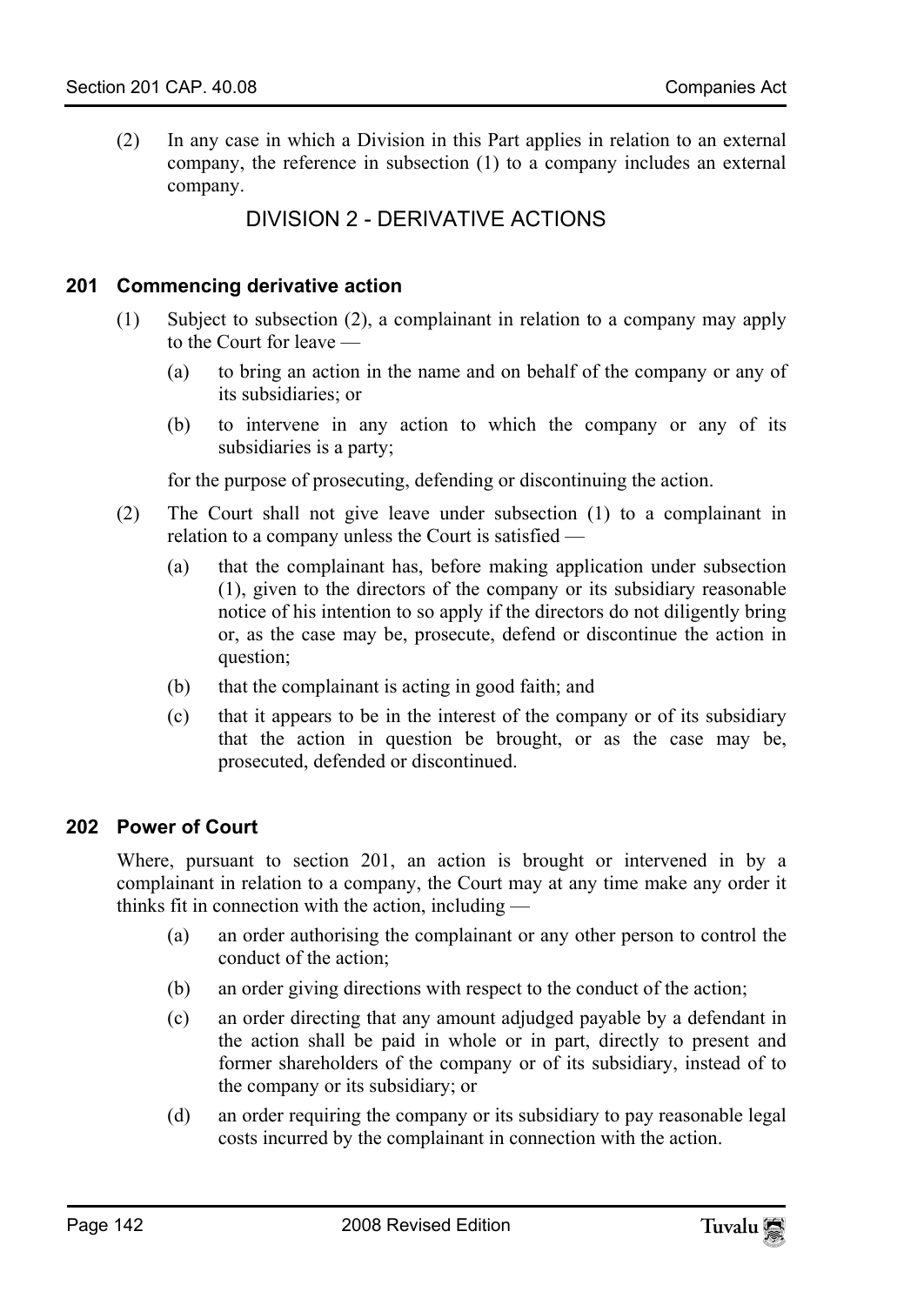(2) In any case in which a Division in this Part applies in relation to an external company, the reference in subsection (1) to a company includes an external company.

## DIVISION 2 - DERIVATIVE ACTIONS

### 201 Commencing derivative action

(1) Subject to subsection (2), a complainant in relation to a company may apply to the Court for leave —

(a) to bring an action in the name and on behalf of the company or any of its subsidiaries; or

(b) to intervene in any action to which the company or any of its subsidiaries is a party;

for the purpose of prosecuting, defending or discontinuing the action.

(2) The Court shall not give leave under subsection (1) to a complainant in relation to a company unless the Court is satisfied —

(a) that the complainant has, before making application under subsection (1), given to the directors of the company or its subsidiary reasonable notice of his intention to so apply if the directors do not diligently bring or, as the case may be, prosecute, defend or discontinue the action in question;

(b) that the complainant is acting in good faith; and

(c) that it appears to be in the interest of the company or of its subsidiary that the action in question be brought, or as the case may be, prosecuted, defended or discontinued.

### 202 Power of Court

Where, pursuant to section 201, an action is brought or intervened in by a complainant in relation to a company, the Court may at any time make any order it thinks fit in connection with the action, including —

(a) an order authorising the complainant or any other person to control the conduct of the action;

(b) an order giving directions with respect to the conduct of the action;

(c) an order directing that any amount adjudged payable by a defendant in the action shall be paid in whole or in part, directly to present and former shareholders of the company or of its subsidiary, instead of to the company or its subsidiary; or

(d) an order requiring the company or its subsidiary to pay reasonable legal costs incurred by the complainant in connection with the action.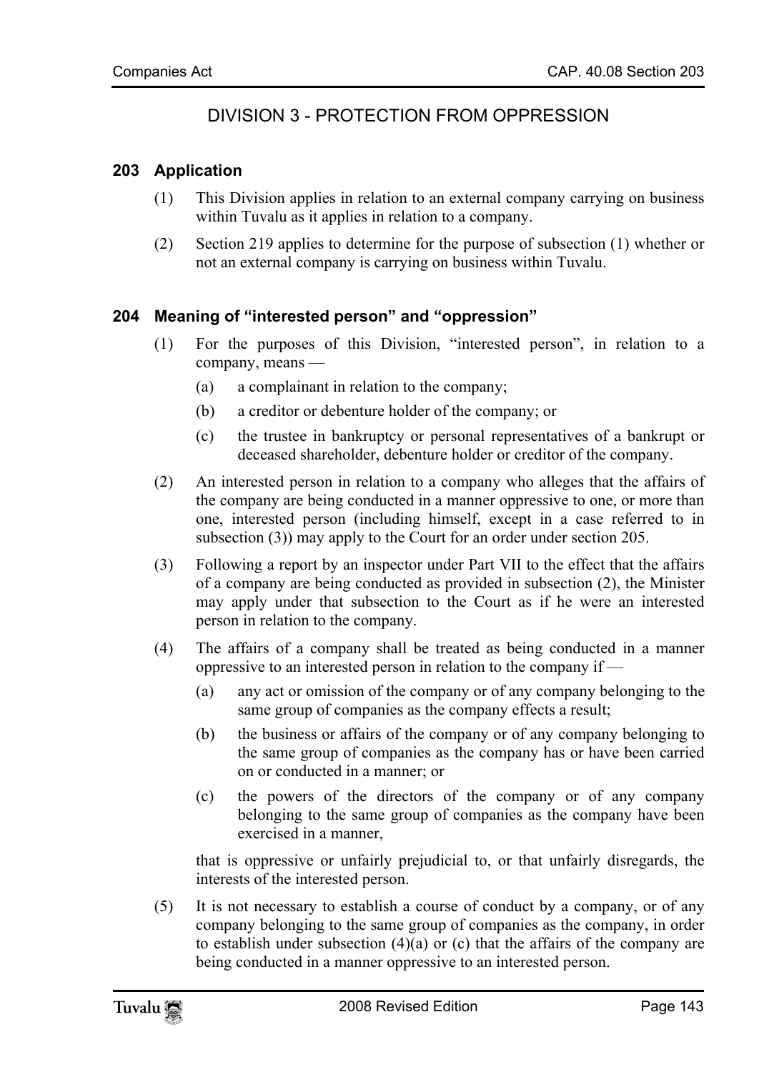## DIVISION 3 - PROTECTION FROM OPPRESSION

### 203 Application

(1) This Division applies in relation to an external company carrying on business within Tuvalu as it applies in relation to a company.

(2) Section 219 applies to determine for the purpose of subsection (1) whether or not an external company is carrying on business within Tuvalu.

### 204 Meaning of "interested person" and "oppression"

(1) For the purposes of this Division, "interested person", in relation to a company, means —

(a) a complainant in relation to the company;

(b) a creditor or debenture holder of the company; or

(c) the trustee in bankruptcy or personal representatives of a bankrupt or deceased shareholder, debenture holder or creditor of the company.

(2) An interested person in relation to a company who alleges that the affairs of the company are being conducted in a manner oppressive to one, or more than one, interested person (including himself, except in a case referred to in subsection (3)) may apply to the Court for an order under section 205.

(3) Following a report by an inspector under Part VII to the effect that the affairs of a company are being conducted as provided in subsection (2), the Minister may apply under that subsection to the Court as if he were an interested person in relation to the company.

(4) The affairs of a company shall be treated as being conducted in a manner oppressive to an interested person in relation to the company if —

(a) any act or omission of the company or of any company belonging to the same group of companies as the company effects a result;

(b) the business or affairs of the company or of any company belonging to the same group of companies as the company has or have been carried on or conducted in a manner; or

(c) the powers of the directors of the company or of any company belonging to the same group of companies as the company have been exercised in a manner,

that is oppressive or unfairly prejudicial to, or that unfairly disregards, the interests of the interested person.

(5) It is not necessary to establish a course of conduct by a company, or of any company belonging to the same group of companies as the company, in order to establish under subsection (4)(a) or (c) that the affairs of the company are being conducted in a manner oppressive to an interested person.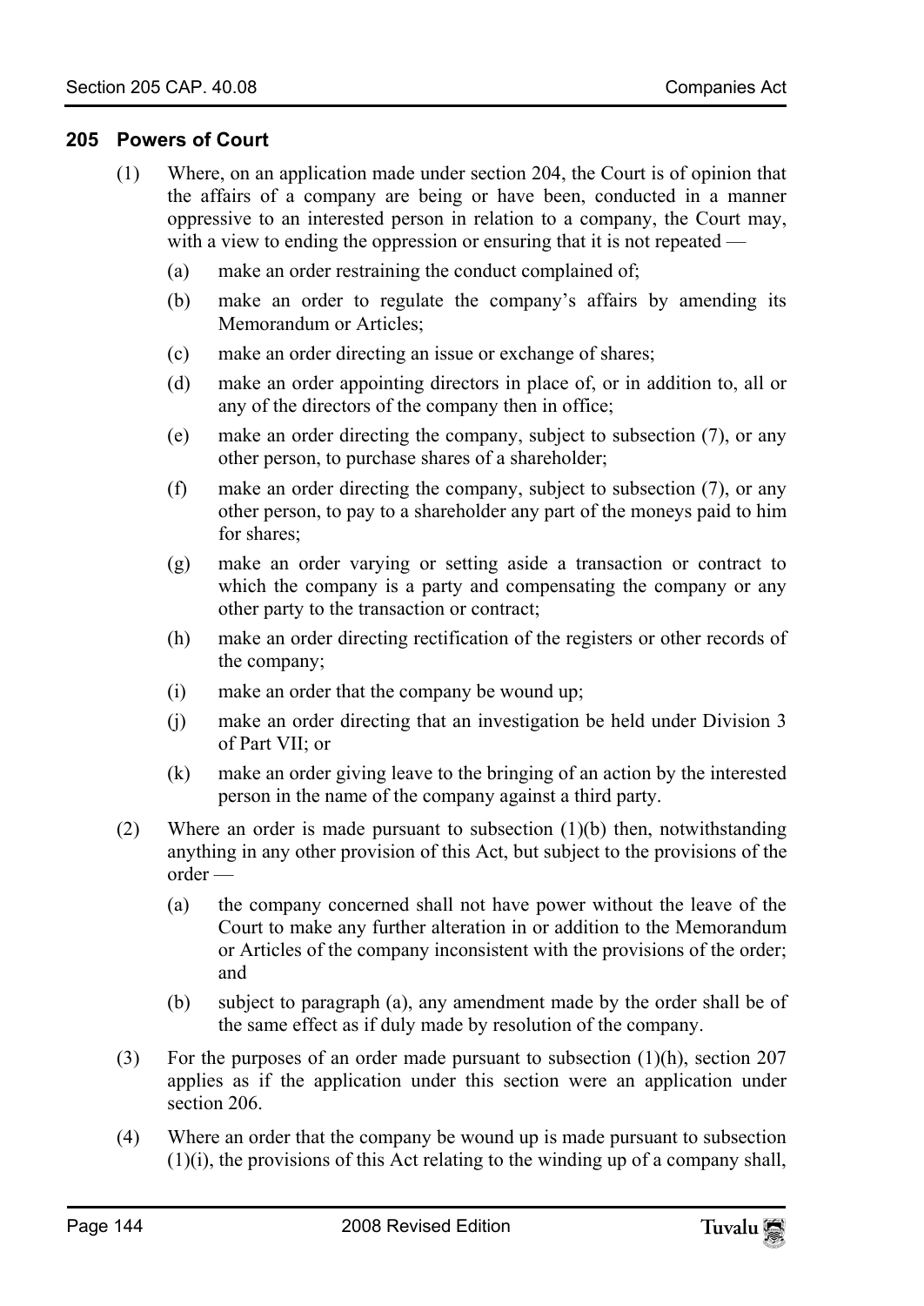## 205 Powers of Court

(1) Where, on an application made under section 204, the Court is of opinion that the affairs of a company are being or have been, conducted in a manner oppressive to an interested person in relation to a company, the Court may, with a view to ending the oppression or ensuring that it is not repeated —

(a) make an order restraining the conduct complained of;

(b) make an order to regulate the company's affairs by amending its Memorandum or Articles;

(c) make an order directing an issue or exchange of shares;

(d) make an order appointing directors in place of, or in addition to, all or any of the directors of the company then in office;

(e) make an order directing the company, subject to subsection (7), or any other person, to purchase shares of a shareholder;

(f) make an order directing the company, subject to subsection (7), or any other person, to pay to a shareholder any part of the moneys paid to him for shares;

(g) make an order varying or setting aside a transaction or contract to which the company is a party and compensating the company or any other party to the transaction or contract;

(h) make an order directing rectification of the registers or other records of the company;

(i) make an order that the company be wound up;

(j) make an order directing that an investigation be held under Division 3 of Part VII; or

(k) make an order giving leave to the bringing of an action by the interested person in the name of the company against a third party.

(2) Where an order is made pursuant to subsection (1)(b) then, notwithstanding anything in any other provision of this Act, but subject to the provisions of the order —

(a) the company concerned shall not have power without the leave of the Court to make any further alteration in or addition to the Memorandum or Articles of the company inconsistent with the provisions of the order; and

(b) subject to paragraph (a), any amendment made by the order shall be of the same effect as if duly made by resolution of the company.

(3) For the purposes of an order made pursuant to subsection (1)(h), section 207 applies as if the application under this section were an application under section 206.

(4) Where an order that the company be wound up is made pursuant to subsection (1)(i), the provisions of this Act relating to the winding up of a company shall,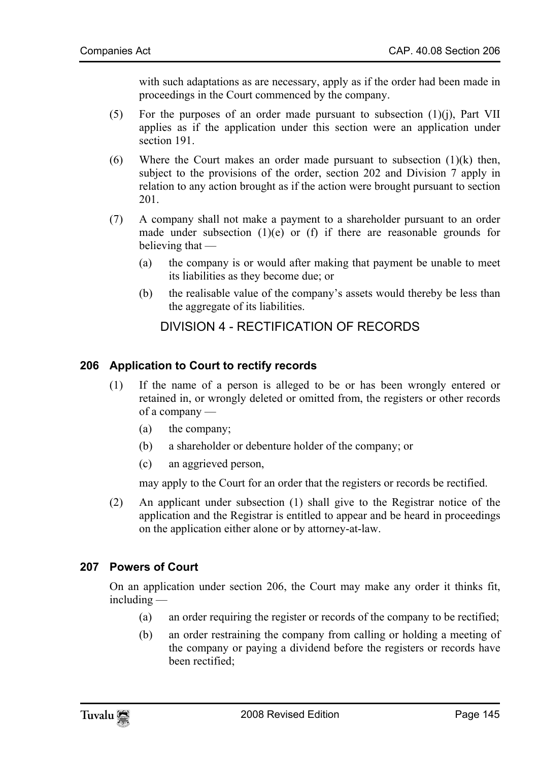with such adaptations as are necessary, apply as if the order had been made in proceedings in the Court commenced by the company.

(5) For the purposes of an order made pursuant to subsection (1)(j), Part VII applies as if the application under this section were an application under section 191.

(6) Where the Court makes an order made pursuant to subsection (1)(k) then, subject to the provisions of the order, section 202 and Division 7 apply in relation to any action brought as if the action were brought pursuant to section 201.

(7) A company shall not make a payment to a shareholder pursuant to an order made under subsection (1)(e) or (f) if there are reasonable grounds for believing that —

(a) the company is or would after making that payment be unable to meet its liabilities as they become due; or

(b) the realisable value of the company's assets would thereby be less than the aggregate of its liabilities.

## DIVISION 4 - RECTIFICATION OF RECORDS

### 206 Application to Court to rectify records

(1) If the name of a person is alleged to be or has been wrongly entered or retained in, or wrongly deleted or omitted from, the registers or other records of a company —

(a) the company;

(b) a shareholder or debenture holder of the company; or

(c) an aggrieved person,

may apply to the Court for an order that the registers or records be rectified.

(2) An applicant under subsection (1) shall give to the Registrar notice of the application and the Registrar is entitled to appear and be heard in proceedings on the application either alone or by attorney-at-law.

### 207 Powers of Court

On an application under section 206, the Court may make any order it thinks fit, including —

(a) an order requiring the register or records of the company to be rectified;

(b) an order restraining the company from calling or holding a meeting of the company or paying a dividend before the registers or records have been rectified;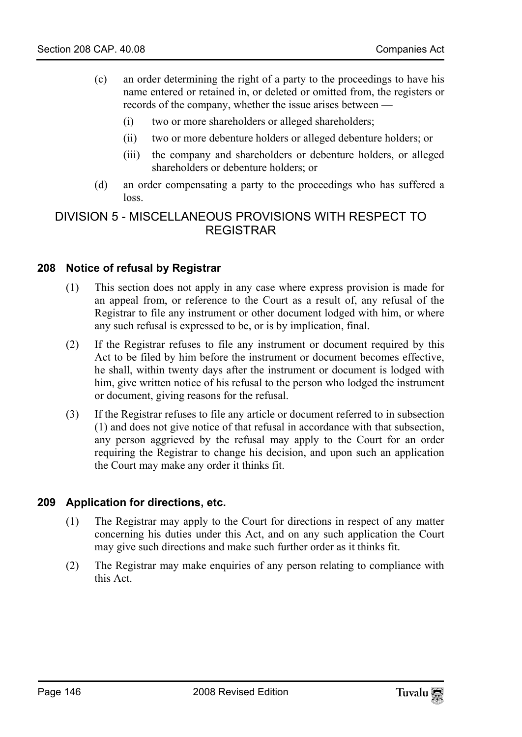(c) an order determining the right of a party to the proceedings to have his name entered or retained in, or deleted or omitted from, the registers or records of the company, whether the issue arises between —

   (i) two or more shareholders or alleged shareholders;

   (ii) two or more debenture holders or alleged debenture holders; or

   (iii) the company and shareholders or debenture holders, or alleged shareholders or debenture holders; or

(d) an order compensating a party to the proceedings who has suffered a loss.

## DIVISION 5 - MISCELLANEOUS PROVISIONS WITH RESPECT TO REGISTRAR

### 208 Notice of refusal by Registrar

(1) This section does not apply in any case where express provision is made for an appeal from, or reference to the Court as a result of, any refusal of the Registrar to file any instrument or other document lodged with him, or where any such refusal is expressed to be, or is by implication, final.

(2) If the Registrar refuses to file any instrument or document required by this Act to be filed by him before the instrument or document becomes effective, he shall, within twenty days after the instrument or document is lodged with him, give written notice of his refusal to the person who lodged the instrument or document, giving reasons for the refusal.

(3) If the Registrar refuses to file any article or document referred to in subsection (1) and does not give notice of that refusal in accordance with that subsection, any person aggrieved by the refusal may apply to the Court for an order requiring the Registrar to change his decision, and upon such an application the Court may make any order it thinks fit.

### 209 Application for directions, etc.

(1) The Registrar may apply to the Court for directions in respect of any matter concerning his duties under this Act, and on any such application the Court may give such directions and make such further order as it thinks fit.

(2) The Registrar may make enquiries of any person relating to compliance with this Act.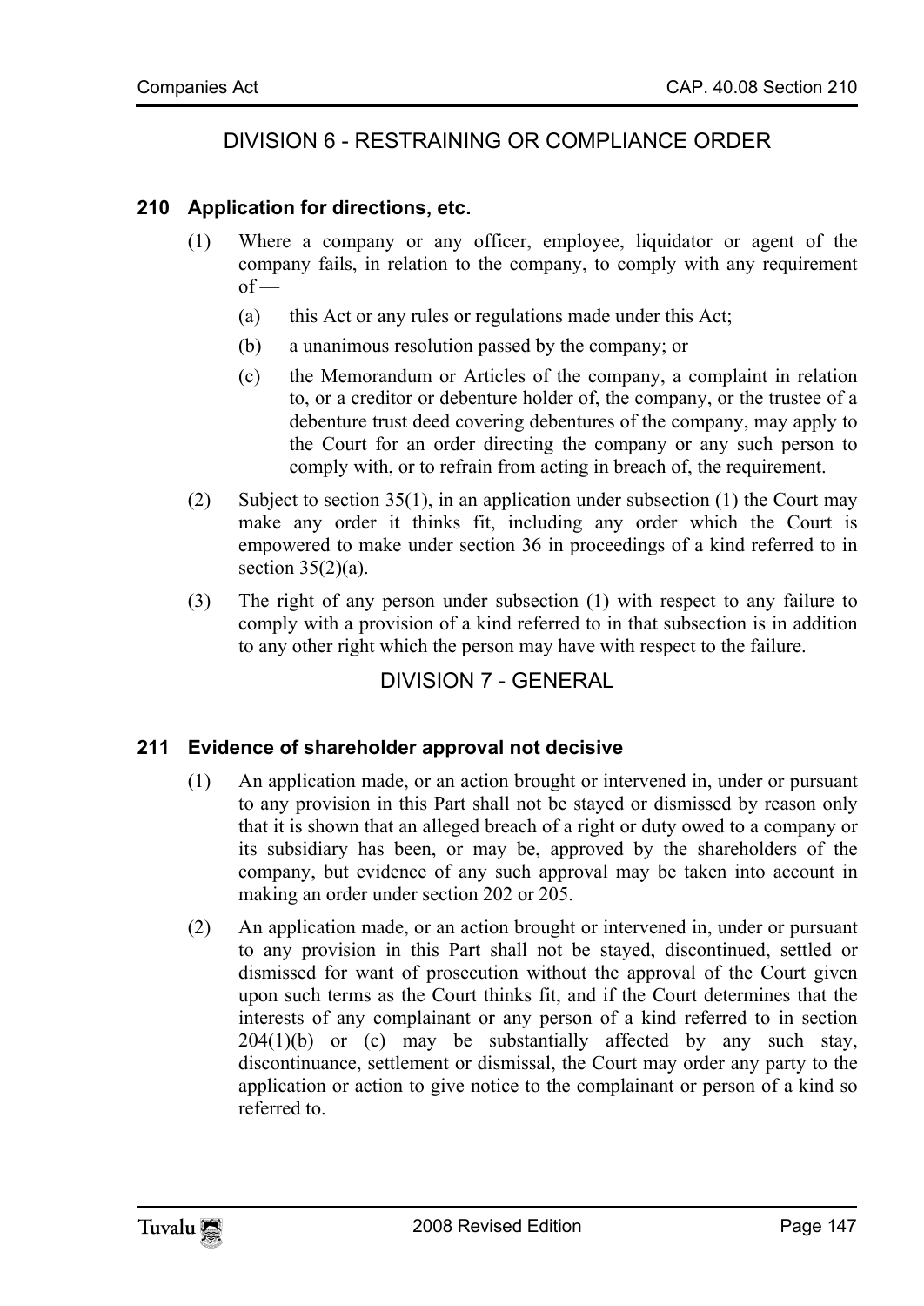## DIVISION 6 - RESTRAINING OR COMPLIANCE ORDER

### 210 Application for directions, etc.

(1) Where a company or any officer, employee, liquidator or agent of the company fails, in relation to the company, to comply with any requirement of —

(a) this Act or any rules or regulations made under this Act;

(b) a unanimous resolution passed by the company; or

(c) the Memorandum or Articles of the company, a complaint in relation to, or a creditor or debenture holder of, the company, or the trustee of a debenture trust deed covering debentures of the company, may apply to the Court for an order directing the company or any such person to comply with, or to refrain from acting in breach of, the requirement.

(2) Subject to section 35(1), in an application under subsection (1) the Court may make any order it thinks fit, including any order which the Court is empowered to make under section 36 in proceedings of a kind referred to in section 35(2)(a).

(3) The right of any person under subsection (1) with respect to any failure to comply with a provision of a kind referred to in that subsection is in addition to any other right which the person may have with respect to the failure.

## DIVISION 7 - GENERAL

### 211 Evidence of shareholder approval not decisive

(1) An application made, or an action brought or intervened in, under or pursuant to any provision in this Part shall not be stayed or dismissed by reason only that it is shown that an alleged breach of a right or duty owed to a company or its subsidiary has been, or may be, approved by the shareholders of the company, but evidence of any such approval may be taken into account in making an order under section 202 or 205.

(2) An application made, or an action brought or intervened in, under or pursuant to any provision in this Part shall not be stayed, discontinued, settled or dismissed for want of prosecution without the approval of the Court given upon such terms as the Court thinks fit, and if the Court determines that the interests of any complainant or any person of a kind referred to in section 204(1)(b) or (c) may be substantially affected by any such stay, discontinuance, settlement or dismissal, the Court may order any party to the application or action to give notice to the complainant or person of a kind so referred to.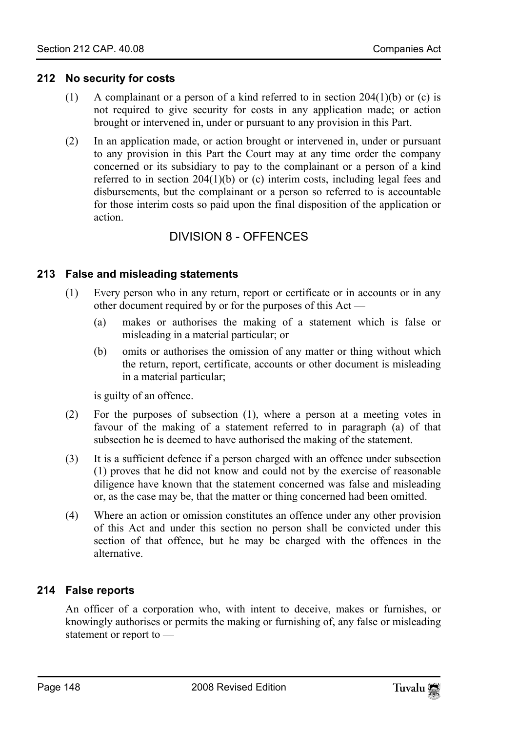### 212 No security for costs

(1) A complainant or a person of a kind referred to in section 204(1)(b) or (c) is not required to give security for costs in any application made; or action brought or intervened in, under or pursuant to any provision in this Part.

(2) In an application made, or action brought or intervened in, under or pursuant to any provision in this Part the Court may at any time order the company concerned or its subsidiary to pay to the complainant or a person of a kind referred to in section 204(1)(b) or (c) interim costs, including legal fees and disbursements, but the complainant or a person so referred to is accountable for those interim costs so paid upon the final disposition of the application or action.

## DIVISION 8 - OFFENCES

### 213 False and misleading statements

(1) Every person who in any return, report or certificate or in accounts or in any other document required by or for the purposes of this Act —

(a) makes or authorises the making of a statement which is false or misleading in a material particular; or

(b) omits or authorises the omission of any matter or thing without which the return, report, certificate, accounts or other document is misleading in a material particular;

is guilty of an offence.

(2) For the purposes of subsection (1), where a person at a meeting votes in favour of the making of a statement referred to in paragraph (a) of that subsection he is deemed to have authorised the making of the statement.

(3) It is a sufficient defence if a person charged with an offence under subsection (1) proves that he did not know and could not by the exercise of reasonable diligence have known that the statement concerned was false and misleading or, as the case may be, that the matter or thing concerned had been omitted.

(4) Where an action or omission constitutes an offence under any other provision of this Act and under this section no person shall be convicted under this section of that offence, but he may be charged with the offences in the alternative.

### 214 False reports

An officer of a corporation who, with intent to deceive, makes or furnishes, or knowingly authorises or permits the making or furnishing of, any false or misleading statement or report to —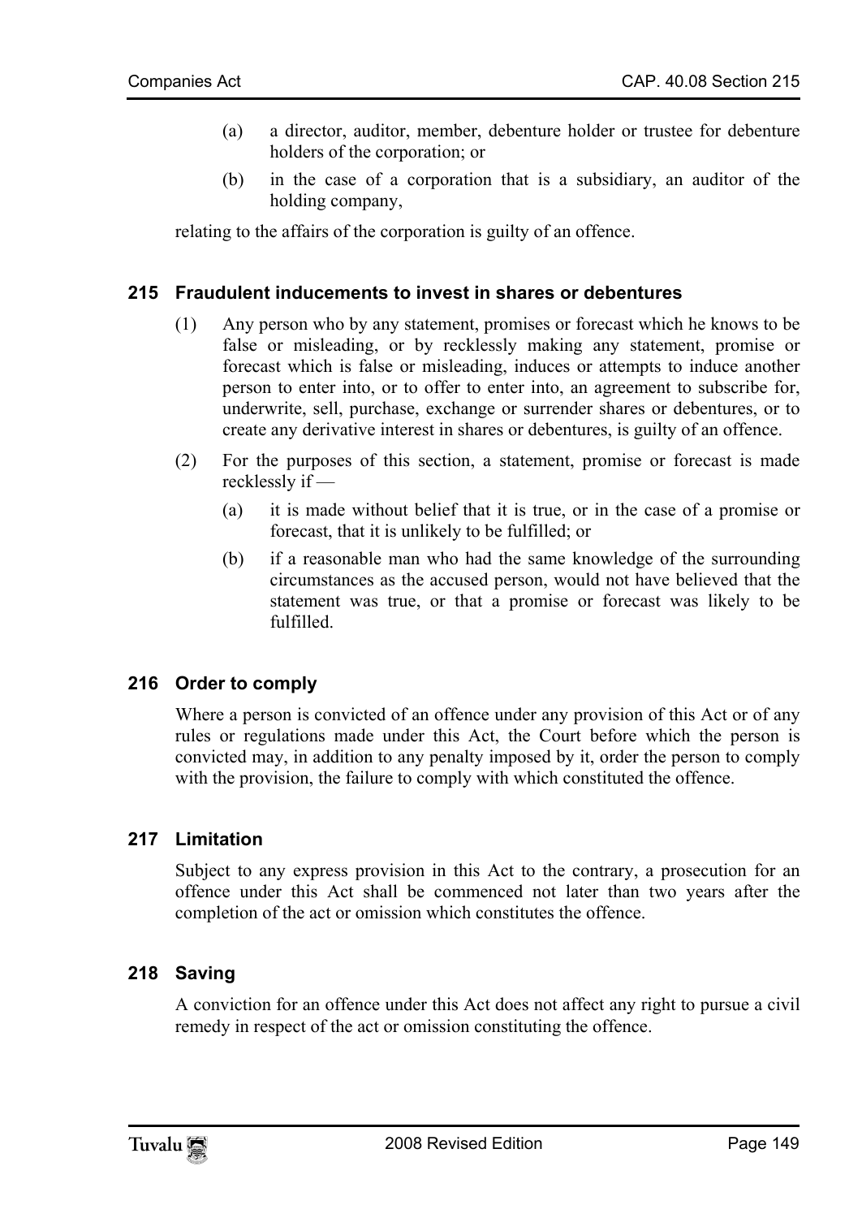(a) a director, auditor, member, debenture holder or trustee for debenture holders of the corporation; or

(b) in the case of a corporation that is a subsidiary, an auditor of the holding company,

relating to the affairs of the corporation is guilty of an offence.

### 215 Fraudulent inducements to invest in shares or debentures

(1) Any person who by any statement, promises or forecast which he knows to be false or misleading, or by recklessly making any statement, promise or forecast which is false or misleading, induces or attempts to induce another person to enter into, or to offer to enter into, an agreement to subscribe for, underwrite, sell, purchase, exchange or surrender shares or debentures, or to create any derivative interest in shares or debentures, is guilty of an offence.

(2) For the purposes of this section, a statement, promise or forecast is made recklessly if —

(a) it is made without belief that it is true, or in the case of a promise or forecast, that it is unlikely to be fulfilled; or

(b) if a reasonable man who had the same knowledge of the surrounding circumstances as the accused person, would not have believed that the statement was true, or that a promise or forecast was likely to be fulfilled.

### 216 Order to comply

Where a person is convicted of an offence under any provision of this Act or of any rules or regulations made under this Act, the Court before which the person is convicted may, in addition to any penalty imposed by it, order the person to comply with the provision, the failure to comply with which constituted the offence.

### 217 Limitation

Subject to any express provision in this Act to the contrary, a prosecution for an offence under this Act shall be commenced not later than two years after the completion of the act or omission which constitutes the offence.

### 218 Saving

A conviction for an offence under this Act does not affect any right to pursue a civil remedy in respect of the act or omission constituting the offence.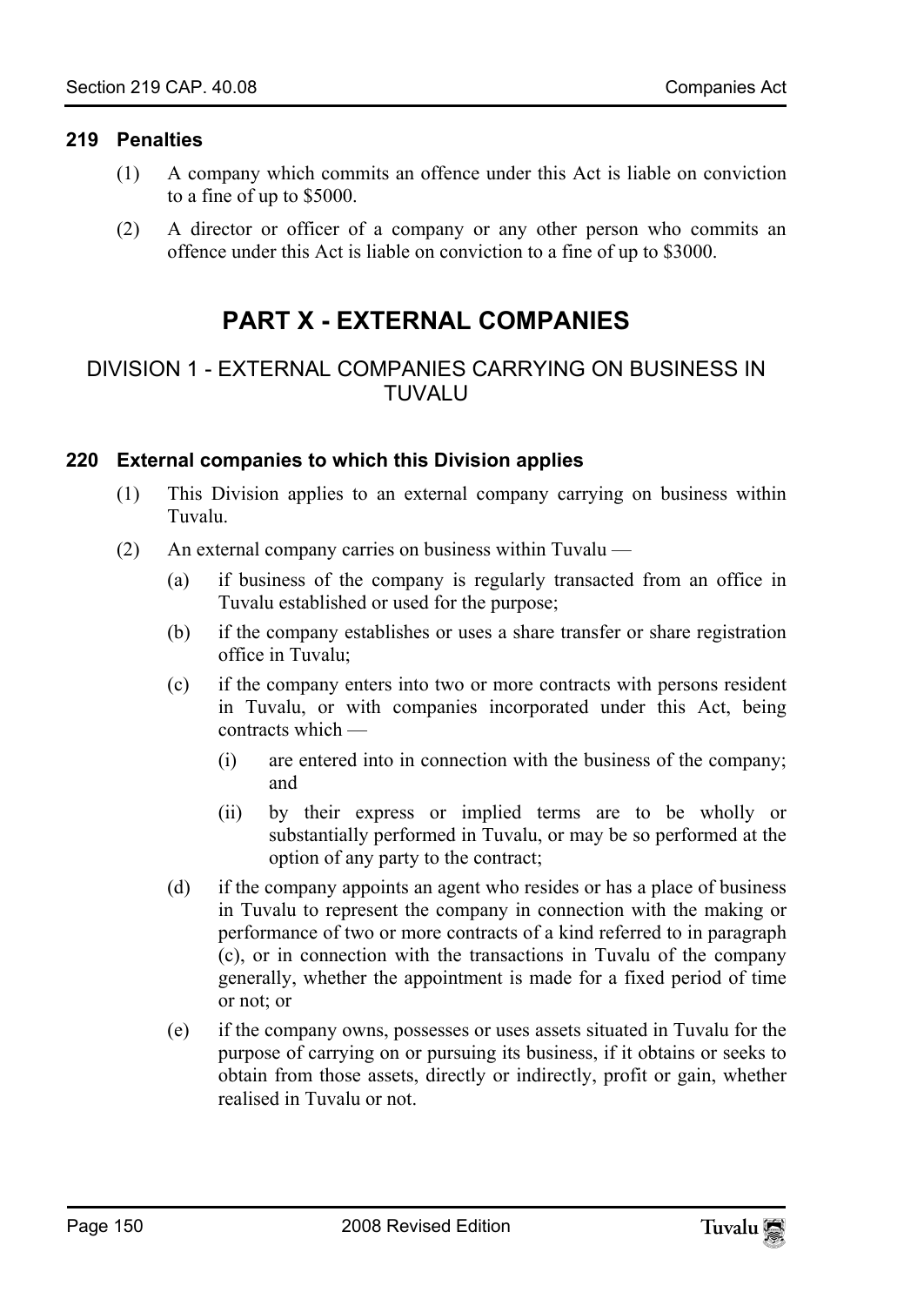### 219 Penalties

(1) A company which commits an offence under this Act is liable on conviction to a fine of up to $5000.

(2) A director or officer of a company or any other person who commits an offence under this Act is liable on conviction to a fine of up to $3000.

# PART X - EXTERNAL COMPANIES

## DIVISION 1 - EXTERNAL COMPANIES CARRYING ON BUSINESS IN TUVALU

### 220 External companies to which this Division applies

(1) This Division applies to an external company carrying on business within Tuvalu.

(2) An external company carries on business within Tuvalu —

(a) if business of the company is regularly transacted from an office in Tuvalu established or used for the purpose;

(b) if the company establishes or uses a share transfer or share registration office in Tuvalu;

(c) if the company enters into two or more contracts with persons resident in Tuvalu, or with companies incorporated under this Act, being contracts which —

(i) are entered into in connection with the business of the company; and

(ii) by their express or implied terms are to be wholly or substantially performed in Tuvalu, or may be so performed at the option of any party to the contract;

(d) if the company appoints an agent who resides or has a place of business in Tuvalu to represent the company in connection with the making or performance of two or more contracts of a kind referred to in paragraph (c), or in connection with the transactions in Tuvalu of the company generally, whether the appointment is made for a fixed period of time or not; or

(e) if the company owns, possesses or uses assets situated in Tuvalu for the purpose of carrying on or pursuing its business, if it obtains or seeks to obtain from those assets, directly or indirectly, profit or gain, whether realised in Tuvalu or not.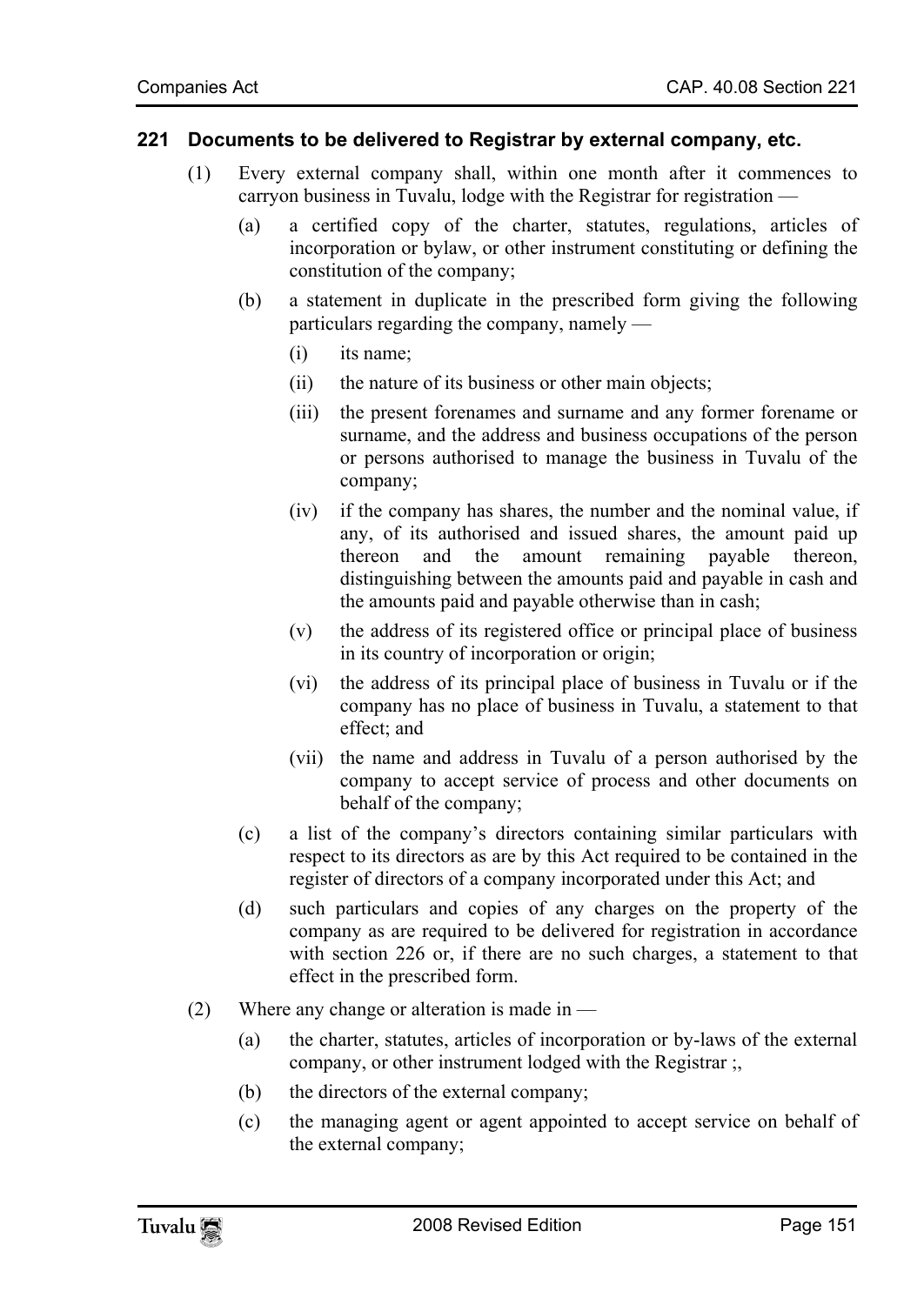## 221 Documents to be delivered to Registrar by external company, etc.

(1) Every external company shall, within one month after it commences to carryon business in Tuvalu, lodge with the Registrar for registration —

(a) a certified copy of the charter, statutes, regulations, articles of incorporation or bylaw, or other instrument constituting or defining the constitution of the company;

(b) a statement in duplicate in the prescribed form giving the following particulars regarding the company, namely —

(i) its name;

(ii) the nature of its business or other main objects;

(iii) the present forenames and surname and any former forename or surname, and the address and business occupations of the person or persons authorised to manage the business in Tuvalu of the company;

(iv) if the company has shares, the number and the nominal value, if any, of its authorised and issued shares, the amount paid up thereon and the amount remaining payable thereon, distinguishing between the amounts paid and payable in cash and the amounts paid and payable otherwise than in cash;

(v) the address of its registered office or principal place of business in its country of incorporation or origin;

(vi) the address of its principal place of business in Tuvalu or if the company has no place of business in Tuvalu, a statement to that effect; and

(vii) the name and address in Tuvalu of a person authorised by the company to accept service of process and other documents on behalf of the company;

(c) a list of the company's directors containing similar particulars with respect to its directors as are by this Act required to be contained in the register of directors of a company incorporated under this Act; and

(d) such particulars and copies of any charges on the property of the company as are required to be delivered for registration in accordance with section 226 or, if there are no such charges, a statement to that effect in the prescribed form.

(2) Where any change or alteration is made in —

(a) the charter, statutes, articles of incorporation or by-laws of the external company, or other instrument lodged with the Registrar ;,

(b) the directors of the external company;

(c) the managing agent or agent appointed to accept service on behalf of the external company;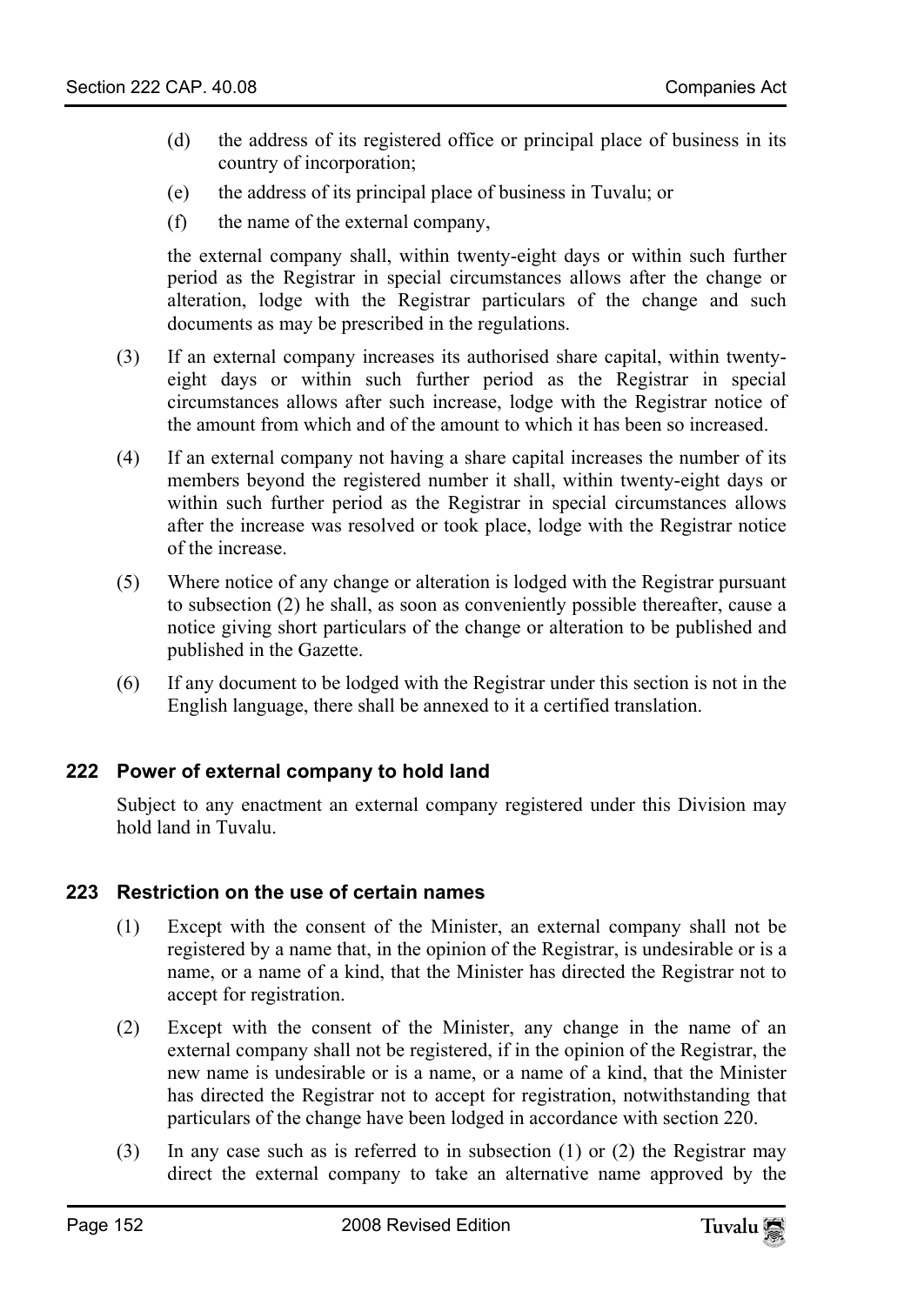(d) the address of its registered office or principal place of business in its country of incorporation;

(e) the address of its principal place of business in Tuvalu; or

(f) the name of the external company,

the external company shall, within twenty-eight days or within such further period as the Registrar in special circumstances allows after the change or alteration, lodge with the Registrar particulars of the change and such documents as may be prescribed in the regulations.

(3) If an external company increases its authorised share capital, within twenty-eight days or within such further period as the Registrar in special circumstances allows after such increase, lodge with the Registrar notice of the amount from which and of the amount to which it has been so increased.

(4) If an external company not having a share capital increases the number of its members beyond the registered number it shall, within twenty-eight days or within such further period as the Registrar in special circumstances allows after the increase was resolved or took place, lodge with the Registrar notice of the increase.

(5) Where notice of any change or alteration is lodged with the Registrar pursuant to subsection (2) he shall, as soon as conveniently possible thereafter, cause a notice giving short particulars of the change or alteration to be published and published in the Gazette.

(6) If any document to be lodged with the Registrar under this section is not in the English language, there shall be annexed to it a certified translation.

## 222 Power of external company to hold land

Subject to any enactment an external company registered under this Division may hold land in Tuvalu.

## 223 Restriction on the use of certain names

(1) Except with the consent of the Minister, an external company shall not be registered by a name that, in the opinion of the Registrar, is undesirable or is a name, or a name of a kind, that the Minister has directed the Registrar not to accept for registration.

(2) Except with the consent of the Minister, any change in the name of an external company shall not be registered, if in the opinion of the Registrar, the new name is undesirable or is a name, or a name of a kind, that the Minister has directed the Registrar not to accept for registration, notwithstanding that particulars of the change have been lodged in accordance with section 220.

(3) In any case such as is referred to in subsection (1) or (2) the Registrar may direct the external company to take an alternative name approved by the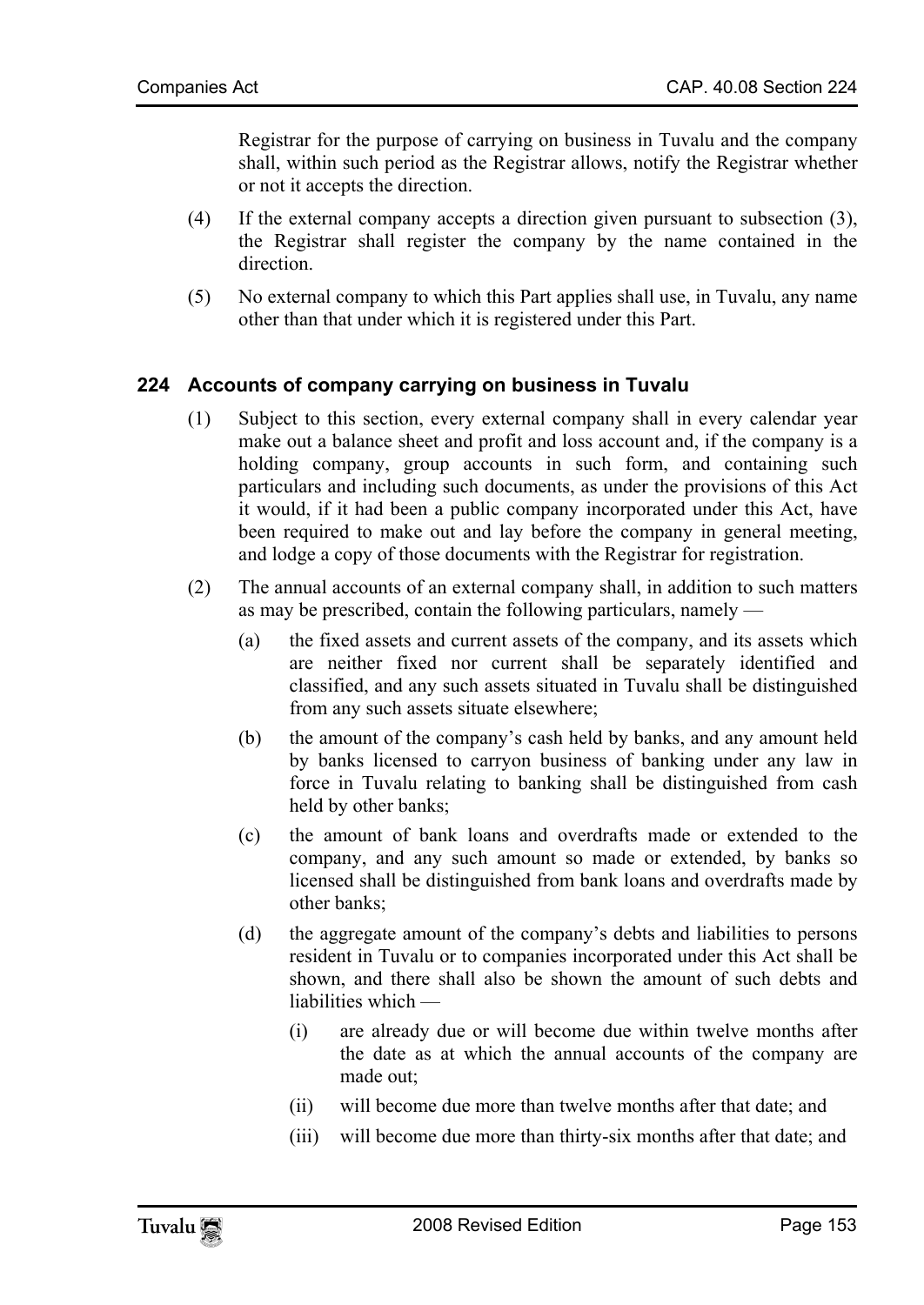Registrar for the purpose of carrying on business in Tuvalu and the company shall, within such period as the Registrar allows, notify the Registrar whether or not it accepts the direction.

(4) If the external company accepts a direction given pursuant to subsection (3), the Registrar shall register the company by the name contained in the direction.

(5) No external company to which this Part applies shall use, in Tuvalu, any name other than that under which it is registered under this Part.

## 224 Accounts of company carrying on business in Tuvalu

(1) Subject to this section, every external company shall in every calendar year make out a balance sheet and profit and loss account and, if the company is a holding company, group accounts in such form, and containing such particulars and including such documents, as under the provisions of this Act it would, if it had been a public company incorporated under this Act, have been required to make out and lay before the company in general meeting, and lodge a copy of those documents with the Registrar for registration.

(2) The annual accounts of an external company shall, in addition to such matters as may be prescribed, contain the following particulars, namely —

(a) the fixed assets and current assets of the company, and its assets which are neither fixed nor current shall be separately identified and classified, and any such assets situated in Tuvalu shall be distinguished from any such assets situate elsewhere;

(b) the amount of the company's cash held by banks, and any amount held by banks licensed to carryon business of banking under any law in force in Tuvalu relating to banking shall be distinguished from cash held by other banks;

(c) the amount of bank loans and overdrafts made or extended to the company, and any such amount so made or extended, by banks so licensed shall be distinguished from bank loans and overdrafts made by other banks;

(d) the aggregate amount of the company's debts and liabilities to persons resident in Tuvalu or to companies incorporated under this Act shall be shown, and there shall also be shown the amount of such debts and liabilities which —

(i) are already due or will become due within twelve months after the date as at which the annual accounts of the company are made out;

(ii) will become due more than twelve months after that date; and

(iii) will become due more than thirty-six months after that date; and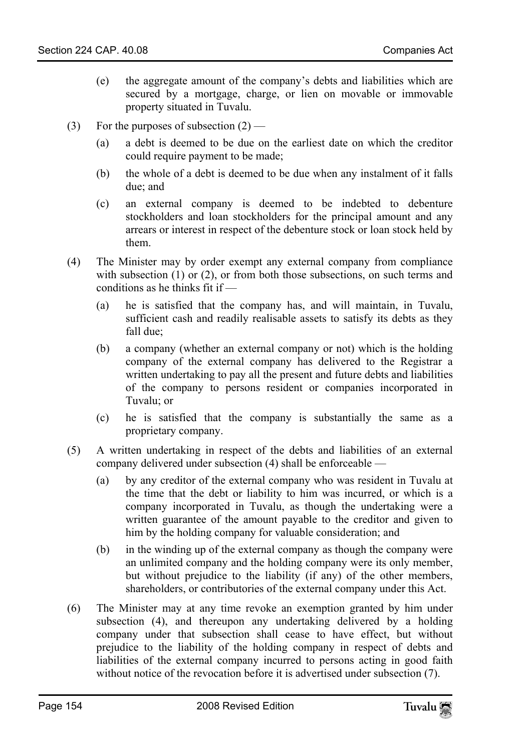(e) the aggregate amount of the company's debts and liabilities which are secured by a mortgage, charge, or lien on movable or immovable property situated in Tuvalu.

(3) For the purposes of subsection (2) —

(a) a debt is deemed to be due on the earliest date on which the creditor could require payment to be made;

(b) the whole of a debt is deemed to be due when any instalment of it falls due; and

(c) an external company is deemed to be indebted to debenture stockholders and loan stockholders for the principal amount and any arrears or interest in respect of the debenture stock or loan stock held by them.

(4) The Minister may by order exempt any external company from compliance with subsection (1) or (2), or from both those subsections, on such terms and conditions as he thinks fit if —

(a) he is satisfied that the company has, and will maintain, in Tuvalu, sufficient cash and readily realisable assets to satisfy its debts as they fall due;

(b) a company (whether an external company or not) which is the holding company of the external company has delivered to the Registrar a written undertaking to pay all the present and future debts and liabilities of the company to persons resident or companies incorporated in Tuvalu; or

(c) he is satisfied that the company is substantially the same as a proprietary company.

(5) A written undertaking in respect of the debts and liabilities of an external company delivered under subsection (4) shall be enforceable —

(a) by any creditor of the external company who was resident in Tuvalu at the time that the debt or liability to him was incurred, or which is a company incorporated in Tuvalu, as though the undertaking were a written guarantee of the amount payable to the creditor and given to him by the holding company for valuable consideration; and

(b) in the winding up of the external company as though the company were an unlimited company and the holding company were its only member, but without prejudice to the liability (if any) of the other members, shareholders, or contributories of the external company under this Act.

(6) The Minister may at any time revoke an exemption granted by him under subsection (4), and thereupon any undertaking delivered by a holding company under that subsection shall cease to have effect, but without prejudice to the liability of the holding company in respect of debts and liabilities of the external company incurred to persons acting in good faith without notice of the revocation before it is advertised under subsection (7).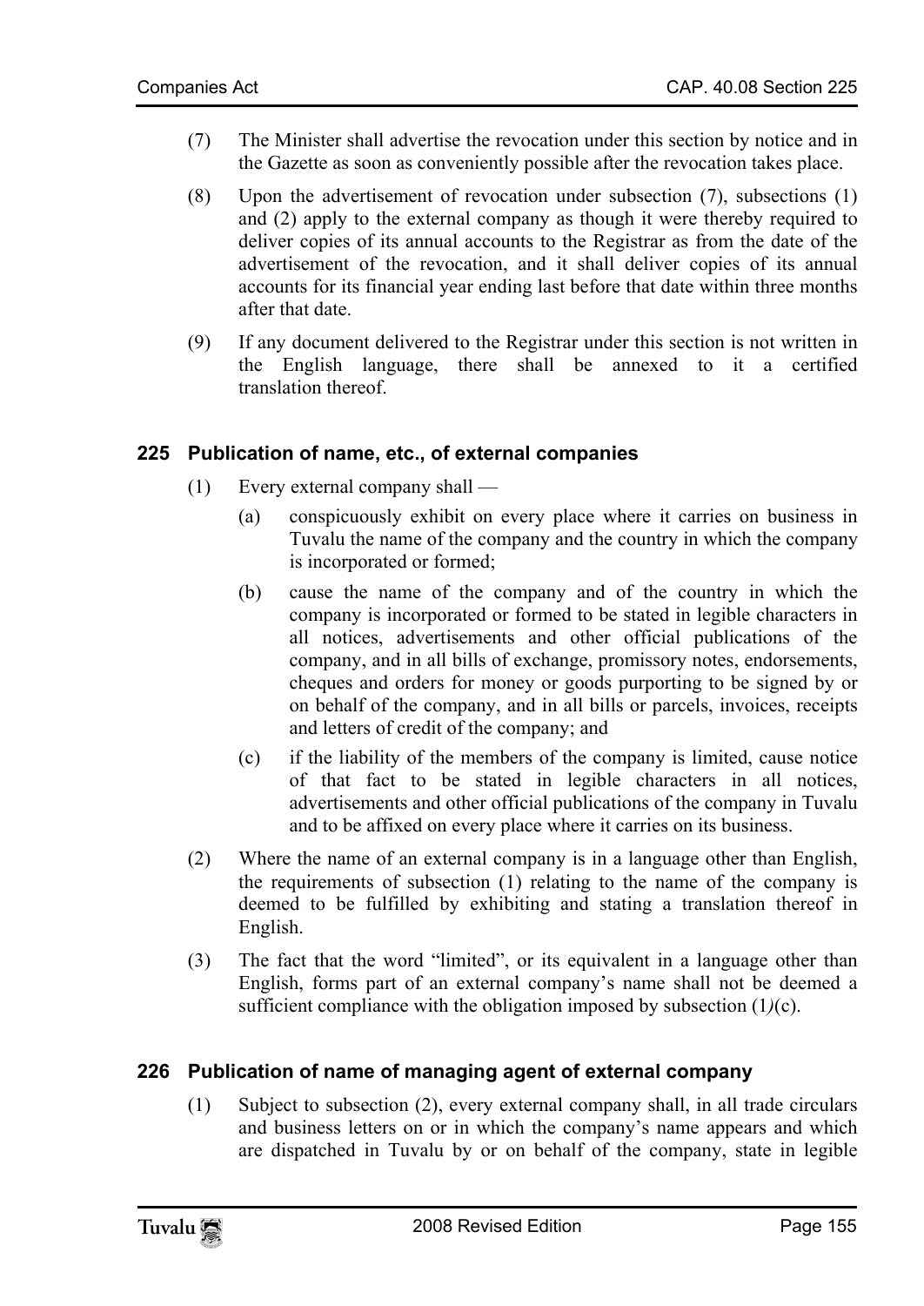(7) The Minister shall advertise the revocation under this section by notice and in the Gazette as soon as conveniently possible after the revocation takes place.

(8) Upon the advertisement of revocation under subsection (7), subsections (1) and (2) apply to the external company as though it were thereby required to deliver copies of its annual accounts to the Registrar as from the date of the advertisement of the revocation, and it shall deliver copies of its annual accounts for its financial year ending last before that date within three months after that date.

(9) If any document delivered to the Registrar under this section is not written in the English language, there shall be annexed to it a certified translation thereof.

## 225 Publication of name, etc., of external companies

(1) Every external company shall —

(a) conspicuously exhibit on every place where it carries on business in Tuvalu the name of the company and the country in which the company is incorporated or formed;

(b) cause the name of the company and of the country in which the company is incorporated or formed to be stated in legible characters in all notices, advertisements and other official publications of the company, and in all bills of exchange, promissory notes, endorsements, cheques and orders for money or goods purporting to be signed by or on behalf of the company, and in all bills or parcels, invoices, receipts and letters of credit of the company; and

(c) if the liability of the members of the company is limited, cause notice of that fact to be stated in legible characters in all notices, advertisements and other official publications of the company in Tuvalu and to be affixed on every place where it carries on its business.

(2) Where the name of an external company is in a language other than English, the requirements of subsection (1) relating to the name of the company is deemed to be fulfilled by exhibiting and stating a translation thereof in English.

(3) The fact that the word "limited", or its equivalent in a language other than English, forms part of an external company's name shall not be deemed a sufficient compliance with the obligation imposed by subsection (1)(c).

## 226 Publication of name of managing agent of external company

(1) Subject to subsection (2), every external company shall, in all trade circulars and business letters on or in which the company's name appears and which are dispatched in Tuvalu by or on behalf of the company, state in legible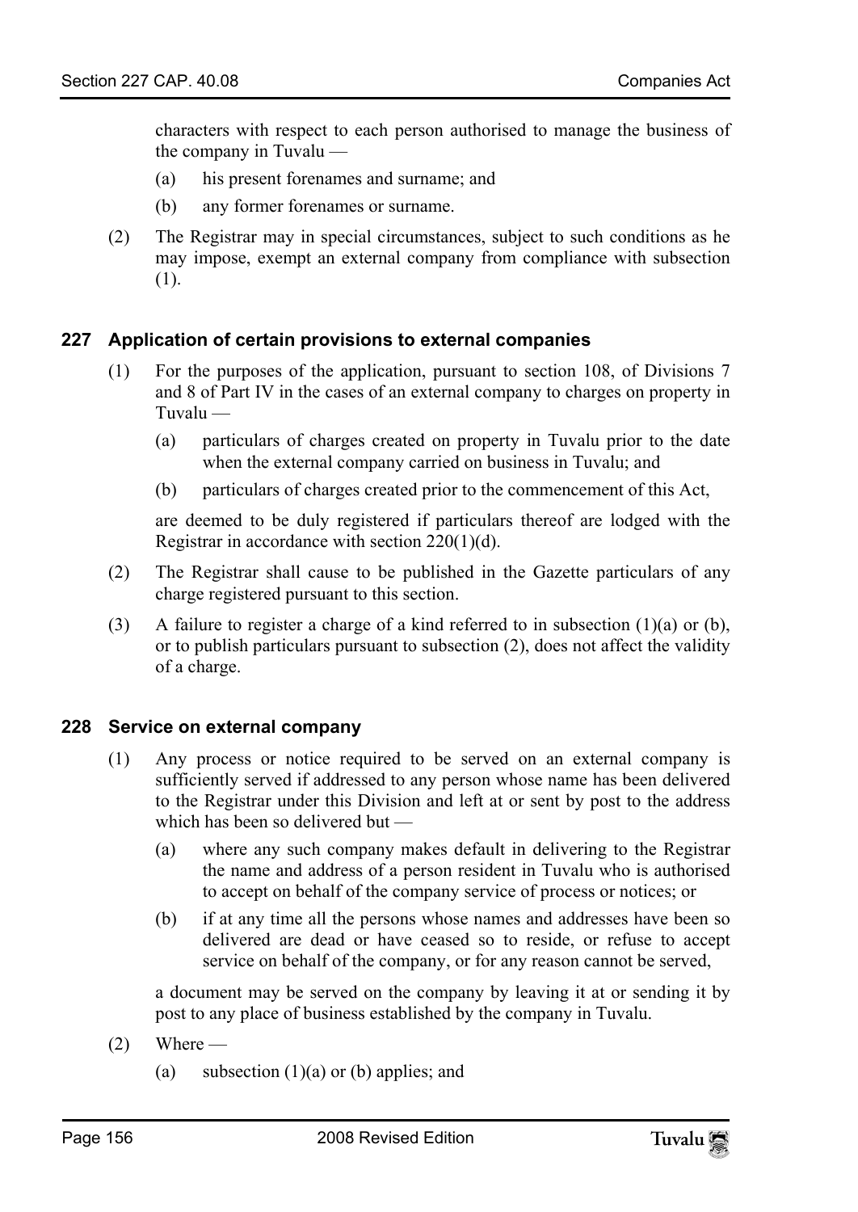characters with respect to each person authorised to manage the business of the company in Tuvalu —

(a) his present forenames and surname; and

(b) any former forenames or surname.

(2) The Registrar may in special circumstances, subject to such conditions as he may impose, exempt an external company from compliance with subsection (1).

### 227 Application of certain provisions to external companies

(1) For the purposes of the application, pursuant to section 108, of Divisions 7 and 8 of Part IV in the cases of an external company to charges on property in Tuvalu —

(a) particulars of charges created on property in Tuvalu prior to the date when the external company carried on business in Tuvalu; and

(b) particulars of charges created prior to the commencement of this Act,

are deemed to be duly registered if particulars thereof are lodged with the Registrar in accordance with section 220(1)(d).

(2) The Registrar shall cause to be published in the Gazette particulars of any charge registered pursuant to this section.

(3) A failure to register a charge of a kind referred to in subsection (1)(a) or (b), or to publish particulars pursuant to subsection (2), does not affect the validity of a charge.

### 228 Service on external company

(1) Any process or notice required to be served on an external company is sufficiently served if addressed to any person whose name has been delivered to the Registrar under this Division and left at or sent by post to the address which has been so delivered but —

(a) where any such company makes default in delivering to the Registrar the name and address of a person resident in Tuvalu who is authorised to accept on behalf of the company service of process or notices; or

(b) if at any time all the persons whose names and addresses have been so delivered are dead or have ceased so to reside, or refuse to accept service on behalf of the company, or for any reason cannot be served,

a document may be served on the company by leaving it at or sending it by post to any place of business established by the company in Tuvalu.

(2) Where —

(a) subsection (1)(a) or (b) applies; and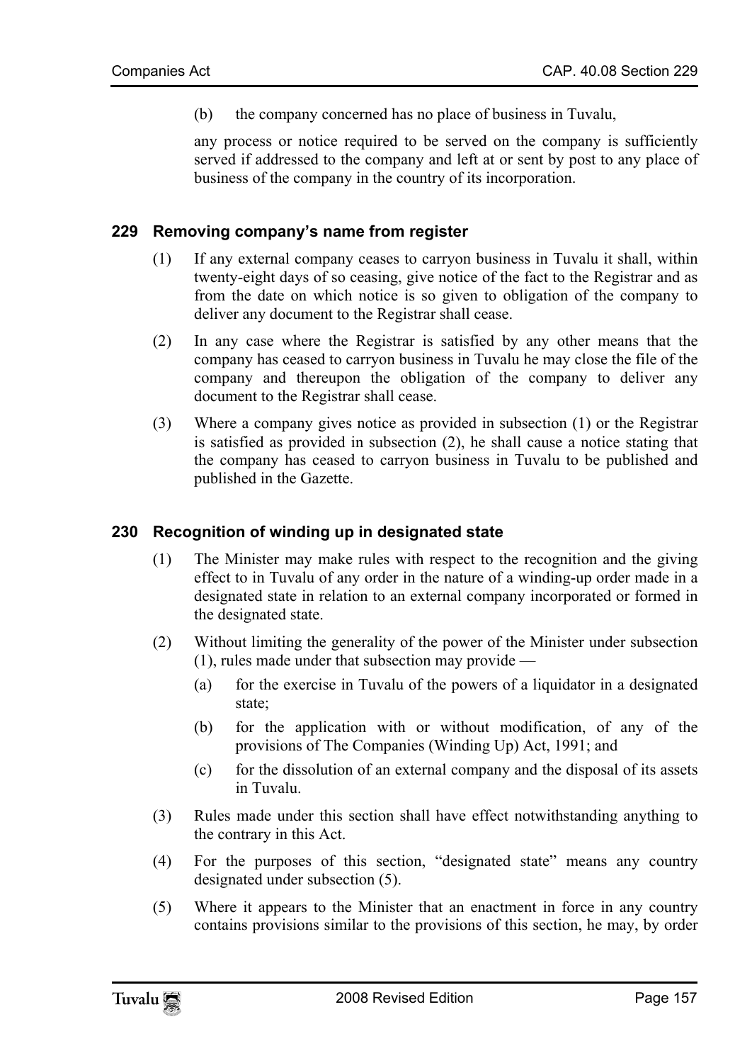(b) the company concerned has no place of business in Tuvalu,

any process or notice required to be served on the company is sufficiently served if addressed to the company and left at or sent by post to any place of business of the company in the country of its incorporation.

## 229 Removing company's name from register

(1) If any external company ceases to carryon business in Tuvalu it shall, within twenty-eight days of so ceasing, give notice of the fact to the Registrar and as from the date on which notice is so given to obligation of the company to deliver any document to the Registrar shall cease.

(2) In any case where the Registrar is satisfied by any other means that the company has ceased to carryon business in Tuvalu he may close the file of the company and thereupon the obligation of the company to deliver any document to the Registrar shall cease.

(3) Where a company gives notice as provided in subsection (1) or the Registrar is satisfied as provided in subsection (2), he shall cause a notice stating that the company has ceased to carryon business in Tuvalu to be published and published in the Gazette.

## 230 Recognition of winding up in designated state

(1) The Minister may make rules with respect to the recognition and the giving effect to in Tuvalu of any order in the nature of a winding-up order made in a designated state in relation to an external company incorporated or formed in the designated state.

(2) Without limiting the generality of the power of the Minister under subsection (1), rules made under that subsection may provide —

(a) for the exercise in Tuvalu of the powers of a liquidator in a designated state;

(b) for the application with or without modification, of any of the provisions of The Companies (Winding Up) Act, 1991; and

(c) for the dissolution of an external company and the disposal of its assets in Tuvalu.

(3) Rules made under this section shall have effect notwithstanding anything to the contrary in this Act.

(4) For the purposes of this section, "designated state" means any country designated under subsection (5).

(5) Where it appears to the Minister that an enactment in force in any country contains provisions similar to the provisions of this section, he may, by order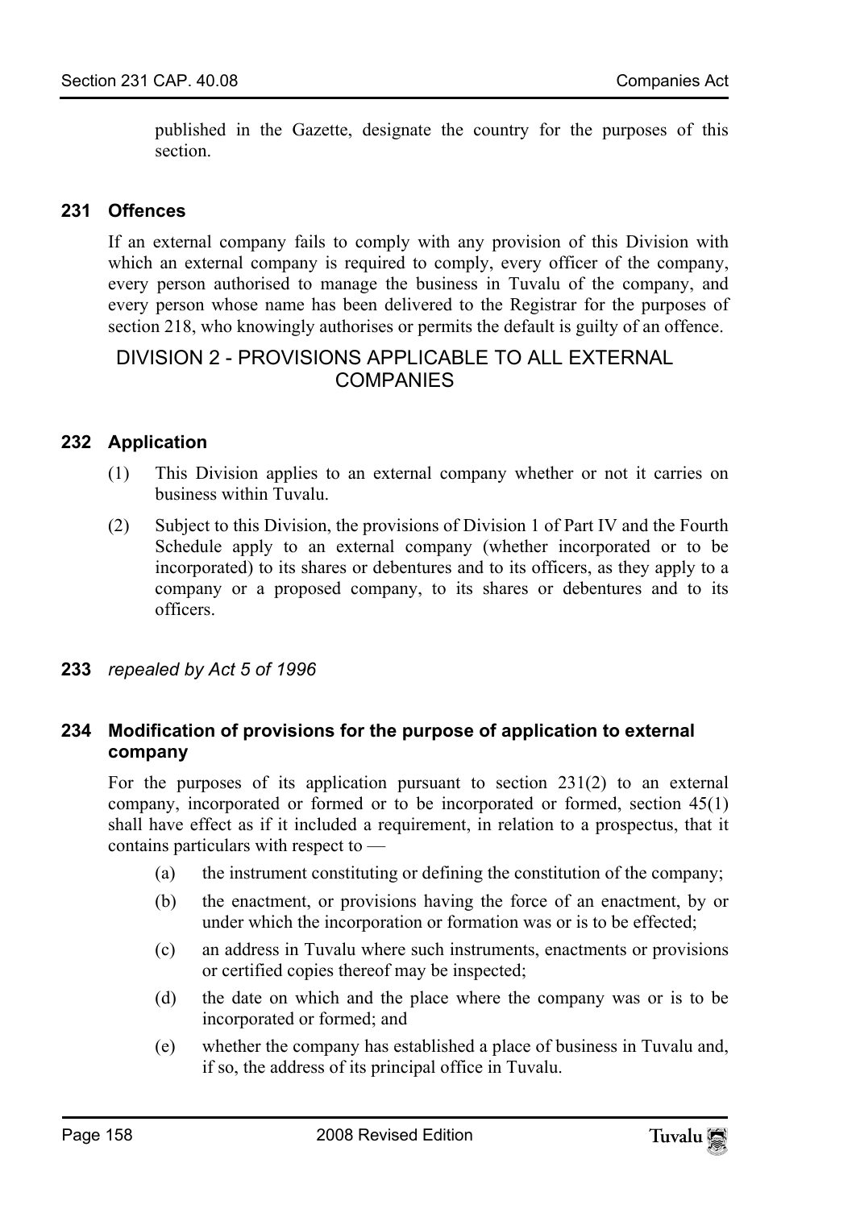published in the Gazette, designate the country for the purposes of this section.

### 231 Offences

If an external company fails to comply with any provision of this Division with which an external company is required to comply, every officer of the company, every person authorised to manage the business in Tuvalu of the company, and every person whose name has been delivered to the Registrar for the purposes of section 218, who knowingly authorises or permits the default is guilty of an offence.

## DIVISION 2 - PROVISIONS APPLICABLE TO ALL EXTERNAL COMPANIES

### 232 Application

(1) This Division applies to an external company whether or not it carries on business within Tuvalu.

(2) Subject to this Division, the provisions of Division 1 of Part IV and the Fourth Schedule apply to an external company (whether incorporated or to be incorporated) to its shares or debentures and to its officers, as they apply to a company or a proposed company, to its shares or debentures and to its officers.

**233** *repealed by Act 5 of 1996*

### 234 Modification of provisions for the purpose of application to external company

For the purposes of its application pursuant to section 231(2) to an external company, incorporated or formed or to be incorporated or formed, section 45(1) shall have effect as if it included a requirement, in relation to a prospectus, that it contains particulars with respect to —

(a) the instrument constituting or defining the constitution of the company;

(b) the enactment, or provisions having the force of an enactment, by or under which the incorporation or formation was or is to be effected;

(c) an address in Tuvalu where such instruments, enactments or provisions or certified copies thereof may be inspected;

(d) the date on which and the place where the company was or is to be incorporated or formed; and

(e) whether the company has established a place of business in Tuvalu and, if so, the address of its principal office in Tuvalu.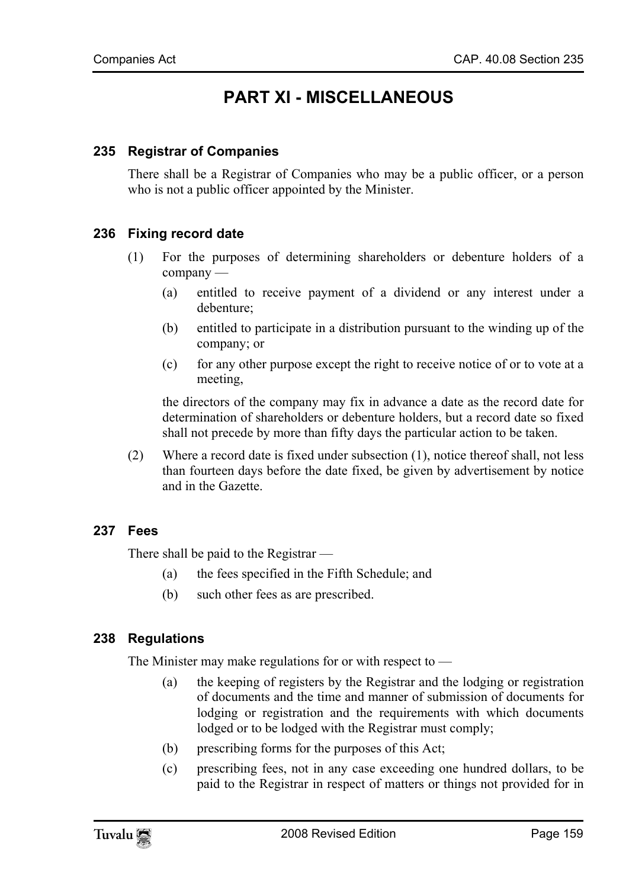# PART XI - MISCELLANEOUS

### 235 Registrar of Companies

There shall be a Registrar of Companies who may be a public officer, or a person who is not a public officer appointed by the Minister.

### 236 Fixing record date

(1) For the purposes of determining shareholders or debenture holders of a company —

  (a) entitled to receive payment of a dividend or any interest under a debenture;

  (b) entitled to participate in a distribution pursuant to the winding up of the company; or

  (c) for any other purpose except the right to receive notice of or to vote at a meeting,

the directors of the company may fix in advance a date as the record date for determination of shareholders or debenture holders, but a record date so fixed shall not precede by more than fifty days the particular action to be taken.

(2) Where a record date is fixed under subsection (1), notice thereof shall, not less than fourteen days before the date fixed, be given by advertisement by notice and in the Gazette.

### 237 Fees

There shall be paid to the Registrar —

  (a) the fees specified in the Fifth Schedule; and

  (b) such other fees as are prescribed.

### 238 Regulations

The Minister may make regulations for or with respect to —

  (a) the keeping of registers by the Registrar and the lodging or registration of documents and the time and manner of submission of documents for lodging or registration and the requirements with which documents lodged or to be lodged with the Registrar must comply;

  (b) prescribing forms for the purposes of this Act;

  (c) prescribing fees, not in any case exceeding one hundred dollars, to be paid to the Registrar in respect of matters or things not provided for in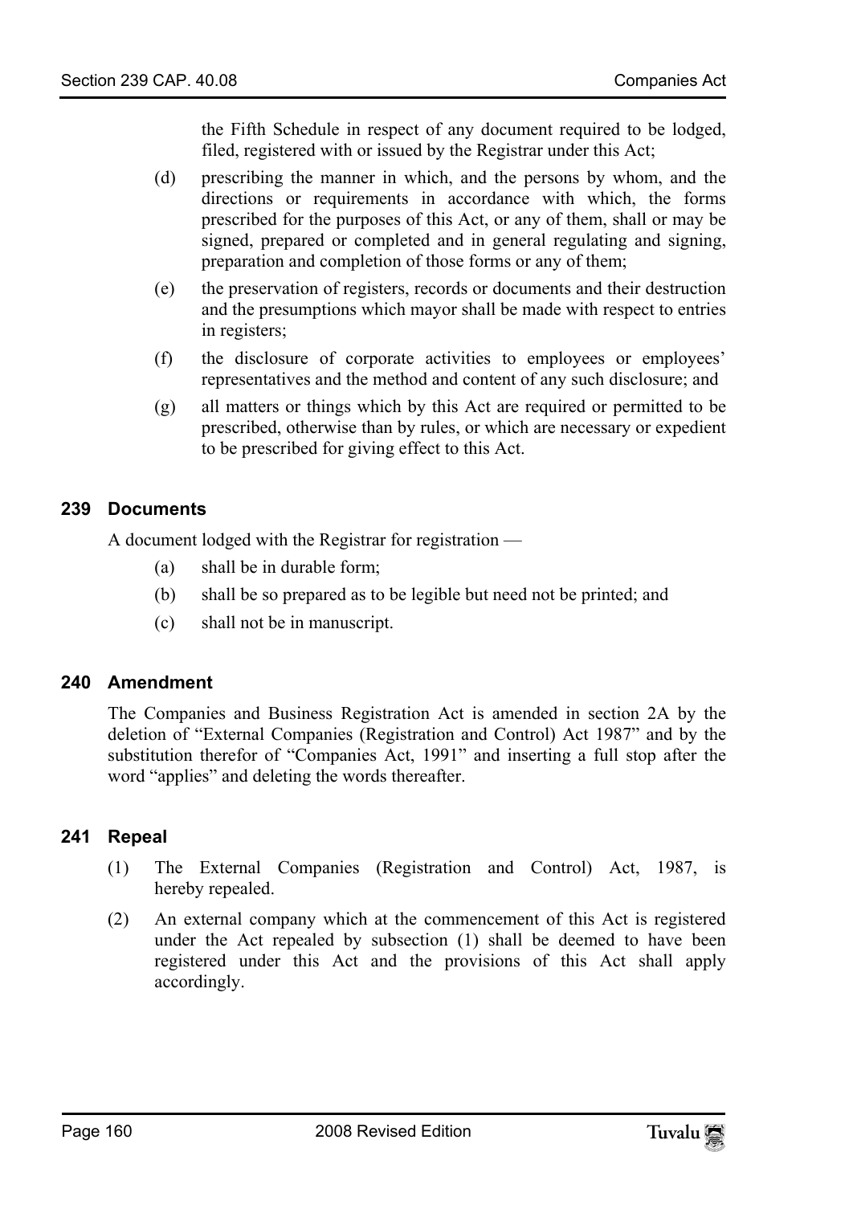the Fifth Schedule in respect of any document required to be lodged, filed, registered with or issued by the Registrar under this Act;

(d) prescribing the manner in which, and the persons by whom, and the directions or requirements in accordance with which, the forms prescribed for the purposes of this Act, or any of them, shall or may be signed, prepared or completed and in general regulating and signing, preparation and completion of those forms or any of them;

(e) the preservation of registers, records or documents and their destruction and the presumptions which mayor shall be made with respect to entries in registers;

(f) the disclosure of corporate activities to employees or employees' representatives and the method and content of any such disclosure; and

(g) all matters or things which by this Act are required or permitted to be prescribed, otherwise than by rules, or which are necessary or expedient to be prescribed for giving effect to this Act.

### 239 Documents

A document lodged with the Registrar for registration —

(a) shall be in durable form;

(b) shall be so prepared as to be legible but need not be printed; and

(c) shall not be in manuscript.

### 240 Amendment

The Companies and Business Registration Act is amended in section 2A by the deletion of "External Companies (Registration and Control) Act 1987" and by the substitution therefor of "Companies Act, 1991" and inserting a full stop after the word "applies" and deleting the words thereafter.

### 241 Repeal

(1) The External Companies (Registration and Control) Act, 1987, is hereby repealed.

(2) An external company which at the commencement of this Act is registered under the Act repealed by subsection (1) shall be deemed to have been registered under this Act and the provisions of this Act shall apply accordingly.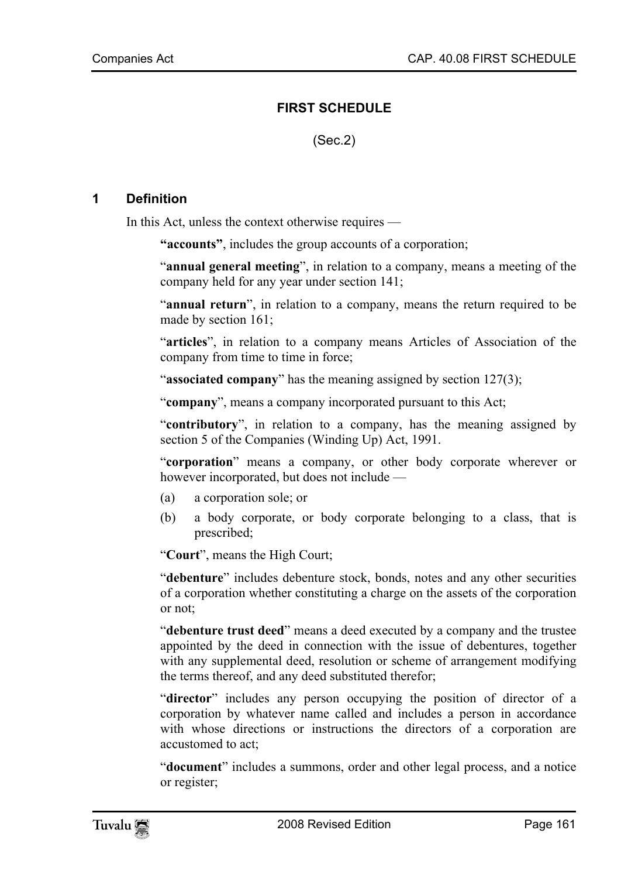## FIRST SCHEDULE

(Sec.2)

### 1 Definition

In this Act, unless the context otherwise requires —

**"accounts"**, includes the group accounts of a corporation;

"**annual general meeting**", in relation to a company, means a meeting of the company held for any year under section 141;

"**annual return**", in relation to a company, means the return required to be made by section 161;

"**articles**", in relation to a company means Articles of Association of the company from time to time in force;

"**associated company**" has the meaning assigned by section 127(3);

"**company**", means a company incorporated pursuant to this Act;

"**contributory**", in relation to a company, has the meaning assigned by section 5 of the Companies (Winding Up) Act, 1991.

"**corporation**" means a company, or other body corporate wherever or however incorporated, but does not include —

(a) a corporation sole; or

(b) a body corporate, or body corporate belonging to a class, that is prescribed;

"**Court**", means the High Court;

"**debenture**" includes debenture stock, bonds, notes and any other securities of a corporation whether constituting a charge on the assets of the corporation or not;

"**debenture trust deed**" means a deed executed by a company and the trustee appointed by the deed in connection with the issue of debentures, together with any supplemental deed, resolution or scheme of arrangement modifying the terms thereof, and any deed substituted therefor;

"**director**" includes any person occupying the position of director of a corporation by whatever name called and includes a person in accordance with whose directions or instructions the directors of a corporation are accustomed to act;

"**document**" includes a summons, order and other legal process, and a notice or register;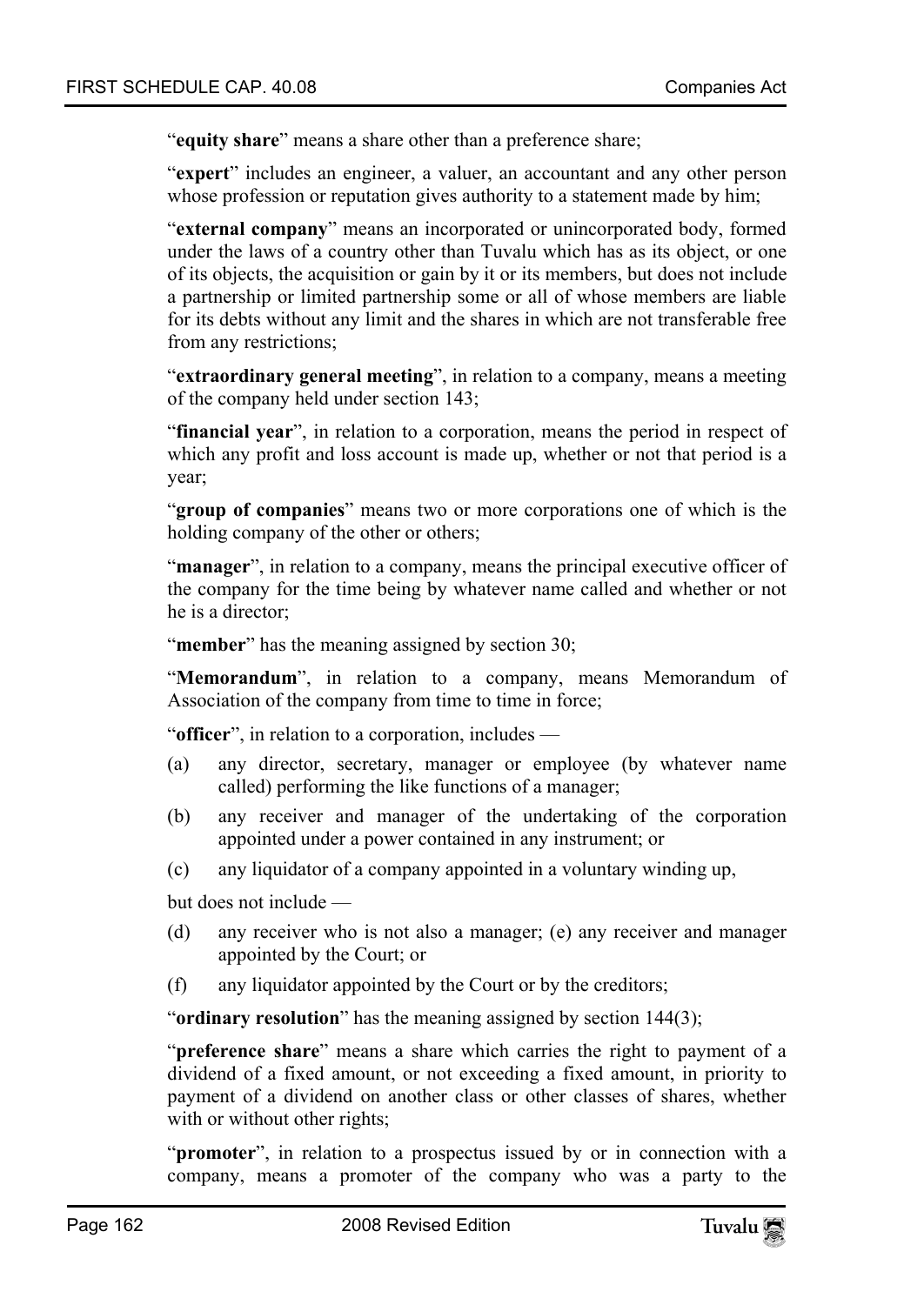"**equity share**" means a share other than a preference share;

"**expert**" includes an engineer, a valuer, an accountant and any other person whose profession or reputation gives authority to a statement made by him;

"**external company**" means an incorporated or unincorporated body, formed under the laws of a country other than Tuvalu which has as its object, or one of its objects, the acquisition or gain by it or its members, but does not include a partnership or limited partnership some or all of whose members are liable for its debts without any limit and the shares in which are not transferable free from any restrictions;

"**extraordinary general meeting**", in relation to a company, means a meeting of the company held under section 143;

"**financial year**", in relation to a corporation, means the period in respect of which any profit and loss account is made up, whether or not that period is a year;

"**group of companies**" means two or more corporations one of which is the holding company of the other or others;

"**manager**", in relation to a company, means the principal executive officer of the company for the time being by whatever name called and whether or not he is a director;

"**member**" has the meaning assigned by section 30;

"**Memorandum**", in relation to a company, means Memorandum of Association of the company from time to time in force;

"**officer**", in relation to a corporation, includes —

(a) any director, secretary, manager or employee (by whatever name called) performing the like functions of a manager;

(b) any receiver and manager of the undertaking of the corporation appointed under a power contained in any instrument; or

(c) any liquidator of a company appointed in a voluntary winding up,

but does not include —

(d) any receiver who is not also a manager; (e) any receiver and manager appointed by the Court; or

(f) any liquidator appointed by the Court or by the creditors;

"**ordinary resolution**" has the meaning assigned by section 144(3);

"**preference share**" means a share which carries the right to payment of a dividend of a fixed amount, or not exceeding a fixed amount, in priority to payment of a dividend on another class or other classes of shares, whether with or without other rights;

"**promoter**", in relation to a prospectus issued by or in connection with a company, means a promoter of the company who was a party to the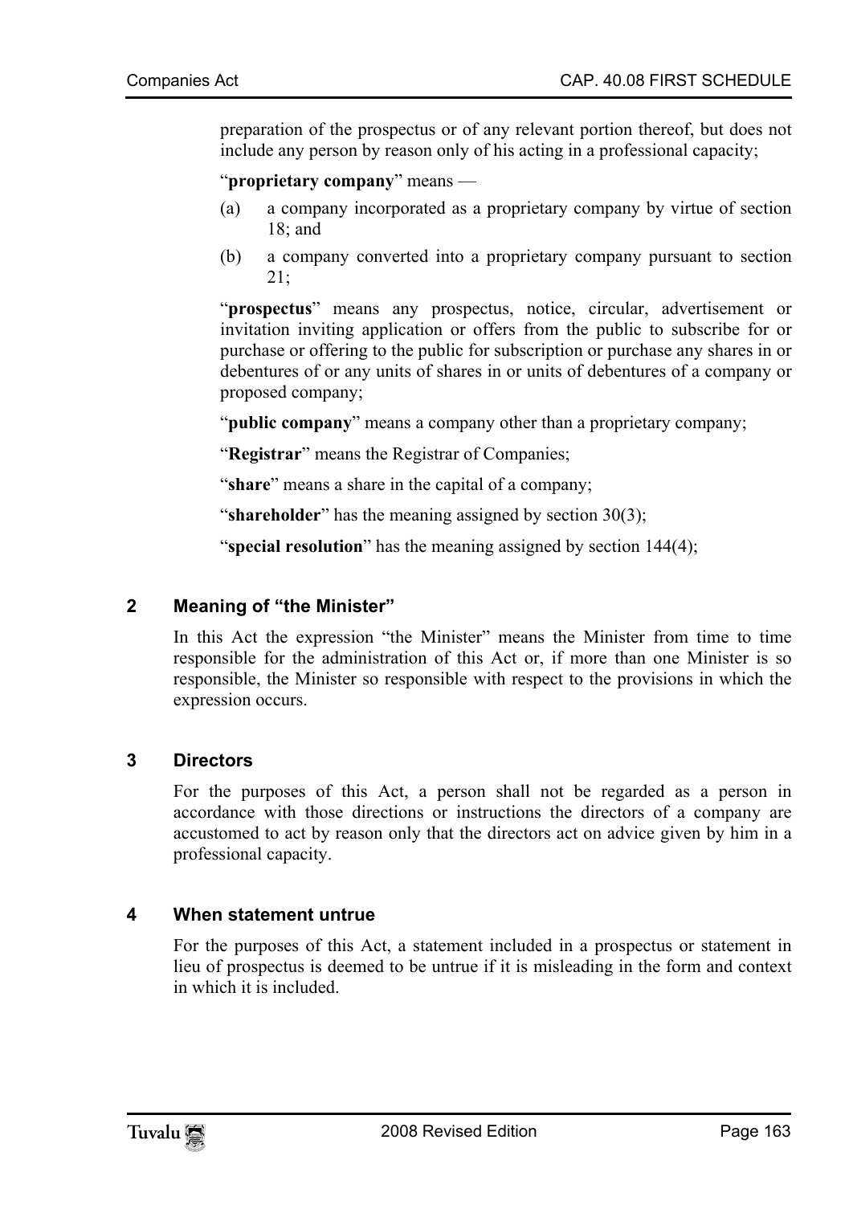preparation of the prospectus or of any relevant portion thereof, but does not include any person by reason only of his acting in a professional capacity;

"**proprietary company**" means —

(a) a company incorporated as a proprietary company by virtue of section 18; and

(b) a company converted into a proprietary company pursuant to section 21;

"**prospectus**" means any prospectus, notice, circular, advertisement or invitation inviting application or offers from the public to subscribe for or purchase or offering to the public for subscription or purchase any shares in or debentures of or any units of shares in or units of debentures of a company or proposed company;

"**public company**" means a company other than a proprietary company;

"**Registrar**" means the Registrar of Companies;

"**share**" means a share in the capital of a company;

"**shareholder**" has the meaning assigned by section 30(3);

"**special resolution**" has the meaning assigned by section 144(4);

## 2 Meaning of "the Minister"

In this Act the expression "the Minister" means the Minister from time to time responsible for the administration of this Act or, if more than one Minister is so responsible, the Minister so responsible with respect to the provisions in which the expression occurs.

## 3 Directors

For the purposes of this Act, a person shall not be regarded as a person in accordance with those directions or instructions the directors of a company are accustomed to act by reason only that the directors act on advice given by him in a professional capacity.

## 4 When statement untrue

For the purposes of this Act, a statement included in a prospectus or statement in lieu of prospectus is deemed to be untrue if it is misleading in the form and context in which it is included.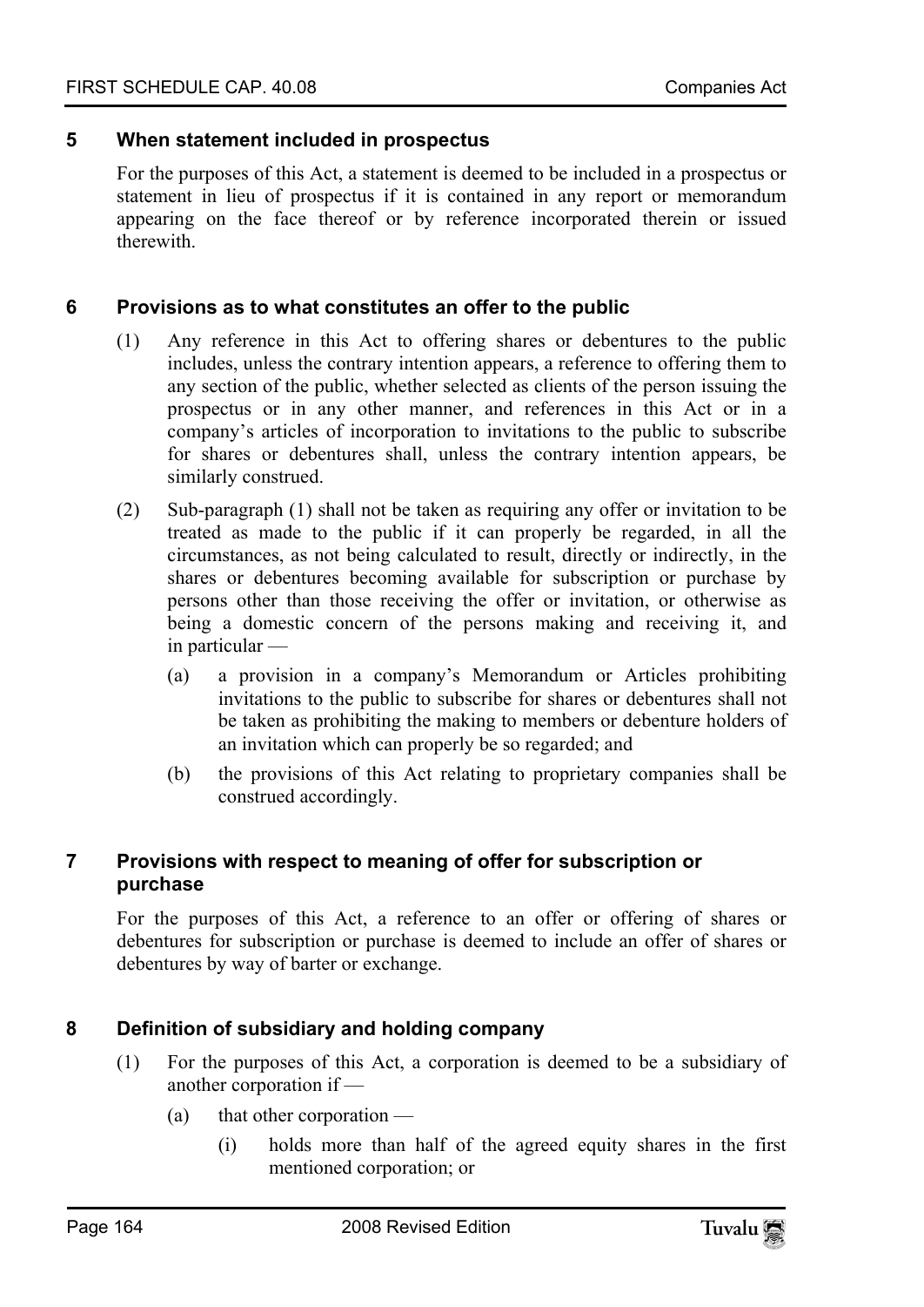### 5 When statement included in prospectus

For the purposes of this Act, a statement is deemed to be included in a prospectus or statement in lieu of prospectus if it is contained in any report or memorandum appearing on the face thereof or by reference incorporated therein or issued therewith.

### 6 Provisions as to what constitutes an offer to the public

(1) Any reference in this Act to offering shares or debentures to the public includes, unless the contrary intention appears, a reference to offering them to any section of the public, whether selected as clients of the person issuing the prospectus or in any other manner, and references in this Act or in a company's articles of incorporation to invitations to the public to subscribe for shares or debentures shall, unless the contrary intention appears, be similarly construed.

(2) Sub-paragraph (1) shall not be taken as requiring any offer or invitation to be treated as made to the public if it can properly be regarded, in all the circumstances, as not being calculated to result, directly or indirectly, in the shares or debentures becoming available for subscription or purchase by persons other than those receiving the offer or invitation, or otherwise as being a domestic concern of the persons making and receiving it, and in particular —

(a) a provision in a company's Memorandum or Articles prohibiting invitations to the public to subscribe for shares or debentures shall not be taken as prohibiting the making to members or debenture holders of an invitation which can properly be so regarded; and

(b) the provisions of this Act relating to proprietary companies shall be construed accordingly.

### 7 Provisions with respect to meaning of offer for subscription or purchase

For the purposes of this Act, a reference to an offer or offering of shares or debentures for subscription or purchase is deemed to include an offer of shares or debentures by way of barter or exchange.

### 8 Definition of subsidiary and holding company

(1) For the purposes of this Act, a corporation is deemed to be a subsidiary of another corporation if —

(a) that other corporation —

(i) holds more than half of the agreed equity shares in the first mentioned corporation; or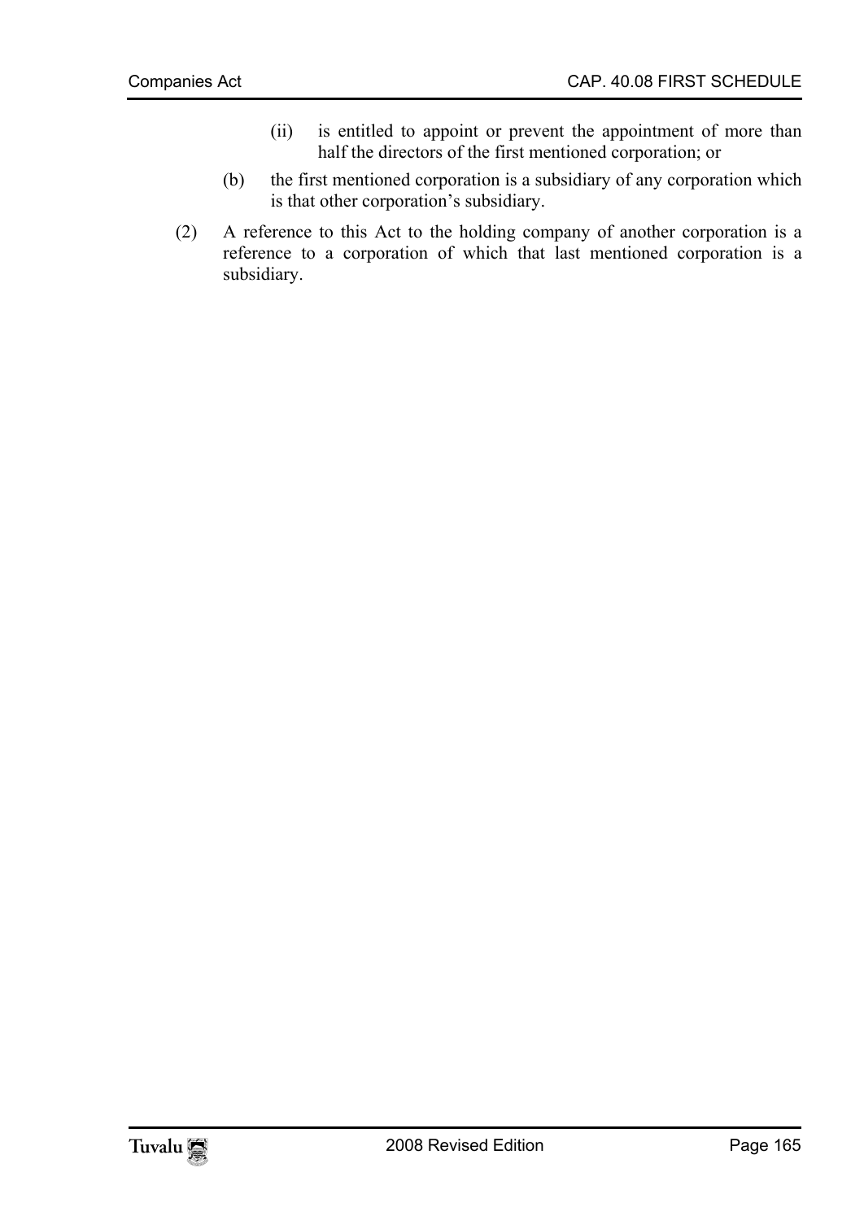(ii) is entitled to appoint or prevent the appointment of more than half the directors of the first mentioned corporation; or

(b) the first mentioned corporation is a subsidiary of any corporation which is that other corporation's subsidiary.

(2) A reference to this Act to the holding company of another corporation is a reference to a corporation of which that last mentioned corporation is a subsidiary.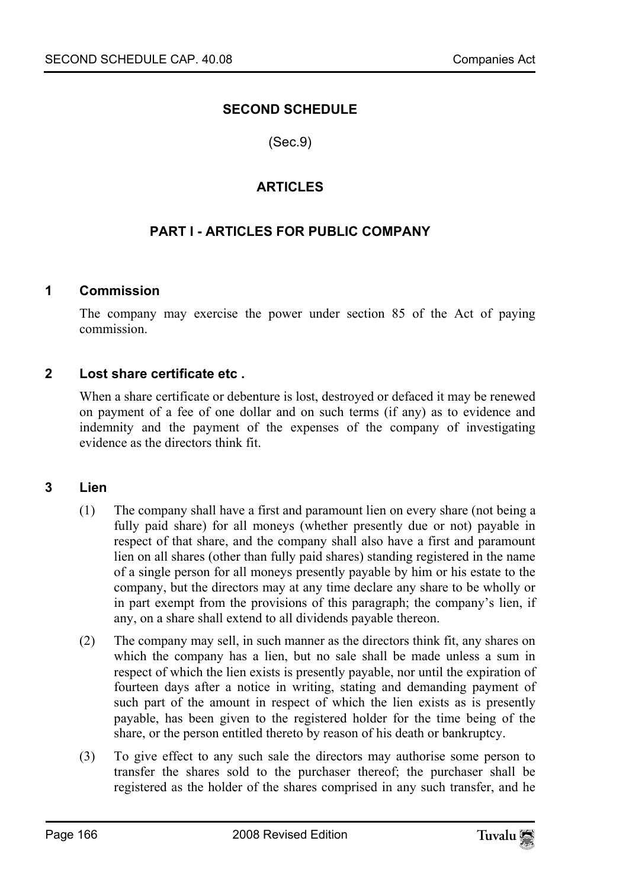# SECOND SCHEDULE

(Sec.9)

## ARTICLES

### PART I - ARTICLES FOR PUBLIC COMPANY

**1 Commission**

The company may exercise the power under section 85 of the Act of paying commission.

**2 Lost share certificate etc .**

When a share certificate or debenture is lost, destroyed or defaced it may be renewed on payment of a fee of one dollar and on such terms (if any) as to evidence and indemnity and the payment of the expenses of the company of investigating evidence as the directors think fit.

**3 Lien**

(1) The company shall have a first and paramount lien on every share (not being a fully paid share) for all moneys (whether presently due or not) payable in respect of that share, and the company shall also have a first and paramount lien on all shares (other than fully paid shares) standing registered in the name of a single person for all moneys presently payable by him or his estate to the company, but the directors may at any time declare any share to be wholly or in part exempt from the provisions of this paragraph; the company's lien, if any, on a share shall extend to all dividends payable thereon.

(2) The company may sell, in such manner as the directors think fit, any shares on which the company has a lien, but no sale shall be made unless a sum in respect of which the lien exists is presently payable, nor until the expiration of fourteen days after a notice in writing, stating and demanding payment of such part of the amount in respect of which the lien exists as is presently payable, has been given to the registered holder for the time being of the share, or the person entitled thereto by reason of his death or bankruptcy.

(3) To give effect to any such sale the directors may authorise some person to transfer the shares sold to the purchaser thereof; the purchaser shall be registered as the holder of the shares comprised in any such transfer, and he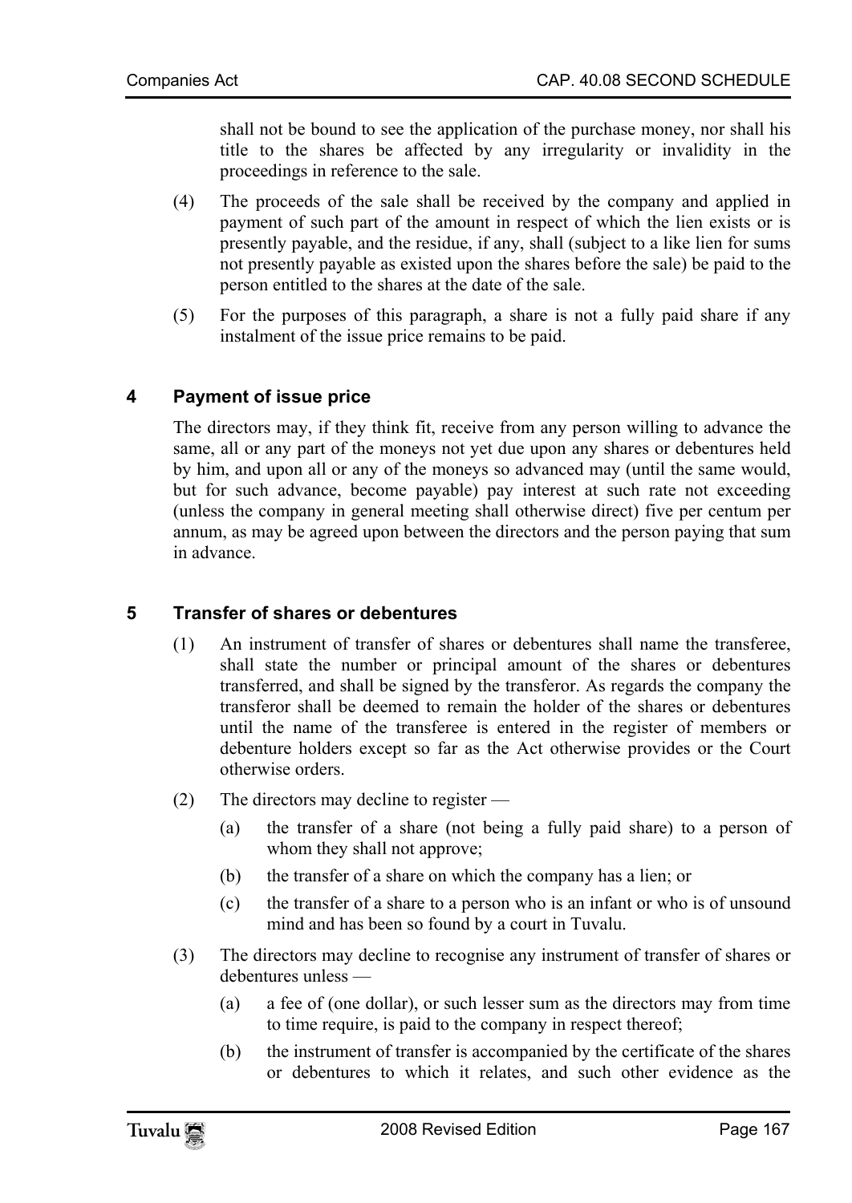shall not be bound to see the application of the purchase money, nor shall his title to the shares be affected by any irregularity or invalidity in the proceedings in reference to the sale.

(4) The proceeds of the sale shall be received by the company and applied in payment of such part of the amount in respect of which the lien exists or is presently payable, and the residue, if any, shall (subject to a like lien for sums not presently payable as existed upon the shares before the sale) be paid to the person entitled to the shares at the date of the sale.

(5) For the purposes of this paragraph, a share is not a fully paid share if any instalment of the issue price remains to be paid.

## 4 Payment of issue price

The directors may, if they think fit, receive from any person willing to advance the same, all or any part of the moneys not yet due upon any shares or debentures held by him, and upon all or any of the moneys so advanced may (until the same would, but for such advance, become payable) pay interest at such rate not exceeding (unless the company in general meeting shall otherwise direct) five per centum per annum, as may be agreed upon between the directors and the person paying that sum in advance.

## 5 Transfer of shares or debentures

(1) An instrument of transfer of shares or debentures shall name the transferee, shall state the number or principal amount of the shares or debentures transferred, and shall be signed by the transferor. As regards the company the transferor shall be deemed to remain the holder of the shares or debentures until the name of the transferee is entered in the register of members or debenture holders except so far as the Act otherwise provides or the Court otherwise orders.

(2) The directors may decline to register —

(a) the transfer of a share (not being a fully paid share) to a person of whom they shall not approve;

(b) the transfer of a share on which the company has a lien; or

(c) the transfer of a share to a person who is an infant or who is of unsound mind and has been so found by a court in Tuvalu.

(3) The directors may decline to recognise any instrument of transfer of shares or debentures unless —

(a) a fee of (one dollar), or such lesser sum as the directors may from time to time require, is paid to the company in respect thereof;

(b) the instrument of transfer is accompanied by the certificate of the shares or debentures to which it relates, and such other evidence as the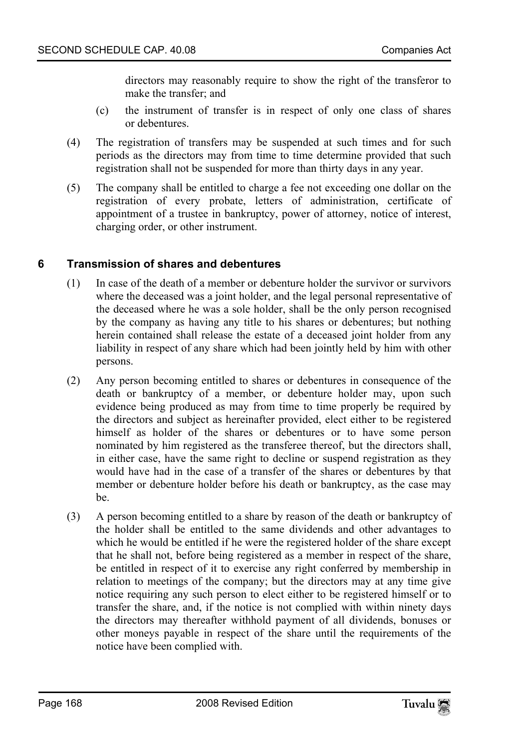directors may reasonably require to show the right of the transferor to make the transfer; and

(c) the instrument of transfer is in respect of only one class of shares or debentures.

(4) The registration of transfers may be suspended at such times and for such periods as the directors may from time to time determine provided that such registration shall not be suspended for more than thirty days in any year.

(5) The company shall be entitled to charge a fee not exceeding one dollar on the registration of every probate, letters of administration, certificate of appointment of a trustee in bankruptcy, power of attorney, notice of interest, charging order, or other instrument.

## 6 Transmission of shares and debentures

(1) In case of the death of a member or debenture holder the survivor or survivors where the deceased was a joint holder, and the legal personal representative of the deceased where he was a sole holder, shall be the only person recognised by the company as having any title to his shares or debentures; but nothing herein contained shall release the estate of a deceased joint holder from any liability in respect of any share which had been jointly held by him with other persons.

(2) Any person becoming entitled to shares or debentures in consequence of the death or bankruptcy of a member, or debenture holder may, upon such evidence being produced as may from time to time properly be required by the directors and subject as hereinafter provided, elect either to be registered himself as holder of the shares or debentures or to have some person nominated by him registered as the transferee thereof, but the directors shall, in either case, have the same right to decline or suspend registration as they would have had in the case of a transfer of the shares or debentures by that member or debenture holder before his death or bankruptcy, as the case may be.

(3) A person becoming entitled to a share by reason of the death or bankruptcy of the holder shall be entitled to the same dividends and other advantages to which he would be entitled if he were the registered holder of the share except that he shall not, before being registered as a member in respect of the share, be entitled in respect of it to exercise any right conferred by membership in relation to meetings of the company; but the directors may at any time give notice requiring any such person to elect either to be registered himself or to transfer the share, and, if the notice is not complied with within ninety days the directors may thereafter withhold payment of all dividends, bonuses or other moneys payable in respect of the share until the requirements of the notice have been complied with.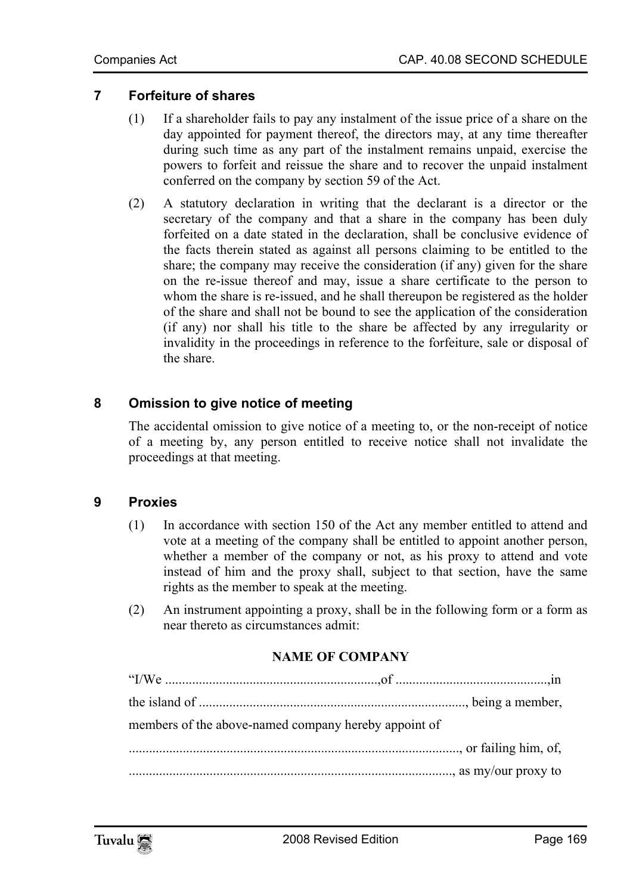### 7 Forfeiture of shares

(1) If a shareholder fails to pay any instalment of the issue price of a share on the day appointed for payment thereof, the directors may, at any time thereafter during such time as any part of the instalment remains unpaid, exercise the powers to forfeit and reissue the share and to recover the unpaid instalment conferred on the company by section 59 of the Act.

(2) A statutory declaration in writing that the declarant is a director or the secretary of the company and that a share in the company has been duly forfeited on a date stated in the declaration, shall be conclusive evidence of the facts therein stated as against all persons claiming to be entitled to the share; the company may receive the consideration (if any) given for the share on the re-issue thereof and may, issue a share certificate to the person to whom the share is re-issued, and he shall thereupon be registered as the holder of the share and shall not be bound to see the application of the consideration (if any) nor shall his title to the share be affected by any irregularity or invalidity in the proceedings in reference to the forfeiture, sale or disposal of the share.

### 8 Omission to give notice of meeting

The accidental omission to give notice of a meeting to, or the non-receipt of notice of a meeting by, any person entitled to receive notice shall not invalidate the proceedings at that meeting.

### 9 Proxies

(1) In accordance with section 150 of the Act any member entitled to attend and vote at a meeting of the company shall be entitled to appoint another person, whether a member of the company or not, as his proxy to attend and vote instead of him and the proxy shall, subject to that section, have the same rights as the member to speak at the meeting.

(2) An instrument appointing a proxy, shall be in the following form or a form as near thereto as circumstances admit:

**NAME OF COMPANY**

"I/We ................................................................,of .............................................,in

the island of ..............................................................................., being a member,

members of the above-named company hereby appoint of

.................................................................................................., or failing him, of,

................................................................................................, as my/our proxy to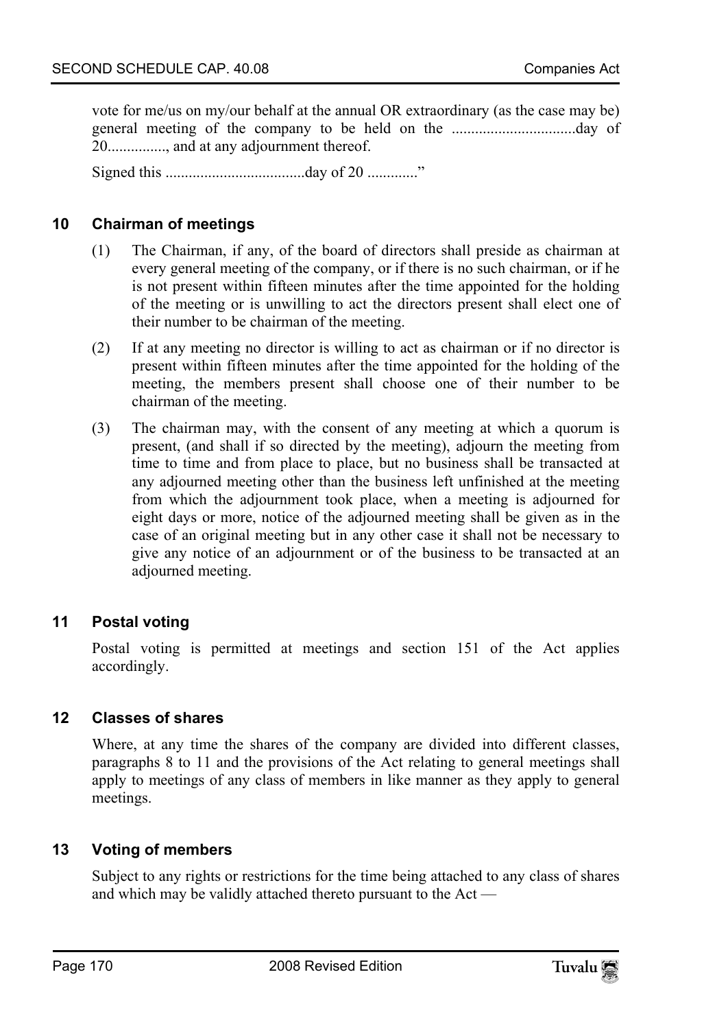vote for me/us on my/our behalf at the annual OR extraordinary (as the case may be) general meeting of the company to be held on the ................................day of 20..............., and at any adjournment thereof.

Signed this ....................................day of 20 ............."

### 10 Chairman of meetings

(1) The Chairman, if any, of the board of directors shall preside as chairman at every general meeting of the company, or if there is no such chairman, or if he is not present within fifteen minutes after the time appointed for the holding of the meeting or is unwilling to act the directors present shall elect one of their number to be chairman of the meeting.

(2) If at any meeting no director is willing to act as chairman or if no director is present within fifteen minutes after the time appointed for the holding of the meeting, the members present shall choose one of their number to be chairman of the meeting.

(3) The chairman may, with the consent of any meeting at which a quorum is present, (and shall if so directed by the meeting), adjourn the meeting from time to time and from place to place, but no business shall be transacted at any adjourned meeting other than the business left unfinished at the meeting from which the adjournment took place, when a meeting is adjourned for eight days or more, notice of the adjourned meeting shall be given as in the case of an original meeting but in any other case it shall not be necessary to give any notice of an adjournment or of the business to be transacted at an adjourned meeting.

### 11 Postal voting

Postal voting is permitted at meetings and section 151 of the Act applies accordingly.

### 12 Classes of shares

Where, at any time the shares of the company are divided into different classes, paragraphs 8 to 11 and the provisions of the Act relating to general meetings shall apply to meetings of any class of members in like manner as they apply to general meetings.

### 13 Voting of members

Subject to any rights or restrictions for the time being attached to any class of shares and which may be validly attached thereto pursuant to the Act —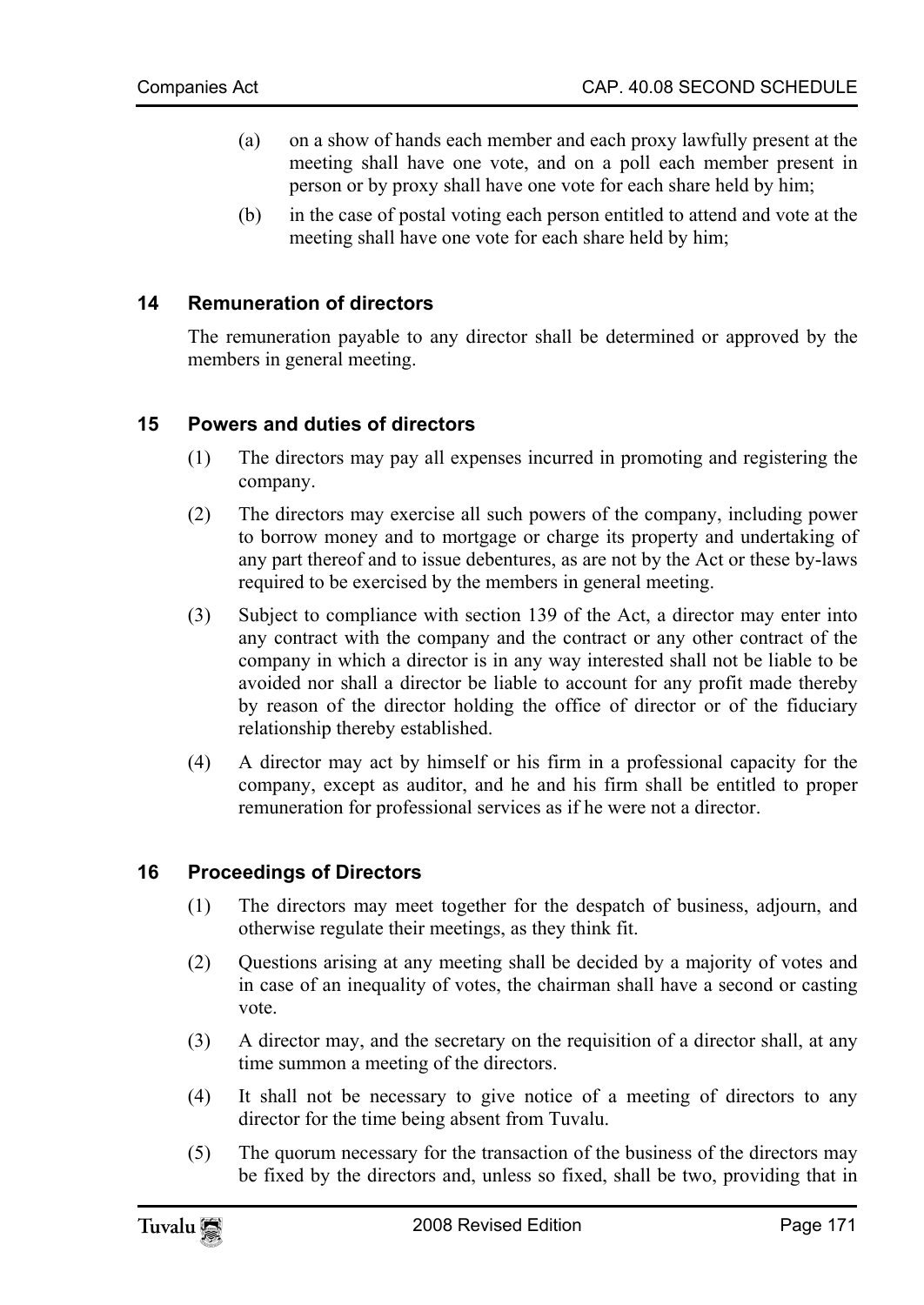(a) on a show of hands each member and each proxy lawfully present at the meeting shall have one vote, and on a poll each member present in person or by proxy shall have one vote for each share held by him;

(b) in the case of postal voting each person entitled to attend and vote at the meeting shall have one vote for each share held by him;

## 14 Remuneration of directors

The remuneration payable to any director shall be determined or approved by the members in general meeting.

## 15 Powers and duties of directors

(1) The directors may pay all expenses incurred in promoting and registering the company.

(2) The directors may exercise all such powers of the company, including power to borrow money and to mortgage or charge its property and undertaking of any part thereof and to issue debentures, as are not by the Act or these by-laws required to be exercised by the members in general meeting.

(3) Subject to compliance with section 139 of the Act, a director may enter into any contract with the company and the contract or any other contract of the company in which a director is in any way interested shall not be liable to be avoided nor shall a director be liable to account for any profit made thereby by reason of the director holding the office of director or of the fiduciary relationship thereby established.

(4) A director may act by himself or his firm in a professional capacity for the company, except as auditor, and he and his firm shall be entitled to proper remuneration for professional services as if he were not a director.

## 16 Proceedings of Directors

(1) The directors may meet together for the despatch of business, adjourn, and otherwise regulate their meetings, as they think fit.

(2) Questions arising at any meeting shall be decided by a majority of votes and in case of an inequality of votes, the chairman shall have a second or casting vote.

(3) A director may, and the secretary on the requisition of a director shall, at any time summon a meeting of the directors.

(4) It shall not be necessary to give notice of a meeting of directors to any director for the time being absent from Tuvalu.

(5) The quorum necessary for the transaction of the business of the directors may be fixed by the directors and, unless so fixed, shall be two, providing that in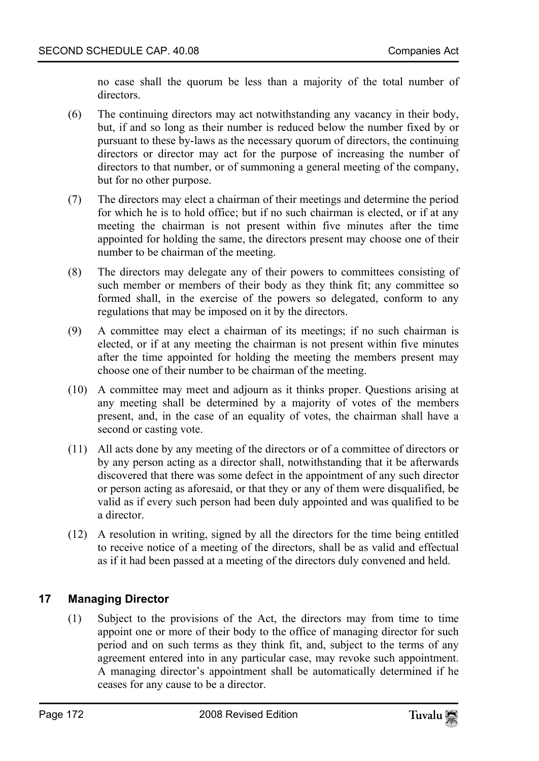no case shall the quorum be less than a majority of the total number of directors.

(6) The continuing directors may act notwithstanding any vacancy in their body, but, if and so long as their number is reduced below the number fixed by or pursuant to these by-laws as the necessary quorum of directors, the continuing directors or director may act for the purpose of increasing the number of directors to that number, or of summoning a general meeting of the company, but for no other purpose.

(7) The directors may elect a chairman of their meetings and determine the period for which he is to hold office; but if no such chairman is elected, or if at any meeting the chairman is not present within five minutes after the time appointed for holding the same, the directors present may choose one of their number to be chairman of the meeting.

(8) The directors may delegate any of their powers to committees consisting of such member or members of their body as they think fit; any committee so formed shall, in the exercise of the powers so delegated, conform to any regulations that may be imposed on it by the directors.

(9) A committee may elect a chairman of its meetings; if no such chairman is elected, or if at any meeting the chairman is not present within five minutes after the time appointed for holding the meeting the members present may choose one of their number to be chairman of the meeting.

(10) A committee may meet and adjourn as it thinks proper. Questions arising at any meeting shall be determined by a majority of votes of the members present, and, in the case of an equality of votes, the chairman shall have a second or casting vote.

(11) All acts done by any meeting of the directors or of a committee of directors or by any person acting as a director shall, notwithstanding that it be afterwards discovered that there was some defect in the appointment of any such director or person acting as aforesaid, or that they or any of them were disqualified, be valid as if every such person had been duly appointed and was qualified to be a director.

(12) A resolution in writing, signed by all the directors for the time being entitled to receive notice of a meeting of the directors, shall be as valid and effectual as if it had been passed at a meeting of the directors duly convened and held.

## 17 Managing Director

(1) Subject to the provisions of the Act, the directors may from time to time appoint one or more of their body to the office of managing director for such period and on such terms as they think fit, and, subject to the terms of any agreement entered into in any particular case, may revoke such appointment. A managing director's appointment shall be automatically determined if he ceases for any cause to be a director.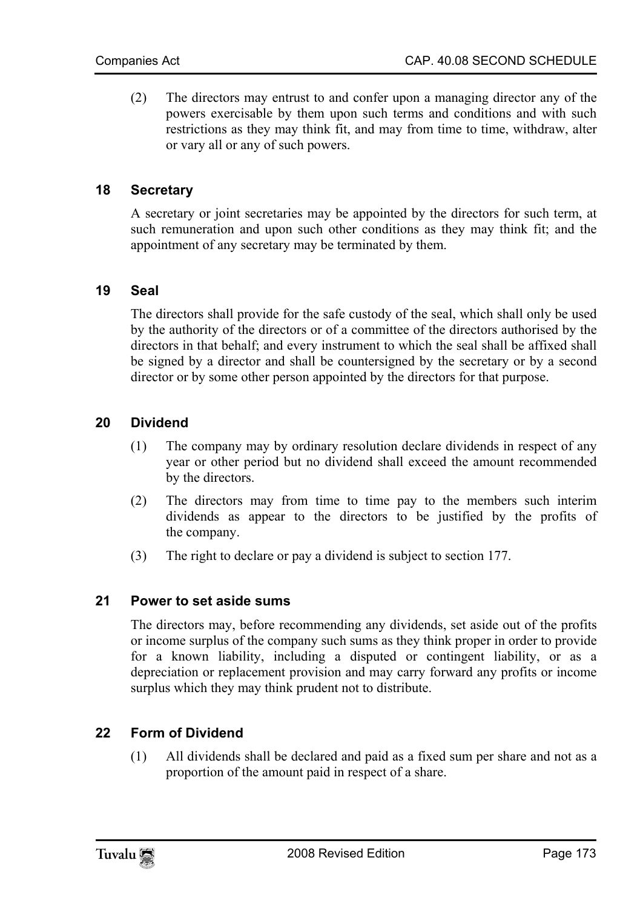(2) The directors may entrust to and confer upon a managing director any of the powers exercisable by them upon such terms and conditions and with such restrictions as they may think fit, and may from time to time, withdraw, alter or vary all or any of such powers.

### 18 Secretary

A secretary or joint secretaries may be appointed by the directors for such term, at such remuneration and upon such other conditions as they may think fit; and the appointment of any secretary may be terminated by them.

### 19 Seal

The directors shall provide for the safe custody of the seal, which shall only be used by the authority of the directors or of a committee of the directors authorised by the directors in that behalf; and every instrument to which the seal shall be affixed shall be signed by a director and shall be countersigned by the secretary or by a second director or by some other person appointed by the directors for that purpose.

### 20 Dividend

(1) The company may by ordinary resolution declare dividends in respect of any year or other period but no dividend shall exceed the amount recommended by the directors.

(2) The directors may from time to time pay to the members such interim dividends as appear to the directors to be justified by the profits of the company.

(3) The right to declare or pay a dividend is subject to section 177.

### 21 Power to set aside sums

The directors may, before recommending any dividends, set aside out of the profits or income surplus of the company such sums as they think proper in order to provide for a known liability, including a disputed or contingent liability, or as a depreciation or replacement provision and may carry forward any profits or income surplus which they may think prudent not to distribute.

### 22 Form of Dividend

(1) All dividends shall be declared and paid as a fixed sum per share and not as a proportion of the amount paid in respect of a share.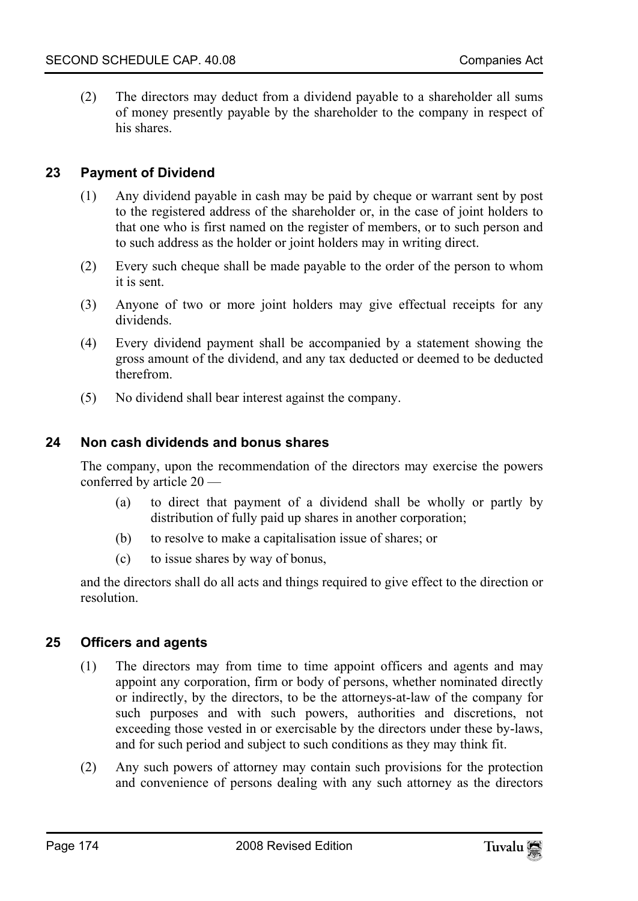(2) The directors may deduct from a dividend payable to a shareholder all sums of money presently payable by the shareholder to the company in respect of his shares.

## 23 Payment of Dividend

(1) Any dividend payable in cash may be paid by cheque or warrant sent by post to the registered address of the shareholder or, in the case of joint holders to that one who is first named on the register of members, or to such person and to such address as the holder or joint holders may in writing direct.

(2) Every such cheque shall be made payable to the order of the person to whom it is sent.

(3) Anyone of two or more joint holders may give effectual receipts for any dividends.

(4) Every dividend payment shall be accompanied by a statement showing the gross amount of the dividend, and any tax deducted or deemed to be deducted therefrom.

(5) No dividend shall bear interest against the company.

## 24 Non cash dividends and bonus shares

The company, upon the recommendation of the directors may exercise the powers conferred by article 20 —

(a) to direct that payment of a dividend shall be wholly or partly by distribution of fully paid up shares in another corporation;

(b) to resolve to make a capitalisation issue of shares; or

(c) to issue shares by way of bonus,

and the directors shall do all acts and things required to give effect to the direction or resolution.

## 25 Officers and agents

(1) The directors may from time to time appoint officers and agents and may appoint any corporation, firm or body of persons, whether nominated directly or indirectly, by the directors, to be the attorneys-at-law of the company for such purposes and with such powers, authorities and discretions, not exceeding those vested in or exercisable by the directors under these by-laws, and for such period and subject to such conditions as they may think fit.

(2) Any such powers of attorney may contain such provisions for the protection and convenience of persons dealing with any such attorney as the directors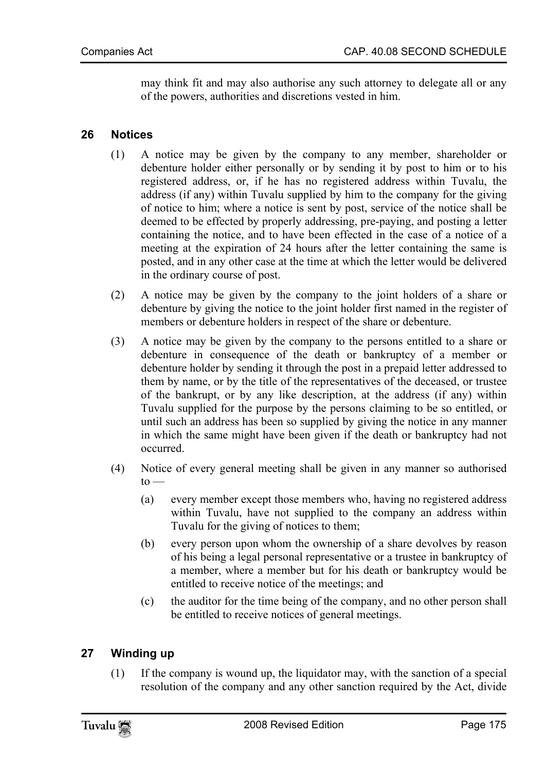may think fit and may also authorise any such attorney to delegate all or any of the powers, authorities and discretions vested in him.

## 26 Notices

(1) A notice may be given by the company to any member, shareholder or debenture holder either personally or by sending it by post to him or to his registered address, or, if he has no registered address within Tuvalu, the address (if any) within Tuvalu supplied by him to the company for the giving of notice to him; where a notice is sent by post, service of the notice shall be deemed to be effected by properly addressing, pre-paying, and posting a letter containing the notice, and to have been effected in the case of a notice of a meeting at the expiration of 24 hours after the letter containing the same is posted, and in any other case at the time at which the letter would be delivered in the ordinary course of post.

(2) A notice may be given by the company to the joint holders of a share or debenture by giving the notice to the joint holder first named in the register of members or debenture holders in respect of the share or debenture.

(3) A notice may be given by the company to the persons entitled to a share or debenture in consequence of the death or bankruptcy of a member or debenture holder by sending it through the post in a prepaid letter addressed to them by name, or by the title of the representatives of the deceased, or trustee of the bankrupt, or by any like description, at the address (if any) within Tuvalu supplied for the purpose by the persons claiming to be so entitled, or until such an address has been so supplied by giving the notice in any manner in which the same might have been given if the death or bankruptcy had not occurred.

(4) Notice of every general meeting shall be given in any manner so authorised to —

(a) every member except those members who, having no registered address within Tuvalu, have not supplied to the company an address within Tuvalu for the giving of notices to them;

(b) every person upon whom the ownership of a share devolves by reason of his being a legal personal representative or a trustee in bankruptcy of a member, where a member but for his death or bankruptcy would be entitled to receive notice of the meetings; and

(c) the auditor for the time being of the company, and no other person shall be entitled to receive notices of general meetings.

## 27 Winding up

(1) If the company is wound up, the liquidator may, with the sanction of a special resolution of the company and any other sanction required by the Act, divide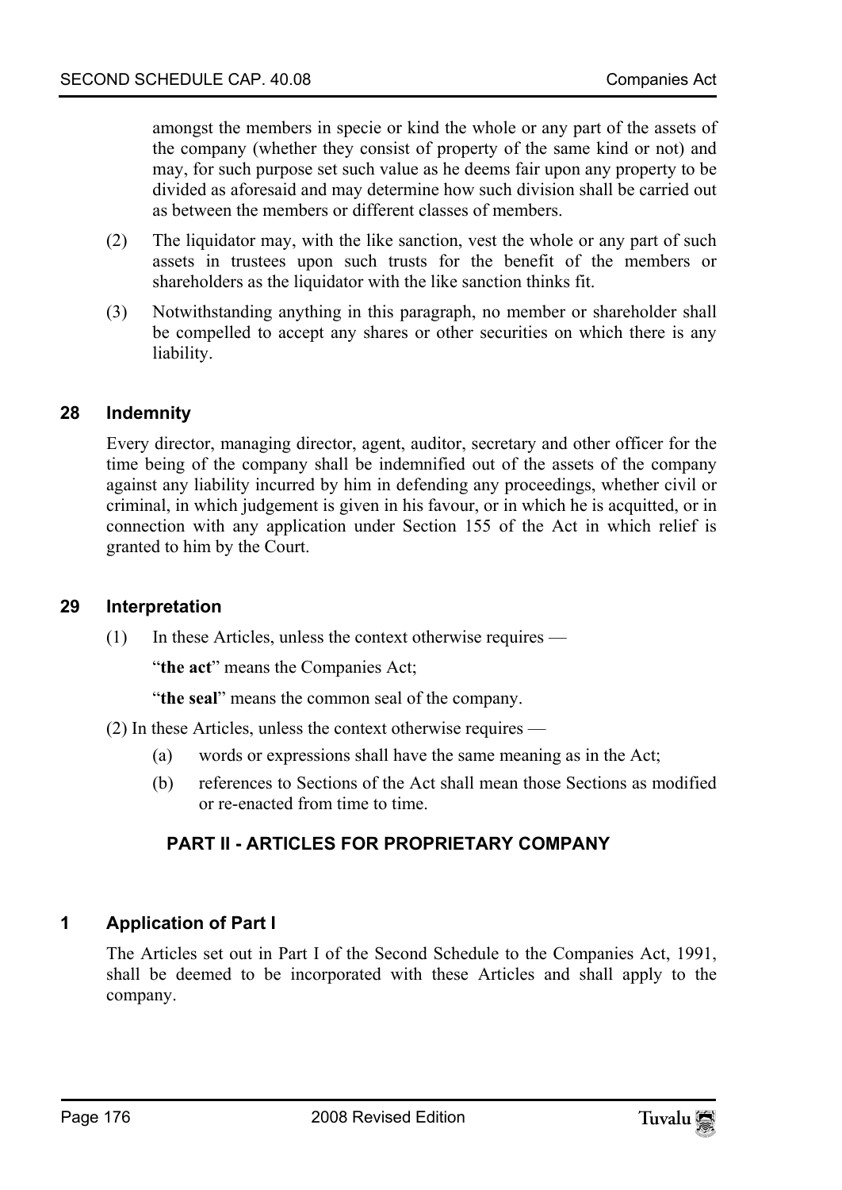amongst the members in specie or kind the whole or any part of the assets of the company (whether they consist of property of the same kind or not) and may, for such purpose set such value as he deems fair upon any property to be divided as aforesaid and may determine how such division shall be carried out as between the members or different classes of members.

(2) The liquidator may, with the like sanction, vest the whole or any part of such assets in trustees upon such trusts for the benefit of the members or shareholders as the liquidator with the like sanction thinks fit.

(3) Notwithstanding anything in this paragraph, no member or shareholder shall be compelled to accept any shares or other securities on which there is any liability.

### 28 Indemnity

Every director, managing director, agent, auditor, secretary and other officer for the time being of the company shall be indemnified out of the assets of the company against any liability incurred by him in defending any proceedings, whether civil or criminal, in which judgement is given in his favour, or in which he is acquitted, or in connection with any application under Section 155 of the Act in which relief is granted to him by the Court.

### 29 Interpretation

(1) In these Articles, unless the context otherwise requires —

"**the act**" means the Companies Act;

"**the seal**" means the common seal of the company.

(2) In these Articles, unless the context otherwise requires —

(a) words or expressions shall have the same meaning as in the Act;

(b) references to Sections of the Act shall mean those Sections as modified or re-enacted from time to time.

## PART II - ARTICLES FOR PROPRIETARY COMPANY

### 1 Application of Part I

The Articles set out in Part I of the Second Schedule to the Companies Act, 1991, shall be deemed to be incorporated with these Articles and shall apply to the company.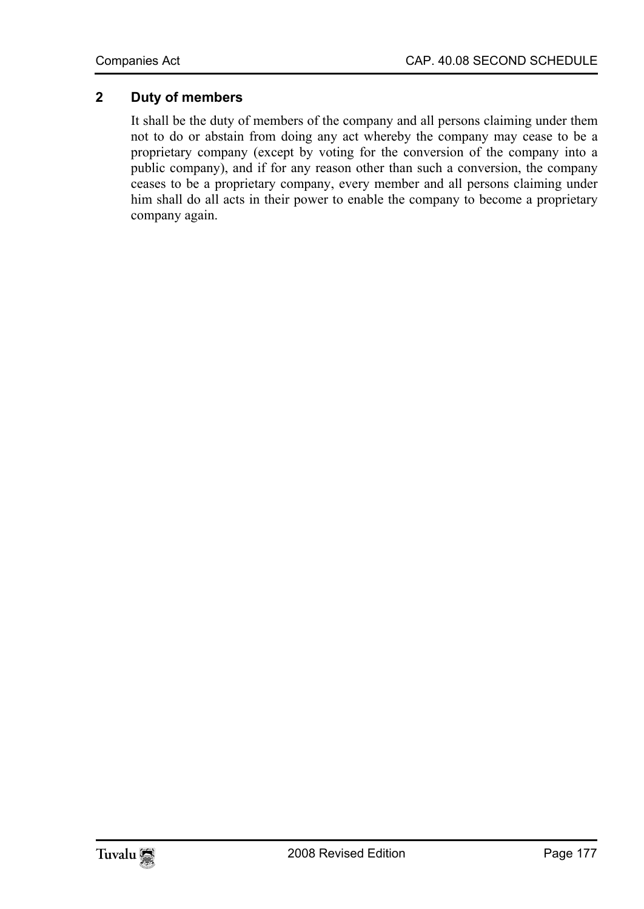## 2 Duty of members

It shall be the duty of members of the company and all persons claiming under them not to do or abstain from doing any act whereby the company may cease to be a proprietary company (except by voting for the conversion of the company into a public company), and if for any reason other than such a conversion, the company ceases to be a proprietary company, every member and all persons claiming under him shall do all acts in their power to enable the company to become a proprietary company again.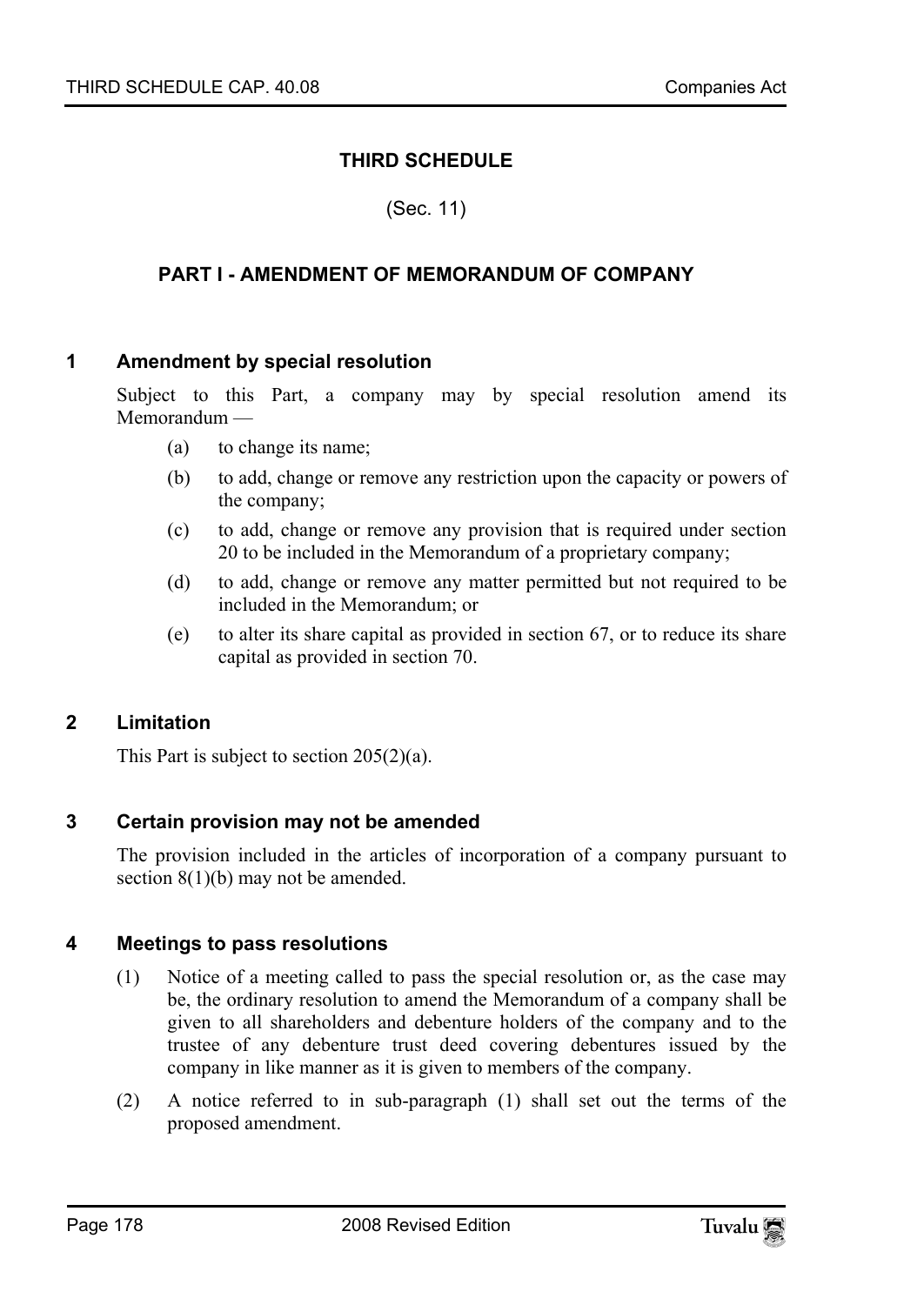# THIRD SCHEDULE

(Sec. 11)

## PART I - AMENDMENT OF MEMORANDUM OF COMPANY

### 1 Amendment by special resolution

Subject to this Part, a company may by special resolution amend its Memorandum —

(a) to change its name;

(b) to add, change or remove any restriction upon the capacity or powers of the company;

(c) to add, change or remove any provision that is required under section 20 to be included in the Memorandum of a proprietary company;

(d) to add, change or remove any matter permitted but not required to be included in the Memorandum; or

(e) to alter its share capital as provided in section 67, or to reduce its share capital as provided in section 70.

### 2 Limitation

This Part is subject to section 205(2)(a).

### 3 Certain provision may not be amended

The provision included in the articles of incorporation of a company pursuant to section 8(1)(b) may not be amended.

### 4 Meetings to pass resolutions

(1) Notice of a meeting called to pass the special resolution or, as the case may be, the ordinary resolution to amend the Memorandum of a company shall be given to all shareholders and debenture holders of the company and to the trustee of any debenture trust deed covering debentures issued by the company in like manner as it is given to members of the company.

(2) A notice referred to in sub-paragraph (1) shall set out the terms of the proposed amendment.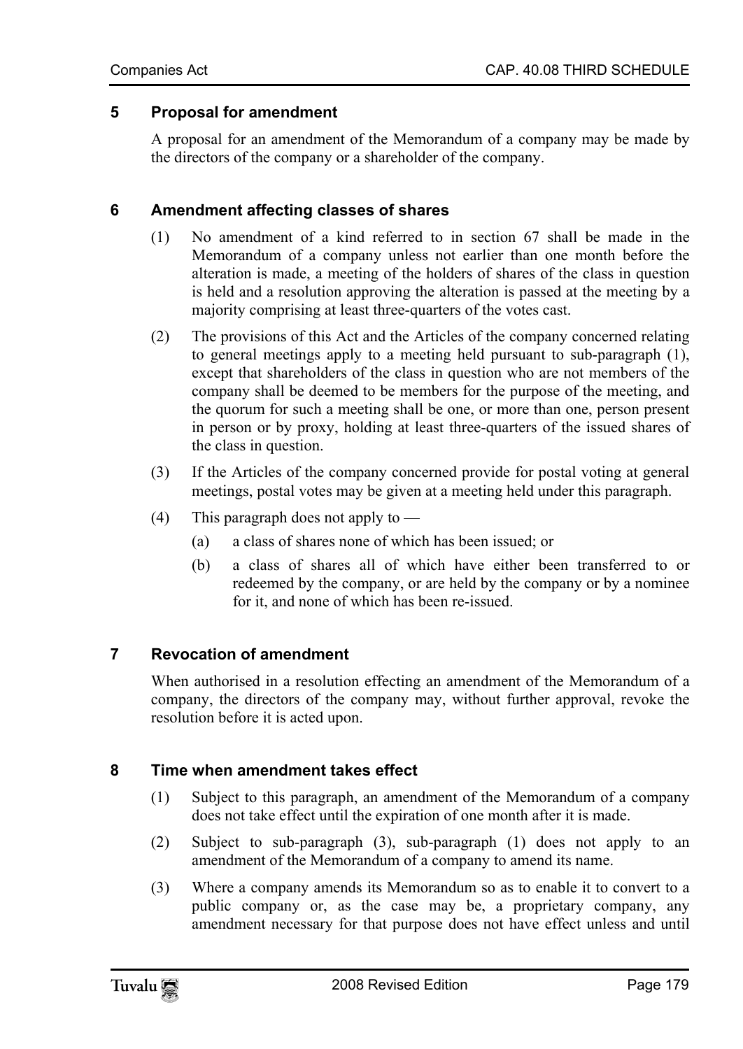### 5 Proposal for amendment

A proposal for an amendment of the Memorandum of a company may be made by the directors of the company or a shareholder of the company.

### 6 Amendment affecting classes of shares

(1) No amendment of a kind referred to in section 67 shall be made in the Memorandum of a company unless not earlier than one month before the alteration is made, a meeting of the holders of shares of the class in question is held and a resolution approving the alteration is passed at the meeting by a majority comprising at least three-quarters of the votes cast.

(2) The provisions of this Act and the Articles of the company concerned relating to general meetings apply to a meeting held pursuant to sub-paragraph (1), except that shareholders of the class in question who are not members of the company shall be deemed to be members for the purpose of the meeting, and the quorum for such a meeting shall be one, or more than one, person present in person or by proxy, holding at least three-quarters of the issued shares of the class in question.

(3) If the Articles of the company concerned provide for postal voting at general meetings, postal votes may be given at a meeting held under this paragraph.

(4) This paragraph does not apply to —

(a) a class of shares none of which has been issued; or

(b) a class of shares all of which have either been transferred to or redeemed by the company, or are held by the company or by a nominee for it, and none of which has been re-issued.

### 7 Revocation of amendment

When authorised in a resolution effecting an amendment of the Memorandum of a company, the directors of the company may, without further approval, revoke the resolution before it is acted upon.

### 8 Time when amendment takes effect

(1) Subject to this paragraph, an amendment of the Memorandum of a company does not take effect until the expiration of one month after it is made.

(2) Subject to sub-paragraph (3), sub-paragraph (1) does not apply to an amendment of the Memorandum of a company to amend its name.

(3) Where a company amends its Memorandum so as to enable it to convert to a public company or, as the case may be, a proprietary company, any amendment necessary for that purpose does not have effect unless and until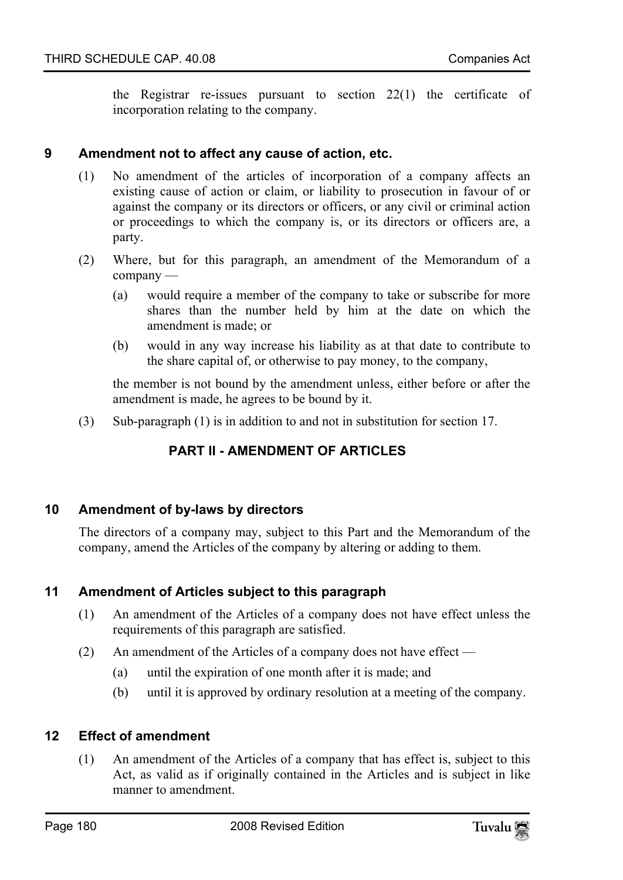the Registrar re-issues pursuant to section 22(1) the certificate of incorporation relating to the company.

### 9 Amendment not to affect any cause of action, etc.

(1) No amendment of the articles of incorporation of a company affects an existing cause of action or claim, or liability to prosecution in favour of or against the company or its directors or officers, or any civil or criminal action or proceedings to which the company is, or its directors or officers are, a party.

(2) Where, but for this paragraph, an amendment of the Memorandum of a company —

(a) would require a member of the company to take or subscribe for more shares than the number held by him at the date on which the amendment is made; or

(b) would in any way increase his liability as at that date to contribute to the share capital of, or otherwise to pay money, to the company,

the member is not bound by the amendment unless, either before or after the amendment is made, he agrees to be bound by it.

(3) Sub-paragraph (1) is in addition to and not in substitution for section 17.

## PART II - AMENDMENT OF ARTICLES

### 10 Amendment of by-laws by directors

The directors of a company may, subject to this Part and the Memorandum of the company, amend the Articles of the company by altering or adding to them.

### 11 Amendment of Articles subject to this paragraph

(1) An amendment of the Articles of a company does not have effect unless the requirements of this paragraph are satisfied.

(2) An amendment of the Articles of a company does not have effect —

(a) until the expiration of one month after it is made; and

(b) until it is approved by ordinary resolution at a meeting of the company.

### 12 Effect of amendment

(1) An amendment of the Articles of a company that has effect is, subject to this Act, as valid as if originally contained in the Articles and is subject in like manner to amendment.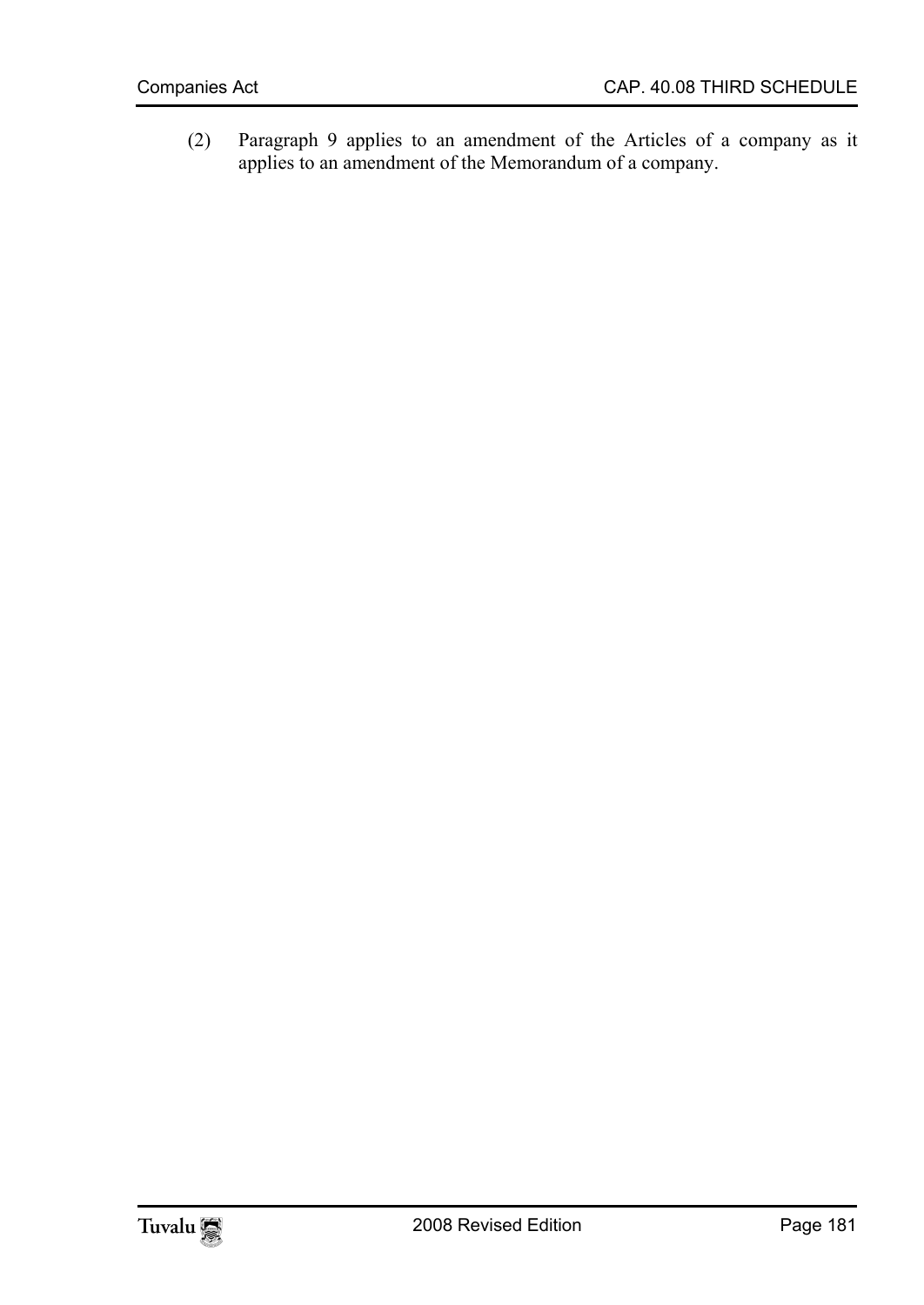(2) Paragraph 9 applies to an amendment of the Articles of a company as it applies to an amendment of the Memorandum of a company.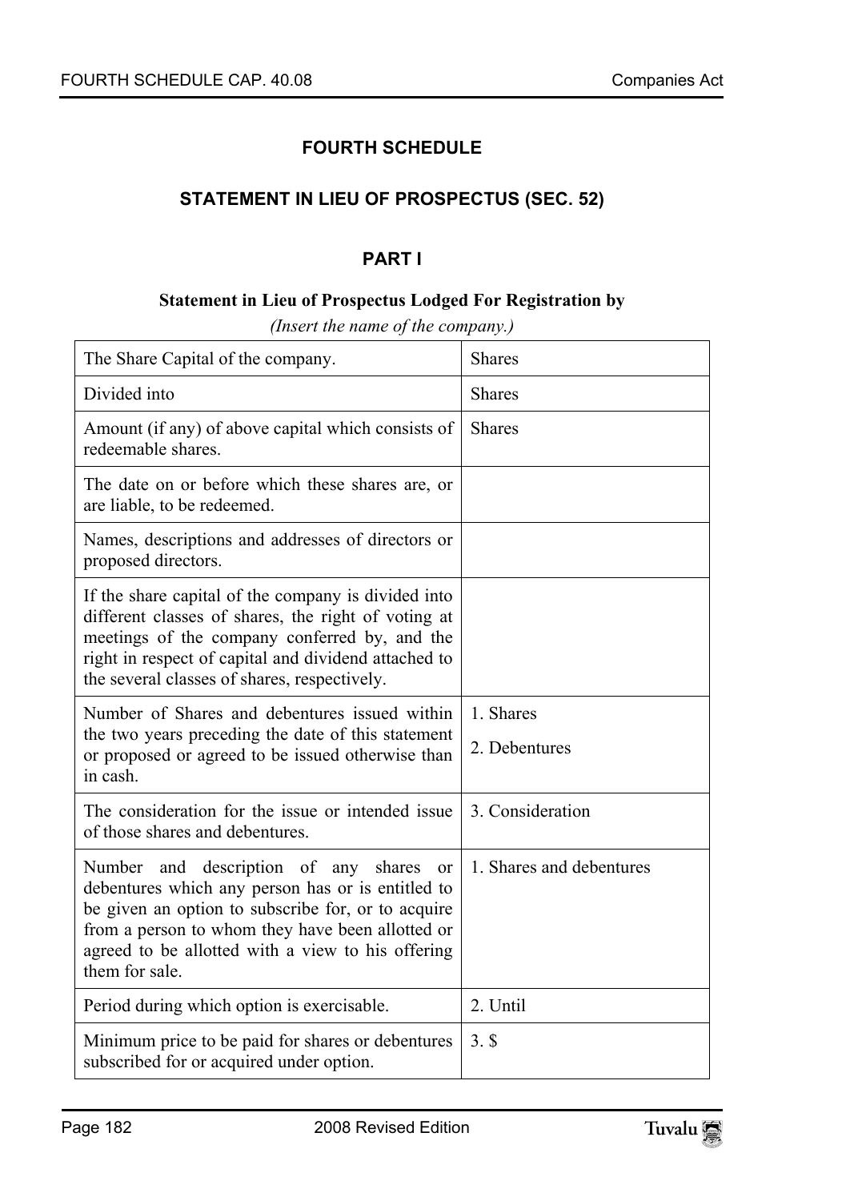## FOURTH SCHEDULE

### STATEMENT IN LIEU OF PROSPECTUS (SEC. 52)

### PART I

**Statement in Lieu of Prospectus Lodged For Registration by**

*(Insert the name of the company.)*

| | |
|---|---|
| The Share Capital of the company. | Shares |
| Divided into | Shares |
| Amount (if any) of above capital which consists of redeemable shares. | Shares |
| The date on or before which these shares are, or are liable, to be redeemed. | |
| Names, descriptions and addresses of directors or proposed directors. | |
| If the share capital of the company is divided into different classes of shares, the right of voting at meetings of the company conferred by, and the right in respect of capital and dividend attached to the several classes of shares, respectively. | |
| Number of Shares and debentures issued within the two years preceding the date of this statement or proposed or agreed to be issued otherwise than in cash. | 1. Shares<br>2. Debentures |
| The consideration for the issue or intended issue of those shares and debentures. | 3. Consideration |
| Number and description of any shares or debentures which any person has or is entitled to be given an option to subscribe for, or to acquire from a person to whom they have been allotted or agreed to be allotted with a view to his offering them for sale. | 1. Shares and debentures |
| Period during which option is exercisable. | 2. Until |
| Minimum price to be paid for shares or debentures subscribed for or acquired under option. | 3. $ |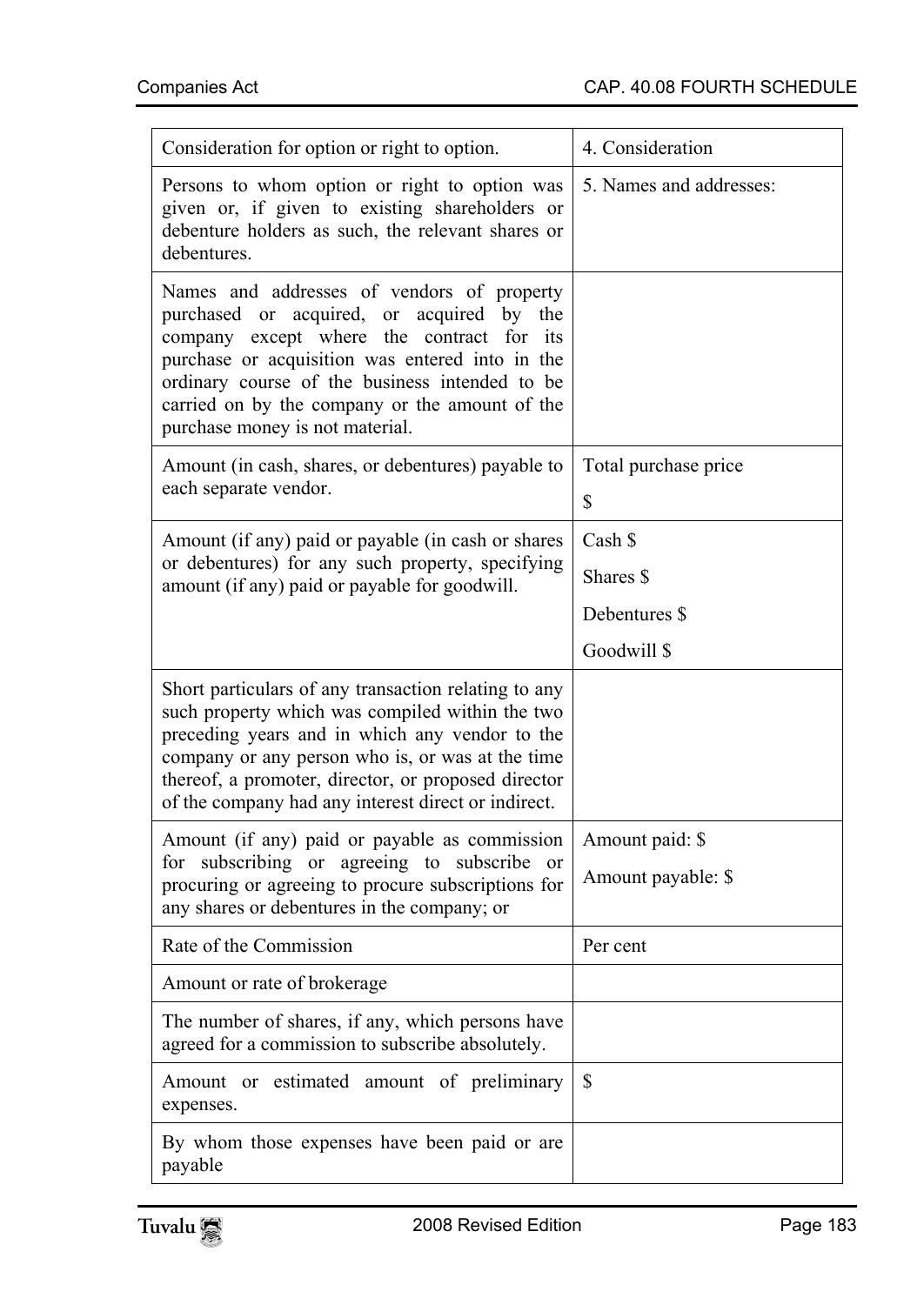| | |
|---|---|
| Consideration for option or right to option. | 4. Consideration |
| Persons to whom option or right to option was given or, if given to existing shareholders or debenture holders as such, the relevant shares or debentures. | 5. Names and addresses: |
| Names and addresses of vendors of property purchased or acquired, or acquired by the company except where the contract for its purchase or acquisition was entered into in the ordinary course of the business intended to be carried on by the company or the amount of the purchase money is not material. | |
| Amount (in cash, shares, or debentures) payable to each separate vendor. | Total purchase price<br>$ |
| Amount (if any) paid or payable (in cash or shares or debentures) for any such property, specifying amount (if any) paid or payable for goodwill. | Cash $<br>Shares $<br>Debentures $<br>Goodwill $ |
| Short particulars of any transaction relating to any such property which was compiled within the two preceding years and in which any vendor to the company or any person who is, or was at the time thereof, a promoter, director, or proposed director of the company had any interest direct or indirect. | |
| Amount (if any) paid or payable as commission for subscribing or agreeing to subscribe or procuring or agreeing to procure subscriptions for any shares or debentures in the company; or | Amount paid: $<br>Amount payable: $ |
| Rate of the Commission | Per cent |
| Amount or rate of brokerage | |
| The number of shares, if any, which persons have agreed for a commission to subscribe absolutely. | |
| Amount or estimated amount of preliminary expenses. | $ |
| By whom those expenses have been paid or are payable | |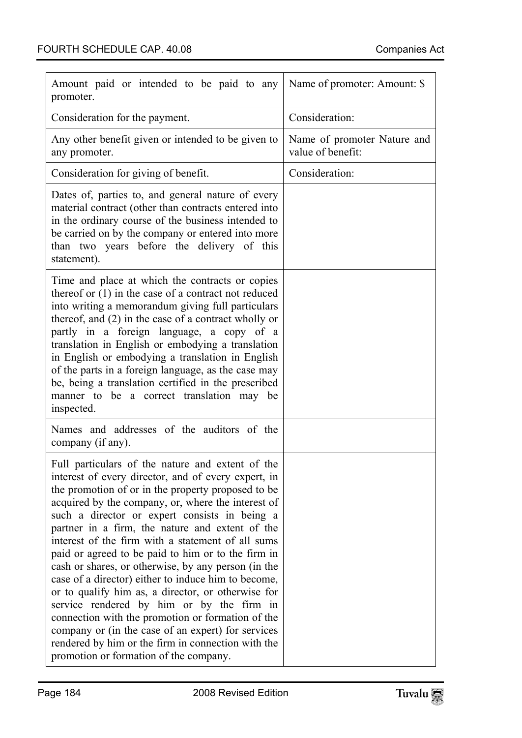| | |
|---|---|
| Amount paid or intended to be paid to any promoter. | Name of promoter: Amount: $ |
| Consideration for the payment. | Consideration: |
| Any other benefit given or intended to be given to any promoter. | Name of promoter Nature and value of benefit: |
| Consideration for giving of benefit. | Consideration: |
| Dates of, parties to, and general nature of every material contract (other than contracts entered into in the ordinary course of the business intended to be carried on by the company or entered into more than two years before the delivery of this statement). | |
| Time and place at which the contracts or copies thereof or (1) in the case of a contract not reduced into writing a memorandum giving full particulars thereof, and (2) in the case of a contract wholly or partly in a foreign language, a copy of a translation in English or embodying a translation in English or embodying a translation in English of the parts in a foreign language, as the case may be, being a translation certified in the prescribed manner to be a correct translation may be inspected. | |
| Names and addresses of the auditors of the company (if any). | |
| Full particulars of the nature and extent of the interest of every director, and of every expert, in the promotion of or in the property proposed to be acquired by the company, or, where the interest of such a director or expert consists in being a partner in a firm, the nature and extent of the interest of the firm with a statement of all sums paid or agreed to be paid to him or to the firm in cash or shares, or otherwise, by any person (in the case of a director) either to induce him to become, or to qualify him as, a director, or otherwise for service rendered by him or by the firm in connection with the promotion or formation of the company or (in the case of an expert) for services rendered by him or the firm in connection with the promotion or formation of the company. | |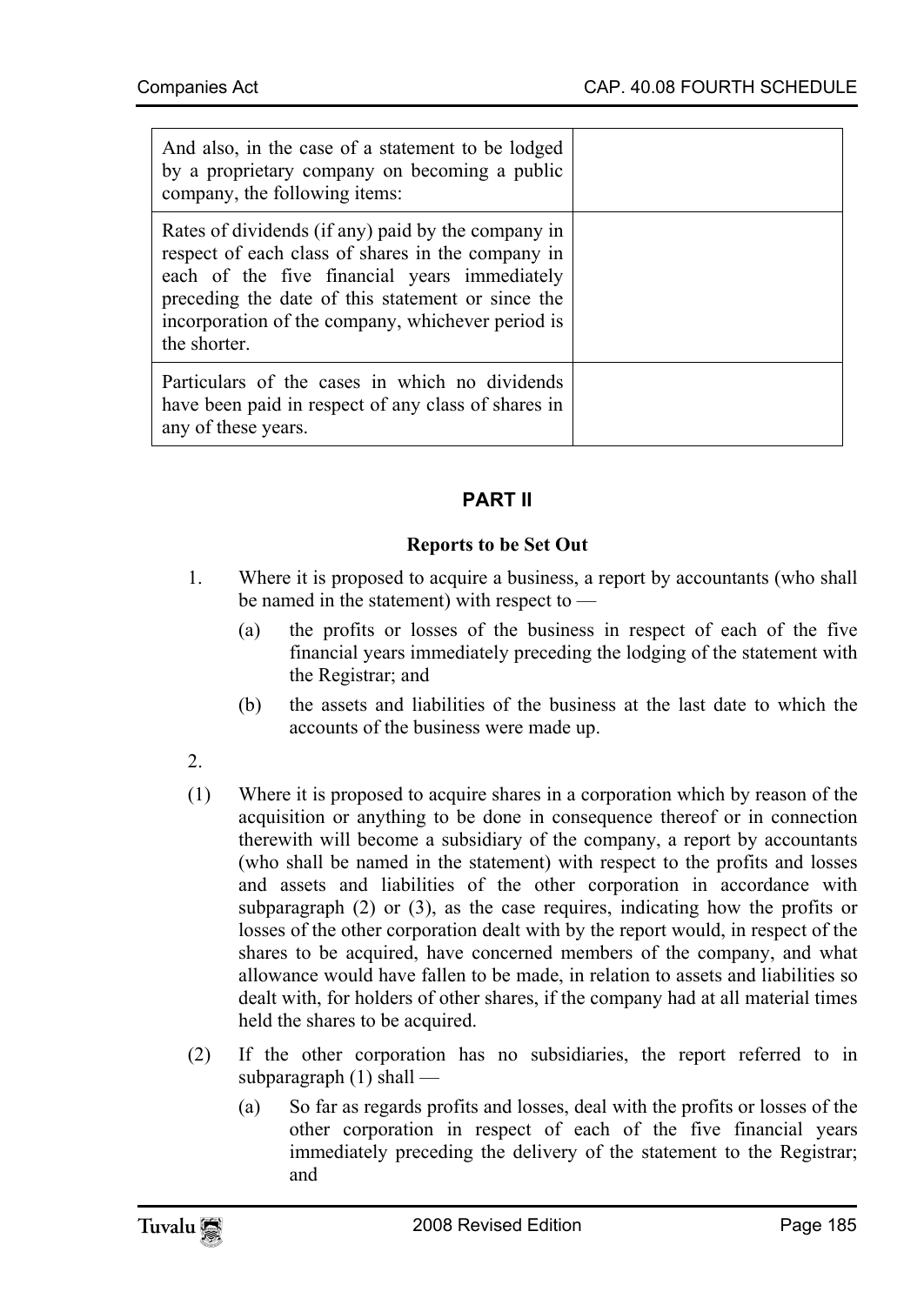| And also, in the case of a statement to be lodged by a proprietary company on becoming a public company, the following items: | |
|---|---|
| Rates of dividends (if any) paid by the company in respect of each class of shares in the company in each of the five financial years immediately preceding the date of this statement or since the incorporation of the company, whichever period is the shorter. | |
| Particulars of the cases in which no dividends have been paid in respect of any class of shares in any of these years. | |

## PART II

### Reports to be Set Out

1. Where it is proposed to acquire a business, a report by accountants (who shall be named in the statement) with respect to —
   - (a) the profits or losses of the business in respect of each of the five financial years immediately preceding the lodging of the statement with the Registrar; and
   - (b) the assets and liabilities of the business at the last date to which the accounts of the business were made up.

2.

(1) Where it is proposed to acquire shares in a corporation which by reason of the acquisition or anything to be done in consequence thereof or in connection therewith will become a subsidiary of the company, a report by accountants (who shall be named in the statement) with respect to the profits and losses and assets and liabilities of the other corporation in accordance with subparagraph (2) or (3), as the case requires, indicating how the profits or losses of the other corporation dealt with by the report would, in respect of the shares to be acquired, have concerned members of the company, and what allowance would have fallen to be made, in relation to assets and liabilities so dealt with, for holders of other shares, if the company had at all material times held the shares to be acquired.

(2) If the other corporation has no subsidiaries, the report referred to in subparagraph (1) shall —

   - (a) So far as regards profits and losses, deal with the profits or losses of the other corporation in respect of each of the five financial years immediately preceding the delivery of the statement to the Registrar; and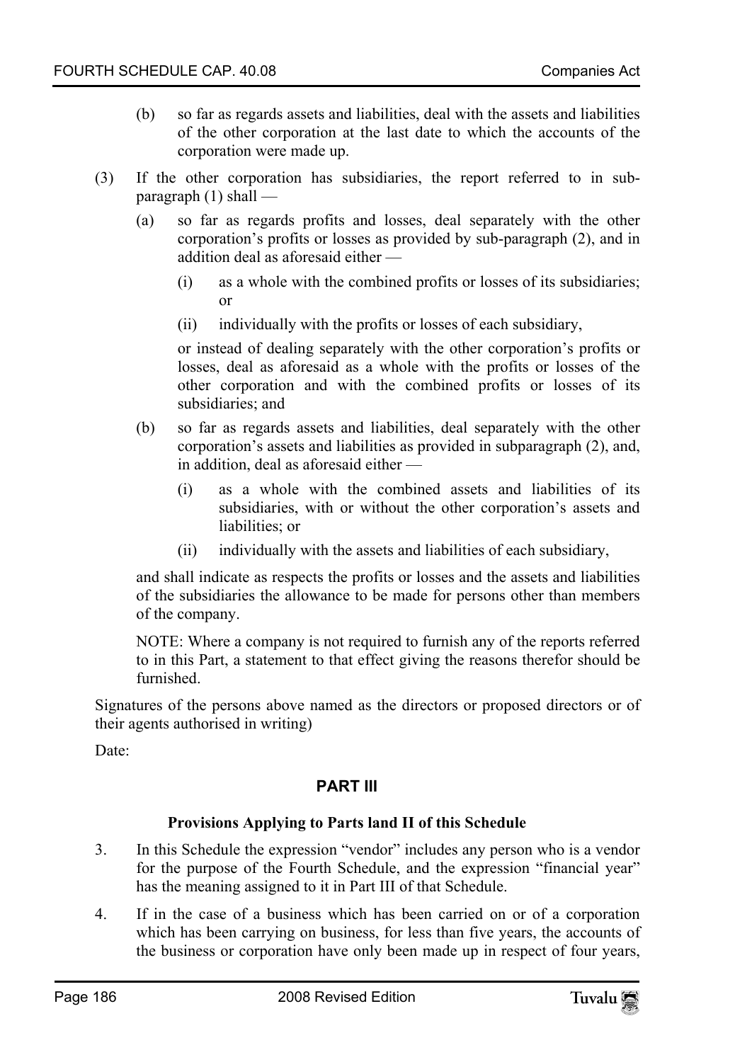(b) so far as regards assets and liabilities, deal with the assets and liabilities of the other corporation at the last date to which the accounts of the corporation were made up.

(3) If the other corporation has subsidiaries, the report referred to in sub-paragraph (1) shall —

(a) so far as regards profits and losses, deal separately with the other corporation's profits or losses as provided by sub-paragraph (2), and in addition deal as aforesaid either —

(i) as a whole with the combined profits or losses of its subsidiaries; or

(ii) individually with the profits or losses of each subsidiary,

or instead of dealing separately with the other corporation's profits or losses, deal as aforesaid as a whole with the profits or losses of the other corporation and with the combined profits or losses of its subsidiaries; and

(b) so far as regards assets and liabilities, deal separately with the other corporation's assets and liabilities as provided in subparagraph (2), and, in addition, deal as aforesaid either —

(i) as a whole with the combined assets and liabilities of its subsidiaries, with or without the other corporation's assets and liabilities; or

(ii) individually with the assets and liabilities of each subsidiary,

and shall indicate as respects the profits or losses and the assets and liabilities of the subsidiaries the allowance to be made for persons other than members of the company.

NOTE: Where a company is not required to furnish any of the reports referred to in this Part, a statement to that effect giving the reasons therefor should be furnished.

Signatures of the persons above named as the directors or proposed directors or of their agents authorised in writing)

Date:

## PART III

### Provisions Applying to Parts land II of this Schedule

3. In this Schedule the expression "vendor" includes any person who is a vendor for the purpose of the Fourth Schedule, and the expression "financial year" has the meaning assigned to it in Part III of that Schedule.

4. If in the case of a business which has been carried on or of a corporation which has been carrying on business, for less than five years, the accounts of the business or corporation have only been made up in respect of four years,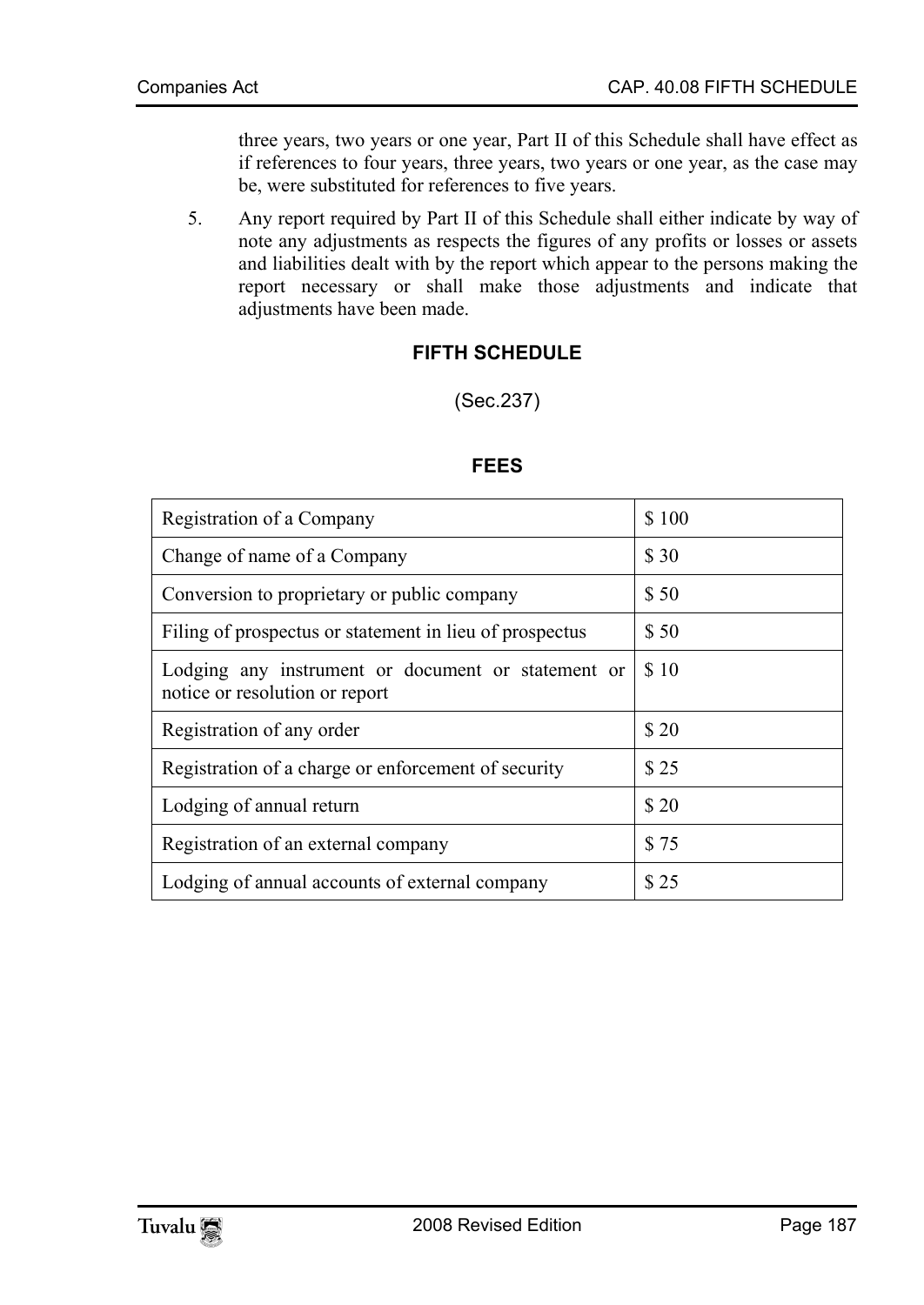three years, two years or one year, Part II of this Schedule shall have effect as if references to four years, three years, two years or one year, as the case may be, were substituted for references to five years.

5. Any report required by Part II of this Schedule shall either indicate by way of note any adjustments as respects the figures of any profits or losses or assets and liabilities dealt with by the report which appear to the persons making the report necessary or shall make those adjustments and indicate that adjustments have been made.

## FIFTH SCHEDULE

(Sec.237)

### FEES

| | |
|---|---|
| Registration of a Company | $ 100 |
| Change of name of a Company | $ 30 |
| Conversion to proprietary or public company | $ 50 |
| Filing of prospectus or statement in lieu of prospectus | $ 50 |
| Lodging any instrument or document or statement or notice or resolution or report | $ 10 |
| Registration of any order | $ 20 |
| Registration of a charge or enforcement of security | $ 25 |
| Lodging of annual return | $ 20 |
| Registration of an external company | $ 75 |
| Lodging of annual accounts of external company | $ 25 |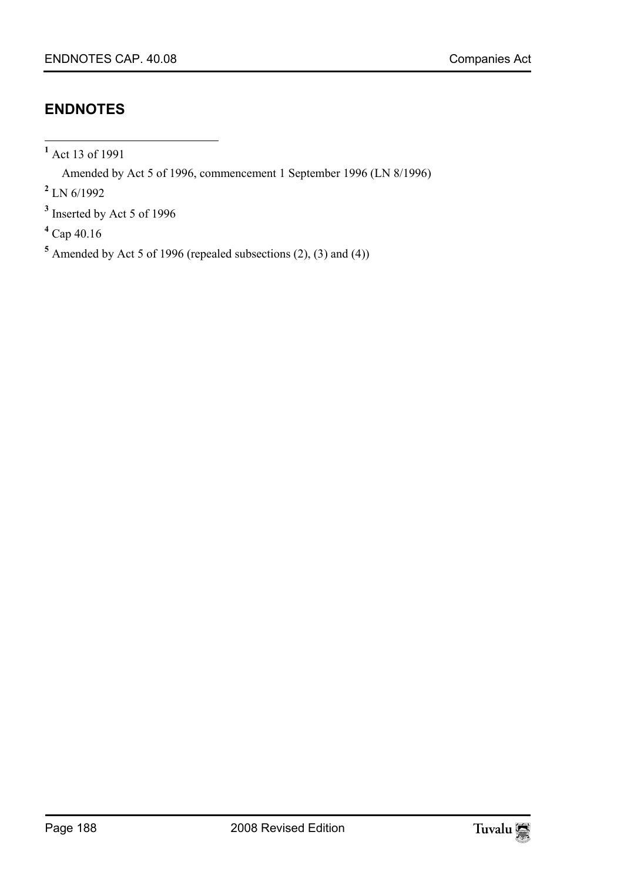## ENDNOTES

[1] Act 13 of 1991

Amended by Act 5 of 1996, commencement 1 September 1996 (LN 8/1996)

[2] LN 6/1992

[3] Inserted by Act 5 of 1996

[4] Cap 40.16

[5] Amended by Act 5 of 1996 (repealed subsections (2), (3) and (4))